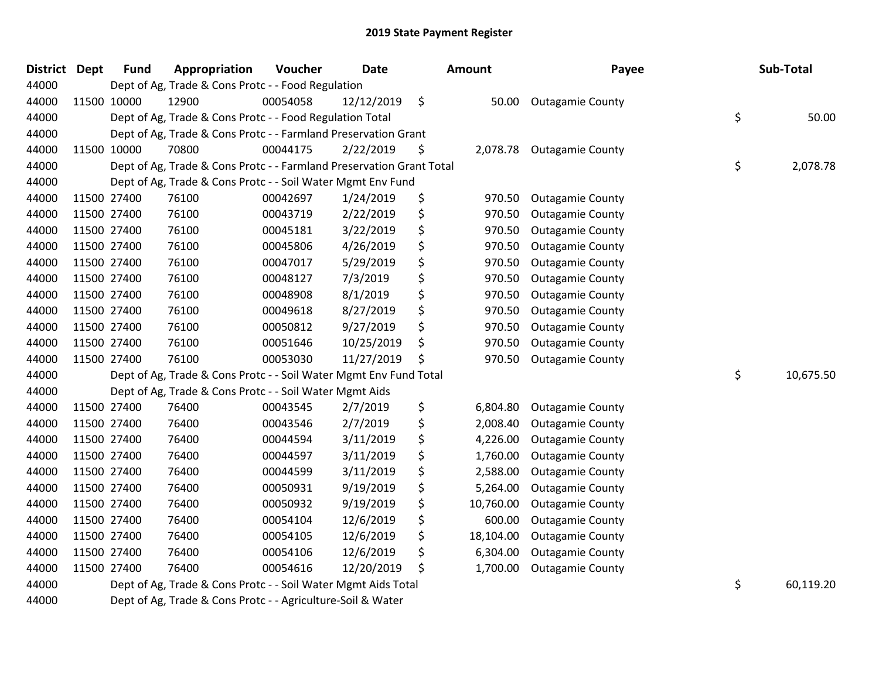# 2019 State Payment Register

| District | Dept | Fund | Appropriation | Voucher | Date | Amount | Payee | Sub-Total |
|---|---|---|---|---|---|---|---|---|
| 44000 | | Dept of Ag, Trade & Cons Protc - - Food Regulation | | | | | | |
| 44000 | 11500 | 10000 | 12900 | 00054058 | 12/12/2019 | $ 50.00 | Outagamie County | |
| 44000 | | Dept of Ag, Trade & Cons Protc - - Food Regulation Total | | | | | | $ 50.00 |
| 44000 | | Dept of Ag, Trade & Cons Protc - - Farmland Preservation Grant | | | | | | |
| 44000 | 11500 | 10000 | 70800 | 00044175 | 2/22/2019 | $ 2,078.78 | Outagamie County | |
| 44000 | | Dept of Ag, Trade & Cons Protc - - Farmland Preservation Grant Total | | | | | | $ 2,078.78 |
| 44000 | | Dept of Ag, Trade & Cons Protc - - Soil Water Mgmt Env Fund | | | | | | |
| 44000 | 11500 | 27400 | 76100 | 00042697 | 1/24/2019 | $ 970.50 | Outagamie County | |
| 44000 | 11500 | 27400 | 76100 | 00043719 | 2/22/2019 | $ 970.50 | Outagamie County | |
| 44000 | 11500 | 27400 | 76100 | 00045181 | 3/22/2019 | $ 970.50 | Outagamie County | |
| 44000 | 11500 | 27400 | 76100 | 00045806 | 4/26/2019 | $ 970.50 | Outagamie County | |
| 44000 | 11500 | 27400 | 76100 | 00047017 | 5/29/2019 | $ 970.50 | Outagamie County | |
| 44000 | 11500 | 27400 | 76100 | 00048127 | 7/3/2019 | $ 970.50 | Outagamie County | |
| 44000 | 11500 | 27400 | 76100 | 00048908 | 8/1/2019 | $ 970.50 | Outagamie County | |
| 44000 | 11500 | 27400 | 76100 | 00049618 | 8/27/2019 | $ 970.50 | Outagamie County | |
| 44000 | 11500 | 27400 | 76100 | 00050812 | 9/27/2019 | $ 970.50 | Outagamie County | |
| 44000 | 11500 | 27400 | 76100 | 00051646 | 10/25/2019 | $ 970.50 | Outagamie County | |
| 44000 | 11500 | 27400 | 76100 | 00053030 | 11/27/2019 | $ 970.50 | Outagamie County | |
| 44000 | | Dept of Ag, Trade & Cons Protc - - Soil Water Mgmt Env Fund Total | | | | | | $ 10,675.50 |
| 44000 | | Dept of Ag, Trade & Cons Protc - - Soil Water Mgmt Aids | | | | | | |
| 44000 | 11500 | 27400 | 76400 | 00043545 | 2/7/2019 | $ 6,804.80 | Outagamie County | |
| 44000 | 11500 | 27400 | 76400 | 00043546 | 2/7/2019 | $ 2,008.40 | Outagamie County | |
| 44000 | 11500 | 27400 | 76400 | 00044594 | 3/11/2019 | $ 4,226.00 | Outagamie County | |
| 44000 | 11500 | 27400 | 76400 | 00044597 | 3/11/2019 | $ 1,760.00 | Outagamie County | |
| 44000 | 11500 | 27400 | 76400 | 00044599 | 3/11/2019 | $ 2,588.00 | Outagamie County | |
| 44000 | 11500 | 27400 | 76400 | 00050931 | 9/19/2019 | $ 5,264.00 | Outagamie County | |
| 44000 | 11500 | 27400 | 76400 | 00050932 | 9/19/2019 | $ 10,760.00 | Outagamie County | |
| 44000 | 11500 | 27400 | 76400 | 00054104 | 12/6/2019 | $ 600.00 | Outagamie County | |
| 44000 | 11500 | 27400 | 76400 | 00054105 | 12/6/2019 | $ 18,104.00 | Outagamie County | |
| 44000 | 11500 | 27400 | 76400 | 00054106 | 12/6/2019 | $ 6,304.00 | Outagamie County | |
| 44000 | 11500 | 27400 | 76400 | 00054616 | 12/20/2019 | $ 1,700.00 | Outagamie County | |
| 44000 | | Dept of Ag, Trade & Cons Protc - - Soil Water Mgmt Aids Total | | | | | | $ 60,119.20 |
| 44000 | | Dept of Ag, Trade & Cons Protc - - Agriculture-Soil & Water | | | | | | |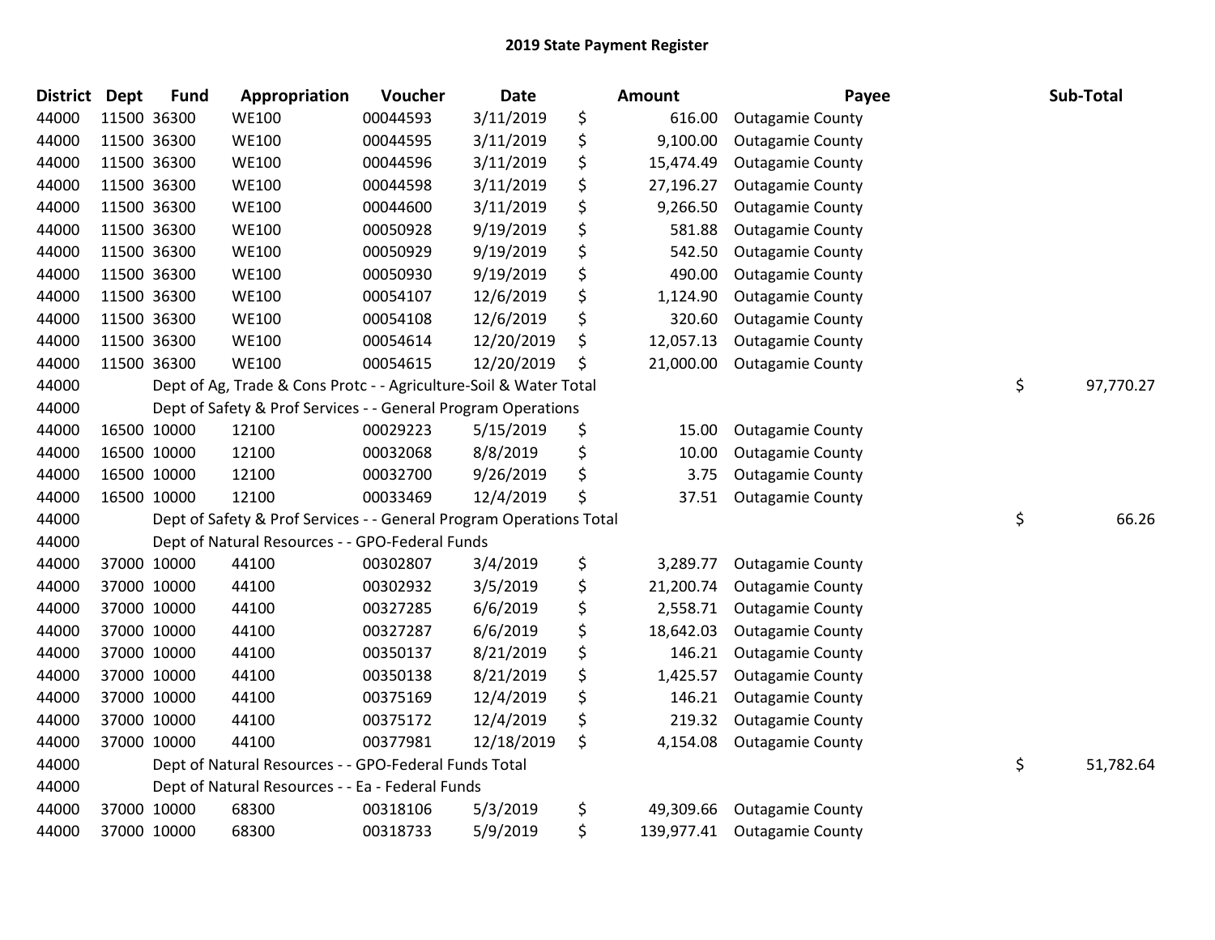# 2019 State Payment Register

| District | Dept | Fund | Appropriation | Voucher | Date | | Amount | Payee | | Sub-Total |
|---|---|---|---|---|---|---|---|---|---|---|
| 44000 | 11500 | 36300 | WE100 | 00044593 | 3/11/2019 | $ | 616.00 | Outagamie County | | |
| 44000 | 11500 | 36300 | WE100 | 00044595 | 3/11/2019 | $ | 9,100.00 | Outagamie County | | |
| 44000 | 11500 | 36300 | WE100 | 00044596 | 3/11/2019 | $ | 15,474.49 | Outagamie County | | |
| 44000 | 11500 | 36300 | WE100 | 00044598 | 3/11/2019 | $ | 27,196.27 | Outagamie County | | |
| 44000 | 11500 | 36300 | WE100 | 00044600 | 3/11/2019 | $ | 9,266.50 | Outagamie County | | |
| 44000 | 11500 | 36300 | WE100 | 00050928 | 9/19/2019 | $ | 581.88 | Outagamie County | | |
| 44000 | 11500 | 36300 | WE100 | 00050929 | 9/19/2019 | $ | 542.50 | Outagamie County | | |
| 44000 | 11500 | 36300 | WE100 | 00050930 | 9/19/2019 | $ | 490.00 | Outagamie County | | |
| 44000 | 11500 | 36300 | WE100 | 00054107 | 12/6/2019 | $ | 1,124.90 | Outagamie County | | |
| 44000 | 11500 | 36300 | WE100 | 00054108 | 12/6/2019 | $ | 320.60 | Outagamie County | | |
| 44000 | 11500 | 36300 | WE100 | 00054614 | 12/20/2019 | $ | 12,057.13 | Outagamie County | | |
| 44000 | 11500 | 36300 | WE100 | 00054615 | 12/20/2019 | $ | 21,000.00 | Outagamie County | | |
| 44000 | | | Dept of Ag, Trade & Cons Protc - - Agriculture-Soil & Water Total | | | | | | $ | 97,770.27 |
| 44000 | | | Dept of Safety & Prof Services - - General Program Operations | | | | | | | |
| 44000 | 16500 | 10000 | 12100 | 00029223 | 5/15/2019 | $ | 15.00 | Outagamie County | | |
| 44000 | 16500 | 10000 | 12100 | 00032068 | 8/8/2019 | $ | 10.00 | Outagamie County | | |
| 44000 | 16500 | 10000 | 12100 | 00032700 | 9/26/2019 | $ | 3.75 | Outagamie County | | |
| 44000 | 16500 | 10000 | 12100 | 00033469 | 12/4/2019 | $ | 37.51 | Outagamie County | | |
| 44000 | | | Dept of Safety & Prof Services - - General Program Operations Total | | | | | | $ | 66.26 |
| 44000 | | | Dept of Natural Resources - - GPO-Federal Funds | | | | | | | |
| 44000 | 37000 | 10000 | 44100 | 00302807 | 3/4/2019 | $ | 3,289.77 | Outagamie County | | |
| 44000 | 37000 | 10000 | 44100 | 00302932 | 3/5/2019 | $ | 21,200.74 | Outagamie County | | |
| 44000 | 37000 | 10000 | 44100 | 00327285 | 6/6/2019 | $ | 2,558.71 | Outagamie County | | |
| 44000 | 37000 | 10000 | 44100 | 00327287 | 6/6/2019 | $ | 18,642.03 | Outagamie County | | |
| 44000 | 37000 | 10000 | 44100 | 00350137 | 8/21/2019 | $ | 146.21 | Outagamie County | | |
| 44000 | 37000 | 10000 | 44100 | 00350138 | 8/21/2019 | $ | 1,425.57 | Outagamie County | | |
| 44000 | 37000 | 10000 | 44100 | 00375169 | 12/4/2019 | $ | 146.21 | Outagamie County | | |
| 44000 | 37000 | 10000 | 44100 | 00375172 | 12/4/2019 | $ | 219.32 | Outagamie County | | |
| 44000 | 37000 | 10000 | 44100 | 00377981 | 12/18/2019 | $ | 4,154.08 | Outagamie County | | |
| 44000 | | | Dept of Natural Resources - - GPO-Federal Funds Total | | | | | | $ | 51,782.64 |
| 44000 | | | Dept of Natural Resources - - Ea - Federal Funds | | | | | | | |
| 44000 | 37000 | 10000 | 68300 | 00318106 | 5/3/2019 | $ | 49,309.66 | Outagamie County | | |
| 44000 | 37000 | 10000 | 68300 | 00318733 | 5/9/2019 | $ | 139,977.41 | Outagamie County | | |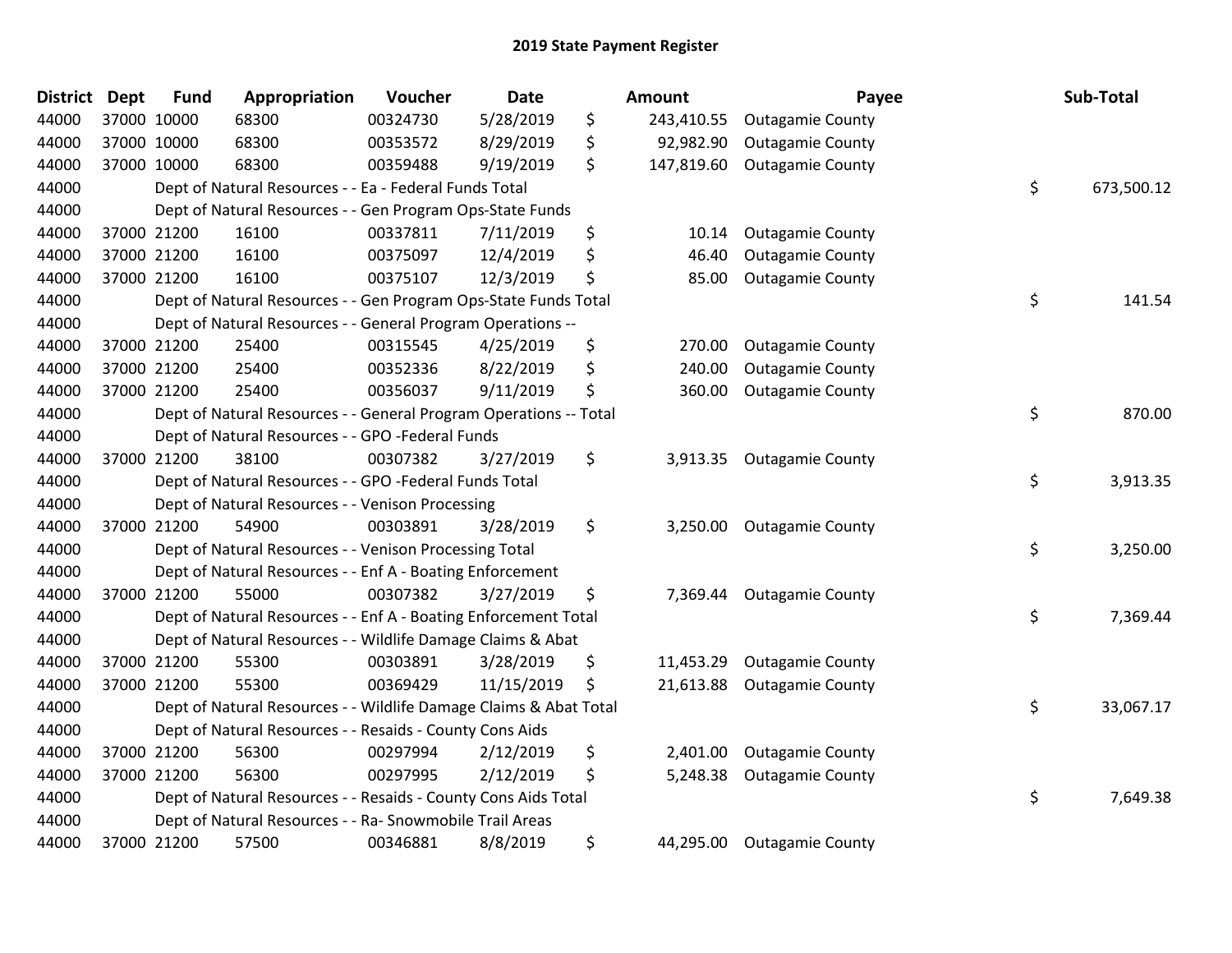# 2019 State Payment Register

| District | Dept | Fund | Appropriation | Voucher | Date | | Amount | Payee | | Sub-Total |
|---|---|---|---|---|---|---|---|---|---|---|
| 44000 | 37000 | 10000 | 68300 | 00324730 | 5/28/2019 | $ | 243,410.55 | Outagamie County | | |
| 44000 | 37000 | 10000 | 68300 | 00353572 | 8/29/2019 | $ | 92,982.90 | Outagamie County | | |
| 44000 | 37000 | 10000 | 68300 | 00359488 | 9/19/2019 | $ | 147,819.60 | Outagamie County | | |
| 44000 | | | Dept of Natural Resources - - Ea - Federal Funds Total | | | | | | $ | 673,500.12 |
| 44000 | | | Dept of Natural Resources - - Gen Program Ops-State Funds | | | | | | | |
| 44000 | 37000 | 21200 | 16100 | 00337811 | 7/11/2019 | $ | 10.14 | Outagamie County | | |
| 44000 | 37000 | 21200 | 16100 | 00375097 | 12/4/2019 | $ | 46.40 | Outagamie County | | |
| 44000 | 37000 | 21200 | 16100 | 00375107 | 12/3/2019 | $ | 85.00 | Outagamie County | | |
| 44000 | | | Dept of Natural Resources - - Gen Program Ops-State Funds Total | | | | | | $ | 141.54 |
| 44000 | | | Dept of Natural Resources - - General Program Operations -- | | | | | | | |
| 44000 | 37000 | 21200 | 25400 | 00315545 | 4/25/2019 | $ | 270.00 | Outagamie County | | |
| 44000 | 37000 | 21200 | 25400 | 00352336 | 8/22/2019 | $ | 240.00 | Outagamie County | | |
| 44000 | 37000 | 21200 | 25400 | 00356037 | 9/11/2019 | $ | 360.00 | Outagamie County | | |
| 44000 | | | Dept of Natural Resources - - General Program Operations -- Total | | | | | | $ | 870.00 |
| 44000 | | | Dept of Natural Resources - - GPO -Federal Funds | | | | | | | |
| 44000 | 37000 | 21200 | 38100 | 00307382 | 3/27/2019 | $ | 3,913.35 | Outagamie County | | |
| 44000 | | | Dept of Natural Resources - - GPO -Federal Funds Total | | | | | | $ | 3,913.35 |
| 44000 | | | Dept of Natural Resources - - Venison Processing | | | | | | | |
| 44000 | 37000 | 21200 | 54900 | 00303891 | 3/28/2019 | $ | 3,250.00 | Outagamie County | | |
| 44000 | | | Dept of Natural Resources - - Venison Processing Total | | | | | | $ | 3,250.00 |
| 44000 | | | Dept of Natural Resources - - Enf A - Boating Enforcement | | | | | | | |
| 44000 | 37000 | 21200 | 55000 | 00307382 | 3/27/2019 | $ | 7,369.44 | Outagamie County | | |
| 44000 | | | Dept of Natural Resources - - Enf A - Boating Enforcement Total | | | | | | $ | 7,369.44 |
| 44000 | | | Dept of Natural Resources - - Wildlife Damage Claims & Abat | | | | | | | |
| 44000 | 37000 | 21200 | 55300 | 00303891 | 3/28/2019 | $ | 11,453.29 | Outagamie County | | |
| 44000 | 37000 | 21200 | 55300 | 00369429 | 11/15/2019 | $ | 21,613.88 | Outagamie County | | |
| 44000 | | | Dept of Natural Resources - - Wildlife Damage Claims & Abat Total | | | | | | $ | 33,067.17 |
| 44000 | | | Dept of Natural Resources - - Resaids - County Cons Aids | | | | | | | |
| 44000 | 37000 | 21200 | 56300 | 00297994 | 2/12/2019 | $ | 2,401.00 | Outagamie County | | |
| 44000 | 37000 | 21200 | 56300 | 00297995 | 2/12/2019 | $ | 5,248.38 | Outagamie County | | |
| 44000 | | | Dept of Natural Resources - - Resaids - County Cons Aids Total | | | | | | $ | 7,649.38 |
| 44000 | | | Dept of Natural Resources - - Ra- Snowmobile Trail Areas | | | | | | | |
| 44000 | 37000 | 21200 | 57500 | 00346881 | 8/8/2019 | $ | 44,295.00 | Outagamie County | | |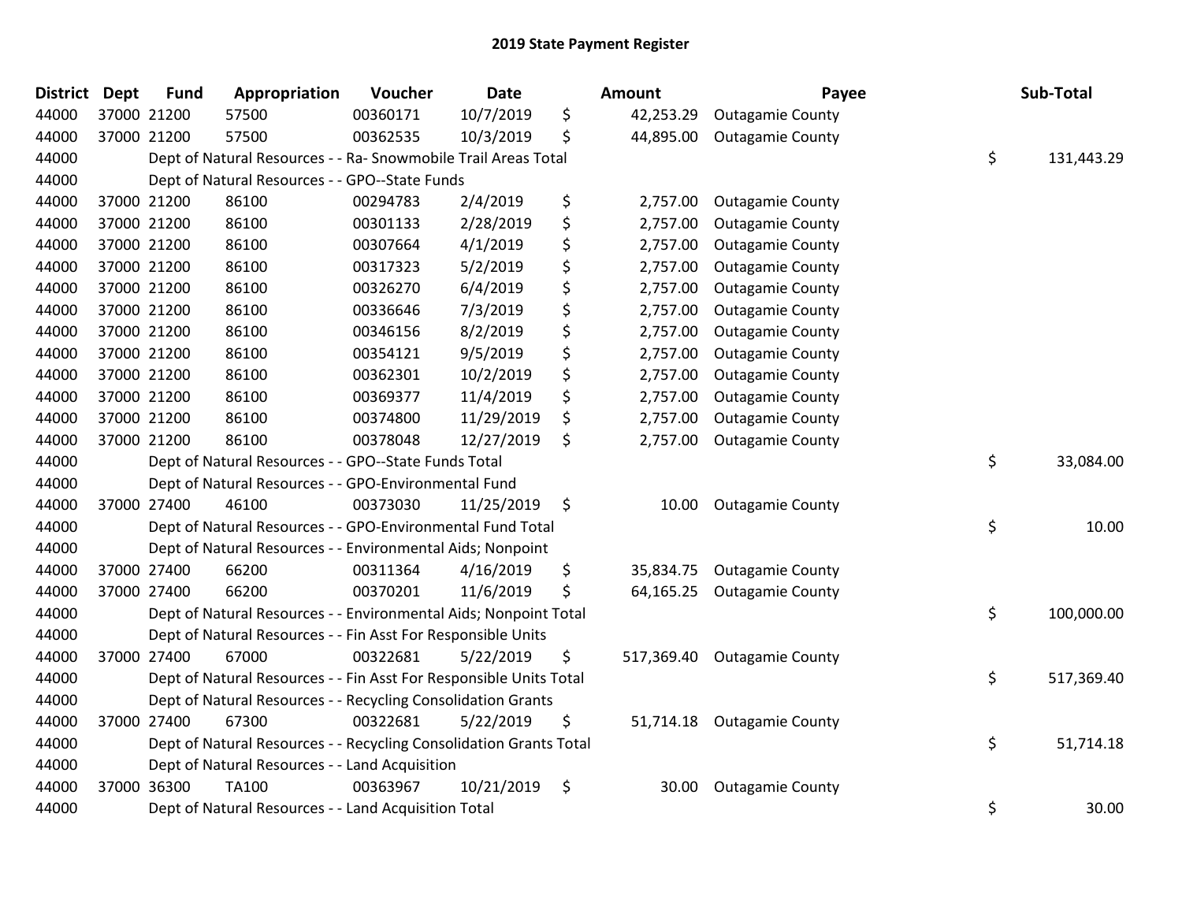## 2019 State Payment Register

| District | Dept | Fund | Appropriation | Voucher | Date | Amount | Payee | Sub-Total |
|---|---|---|---|---|---|---|---|---|
| 44000 | 37000 | 21200 | 57500 | 00360171 | 10/7/2019 | $ 42,253.29 | Outagamie County | |
| 44000 | 37000 | 21200 | 57500 | 00362535 | 10/3/2019 | $ 44,895.00 | Outagamie County | |
| 44000 | | | Dept of Natural Resources - - Ra- Snowmobile Trail Areas Total | | | | | $ 131,443.29 |
| 44000 | | | Dept of Natural Resources - - GPO--State Funds | | | | | |
| 44000 | 37000 | 21200 | 86100 | 00294783 | 2/4/2019 | $ 2,757.00 | Outagamie County | |
| 44000 | 37000 | 21200 | 86100 | 00301133 | 2/28/2019 | $ 2,757.00 | Outagamie County | |
| 44000 | 37000 | 21200 | 86100 | 00307664 | 4/1/2019 | $ 2,757.00 | Outagamie County | |
| 44000 | 37000 | 21200 | 86100 | 00317323 | 5/2/2019 | $ 2,757.00 | Outagamie County | |
| 44000 | 37000 | 21200 | 86100 | 00326270 | 6/4/2019 | $ 2,757.00 | Outagamie County | |
| 44000 | 37000 | 21200 | 86100 | 00336646 | 7/3/2019 | $ 2,757.00 | Outagamie County | |
| 44000 | 37000 | 21200 | 86100 | 00346156 | 8/2/2019 | $ 2,757.00 | Outagamie County | |
| 44000 | 37000 | 21200 | 86100 | 00354121 | 9/5/2019 | $ 2,757.00 | Outagamie County | |
| 44000 | 37000 | 21200 | 86100 | 00362301 | 10/2/2019 | $ 2,757.00 | Outagamie County | |
| 44000 | 37000 | 21200 | 86100 | 00369377 | 11/4/2019 | $ 2,757.00 | Outagamie County | |
| 44000 | 37000 | 21200 | 86100 | 00374800 | 11/29/2019 | $ 2,757.00 | Outagamie County | |
| 44000 | 37000 | 21200 | 86100 | 00378048 | 12/27/2019 | $ 2,757.00 | Outagamie County | |
| 44000 | | | Dept of Natural Resources - - GPO--State Funds Total | | | | | $ 33,084.00 |
| 44000 | | | Dept of Natural Resources - - GPO-Environmental Fund | | | | | |
| 44000 | 37000 | 27400 | 46100 | 00373030 | 11/25/2019 | $ 10.00 | Outagamie County | |
| 44000 | | | Dept of Natural Resources - - GPO-Environmental Fund Total | | | | | $ 10.00 |
| 44000 | | | Dept of Natural Resources - - Environmental Aids; Nonpoint | | | | | |
| 44000 | 37000 | 27400 | 66200 | 00311364 | 4/16/2019 | $ 35,834.75 | Outagamie County | |
| 44000 | 37000 | 27400 | 66200 | 00370201 | 11/6/2019 | $ 64,165.25 | Outagamie County | |
| 44000 | | | Dept of Natural Resources - - Environmental Aids; Nonpoint Total | | | | | $ 100,000.00 |
| 44000 | | | Dept of Natural Resources - - Fin Asst For Responsible Units | | | | | |
| 44000 | 37000 | 27400 | 67000 | 00322681 | 5/22/2019 | $ 517,369.40 | Outagamie County | |
| 44000 | | | Dept of Natural Resources - - Fin Asst For Responsible Units Total | | | | | $ 517,369.40 |
| 44000 | | | Dept of Natural Resources - - Recycling Consolidation Grants | | | | | |
| 44000 | 37000 | 27400 | 67300 | 00322681 | 5/22/2019 | $ 51,714.18 | Outagamie County | |
| 44000 | | | Dept of Natural Resources - - Recycling Consolidation Grants Total | | | | | $ 51,714.18 |
| 44000 | | | Dept of Natural Resources - - Land Acquisition | | | | | |
| 44000 | 37000 | 36300 | TA100 | 00363967 | 10/21/2019 | $ 30.00 | Outagamie County | |
| 44000 | | | Dept of Natural Resources - - Land Acquisition Total | | | | | $ 30.00 |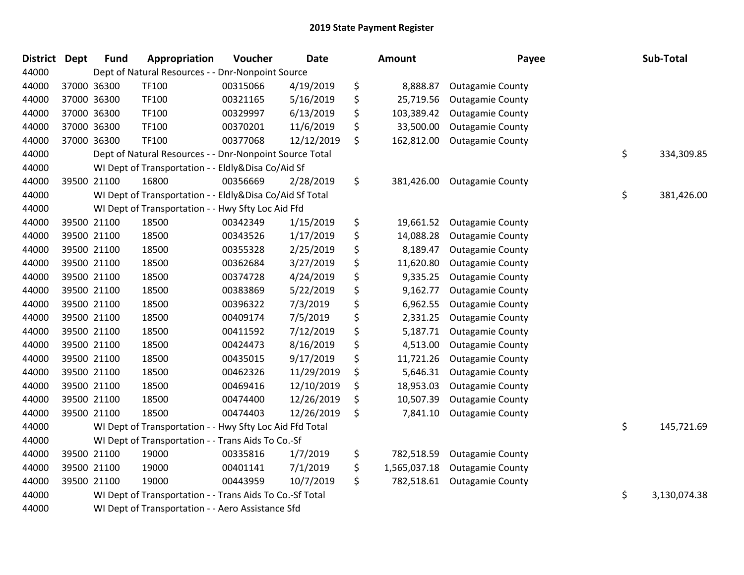# 2019 State Payment Register

| District | Dept | Fund | Appropriation | Voucher | Date | Amount | Payee | Sub-Total |
|---|---|---|---|---|---|---|---|---|
| 44000 | | Dept of Natural Resources - - Dnr-Nonpoint Source | | | | | | |
| 44000 | 37000 | 36300 | TF100 | 00315066 | 4/19/2019 | $ 8,888.87 | Outagamie County | |
| 44000 | 37000 | 36300 | TF100 | 00321165 | 5/16/2019 | $ 25,719.56 | Outagamie County | |
| 44000 | 37000 | 36300 | TF100 | 00329997 | 6/13/2019 | $ 103,389.42 | Outagamie County | |
| 44000 | 37000 | 36300 | TF100 | 00370201 | 11/6/2019 | $ 33,500.00 | Outagamie County | |
| 44000 | 37000 | 36300 | TF100 | 00377068 | 12/12/2019 | $ 162,812.00 | Outagamie County | |
| 44000 | | Dept of Natural Resources - - Dnr-Nonpoint Source Total | | | | | | $ 334,309.85 |
| 44000 | | WI Dept of Transportation - - Eldly&Disa Co/Aid Sf | | | | | | |
| 44000 | 39500 | 21100 | 16800 | 00356669 | 2/28/2019 | $ 381,426.00 | Outagamie County | |
| 44000 | | WI Dept of Transportation - - Eldly&Disa Co/Aid Sf Total | | | | | | $ 381,426.00 |
| 44000 | | WI Dept of Transportation - - Hwy Sfty Loc Aid Ffd | | | | | | |
| 44000 | 39500 | 21100 | 18500 | 00342349 | 1/15/2019 | $ 19,661.52 | Outagamie County | |
| 44000 | 39500 | 21100 | 18500 | 00343526 | 1/17/2019 | $ 14,088.28 | Outagamie County | |
| 44000 | 39500 | 21100 | 18500 | 00355328 | 2/25/2019 | $ 8,189.47 | Outagamie County | |
| 44000 | 39500 | 21100 | 18500 | 00362684 | 3/27/2019 | $ 11,620.80 | Outagamie County | |
| 44000 | 39500 | 21100 | 18500 | 00374728 | 4/24/2019 | $ 9,335.25 | Outagamie County | |
| 44000 | 39500 | 21100 | 18500 | 00383869 | 5/22/2019 | $ 9,162.77 | Outagamie County | |
| 44000 | 39500 | 21100 | 18500 | 00396322 | 7/3/2019 | $ 6,962.55 | Outagamie County | |
| 44000 | 39500 | 21100 | 18500 | 00409174 | 7/5/2019 | $ 2,331.25 | Outagamie County | |
| 44000 | 39500 | 21100 | 18500 | 00411592 | 7/12/2019 | $ 5,187.71 | Outagamie County | |
| 44000 | 39500 | 21100 | 18500 | 00424473 | 8/16/2019 | $ 4,513.00 | Outagamie County | |
| 44000 | 39500 | 21100 | 18500 | 00435015 | 9/17/2019 | $ 11,721.26 | Outagamie County | |
| 44000 | 39500 | 21100 | 18500 | 00462326 | 11/29/2019 | $ 5,646.31 | Outagamie County | |
| 44000 | 39500 | 21100 | 18500 | 00469416 | 12/10/2019 | $ 18,953.03 | Outagamie County | |
| 44000 | 39500 | 21100 | 18500 | 00474400 | 12/26/2019 | $ 10,507.39 | Outagamie County | |
| 44000 | 39500 | 21100 | 18500 | 00474403 | 12/26/2019 | $ 7,841.10 | Outagamie County | |
| 44000 | | WI Dept of Transportation - - Hwy Sfty Loc Aid Ffd Total | | | | | | $ 145,721.69 |
| 44000 | | WI Dept of Transportation - - Trans Aids To Co.-Sf | | | | | | |
| 44000 | 39500 | 21100 | 19000 | 00335816 | 1/7/2019 | $ 782,518.59 | Outagamie County | |
| 44000 | 39500 | 21100 | 19000 | 00401141 | 7/1/2019 | $ 1,565,037.18 | Outagamie County | |
| 44000 | 39500 | 21100 | 19000 | 00443959 | 10/7/2019 | $ 782,518.61 | Outagamie County | |
| 44000 | | WI Dept of Transportation - - Trans Aids To Co.-Sf Total | | | | | | $ 3,130,074.38 |
| 44000 | | WI Dept of Transportation - - Aero Assistance Sfd | | | | | | |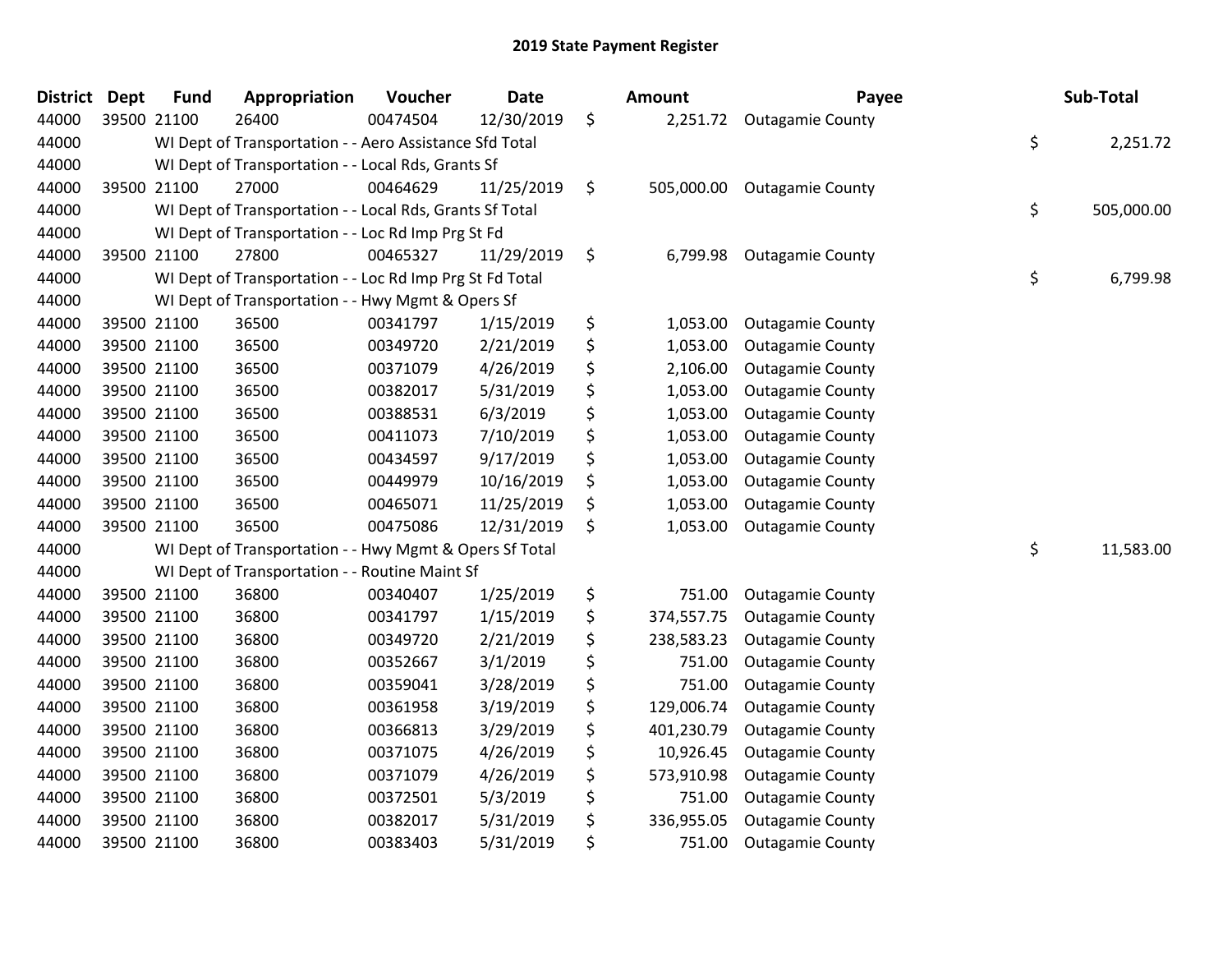# 2019 State Payment Register

| District | Dept | Fund | Appropriation | Voucher | Date | | Amount | Payee | | Sub-Total |
|---|---|---|---|---|---|---|---|---|---|---|
| 44000 | 39500 | 21100 | 26400 | 00474504 | 12/30/2019 | $ | 2,251.72 | Outagamie County | | |
| 44000 | | WI Dept of Transportation - - Aero Assistance Sfd Total | | | | | | | $ | 2,251.72 |
| 44000 | | WI Dept of Transportation - - Local Rds, Grants Sf | | | | | | | | |
| 44000 | 39500 | 21100 | 27000 | 00464629 | 11/25/2019 | $ | 505,000.00 | Outagamie County | | |
| 44000 | | WI Dept of Transportation - - Local Rds, Grants Sf Total | | | | | | | $ | 505,000.00 |
| 44000 | | WI Dept of Transportation - - Loc Rd Imp Prg St Fd | | | | | | | | |
| 44000 | 39500 | 21100 | 27800 | 00465327 | 11/29/2019 | $ | 6,799.98 | Outagamie County | | |
| 44000 | | WI Dept of Transportation - - Loc Rd Imp Prg St Fd Total | | | | | | | $ | 6,799.98 |
| 44000 | | WI Dept of Transportation - - Hwy Mgmt & Opers Sf | | | | | | | | |
| 44000 | 39500 | 21100 | 36500 | 00341797 | 1/15/2019 | $ | 1,053.00 | Outagamie County | | |
| 44000 | 39500 | 21100 | 36500 | 00349720 | 2/21/2019 | $ | 1,053.00 | Outagamie County | | |
| 44000 | 39500 | 21100 | 36500 | 00371079 | 4/26/2019 | $ | 2,106.00 | Outagamie County | | |
| 44000 | 39500 | 21100 | 36500 | 00382017 | 5/31/2019 | $ | 1,053.00 | Outagamie County | | |
| 44000 | 39500 | 21100 | 36500 | 00388531 | 6/3/2019 | $ | 1,053.00 | Outagamie County | | |
| 44000 | 39500 | 21100 | 36500 | 00411073 | 7/10/2019 | $ | 1,053.00 | Outagamie County | | |
| 44000 | 39500 | 21100 | 36500 | 00434597 | 9/17/2019 | $ | 1,053.00 | Outagamie County | | |
| 44000 | 39500 | 21100 | 36500 | 00449979 | 10/16/2019 | $ | 1,053.00 | Outagamie County | | |
| 44000 | 39500 | 21100 | 36500 | 00465071 | 11/25/2019 | $ | 1,053.00 | Outagamie County | | |
| 44000 | 39500 | 21100 | 36500 | 00475086 | 12/31/2019 | $ | 1,053.00 | Outagamie County | | |
| 44000 | | WI Dept of Transportation - - Hwy Mgmt & Opers Sf Total | | | | | | | $ | 11,583.00 |
| 44000 | | WI Dept of Transportation - - Routine Maint Sf | | | | | | | | |
| 44000 | 39500 | 21100 | 36800 | 00340407 | 1/25/2019 | $ | 751.00 | Outagamie County | | |
| 44000 | 39500 | 21100 | 36800 | 00341797 | 1/15/2019 | $ | 374,557.75 | Outagamie County | | |
| 44000 | 39500 | 21100 | 36800 | 00349720 | 2/21/2019 | $ | 238,583.23 | Outagamie County | | |
| 44000 | 39500 | 21100 | 36800 | 00352667 | 3/1/2019 | $ | 751.00 | Outagamie County | | |
| 44000 | 39500 | 21100 | 36800 | 00359041 | 3/28/2019 | $ | 751.00 | Outagamie County | | |
| 44000 | 39500 | 21100 | 36800 | 00361958 | 3/19/2019 | $ | 129,006.74 | Outagamie County | | |
| 44000 | 39500 | 21100 | 36800 | 00366813 | 3/29/2019 | $ | 401,230.79 | Outagamie County | | |
| 44000 | 39500 | 21100 | 36800 | 00371075 | 4/26/2019 | $ | 10,926.45 | Outagamie County | | |
| 44000 | 39500 | 21100 | 36800 | 00371079 | 4/26/2019 | $ | 573,910.98 | Outagamie County | | |
| 44000 | 39500 | 21100 | 36800 | 00372501 | 5/3/2019 | $ | 751.00 | Outagamie County | | |
| 44000 | 39500 | 21100 | 36800 | 00382017 | 5/31/2019 | $ | 336,955.05 | Outagamie County | | |
| 44000 | 39500 | 21100 | 36800 | 00383403 | 5/31/2019 | $ | 751.00 | Outagamie County | | |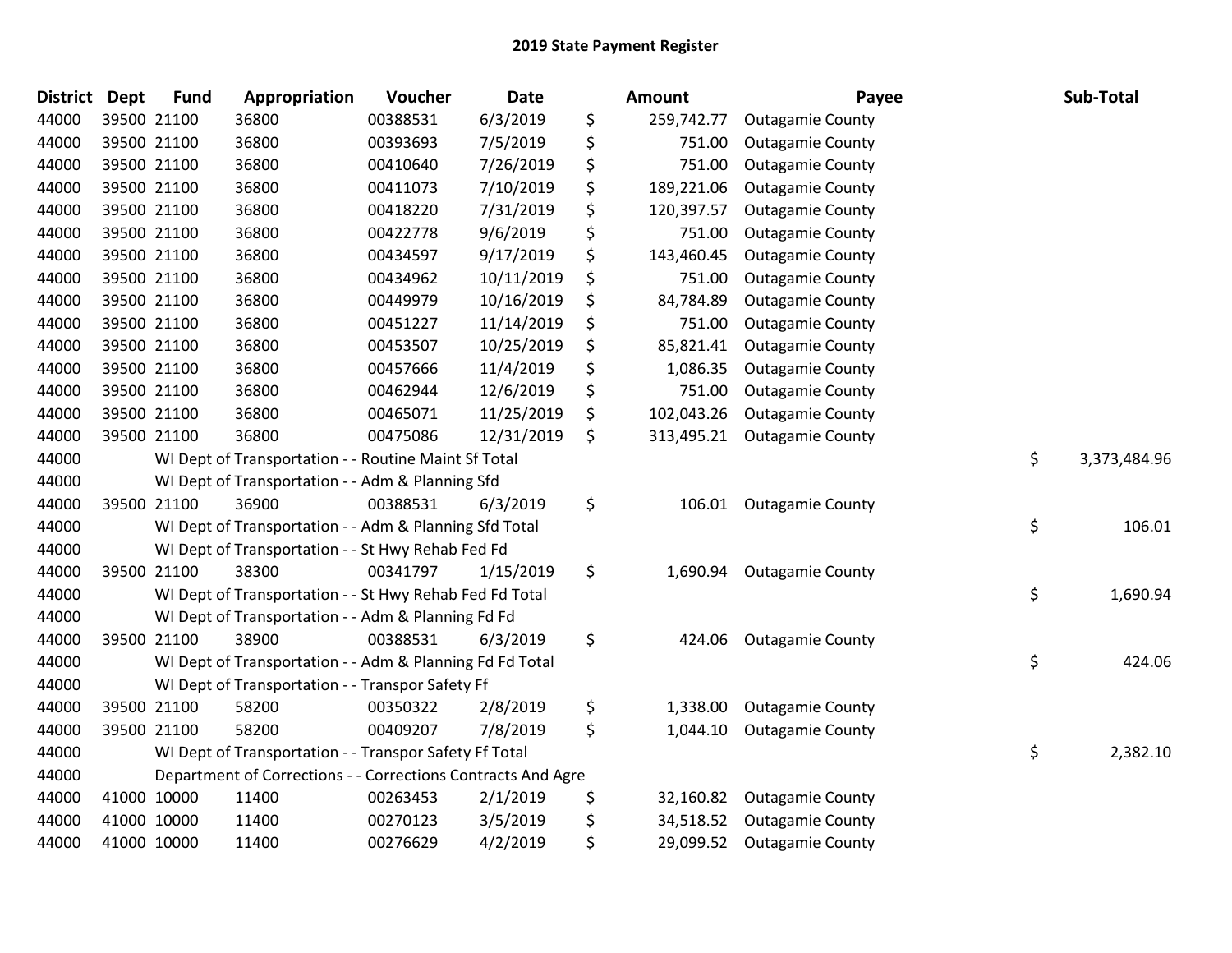# 2019 State Payment Register

| District | Dept | Fund | Appropriation | Voucher | Date | | Amount | Payee | | Sub-Total |
|---|---|---|---|---|---|---|---|---|---|---|
| 44000 | 39500 | 21100 | 36800 | 00388531 | 6/3/2019 | $ | 259,742.77 | Outagamie County | | |
| 44000 | 39500 | 21100 | 36800 | 00393693 | 7/5/2019 | $ | 751.00 | Outagamie County | | |
| 44000 | 39500 | 21100 | 36800 | 00410640 | 7/26/2019 | $ | 751.00 | Outagamie County | | |
| 44000 | 39500 | 21100 | 36800 | 00411073 | 7/10/2019 | $ | 189,221.06 | Outagamie County | | |
| 44000 | 39500 | 21100 | 36800 | 00418220 | 7/31/2019 | $ | 120,397.57 | Outagamie County | | |
| 44000 | 39500 | 21100 | 36800 | 00422778 | 9/6/2019 | $ | 751.00 | Outagamie County | | |
| 44000 | 39500 | 21100 | 36800 | 00434597 | 9/17/2019 | $ | 143,460.45 | Outagamie County | | |
| 44000 | 39500 | 21100 | 36800 | 00434962 | 10/11/2019 | $ | 751.00 | Outagamie County | | |
| 44000 | 39500 | 21100 | 36800 | 00449979 | 10/16/2019 | $ | 84,784.89 | Outagamie County | | |
| 44000 | 39500 | 21100 | 36800 | 00451227 | 11/14/2019 | $ | 751.00 | Outagamie County | | |
| 44000 | 39500 | 21100 | 36800 | 00453507 | 10/25/2019 | $ | 85,821.41 | Outagamie County | | |
| 44000 | 39500 | 21100 | 36800 | 00457666 | 11/4/2019 | $ | 1,086.35 | Outagamie County | | |
| 44000 | 39500 | 21100 | 36800 | 00462944 | 12/6/2019 | $ | 751.00 | Outagamie County | | |
| 44000 | 39500 | 21100 | 36800 | 00465071 | 11/25/2019 | $ | 102,043.26 | Outagamie County | | |
| 44000 | 39500 | 21100 | 36800 | 00475086 | 12/31/2019 | $ | 313,495.21 | Outagamie County | | |
| 44000 | | WI Dept of Transportation - - Routine Maint Sf Total | | | | | | | $ | 3,373,484.96 |
| 44000 | | WI Dept of Transportation - - Adm & Planning Sfd | | | | | | | | |
| 44000 | 39500 | 21100 | 36900 | 00388531 | 6/3/2019 | $ | 106.01 | Outagamie County | | |
| 44000 | | WI Dept of Transportation - - Adm & Planning Sfd Total | | | | | | | $ | 106.01 |
| 44000 | | WI Dept of Transportation - - St Hwy Rehab Fed Fd | | | | | | | | |
| 44000 | 39500 | 21100 | 38300 | 00341797 | 1/15/2019 | $ | 1,690.94 | Outagamie County | | |
| 44000 | | WI Dept of Transportation - - St Hwy Rehab Fed Fd Total | | | | | | | $ | 1,690.94 |
| 44000 | | WI Dept of Transportation - - Adm & Planning Fd Fd | | | | | | | | |
| 44000 | 39500 | 21100 | 38900 | 00388531 | 6/3/2019 | $ | 424.06 | Outagamie County | | |
| 44000 | | WI Dept of Transportation - - Adm & Planning Fd Fd Total | | | | | | | $ | 424.06 |
| 44000 | | WI Dept of Transportation - - Transpor Safety Ff | | | | | | | | |
| 44000 | 39500 | 21100 | 58200 | 00350322 | 2/8/2019 | $ | 1,338.00 | Outagamie County | | |
| 44000 | 39500 | 21100 | 58200 | 00409207 | 7/8/2019 | $ | 1,044.10 | Outagamie County | | |
| 44000 | | WI Dept of Transportation - - Transpor Safety Ff Total | | | | | | | $ | 2,382.10 |
| 44000 | | Department of Corrections - - Corrections Contracts And Agre | | | | | | | | |
| 44000 | 41000 | 10000 | 11400 | 00263453 | 2/1/2019 | $ | 32,160.82 | Outagamie County | | |
| 44000 | 41000 | 10000 | 11400 | 00270123 | 3/5/2019 | $ | 34,518.52 | Outagamie County | | |
| 44000 | 41000 | 10000 | 11400 | 00276629 | 4/2/2019 | $ | 29,099.52 | Outagamie County | | |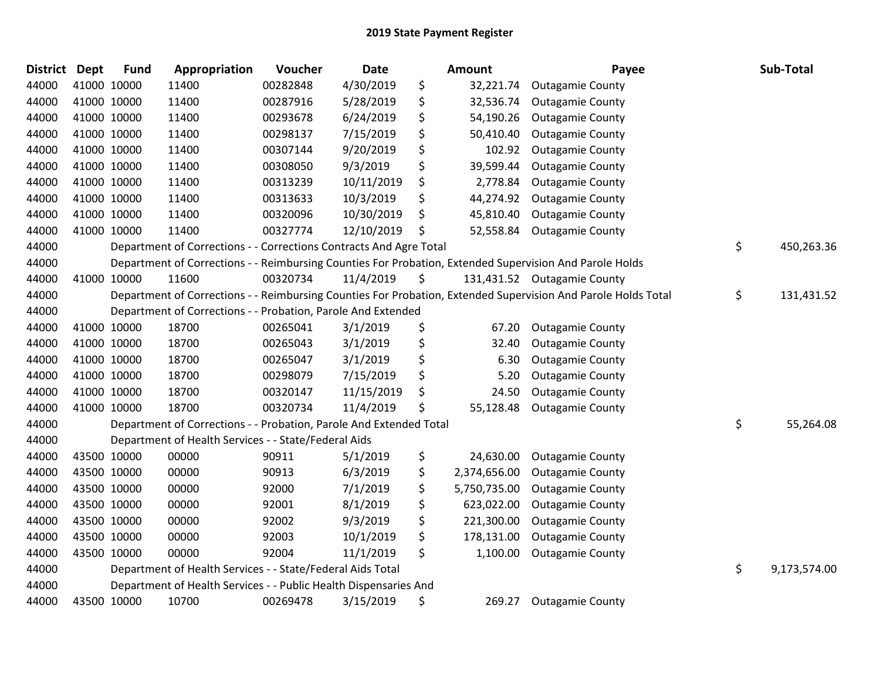# 2019 State Payment Register

| District | Dept | Fund | Appropriation | Voucher | Date | | Amount | Payee | | Sub-Total |
|---|---|---|---|---|---|---|---|---|---|---|
| 44000 | 41000 | 10000 | 11400 | 00282848 | 4/30/2019 | $ | 32,221.74 | Outagamie County | | |
| 44000 | 41000 | 10000 | 11400 | 00287916 | 5/28/2019 | $ | 32,536.74 | Outagamie County | | |
| 44000 | 41000 | 10000 | 11400 | 00293678 | 6/24/2019 | $ | 54,190.26 | Outagamie County | | |
| 44000 | 41000 | 10000 | 11400 | 00298137 | 7/15/2019 | $ | 50,410.40 | Outagamie County | | |
| 44000 | 41000 | 10000 | 11400 | 00307144 | 9/20/2019 | $ | 102.92 | Outagamie County | | |
| 44000 | 41000 | 10000 | 11400 | 00308050 | 9/3/2019 | $ | 39,599.44 | Outagamie County | | |
| 44000 | 41000 | 10000 | 11400 | 00313239 | 10/11/2019 | $ | 2,778.84 | Outagamie County | | |
| 44000 | 41000 | 10000 | 11400 | 00313633 | 10/3/2019 | $ | 44,274.92 | Outagamie County | | |
| 44000 | 41000 | 10000 | 11400 | 00320096 | 10/30/2019 | $ | 45,810.40 | Outagamie County | | |
| 44000 | 41000 | 10000 | 11400 | 00327774 | 12/10/2019 | $ | 52,558.84 | Outagamie County | | |
| 44000 | | Department of Corrections - - Corrections Contracts And Agre Total | | | | | | | $ | 450,263.36 |
| 44000 | | Department of Corrections - - Reimbursing Counties For Probation, Extended Supervision And Parole Holds | | | | | | | | |
| 44000 | 41000 | 10000 | 11600 | 00320734 | 11/4/2019 | $ | 131,431.52 | Outagamie County | | |
| 44000 | | Department of Corrections - - Reimbursing Counties For Probation, Extended Supervision And Parole Holds Total | | | | | | | $ | 131,431.52 |
| 44000 | | Department of Corrections - - Probation, Parole And Extended | | | | | | | | |
| 44000 | 41000 | 10000 | 18700 | 00265041 | 3/1/2019 | $ | 67.20 | Outagamie County | | |
| 44000 | 41000 | 10000 | 18700 | 00265043 | 3/1/2019 | $ | 32.40 | Outagamie County | | |
| 44000 | 41000 | 10000 | 18700 | 00265047 | 3/1/2019 | $ | 6.30 | Outagamie County | | |
| 44000 | 41000 | 10000 | 18700 | 00298079 | 7/15/2019 | $ | 5.20 | Outagamie County | | |
| 44000 | 41000 | 10000 | 18700 | 00320147 | 11/15/2019 | $ | 24.50 | Outagamie County | | |
| 44000 | 41000 | 10000 | 18700 | 00320734 | 11/4/2019 | $ | 55,128.48 | Outagamie County | | |
| 44000 | | Department of Corrections - - Probation, Parole And Extended Total | | | | | | | $ | 55,264.08 |
| 44000 | | Department of Health Services - - State/Federal Aids | | | | | | | | |
| 44000 | 43500 | 10000 | 00000 | 90911 | 5/1/2019 | $ | 24,630.00 | Outagamie County | | |
| 44000 | 43500 | 10000 | 00000 | 90913 | 6/3/2019 | $ | 2,374,656.00 | Outagamie County | | |
| 44000 | 43500 | 10000 | 00000 | 92000 | 7/1/2019 | $ | 5,750,735.00 | Outagamie County | | |
| 44000 | 43500 | 10000 | 00000 | 92001 | 8/1/2019 | $ | 623,022.00 | Outagamie County | | |
| 44000 | 43500 | 10000 | 00000 | 92002 | 9/3/2019 | $ | 221,300.00 | Outagamie County | | |
| 44000 | 43500 | 10000 | 00000 | 92003 | 10/1/2019 | $ | 178,131.00 | Outagamie County | | |
| 44000 | 43500 | 10000 | 00000 | 92004 | 11/1/2019 | $ | 1,100.00 | Outagamie County | | |
| 44000 | | Department of Health Services - - State/Federal Aids Total | | | | | | | $ | 9,173,574.00 |
| 44000 | | Department of Health Services - - Public Health Dispensaries And | | | | | | | | |
| 44000 | 43500 | 10000 | 10700 | 00269478 | 3/15/2019 | $ | 269.27 | Outagamie County | | |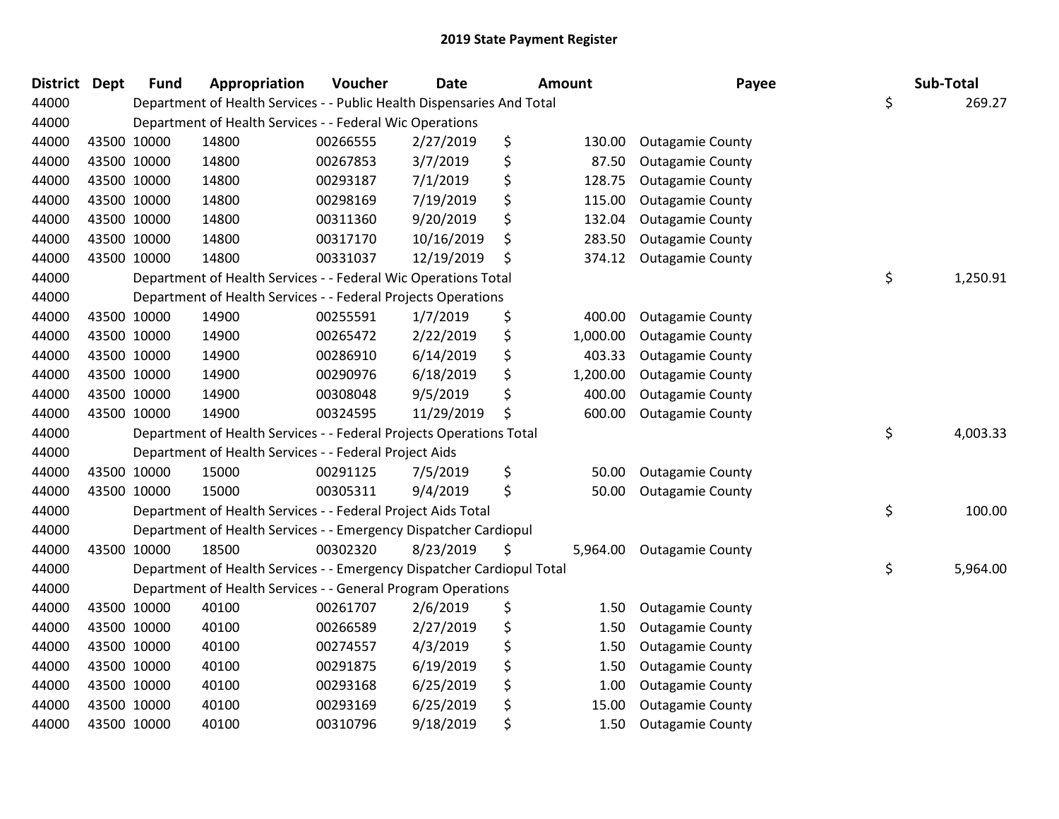# 2019 State Payment Register

| District | Dept | Fund | Appropriation | Voucher | Date | Amount | Payee | Sub-Total |
|---|---|---|---|---|---|---|---|---|
| 44000 | | | Department of Health Services - - Public Health Dispensaries And Total | | | | | $ 269.27 |
| 44000 | | | Department of Health Services - - Federal Wic Operations | | | | | |
| 44000 | 43500 | 10000 | 14800 | 00266555 | 2/27/2019 | $ 130.00 | Outagamie County | |
| 44000 | 43500 | 10000 | 14800 | 00267853 | 3/7/2019 | $ 87.50 | Outagamie County | |
| 44000 | 43500 | 10000 | 14800 | 00293187 | 7/1/2019 | $ 128.75 | Outagamie County | |
| 44000 | 43500 | 10000 | 14800 | 00298169 | 7/19/2019 | $ 115.00 | Outagamie County | |
| 44000 | 43500 | 10000 | 14800 | 00311360 | 9/20/2019 | $ 132.04 | Outagamie County | |
| 44000 | 43500 | 10000 | 14800 | 00317170 | 10/16/2019 | $ 283.50 | Outagamie County | |
| 44000 | 43500 | 10000 | 14800 | 00331037 | 12/19/2019 | $ 374.12 | Outagamie County | |
| 44000 | | | Department of Health Services - - Federal Wic Operations Total | | | | | $ 1,250.91 |
| 44000 | | | Department of Health Services - - Federal Projects Operations | | | | | |
| 44000 | 43500 | 10000 | 14900 | 00255591 | 1/7/2019 | $ 400.00 | Outagamie County | |
| 44000 | 43500 | 10000 | 14900 | 00265472 | 2/22/2019 | $ 1,000.00 | Outagamie County | |
| 44000 | 43500 | 10000 | 14900 | 00286910 | 6/14/2019 | $ 403.33 | Outagamie County | |
| 44000 | 43500 | 10000 | 14900 | 00290976 | 6/18/2019 | $ 1,200.00 | Outagamie County | |
| 44000 | 43500 | 10000 | 14900 | 00308048 | 9/5/2019 | $ 400.00 | Outagamie County | |
| 44000 | 43500 | 10000 | 14900 | 00324595 | 11/29/2019 | $ 600.00 | Outagamie County | |
| 44000 | | | Department of Health Services - - Federal Projects Operations Total | | | | | $ 4,003.33 |
| 44000 | | | Department of Health Services - - Federal Project Aids | | | | | |
| 44000 | 43500 | 10000 | 15000 | 00291125 | 7/5/2019 | $ 50.00 | Outagamie County | |
| 44000 | 43500 | 10000 | 15000 | 00305311 | 9/4/2019 | $ 50.00 | Outagamie County | |
| 44000 | | | Department of Health Services - - Federal Project Aids Total | | | | | $ 100.00 |
| 44000 | | | Department of Health Services - - Emergency Dispatcher Cardiopul | | | | | |
| 44000 | 43500 | 10000 | 18500 | 00302320 | 8/23/2019 | $ 5,964.00 | Outagamie County | |
| 44000 | | | Department of Health Services - - Emergency Dispatcher Cardiopul Total | | | | | $ 5,964.00 |
| 44000 | | | Department of Health Services - - General Program Operations | | | | | |
| 44000 | 43500 | 10000 | 40100 | 00261707 | 2/6/2019 | $ 1.50 | Outagamie County | |
| 44000 | 43500 | 10000 | 40100 | 00266589 | 2/27/2019 | $ 1.50 | Outagamie County | |
| 44000 | 43500 | 10000 | 40100 | 00274557 | 4/3/2019 | $ 1.50 | Outagamie County | |
| 44000 | 43500 | 10000 | 40100 | 00291875 | 6/19/2019 | $ 1.50 | Outagamie County | |
| 44000 | 43500 | 10000 | 40100 | 00293168 | 6/25/2019 | $ 1.00 | Outagamie County | |
| 44000 | 43500 | 10000 | 40100 | 00293169 | 6/25/2019 | $ 15.00 | Outagamie County | |
| 44000 | 43500 | 10000 | 40100 | 00310796 | 9/18/2019 | $ 1.50 | Outagamie County | |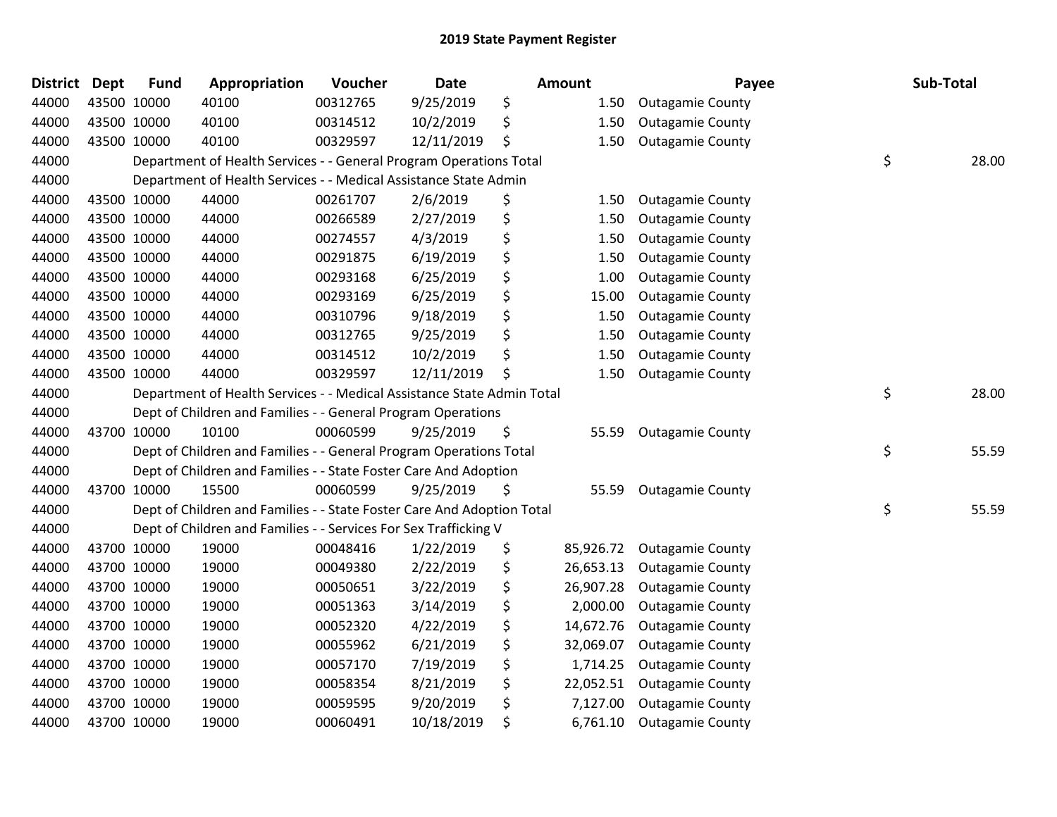# 2019 State Payment Register

| District | Dept | Fund | Appropriation | Voucher | Date | Amount | Payee | Sub-Total |
|---|---|---|---|---|---|---|---|---|
| 44000 | 43500 | 10000 | 40100 | 00312765 | 9/25/2019 | $ 1.50 | Outagamie County | |
| 44000 | 43500 | 10000 | 40100 | 00314512 | 10/2/2019 | $ 1.50 | Outagamie County | |
| 44000 | 43500 | 10000 | 40100 | 00329597 | 12/11/2019 | $ 1.50 | Outagamie County | |
| 44000 | | Department of Health Services - - General Program Operations Total | | | | | | $ 28.00 |
| 44000 | | Department of Health Services - - Medical Assistance State Admin | | | | | | |
| 44000 | 43500 | 10000 | 44000 | 00261707 | 2/6/2019 | $ 1.50 | Outagamie County | |
| 44000 | 43500 | 10000 | 44000 | 00266589 | 2/27/2019 | $ 1.50 | Outagamie County | |
| 44000 | 43500 | 10000 | 44000 | 00274557 | 4/3/2019 | $ 1.50 | Outagamie County | |
| 44000 | 43500 | 10000 | 44000 | 00291875 | 6/19/2019 | $ 1.50 | Outagamie County | |
| 44000 | 43500 | 10000 | 44000 | 00293168 | 6/25/2019 | $ 1.00 | Outagamie County | |
| 44000 | 43500 | 10000 | 44000 | 00293169 | 6/25/2019 | $ 15.00 | Outagamie County | |
| 44000 | 43500 | 10000 | 44000 | 00310796 | 9/18/2019 | $ 1.50 | Outagamie County | |
| 44000 | 43500 | 10000 | 44000 | 00312765 | 9/25/2019 | $ 1.50 | Outagamie County | |
| 44000 | 43500 | 10000 | 44000 | 00314512 | 10/2/2019 | $ 1.50 | Outagamie County | |
| 44000 | 43500 | 10000 | 44000 | 00329597 | 12/11/2019 | $ 1.50 | Outagamie County | |
| 44000 | | Department of Health Services - - Medical Assistance State Admin Total | | | | | | $ 28.00 |
| 44000 | | Dept of Children and Families - - General Program Operations | | | | | | |
| 44000 | 43700 | 10000 | 10100 | 00060599 | 9/25/2019 | $ 55.59 | Outagamie County | |
| 44000 | | Dept of Children and Families - - General Program Operations Total | | | | | | $ 55.59 |
| 44000 | | Dept of Children and Families - - State Foster Care And Adoption | | | | | | |
| 44000 | 43700 | 10000 | 15500 | 00060599 | 9/25/2019 | $ 55.59 | Outagamie County | |
| 44000 | | Dept of Children and Families - - State Foster Care And Adoption Total | | | | | | $ 55.59 |
| 44000 | | Dept of Children and Families - - Services For Sex Trafficking V | | | | | | |
| 44000 | 43700 | 10000 | 19000 | 00048416 | 1/22/2019 | $ 85,926.72 | Outagamie County | |
| 44000 | 43700 | 10000 | 19000 | 00049380 | 2/22/2019 | $ 26,653.13 | Outagamie County | |
| 44000 | 43700 | 10000 | 19000 | 00050651 | 3/22/2019 | $ 26,907.28 | Outagamie County | |
| 44000 | 43700 | 10000 | 19000 | 00051363 | 3/14/2019 | $ 2,000.00 | Outagamie County | |
| 44000 | 43700 | 10000 | 19000 | 00052320 | 4/22/2019 | $ 14,672.76 | Outagamie County | |
| 44000 | 43700 | 10000 | 19000 | 00055962 | 6/21/2019 | $ 32,069.07 | Outagamie County | |
| 44000 | 43700 | 10000 | 19000 | 00057170 | 7/19/2019 | $ 1,714.25 | Outagamie County | |
| 44000 | 43700 | 10000 | 19000 | 00058354 | 8/21/2019 | $ 22,052.51 | Outagamie County | |
| 44000 | 43700 | 10000 | 19000 | 00059595 | 9/20/2019 | $ 7,127.00 | Outagamie County | |
| 44000 | 43700 | 10000 | 19000 | 00060491 | 10/18/2019 | $ 6,761.10 | Outagamie County | |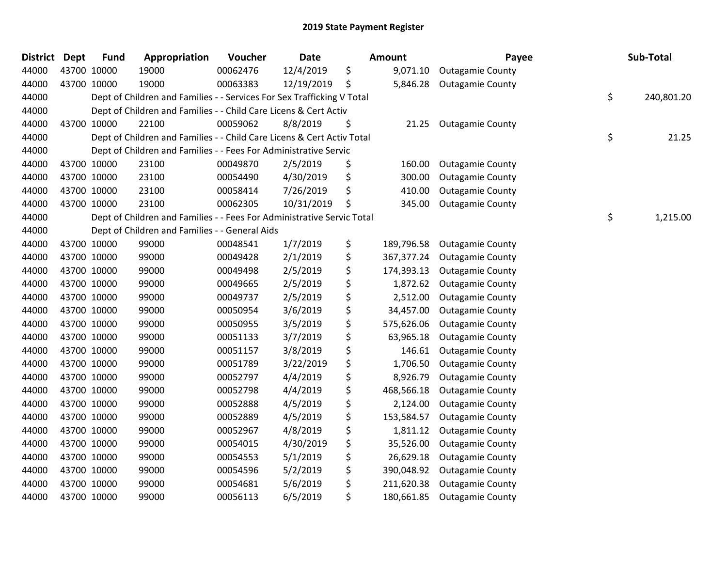## 2019 State Payment Register

| District | Dept | Fund | Appropriation | Voucher | Date | | Amount | Payee | | Sub-Total |
|---|---|---|---|---|---|---|---|---|---|---|
| 44000 | 43700 | 10000 | 19000 | 00062476 | 12/4/2019 | $ | 9,071.10 | Outagamie County | | |
| 44000 | 43700 | 10000 | 19000 | 00063383 | 12/19/2019 | $ | 5,846.28 | Outagamie County | | |
| 44000 | | Dept of Children and Families - - Services For Sex Trafficking V Total | | | | | | | $ | 240,801.20 |
| 44000 | | Dept of Children and Families - - Child Care Licens & Cert Activ | | | | | | | | |
| 44000 | 43700 | 10000 | 22100 | 00059062 | 8/8/2019 | $ | 21.25 | Outagamie County | | |
| 44000 | | Dept of Children and Families - - Child Care Licens & Cert Activ Total | | | | | | | $ | 21.25 |
| 44000 | | Dept of Children and Families - - Fees For Administrative Servic | | | | | | | | |
| 44000 | 43700 | 10000 | 23100 | 00049870 | 2/5/2019 | $ | 160.00 | Outagamie County | | |
| 44000 | 43700 | 10000 | 23100 | 00054490 | 4/30/2019 | $ | 300.00 | Outagamie County | | |
| 44000 | 43700 | 10000 | 23100 | 00058414 | 7/26/2019 | $ | 410.00 | Outagamie County | | |
| 44000 | 43700 | 10000 | 23100 | 00062305 | 10/31/2019 | $ | 345.00 | Outagamie County | | |
| 44000 | | Dept of Children and Families - - Fees For Administrative Servic Total | | | | | | | $ | 1,215.00 |
| 44000 | | Dept of Children and Families - - General Aids | | | | | | | | |
| 44000 | 43700 | 10000 | 99000 | 00048541 | 1/7/2019 | $ | 189,796.58 | Outagamie County | | |
| 44000 | 43700 | 10000 | 99000 | 00049428 | 2/1/2019 | $ | 367,377.24 | Outagamie County | | |
| 44000 | 43700 | 10000 | 99000 | 00049498 | 2/5/2019 | $ | 174,393.13 | Outagamie County | | |
| 44000 | 43700 | 10000 | 99000 | 00049665 | 2/5/2019 | $ | 1,872.62 | Outagamie County | | |
| 44000 | 43700 | 10000 | 99000 | 00049737 | 2/5/2019 | $ | 2,512.00 | Outagamie County | | |
| 44000 | 43700 | 10000 | 99000 | 00050954 | 3/6/2019 | $ | 34,457.00 | Outagamie County | | |
| 44000 | 43700 | 10000 | 99000 | 00050955 | 3/5/2019 | $ | 575,626.06 | Outagamie County | | |
| 44000 | 43700 | 10000 | 99000 | 00051133 | 3/7/2019 | $ | 63,965.18 | Outagamie County | | |
| 44000 | 43700 | 10000 | 99000 | 00051157 | 3/8/2019 | $ | 146.61 | Outagamie County | | |
| 44000 | 43700 | 10000 | 99000 | 00051789 | 3/22/2019 | $ | 1,706.50 | Outagamie County | | |
| 44000 | 43700 | 10000 | 99000 | 00052797 | 4/4/2019 | $ | 8,926.79 | Outagamie County | | |
| 44000 | 43700 | 10000 | 99000 | 00052798 | 4/4/2019 | $ | 468,566.18 | Outagamie County | | |
| 44000 | 43700 | 10000 | 99000 | 00052888 | 4/5/2019 | $ | 2,124.00 | Outagamie County | | |
| 44000 | 43700 | 10000 | 99000 | 00052889 | 4/5/2019 | $ | 153,584.57 | Outagamie County | | |
| 44000 | 43700 | 10000 | 99000 | 00052967 | 4/8/2019 | $ | 1,811.12 | Outagamie County | | |
| 44000 | 43700 | 10000 | 99000 | 00054015 | 4/30/2019 | $ | 35,526.00 | Outagamie County | | |
| 44000 | 43700 | 10000 | 99000 | 00054553 | 5/1/2019 | $ | 26,629.18 | Outagamie County | | |
| 44000 | 43700 | 10000 | 99000 | 00054596 | 5/2/2019 | $ | 390,048.92 | Outagamie County | | |
| 44000 | 43700 | 10000 | 99000 | 00054681 | 5/6/2019 | $ | 211,620.38 | Outagamie County | | |
| 44000 | 43700 | 10000 | 99000 | 00056113 | 6/5/2019 | $ | 180,661.85 | Outagamie County | | |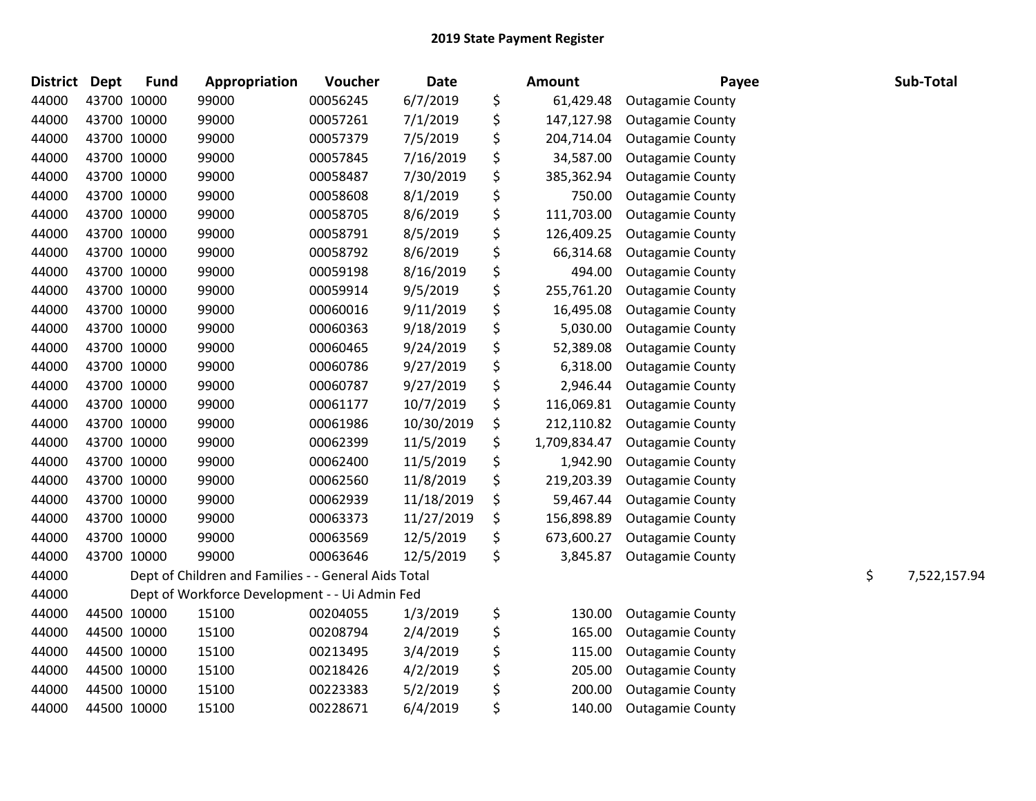## 2019 State Payment Register

| District | Dept | Fund | Appropriation | Voucher | Date | | Amount | Payee | | Sub-Total |
|---|---|---|---|---|---|---|---|---|---|---|
| 44000 | 43700 | 10000 | 99000 | 00056245 | 6/7/2019 | $ | 61,429.48 | Outagamie County | | |
| 44000 | 43700 | 10000 | 99000 | 00057261 | 7/1/2019 | $ | 147,127.98 | Outagamie County | | |
| 44000 | 43700 | 10000 | 99000 | 00057379 | 7/5/2019 | $ | 204,714.04 | Outagamie County | | |
| 44000 | 43700 | 10000 | 99000 | 00057845 | 7/16/2019 | $ | 34,587.00 | Outagamie County | | |
| 44000 | 43700 | 10000 | 99000 | 00058487 | 7/30/2019 | $ | 385,362.94 | Outagamie County | | |
| 44000 | 43700 | 10000 | 99000 | 00058608 | 8/1/2019 | $ | 750.00 | Outagamie County | | |
| 44000 | 43700 | 10000 | 99000 | 00058705 | 8/6/2019 | $ | 111,703.00 | Outagamie County | | |
| 44000 | 43700 | 10000 | 99000 | 00058791 | 8/5/2019 | $ | 126,409.25 | Outagamie County | | |
| 44000 | 43700 | 10000 | 99000 | 00058792 | 8/6/2019 | $ | 66,314.68 | Outagamie County | | |
| 44000 | 43700 | 10000 | 99000 | 00059198 | 8/16/2019 | $ | 494.00 | Outagamie County | | |
| 44000 | 43700 | 10000 | 99000 | 00059914 | 9/5/2019 | $ | 255,761.20 | Outagamie County | | |
| 44000 | 43700 | 10000 | 99000 | 00060016 | 9/11/2019 | $ | 16,495.08 | Outagamie County | | |
| 44000 | 43700 | 10000 | 99000 | 00060363 | 9/18/2019 | $ | 5,030.00 | Outagamie County | | |
| 44000 | 43700 | 10000 | 99000 | 00060465 | 9/24/2019 | $ | 52,389.08 | Outagamie County | | |
| 44000 | 43700 | 10000 | 99000 | 00060786 | 9/27/2019 | $ | 6,318.00 | Outagamie County | | |
| 44000 | 43700 | 10000 | 99000 | 00060787 | 9/27/2019 | $ | 2,946.44 | Outagamie County | | |
| 44000 | 43700 | 10000 | 99000 | 00061177 | 10/7/2019 | $ | 116,069.81 | Outagamie County | | |
| 44000 | 43700 | 10000 | 99000 | 00061986 | 10/30/2019 | $ | 212,110.82 | Outagamie County | | |
| 44000 | 43700 | 10000 | 99000 | 00062399 | 11/5/2019 | $ | 1,709,834.47 | Outagamie County | | |
| 44000 | 43700 | 10000 | 99000 | 00062400 | 11/5/2019 | $ | 1,942.90 | Outagamie County | | |
| 44000 | 43700 | 10000 | 99000 | 00062560 | 11/8/2019 | $ | 219,203.39 | Outagamie County | | |
| 44000 | 43700 | 10000 | 99000 | 00062939 | 11/18/2019 | $ | 59,467.44 | Outagamie County | | |
| 44000 | 43700 | 10000 | 99000 | 00063373 | 11/27/2019 | $ | 156,898.89 | Outagamie County | | |
| 44000 | 43700 | 10000 | 99000 | 00063569 | 12/5/2019 | $ | 673,600.27 | Outagamie County | | |
| 44000 | 43700 | 10000 | 99000 | 00063646 | 12/5/2019 | $ | 3,845.87 | Outagamie County | | |
| 44000 | | Dept of Children and Families - - General Aids Total | | | | | | | $ | 7,522,157.94 |
| 44000 | | Dept of Workforce Development - - Ui Admin Fed | | | | | | | | |
| 44000 | 44500 | 10000 | 15100 | 00204055 | 1/3/2019 | $ | 130.00 | Outagamie County | | |
| 44000 | 44500 | 10000 | 15100 | 00208794 | 2/4/2019 | $ | 165.00 | Outagamie County | | |
| 44000 | 44500 | 10000 | 15100 | 00213495 | 3/4/2019 | $ | 115.00 | Outagamie County | | |
| 44000 | 44500 | 10000 | 15100 | 00218426 | 4/2/2019 | $ | 205.00 | Outagamie County | | |
| 44000 | 44500 | 10000 | 15100 | 00223383 | 5/2/2019 | $ | 200.00 | Outagamie County | | |
| 44000 | 44500 | 10000 | 15100 | 00228671 | 6/4/2019 | $ | 140.00 | Outagamie County | | |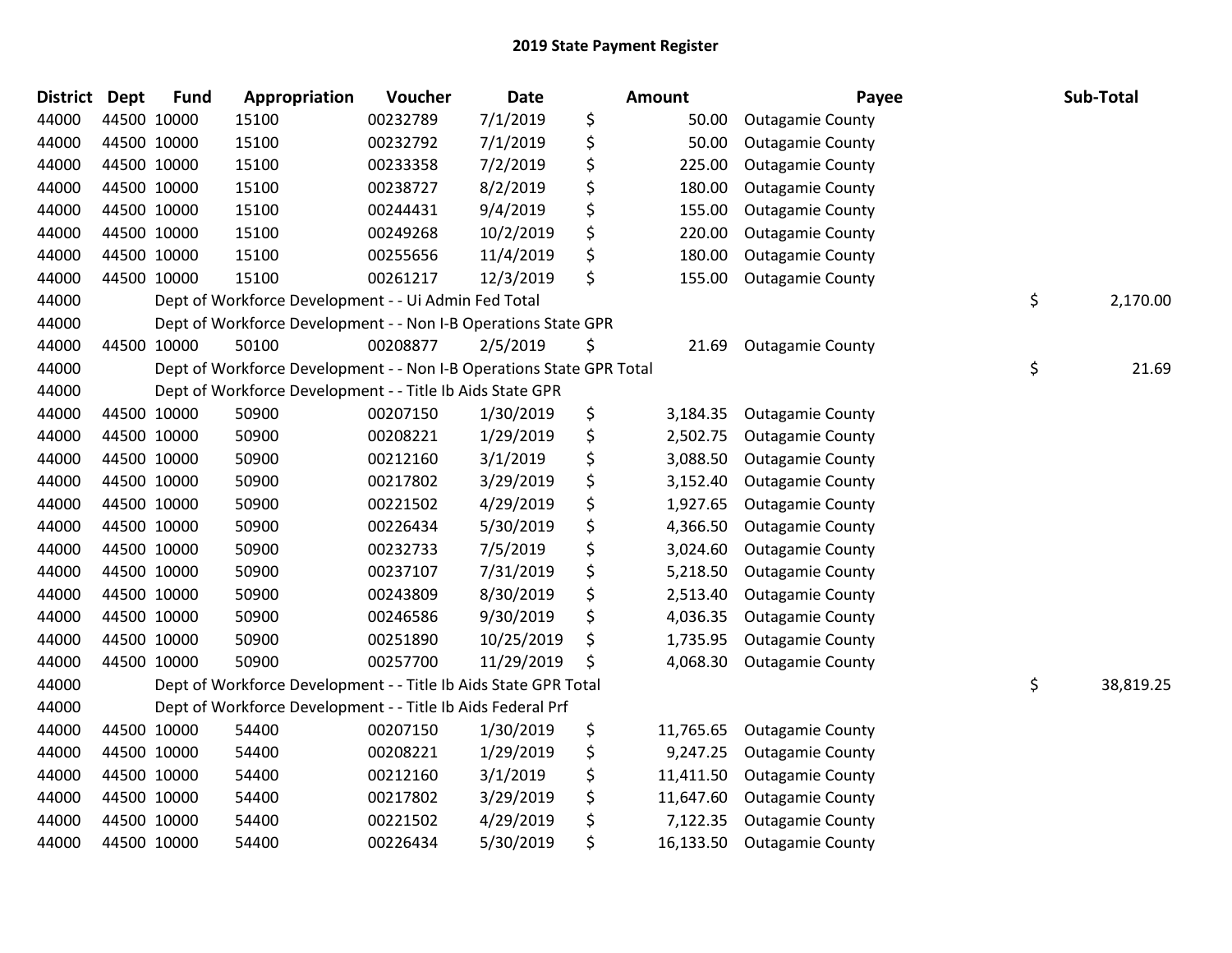# 2019 State Payment Register

| District | Dept | Fund | Appropriation | Voucher | Date | Amount | Payee | Sub-Total |
|---|---|---|---|---|---|---|---|---|
| 44000 | 44500 | 10000 | 15100 | 00232789 | 7/1/2019 | $ 50.00 | Outagamie County | |
| 44000 | 44500 | 10000 | 15100 | 00232792 | 7/1/2019 | $ 50.00 | Outagamie County | |
| 44000 | 44500 | 10000 | 15100 | 00233358 | 7/2/2019 | $ 225.00 | Outagamie County | |
| 44000 | 44500 | 10000 | 15100 | 00238727 | 8/2/2019 | $ 180.00 | Outagamie County | |
| 44000 | 44500 | 10000 | 15100 | 00244431 | 9/4/2019 | $ 155.00 | Outagamie County | |
| 44000 | 44500 | 10000 | 15100 | 00249268 | 10/2/2019 | $ 220.00 | Outagamie County | |
| 44000 | 44500 | 10000 | 15100 | 00255656 | 11/4/2019 | $ 180.00 | Outagamie County | |
| 44000 | 44500 | 10000 | 15100 | 00261217 | 12/3/2019 | $ 155.00 | Outagamie County | |
| 44000 | | | Dept of Workforce Development - - Ui Admin Fed Total | | | | | $ 2,170.00 |
| 44000 | | | Dept of Workforce Development - - Non I-B Operations State GPR | | | | | |
| 44000 | 44500 | 10000 | 50100 | 00208877 | 2/5/2019 | $ 21.69 | Outagamie County | |
| 44000 | | | Dept of Workforce Development - - Non I-B Operations State GPR Total | | | | | $ 21.69 |
| 44000 | | | Dept of Workforce Development - - Title Ib Aids State GPR | | | | | |
| 44000 | 44500 | 10000 | 50900 | 00207150 | 1/30/2019 | $ 3,184.35 | Outagamie County | |
| 44000 | 44500 | 10000 | 50900 | 00208221 | 1/29/2019 | $ 2,502.75 | Outagamie County | |
| 44000 | 44500 | 10000 | 50900 | 00212160 | 3/1/2019 | $ 3,088.50 | Outagamie County | |
| 44000 | 44500 | 10000 | 50900 | 00217802 | 3/29/2019 | $ 3,152.40 | Outagamie County | |
| 44000 | 44500 | 10000 | 50900 | 00221502 | 4/29/2019 | $ 1,927.65 | Outagamie County | |
| 44000 | 44500 | 10000 | 50900 | 00226434 | 5/30/2019 | $ 4,366.50 | Outagamie County | |
| 44000 | 44500 | 10000 | 50900 | 00232733 | 7/5/2019 | $ 3,024.60 | Outagamie County | |
| 44000 | 44500 | 10000 | 50900 | 00237107 | 7/31/2019 | $ 5,218.50 | Outagamie County | |
| 44000 | 44500 | 10000 | 50900 | 00243809 | 8/30/2019 | $ 2,513.40 | Outagamie County | |
| 44000 | 44500 | 10000 | 50900 | 00246586 | 9/30/2019 | $ 4,036.35 | Outagamie County | |
| 44000 | 44500 | 10000 | 50900 | 00251890 | 10/25/2019 | $ 1,735.95 | Outagamie County | |
| 44000 | 44500 | 10000 | 50900 | 00257700 | 11/29/2019 | $ 4,068.30 | Outagamie County | |
| 44000 | | | Dept of Workforce Development - - Title Ib Aids State GPR Total | | | | | $ 38,819.25 |
| 44000 | | | Dept of Workforce Development - - Title Ib Aids Federal Prf | | | | | |
| 44000 | 44500 | 10000 | 54400 | 00207150 | 1/30/2019 | $ 11,765.65 | Outagamie County | |
| 44000 | 44500 | 10000 | 54400 | 00208221 | 1/29/2019 | $ 9,247.25 | Outagamie County | |
| 44000 | 44500 | 10000 | 54400 | 00212160 | 3/1/2019 | $ 11,411.50 | Outagamie County | |
| 44000 | 44500 | 10000 | 54400 | 00217802 | 3/29/2019 | $ 11,647.60 | Outagamie County | |
| 44000 | 44500 | 10000 | 54400 | 00221502 | 4/29/2019 | $ 7,122.35 | Outagamie County | |
| 44000 | 44500 | 10000 | 54400 | 00226434 | 5/30/2019 | $ 16,133.50 | Outagamie County | |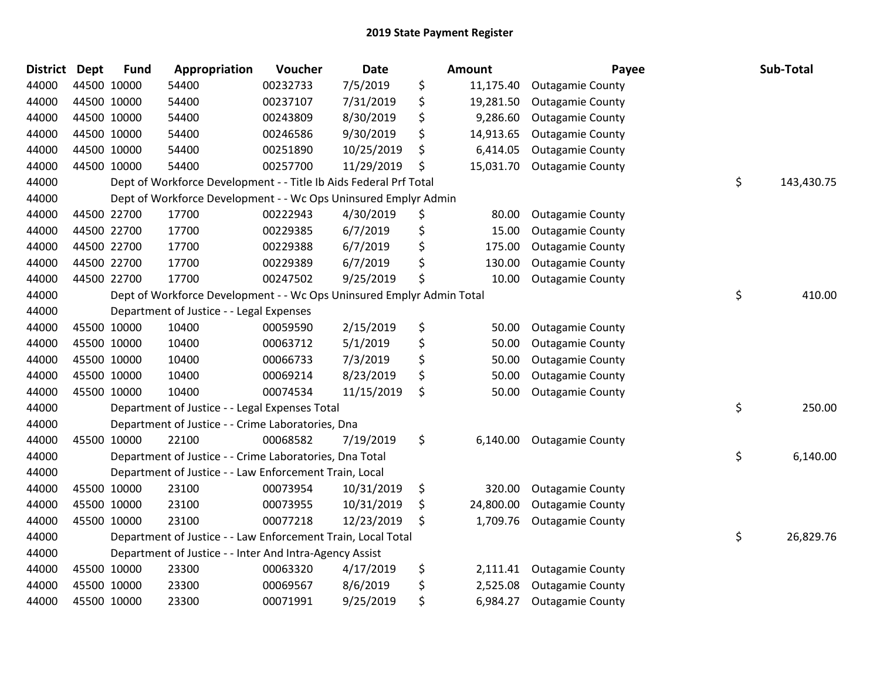# 2019 State Payment Register

| District | Dept | Fund | Appropriation | Voucher | Date | | Amount | Payee | | Sub-Total |
|---|---|---|---|---|---|---|---|---|---|---|
| 44000 | 44500 | 10000 | 54400 | 00232733 | 7/5/2019 | $ | 11,175.40 | Outagamie County | | |
| 44000 | 44500 | 10000 | 54400 | 00237107 | 7/31/2019 | $ | 19,281.50 | Outagamie County | | |
| 44000 | 44500 | 10000 | 54400 | 00243809 | 8/30/2019 | $ | 9,286.60 | Outagamie County | | |
| 44000 | 44500 | 10000 | 54400 | 00246586 | 9/30/2019 | $ | 14,913.65 | Outagamie County | | |
| 44000 | 44500 | 10000 | 54400 | 00251890 | 10/25/2019 | $ | 6,414.05 | Outagamie County | | |
| 44000 | 44500 | 10000 | 54400 | 00257700 | 11/29/2019 | $ | 15,031.70 | Outagamie County | | |
| 44000 | | | Dept of Workforce Development - - Title Ib Aids Federal Prf Total | | | | | | $ | 143,430.75 |
| 44000 | | | Dept of Workforce Development - - Wc Ops Uninsured Emplyr Admin | | | | | | | |
| 44000 | 44500 | 22700 | 17700 | 00222943 | 4/30/2019 | $ | 80.00 | Outagamie County | | |
| 44000 | 44500 | 22700 | 17700 | 00229385 | 6/7/2019 | $ | 15.00 | Outagamie County | | |
| 44000 | 44500 | 22700 | 17700 | 00229388 | 6/7/2019 | $ | 175.00 | Outagamie County | | |
| 44000 | 44500 | 22700 | 17700 | 00229389 | 6/7/2019 | $ | 130.00 | Outagamie County | | |
| 44000 | 44500 | 22700 | 17700 | 00247502 | 9/25/2019 | $ | 10.00 | Outagamie County | | |
| 44000 | | | Dept of Workforce Development - - Wc Ops Uninsured Emplyr Admin Total | | | | | | $ | 410.00 |
| 44000 | | | Department of Justice - - Legal Expenses | | | | | | | |
| 44000 | 45500 | 10000 | 10400 | 00059590 | 2/15/2019 | $ | 50.00 | Outagamie County | | |
| 44000 | 45500 | 10000 | 10400 | 00063712 | 5/1/2019 | $ | 50.00 | Outagamie County | | |
| 44000 | 45500 | 10000 | 10400 | 00066733 | 7/3/2019 | $ | 50.00 | Outagamie County | | |
| 44000 | 45500 | 10000 | 10400 | 00069214 | 8/23/2019 | $ | 50.00 | Outagamie County | | |
| 44000 | 45500 | 10000 | 10400 | 00074534 | 11/15/2019 | $ | 50.00 | Outagamie County | | |
| 44000 | | | Department of Justice - - Legal Expenses Total | | | | | | $ | 250.00 |
| 44000 | | | Department of Justice - - Crime Laboratories, Dna | | | | | | | |
| 44000 | 45500 | 10000 | 22100 | 00068582 | 7/19/2019 | $ | 6,140.00 | Outagamie County | | |
| 44000 | | | Department of Justice - - Crime Laboratories, Dna Total | | | | | | $ | 6,140.00 |
| 44000 | | | Department of Justice - - Law Enforcement Train, Local | | | | | | | |
| 44000 | 45500 | 10000 | 23100 | 00073954 | 10/31/2019 | $ | 320.00 | Outagamie County | | |
| 44000 | 45500 | 10000 | 23100 | 00073955 | 10/31/2019 | $ | 24,800.00 | Outagamie County | | |
| 44000 | 45500 | 10000 | 23100 | 00077218 | 12/23/2019 | $ | 1,709.76 | Outagamie County | | |
| 44000 | | | Department of Justice - - Law Enforcement Train, Local Total | | | | | | $ | 26,829.76 |
| 44000 | | | Department of Justice - - Inter And Intra-Agency Assist | | | | | | | |
| 44000 | 45500 | 10000 | 23300 | 00063320 | 4/17/2019 | $ | 2,111.41 | Outagamie County | | |
| 44000 | 45500 | 10000 | 23300 | 00069567 | 8/6/2019 | $ | 2,525.08 | Outagamie County | | |
| 44000 | 45500 | 10000 | 23300 | 00071991 | 9/25/2019 | $ | 6,984.27 | Outagamie County | | |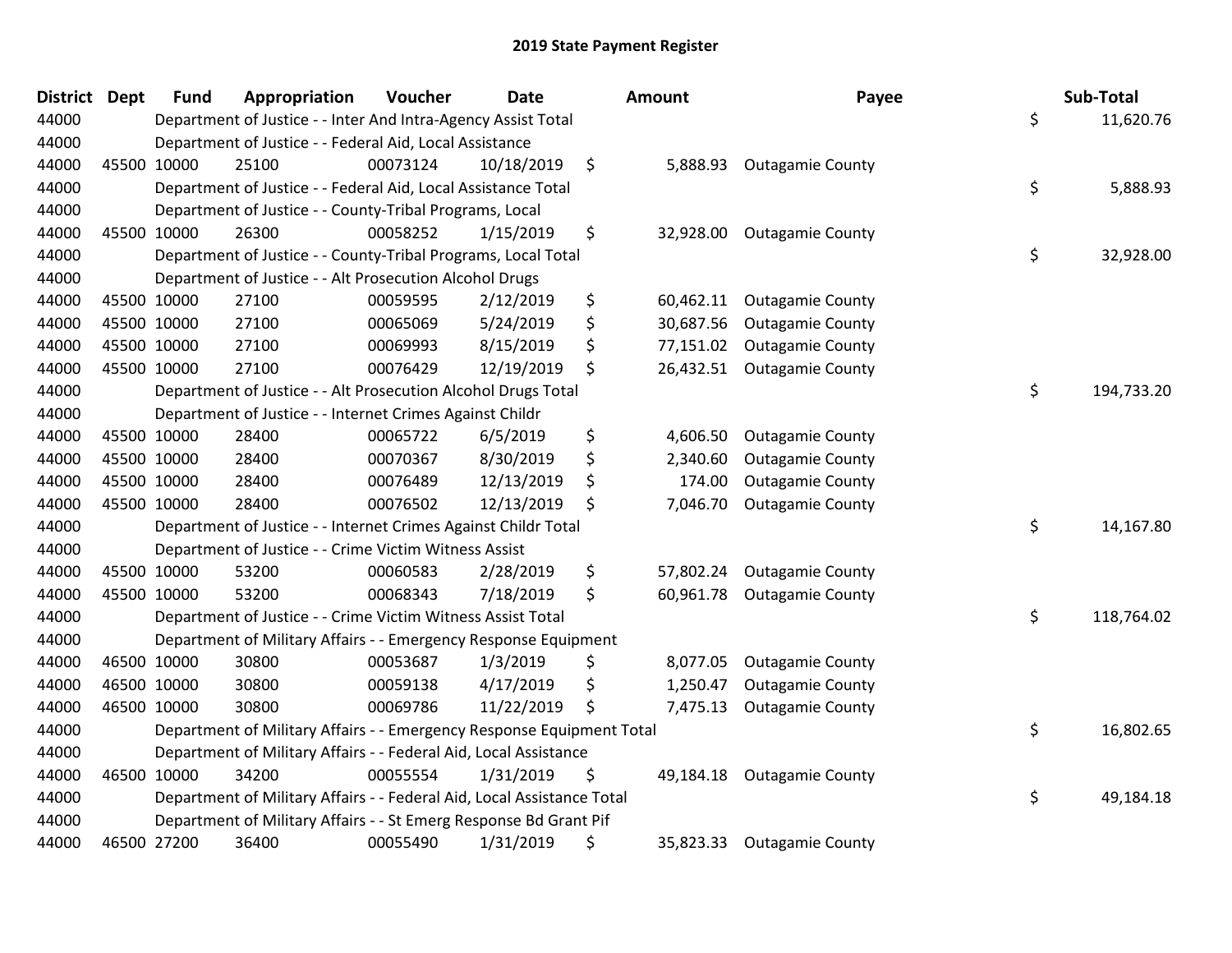# 2019 State Payment Register

| District | Dept | Fund | Appropriation | Voucher | Date | Amount | Payee | Sub-Total |
|---|---|---|---|---|---|---|---|---|
| 44000 | | Department of Justice - - Inter And Intra-Agency Assist Total | | | | | | $ 11,620.76 |
| 44000 | | Department of Justice - - Federal Aid, Local Assistance | | | | | | |
| 44000 | 45500 | 10000 | 25100 | 00073124 | 10/18/2019 | $ 5,888.93 | Outagamie County | |
| 44000 | | Department of Justice - - Federal Aid, Local Assistance Total | | | | | | $ 5,888.93 |
| 44000 | | Department of Justice - - County-Tribal Programs, Local | | | | | | |
| 44000 | 45500 | 10000 | 26300 | 00058252 | 1/15/2019 | $ 32,928.00 | Outagamie County | |
| 44000 | | Department of Justice - - County-Tribal Programs, Local Total | | | | | | $ 32,928.00 |
| 44000 | | Department of Justice - - Alt Prosecution Alcohol Drugs | | | | | | |
| 44000 | 45500 | 10000 | 27100 | 00059595 | 2/12/2019 | $ 60,462.11 | Outagamie County | |
| 44000 | 45500 | 10000 | 27100 | 00065069 | 5/24/2019 | $ 30,687.56 | Outagamie County | |
| 44000 | 45500 | 10000 | 27100 | 00069993 | 8/15/2019 | $ 77,151.02 | Outagamie County | |
| 44000 | 45500 | 10000 | 27100 | 00076429 | 12/19/2019 | $ 26,432.51 | Outagamie County | |
| 44000 | | Department of Justice - - Alt Prosecution Alcohol Drugs Total | | | | | | $ 194,733.20 |
| 44000 | | Department of Justice - - Internet Crimes Against Childr | | | | | | |
| 44000 | 45500 | 10000 | 28400 | 00065722 | 6/5/2019 | $ 4,606.50 | Outagamie County | |
| 44000 | 45500 | 10000 | 28400 | 00070367 | 8/30/2019 | $ 2,340.60 | Outagamie County | |
| 44000 | 45500 | 10000 | 28400 | 00076489 | 12/13/2019 | $ 174.00 | Outagamie County | |
| 44000 | 45500 | 10000 | 28400 | 00076502 | 12/13/2019 | $ 7,046.70 | Outagamie County | |
| 44000 | | Department of Justice - - Internet Crimes Against Childr Total | | | | | | $ 14,167.80 |
| 44000 | | Department of Justice - - Crime Victim Witness Assist | | | | | | |
| 44000 | 45500 | 10000 | 53200 | 00060583 | 2/28/2019 | $ 57,802.24 | Outagamie County | |
| 44000 | 45500 | 10000 | 53200 | 00068343 | 7/18/2019 | $ 60,961.78 | Outagamie County | |
| 44000 | | Department of Justice - - Crime Victim Witness Assist Total | | | | | | $ 118,764.02 |
| 44000 | | Department of Military Affairs - - Emergency Response Equipment | | | | | | |
| 44000 | 46500 | 10000 | 30800 | 00053687 | 1/3/2019 | $ 8,077.05 | Outagamie County | |
| 44000 | 46500 | 10000 | 30800 | 00059138 | 4/17/2019 | $ 1,250.47 | Outagamie County | |
| 44000 | 46500 | 10000 | 30800 | 00069786 | 11/22/2019 | $ 7,475.13 | Outagamie County | |
| 44000 | | Department of Military Affairs - - Emergency Response Equipment Total | | | | | | $ 16,802.65 |
| 44000 | | Department of Military Affairs - - Federal Aid, Local Assistance | | | | | | |
| 44000 | 46500 | 10000 | 34200 | 00055554 | 1/31/2019 | $ 49,184.18 | Outagamie County | |
| 44000 | | Department of Military Affairs - - Federal Aid, Local Assistance Total | | | | | | $ 49,184.18 |
| 44000 | | Department of Military Affairs - - St Emerg Response Bd Grant Pif | | | | | | |
| 44000 | 46500 | 27200 | 36400 | 00055490 | 1/31/2019 | $ 35,823.33 | Outagamie County | |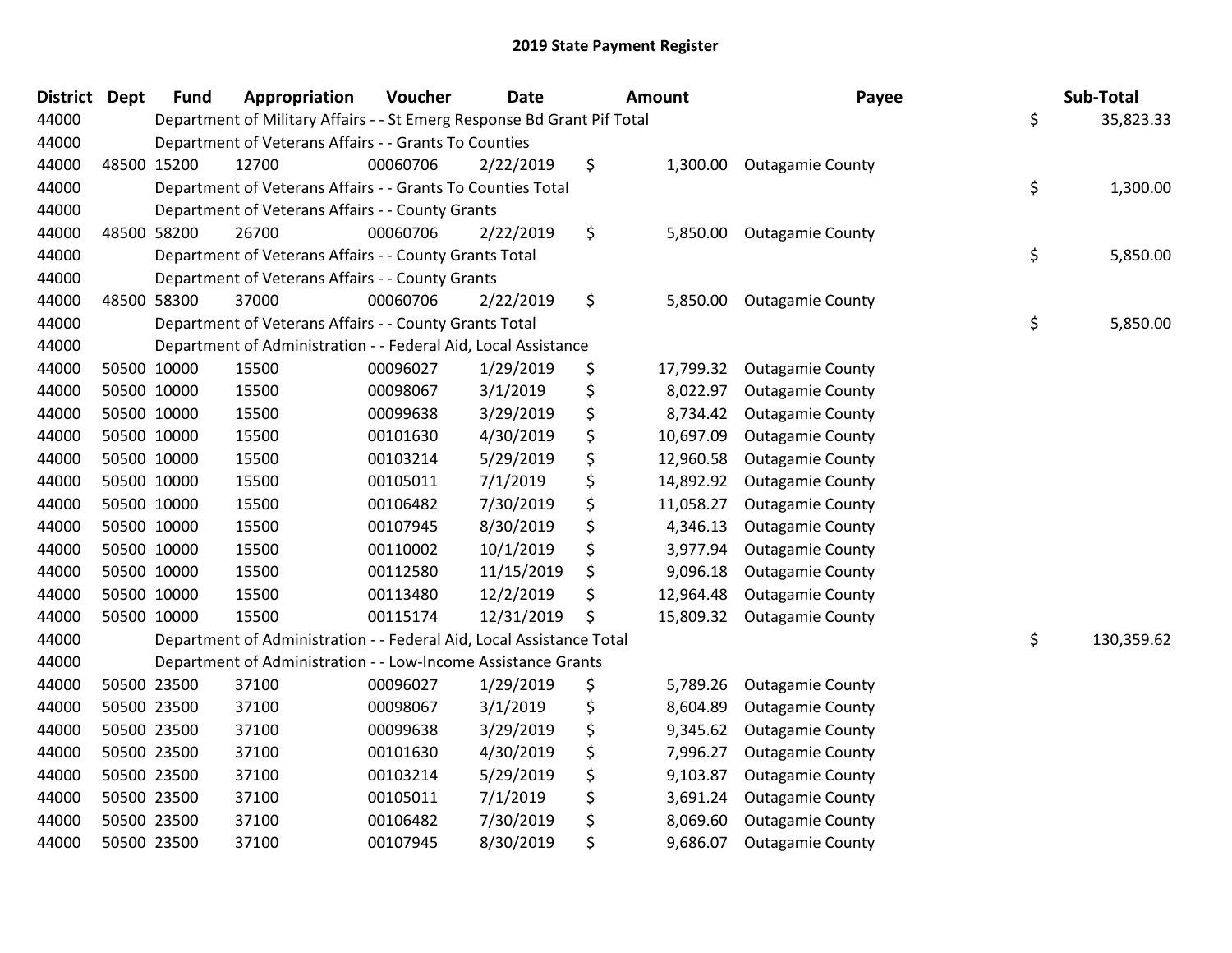## 2019 State Payment Register

| District | Dept | Fund | Appropriation | Voucher | Date | Amount | Payee | Sub-Total |
|---|---|---|---|---|---|---|---|---|
| 44000 | | Department of Military Affairs - - St Emerg Response Bd Grant Pif Total | | | | | | $ 35,823.33 |
| 44000 | | Department of Veterans Affairs - - Grants To Counties | | | | | | |
| 44000 | 48500 | 15200 | 12700 | 00060706 | 2/22/2019 | $ 1,300.00 | Outagamie County | |
| 44000 | | Department of Veterans Affairs - - Grants To Counties Total | | | | | | $ 1,300.00 |
| 44000 | | Department of Veterans Affairs - - County Grants | | | | | | |
| 44000 | 48500 | 58200 | 26700 | 00060706 | 2/22/2019 | $ 5,850.00 | Outagamie County | |
| 44000 | | Department of Veterans Affairs - - County Grants Total | | | | | | $ 5,850.00 |
| 44000 | | Department of Veterans Affairs - - County Grants | | | | | | |
| 44000 | 48500 | 58300 | 37000 | 00060706 | 2/22/2019 | $ 5,850.00 | Outagamie County | |
| 44000 | | Department of Veterans Affairs - - County Grants Total | | | | | | $ 5,850.00 |
| 44000 | | Department of Administration - - Federal Aid, Local Assistance | | | | | | |
| 44000 | 50500 | 10000 | 15500 | 00096027 | 1/29/2019 | $ 17,799.32 | Outagamie County | |
| 44000 | 50500 | 10000 | 15500 | 00098067 | 3/1/2019 | $ 8,022.97 | Outagamie County | |
| 44000 | 50500 | 10000 | 15500 | 00099638 | 3/29/2019 | $ 8,734.42 | Outagamie County | |
| 44000 | 50500 | 10000 | 15500 | 00101630 | 4/30/2019 | $ 10,697.09 | Outagamie County | |
| 44000 | 50500 | 10000 | 15500 | 00103214 | 5/29/2019 | $ 12,960.58 | Outagamie County | |
| 44000 | 50500 | 10000 | 15500 | 00105011 | 7/1/2019 | $ 14,892.92 | Outagamie County | |
| 44000 | 50500 | 10000 | 15500 | 00106482 | 7/30/2019 | $ 11,058.27 | Outagamie County | |
| 44000 | 50500 | 10000 | 15500 | 00107945 | 8/30/2019 | $ 4,346.13 | Outagamie County | |
| 44000 | 50500 | 10000 | 15500 | 00110002 | 10/1/2019 | $ 3,977.94 | Outagamie County | |
| 44000 | 50500 | 10000 | 15500 | 00112580 | 11/15/2019 | $ 9,096.18 | Outagamie County | |
| 44000 | 50500 | 10000 | 15500 | 00113480 | 12/2/2019 | $ 12,964.48 | Outagamie County | |
| 44000 | 50500 | 10000 | 15500 | 00115174 | 12/31/2019 | $ 15,809.32 | Outagamie County | |
| 44000 | | Department of Administration - - Federal Aid, Local Assistance Total | | | | | | $ 130,359.62 |
| 44000 | | Department of Administration - - Low-Income Assistance Grants | | | | | | |
| 44000 | 50500 | 23500 | 37100 | 00096027 | 1/29/2019 | $ 5,789.26 | Outagamie County | |
| 44000 | 50500 | 23500 | 37100 | 00098067 | 3/1/2019 | $ 8,604.89 | Outagamie County | |
| 44000 | 50500 | 23500 | 37100 | 00099638 | 3/29/2019 | $ 9,345.62 | Outagamie County | |
| 44000 | 50500 | 23500 | 37100 | 00101630 | 4/30/2019 | $ 7,996.27 | Outagamie County | |
| 44000 | 50500 | 23500 | 37100 | 00103214 | 5/29/2019 | $ 9,103.87 | Outagamie County | |
| 44000 | 50500 | 23500 | 37100 | 00105011 | 7/1/2019 | $ 3,691.24 | Outagamie County | |
| 44000 | 50500 | 23500 | 37100 | 00106482 | 7/30/2019 | $ 8,069.60 | Outagamie County | |
| 44000 | 50500 | 23500 | 37100 | 00107945 | 8/30/2019 | $ 9,686.07 | Outagamie County | |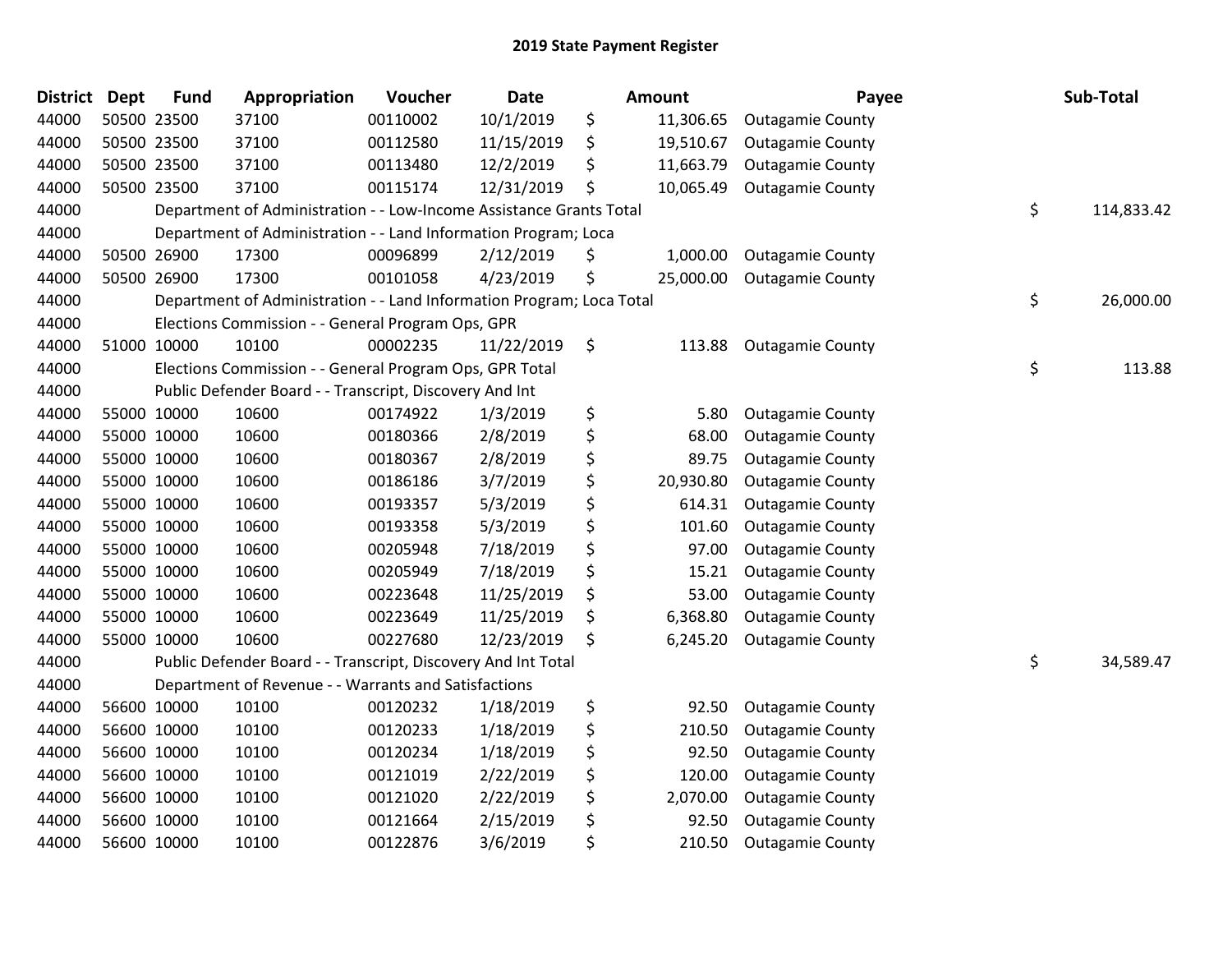# 2019 State Payment Register

| District | Dept | Fund | Appropriation | Voucher | Date | Amount | Payee | Sub-Total |
|---|---|---|---|---|---|---|---|---|
| 44000 | 50500 | 23500 | 37100 | 00110002 | 10/1/2019 | $ 11,306.65 | Outagamie County | |
| 44000 | 50500 | 23500 | 37100 | 00112580 | 11/15/2019 | $ 19,510.67 | Outagamie County | |
| 44000 | 50500 | 23500 | 37100 | 00113480 | 12/2/2019 | $ 11,663.79 | Outagamie County | |
| 44000 | 50500 | 23500 | 37100 | 00115174 | 12/31/2019 | $ 10,065.49 | Outagamie County | |
| 44000 | | Department of Administration - - Low-Income Assistance Grants Total | | | | | | $ 114,833.42 |
| 44000 | | Department of Administration - - Land Information Program; Loca | | | | | | |
| 44000 | 50500 | 26900 | 17300 | 00096899 | 2/12/2019 | $ 1,000.00 | Outagamie County | |
| 44000 | 50500 | 26900 | 17300 | 00101058 | 4/23/2019 | $ 25,000.00 | Outagamie County | |
| 44000 | | Department of Administration - - Land Information Program; Loca Total | | | | | | $ 26,000.00 |
| 44000 | | Elections Commission - - General Program Ops, GPR | | | | | | |
| 44000 | 51000 | 10000 | 10100 | 00002235 | 11/22/2019 | $ 113.88 | Outagamie County | |
| 44000 | | Elections Commission - - General Program Ops, GPR Total | | | | | | $ 113.88 |
| 44000 | | Public Defender Board - - Transcript, Discovery And Int | | | | | | |
| 44000 | 55000 | 10000 | 10600 | 00174922 | 1/3/2019 | $ 5.80 | Outagamie County | |
| 44000 | 55000 | 10000 | 10600 | 00180366 | 2/8/2019 | $ 68.00 | Outagamie County | |
| 44000 | 55000 | 10000 | 10600 | 00180367 | 2/8/2019 | $ 89.75 | Outagamie County | |
| 44000 | 55000 | 10000 | 10600 | 00186186 | 3/7/2019 | $ 20,930.80 | Outagamie County | |
| 44000 | 55000 | 10000 | 10600 | 00193357 | 5/3/2019 | $ 614.31 | Outagamie County | |
| 44000 | 55000 | 10000 | 10600 | 00193358 | 5/3/2019 | $ 101.60 | Outagamie County | |
| 44000 | 55000 | 10000 | 10600 | 00205948 | 7/18/2019 | $ 97.00 | Outagamie County | |
| 44000 | 55000 | 10000 | 10600 | 00205949 | 7/18/2019 | $ 15.21 | Outagamie County | |
| 44000 | 55000 | 10000 | 10600 | 00223648 | 11/25/2019 | $ 53.00 | Outagamie County | |
| 44000 | 55000 | 10000 | 10600 | 00223649 | 11/25/2019 | $ 6,368.80 | Outagamie County | |
| 44000 | 55000 | 10000 | 10600 | 00227680 | 12/23/2019 | $ 6,245.20 | Outagamie County | |
| 44000 | | Public Defender Board - - Transcript, Discovery And Int Total | | | | | | $ 34,589.47 |
| 44000 | | Department of Revenue - - Warrants and Satisfactions | | | | | | |
| 44000 | 56600 | 10000 | 10100 | 00120232 | 1/18/2019 | $ 92.50 | Outagamie County | |
| 44000 | 56600 | 10000 | 10100 | 00120233 | 1/18/2019 | $ 210.50 | Outagamie County | |
| 44000 | 56600 | 10000 | 10100 | 00120234 | 1/18/2019 | $ 92.50 | Outagamie County | |
| 44000 | 56600 | 10000 | 10100 | 00121019 | 2/22/2019 | $ 120.00 | Outagamie County | |
| 44000 | 56600 | 10000 | 10100 | 00121020 | 2/22/2019 | $ 2,070.00 | Outagamie County | |
| 44000 | 56600 | 10000 | 10100 | 00121664 | 2/15/2019 | $ 92.50 | Outagamie County | |
| 44000 | 56600 | 10000 | 10100 | 00122876 | 3/6/2019 | $ 210.50 | Outagamie County | |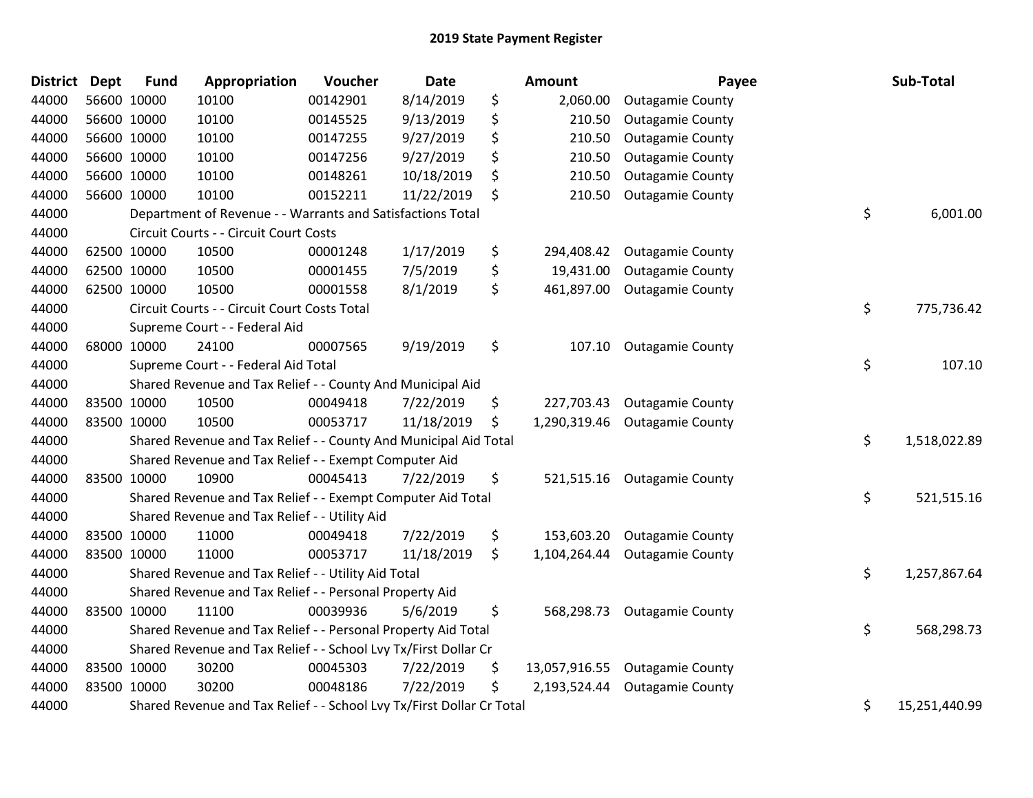# 2019 State Payment Register

| District | Dept | Fund | Appropriation | Voucher | Date | | Amount | Payee | | Sub-Total |
|---|---|---|---|---|---|---|---|---|---|---|
| 44000 | 56600 | 10000 | 10100 | 00142901 | 8/14/2019 | $ | 2,060.00 | Outagamie County | | |
| 44000 | 56600 | 10000 | 10100 | 00145525 | 9/13/2019 | $ | 210.50 | Outagamie County | | |
| 44000 | 56600 | 10000 | 10100 | 00147255 | 9/27/2019 | $ | 210.50 | Outagamie County | | |
| 44000 | 56600 | 10000 | 10100 | 00147256 | 9/27/2019 | $ | 210.50 | Outagamie County | | |
| 44000 | 56600 | 10000 | 10100 | 00148261 | 10/18/2019 | $ | 210.50 | Outagamie County | | |
| 44000 | 56600 | 10000 | 10100 | 00152211 | 11/22/2019 | $ | 210.50 | Outagamie County | | |
| 44000 | | Department of Revenue - - Warrants and Satisfactions Total | | | | | | | $ | 6,001.00 |
| 44000 | | Circuit Courts - - Circuit Court Costs | | | | | | | | |
| 44000 | 62500 | 10000 | 10500 | 00001248 | 1/17/2019 | $ | 294,408.42 | Outagamie County | | |
| 44000 | 62500 | 10000 | 10500 | 00001455 | 7/5/2019 | $ | 19,431.00 | Outagamie County | | |
| 44000 | 62500 | 10000 | 10500 | 00001558 | 8/1/2019 | $ | 461,897.00 | Outagamie County | | |
| 44000 | | Circuit Courts - - Circuit Court Costs Total | | | | | | | $ | 775,736.42 |
| 44000 | | Supreme Court - - Federal Aid | | | | | | | | |
| 44000 | 68000 | 10000 | 24100 | 00007565 | 9/19/2019 | $ | 107.10 | Outagamie County | | |
| 44000 | | Supreme Court - - Federal Aid Total | | | | | | | $ | 107.10 |
| 44000 | | Shared Revenue and Tax Relief - - County And Municipal Aid | | | | | | | | |
| 44000 | 83500 | 10000 | 10500 | 00049418 | 7/22/2019 | $ | 227,703.43 | Outagamie County | | |
| 44000 | 83500 | 10000 | 10500 | 00053717 | 11/18/2019 | $ | 1,290,319.46 | Outagamie County | | |
| 44000 | | Shared Revenue and Tax Relief - - County And Municipal Aid Total | | | | | | | $ | 1,518,022.89 |
| 44000 | | Shared Revenue and Tax Relief - - Exempt Computer Aid | | | | | | | | |
| 44000 | 83500 | 10000 | 10900 | 00045413 | 7/22/2019 | $ | 521,515.16 | Outagamie County | | |
| 44000 | | Shared Revenue and Tax Relief - - Exempt Computer Aid Total | | | | | | | $ | 521,515.16 |
| 44000 | | Shared Revenue and Tax Relief - - Utility Aid | | | | | | | | |
| 44000 | 83500 | 10000 | 11000 | 00049418 | 7/22/2019 | $ | 153,603.20 | Outagamie County | | |
| 44000 | 83500 | 10000 | 11000 | 00053717 | 11/18/2019 | $ | 1,104,264.44 | Outagamie County | | |
| 44000 | | Shared Revenue and Tax Relief - - Utility Aid Total | | | | | | | $ | 1,257,867.64 |
| 44000 | | Shared Revenue and Tax Relief - - Personal Property Aid | | | | | | | | |
| 44000 | 83500 | 10000 | 11100 | 00039936 | 5/6/2019 | $ | 568,298.73 | Outagamie County | | |
| 44000 | | Shared Revenue and Tax Relief - - Personal Property Aid Total | | | | | | | $ | 568,298.73 |
| 44000 | | Shared Revenue and Tax Relief - - School Lvy Tx/First Dollar Cr | | | | | | | | |
| 44000 | 83500 | 10000 | 30200 | 00045303 | 7/22/2019 | $ | 13,057,916.55 | Outagamie County | | |
| 44000 | 83500 | 10000 | 30200 | 00048186 | 7/22/2019 | $ | 2,193,524.44 | Outagamie County | | |
| 44000 | | Shared Revenue and Tax Relief - - School Lvy Tx/First Dollar Cr Total | | | | | | | $ | 15,251,440.99 |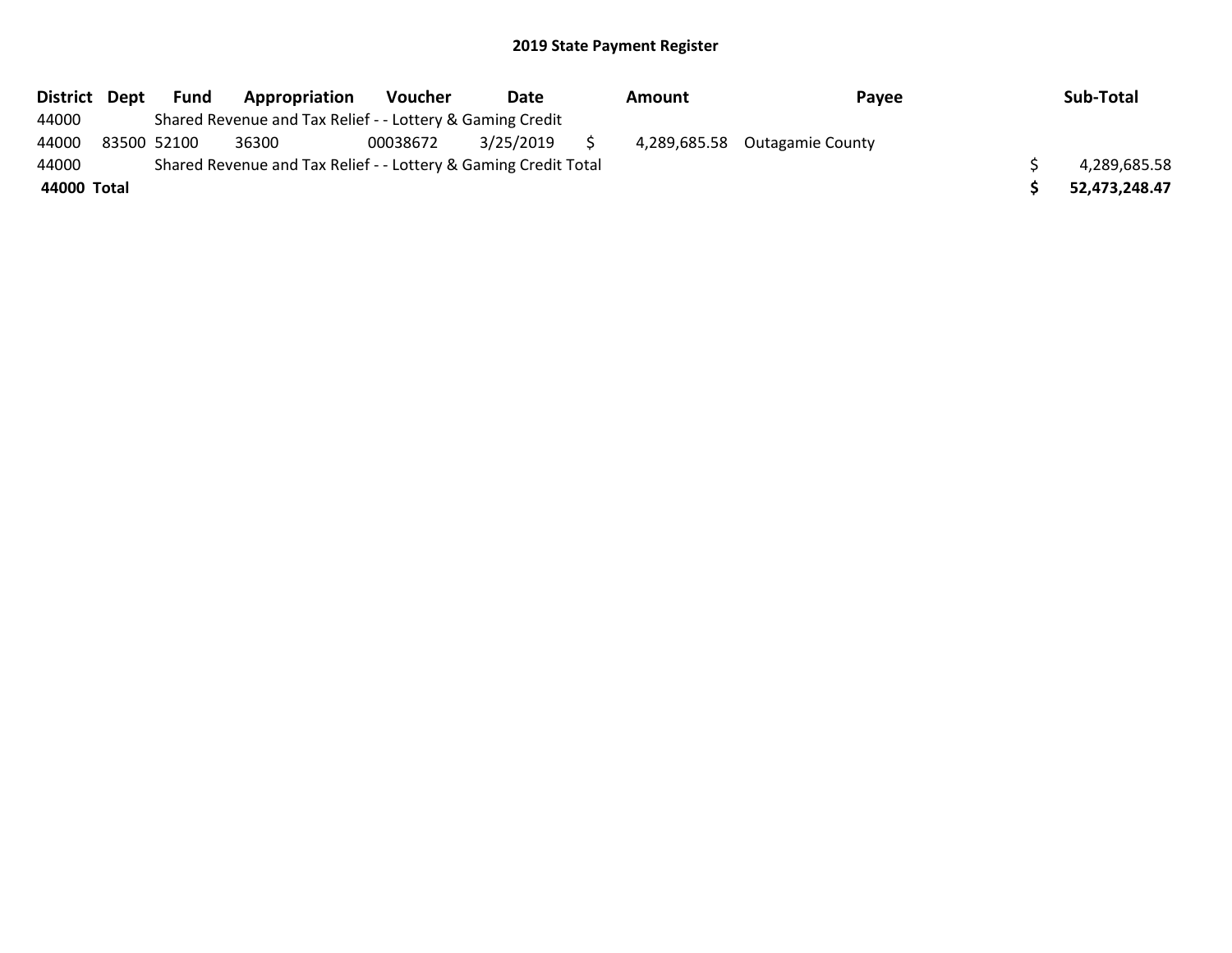## 2019 State Payment Register

| District | Dept | Fund | Appropriation | Voucher | Date | Amount | Payee | Sub-Total |
|---|---|---|---|---|---|---|---|---|
| 44000 | | Shared Revenue and Tax Relief - - Lottery & Gaming Credit | | | | | | |
| 44000 | 83500 | 52100 | 36300 | 00038672 | 3/25/2019 | $ 4,289,685.58 | Outagamie County | |
| 44000 | | Shared Revenue and Tax Relief - - Lottery & Gaming Credit Total | | | | | | $ 4,289,685.58 |
| **44000** | **Total** | | | | | | | **$ 52,473,248.47** |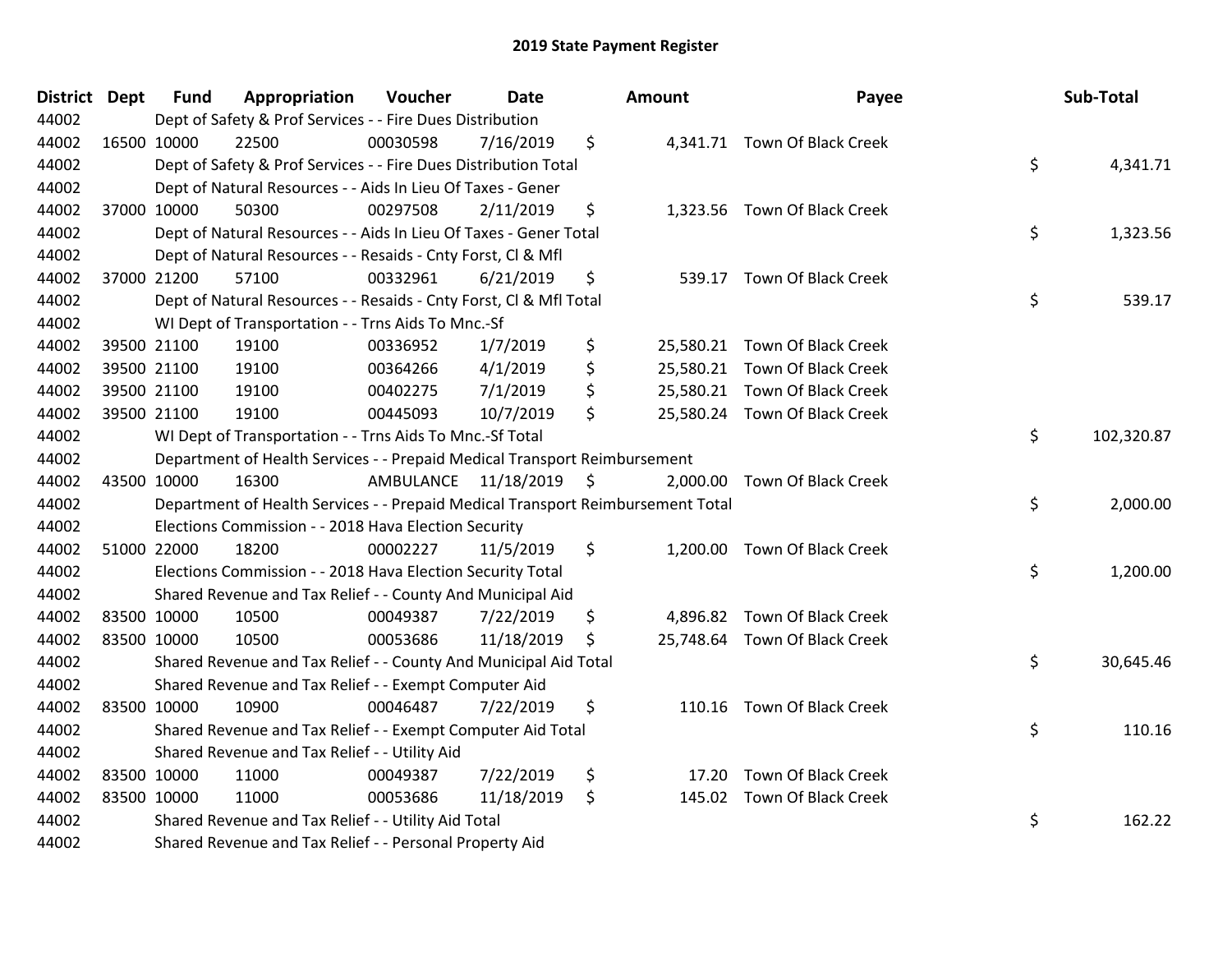## 2019 State Payment Register

| District | Dept | Fund | Appropriation | Voucher | Date | Amount | Payee | Sub-Total |
|---|---|---|---|---|---|---|---|---|
| 44002 | | Dept of Safety & Prof Services - - Fire Dues Distribution | | | | | | |
| 44002 | 16500 | 10000 | 22500 | 00030598 | 7/16/2019 | $ 4,341.71 | Town Of Black Creek | |
| 44002 | | Dept of Safety & Prof Services - - Fire Dues Distribution Total | | | | | | $ 4,341.71 |
| 44002 | | Dept of Natural Resources - - Aids In Lieu Of Taxes - Gener | | | | | | |
| 44002 | 37000 | 10000 | 50300 | 00297508 | 2/11/2019 | $ 1,323.56 | Town Of Black Creek | |
| 44002 | | Dept of Natural Resources - - Aids In Lieu Of Taxes - Gener Total | | | | | | $ 1,323.56 |
| 44002 | | Dept of Natural Resources - - Resaids - Cnty Forst, Cl & Mfl | | | | | | |
| 44002 | 37000 | 21200 | 57100 | 00332961 | 6/21/2019 | $ 539.17 | Town Of Black Creek | |
| 44002 | | Dept of Natural Resources - - Resaids - Cnty Forst, Cl & Mfl Total | | | | | | $ 539.17 |
| 44002 | | WI Dept of Transportation - - Trns Aids To Mnc.-Sf | | | | | | |
| 44002 | 39500 | 21100 | 19100 | 00336952 | 1/7/2019 | $ 25,580.21 | Town Of Black Creek | |
| 44002 | 39500 | 21100 | 19100 | 00364266 | 4/1/2019 | $ 25,580.21 | Town Of Black Creek | |
| 44002 | 39500 | 21100 | 19100 | 00402275 | 7/1/2019 | $ 25,580.21 | Town Of Black Creek | |
| 44002 | 39500 | 21100 | 19100 | 00445093 | 10/7/2019 | $ 25,580.24 | Town Of Black Creek | |
| 44002 | | WI Dept of Transportation - - Trns Aids To Mnc.-Sf Total | | | | | | $ 102,320.87 |
| 44002 | | Department of Health Services - - Prepaid Medical Transport Reimbursement | | | | | | |
| 44002 | 43500 | 10000 | 16300 | AMBULANCE | 11/18/2019 | $ 2,000.00 | Town Of Black Creek | |
| 44002 | | Department of Health Services - - Prepaid Medical Transport Reimbursement Total | | | | | | $ 2,000.00 |
| 44002 | | Elections Commission - - 2018 Hava Election Security | | | | | | |
| 44002 | 51000 | 22000 | 18200 | 00002227 | 11/5/2019 | $ 1,200.00 | Town Of Black Creek | |
| 44002 | | Elections Commission - - 2018 Hava Election Security Total | | | | | | $ 1,200.00 |
| 44002 | | Shared Revenue and Tax Relief - - County And Municipal Aid | | | | | | |
| 44002 | 83500 | 10000 | 10500 | 00049387 | 7/22/2019 | $ 4,896.82 | Town Of Black Creek | |
| 44002 | 83500 | 10000 | 10500 | 00053686 | 11/18/2019 | $ 25,748.64 | Town Of Black Creek | |
| 44002 | | Shared Revenue and Tax Relief - - County And Municipal Aid Total | | | | | | $ 30,645.46 |
| 44002 | | Shared Revenue and Tax Relief - - Exempt Computer Aid | | | | | | |
| 44002 | 83500 | 10000 | 10900 | 00046487 | 7/22/2019 | $ 110.16 | Town Of Black Creek | |
| 44002 | | Shared Revenue and Tax Relief - - Exempt Computer Aid Total | | | | | | $ 110.16 |
| 44002 | | Shared Revenue and Tax Relief - - Utility Aid | | | | | | |
| 44002 | 83500 | 10000 | 11000 | 00049387 | 7/22/2019 | $ 17.20 | Town Of Black Creek | |
| 44002 | 83500 | 10000 | 11000 | 00053686 | 11/18/2019 | $ 145.02 | Town Of Black Creek | |
| 44002 | | Shared Revenue and Tax Relief - - Utility Aid Total | | | | | | $ 162.22 |
| 44002 | | Shared Revenue and Tax Relief - - Personal Property Aid | | | | | | |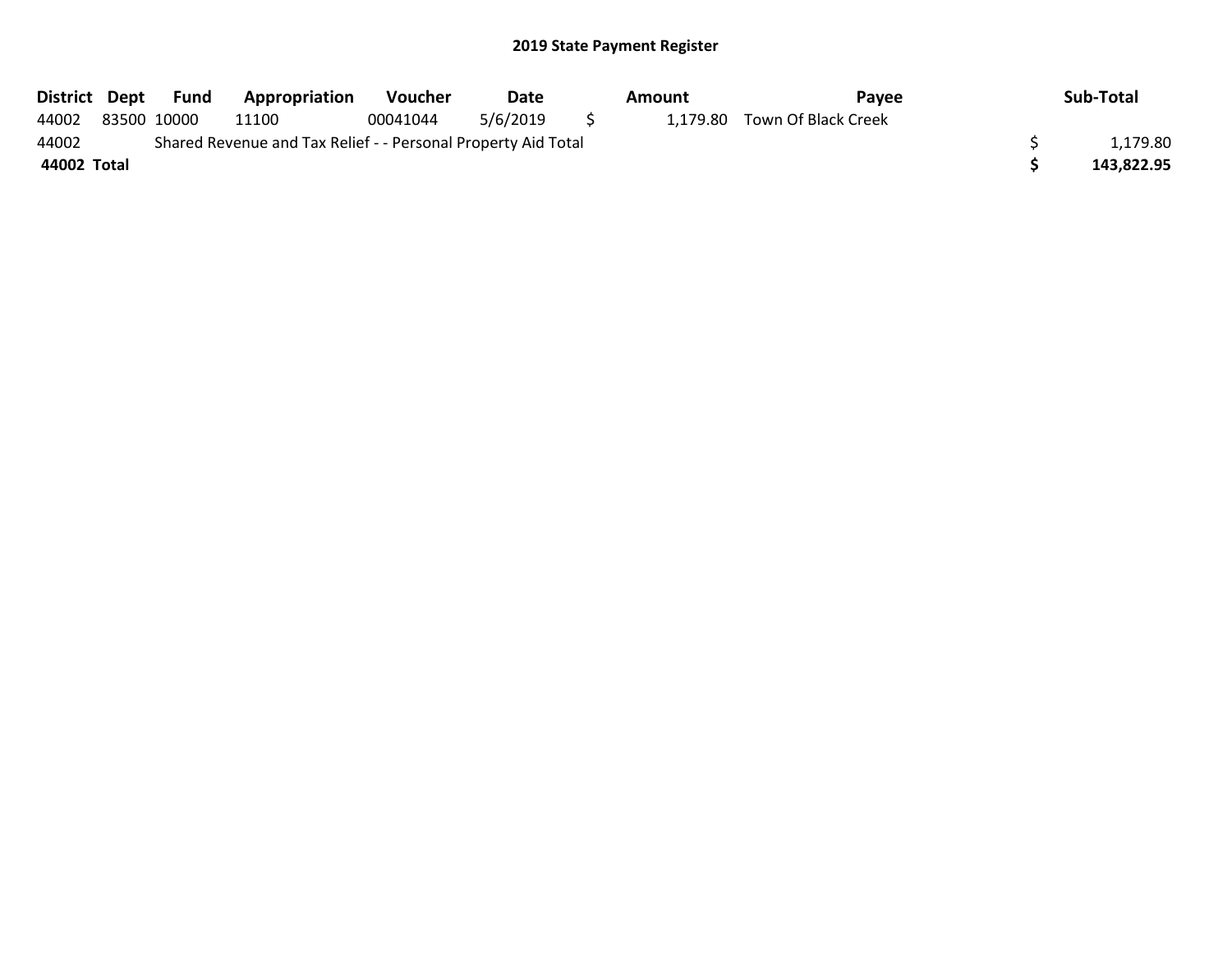## 2019 State Payment Register

| District | Dept | Fund | Appropriation | Voucher | Date | Amount | Payee | Sub-Total |
|---|---|---|---|---|---|---|---|---|
| 44002 | 83500 | 10000 | 11100 | 00041044 | 5/6/2019 | $ 1,179.80 | Town Of Black Creek | |
| 44002 | | Shared Revenue and Tax Relief - - Personal Property Aid Total | | | | | | $ 1,179.80 |
| **44002 Total** | | | | | | | | **$ 143,822.95** |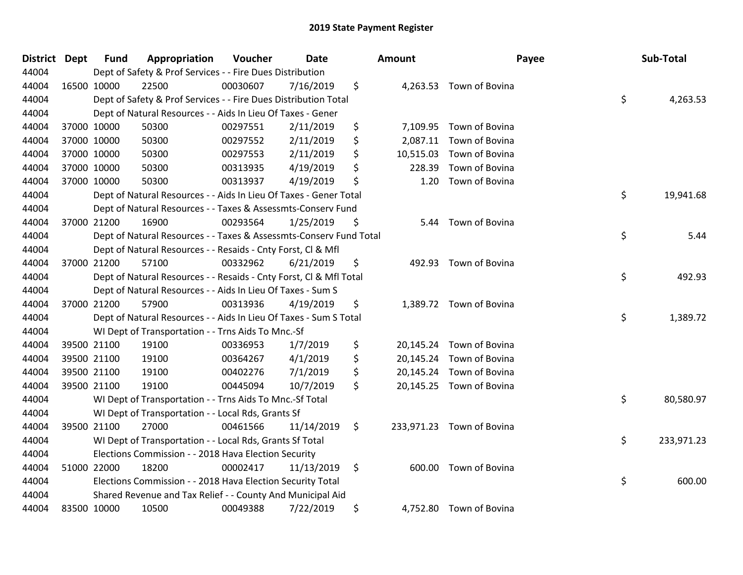# 2019 State Payment Register

| District | Dept | Fund | Appropriation | Voucher | Date | Amount | Payee | Sub-Total |
|---|---|---|---|---|---|---|---|---|
| 44004 | | | Dept of Safety & Prof Services - - Fire Dues Distribution | | | | | |
| 44004 | 16500 | 10000 | 22500 | 00030607 | 7/16/2019 | $ 4,263.53 | Town of Bovina | |
| 44004 | | | Dept of Safety & Prof Services - - Fire Dues Distribution Total | | | | | $ 4,263.53 |
| 44004 | | | Dept of Natural Resources - - Aids In Lieu Of Taxes - Gener | | | | | |
| 44004 | 37000 | 10000 | 50300 | 00297551 | 2/11/2019 | $ 7,109.95 | Town of Bovina | |
| 44004 | 37000 | 10000 | 50300 | 00297552 | 2/11/2019 | $ 2,087.11 | Town of Bovina | |
| 44004 | 37000 | 10000 | 50300 | 00297553 | 2/11/2019 | $ 10,515.03 | Town of Bovina | |
| 44004 | 37000 | 10000 | 50300 | 00313935 | 4/19/2019 | $ 228.39 | Town of Bovina | |
| 44004 | 37000 | 10000 | 50300 | 00313937 | 4/19/2019 | $ 1.20 | Town of Bovina | |
| 44004 | | | Dept of Natural Resources - - Aids In Lieu Of Taxes - Gener Total | | | | | $ 19,941.68 |
| 44004 | | | Dept of Natural Resources - - Taxes & Assessmts-Conserv Fund | | | | | |
| 44004 | 37000 | 21200 | 16900 | 00293564 | 1/25/2019 | $ 5.44 | Town of Bovina | |
| 44004 | | | Dept of Natural Resources - - Taxes & Assessmts-Conserv Fund Total | | | | | $ 5.44 |
| 44004 | | | Dept of Natural Resources - - Resaids - Cnty Forst, Cl & Mfl | | | | | |
| 44004 | 37000 | 21200 | 57100 | 00332962 | 6/21/2019 | $ 492.93 | Town of Bovina | |
| 44004 | | | Dept of Natural Resources - - Resaids - Cnty Forst, Cl & Mfl Total | | | | | $ 492.93 |
| 44004 | | | Dept of Natural Resources - - Aids In Lieu Of Taxes - Sum S | | | | | |
| 44004 | 37000 | 21200 | 57900 | 00313936 | 4/19/2019 | $ 1,389.72 | Town of Bovina | |
| 44004 | | | Dept of Natural Resources - - Aids In Lieu Of Taxes - Sum S Total | | | | | $ 1,389.72 |
| 44004 | | | WI Dept of Transportation - - Trns Aids To Mnc.-Sf | | | | | |
| 44004 | 39500 | 21100 | 19100 | 00336953 | 1/7/2019 | $ 20,145.24 | Town of Bovina | |
| 44004 | 39500 | 21100 | 19100 | 00364267 | 4/1/2019 | $ 20,145.24 | Town of Bovina | |
| 44004 | 39500 | 21100 | 19100 | 00402276 | 7/1/2019 | $ 20,145.24 | Town of Bovina | |
| 44004 | 39500 | 21100 | 19100 | 00445094 | 10/7/2019 | $ 20,145.25 | Town of Bovina | |
| 44004 | | | WI Dept of Transportation - - Trns Aids To Mnc.-Sf Total | | | | | $ 80,580.97 |
| 44004 | | | WI Dept of Transportation - - Local Rds, Grants Sf | | | | | |
| 44004 | 39500 | 21100 | 27000 | 00461566 | 11/14/2019 | $ 233,971.23 | Town of Bovina | |
| 44004 | | | WI Dept of Transportation - - Local Rds, Grants Sf Total | | | | | $ 233,971.23 |
| 44004 | | | Elections Commission - - 2018 Hava Election Security | | | | | |
| 44004 | 51000 | 22000 | 18200 | 00002417 | 11/13/2019 | $ 600.00 | Town of Bovina | |
| 44004 | | | Elections Commission - - 2018 Hava Election Security Total | | | | | $ 600.00 |
| 44004 | | | Shared Revenue and Tax Relief - - County And Municipal Aid | | | | | |
| 44004 | 83500 | 10000 | 10500 | 00049388 | 7/22/2019 | $ 4,752.80 | Town of Bovina | |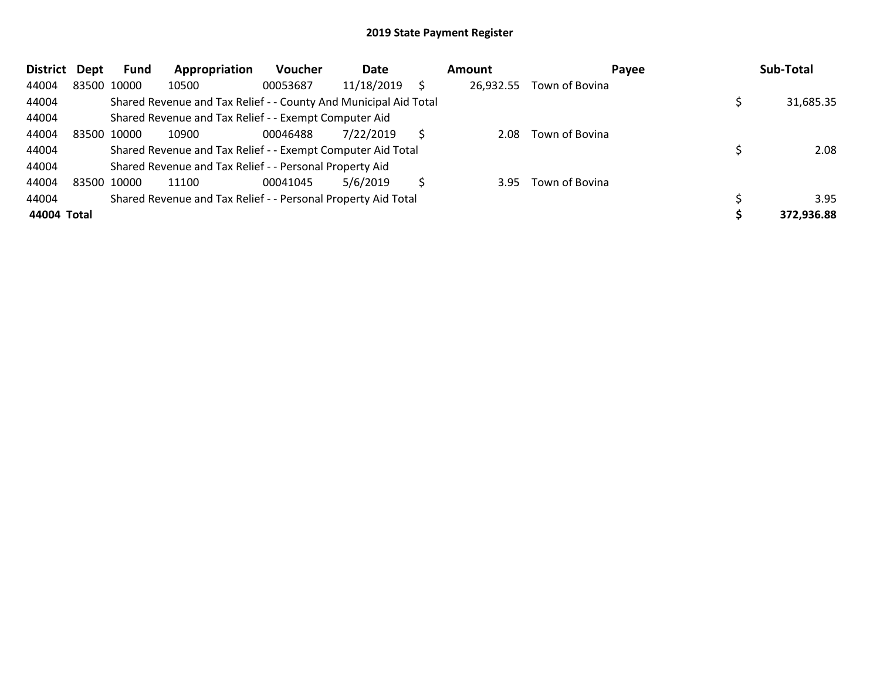## 2019 State Payment Register

| District | Dept | Fund | Appropriation | Voucher | Date | Amount | Payee | Sub-Total |
|---|---|---|---|---|---|---|---|---|
| 44004 | 83500 | 10000 | 10500 | 00053687 | 11/18/2019 | $ 26,932.55 | Town of Bovina | |
| 44004 | | Shared Revenue and Tax Relief - - County And Municipal Aid Total | | | | | | $ 31,685.35 |
| 44004 | | Shared Revenue and Tax Relief - - Exempt Computer Aid | | | | | | |
| 44004 | 83500 | 10000 | 10900 | 00046488 | 7/22/2019 | $ 2.08 | Town of Bovina | |
| 44004 | | Shared Revenue and Tax Relief - - Exempt Computer Aid Total | | | | | | $ 2.08 |
| 44004 | | Shared Revenue and Tax Relief - - Personal Property Aid | | | | | | |
| 44004 | 83500 | 10000 | 11100 | 00041045 | 5/6/2019 | $ 3.95 | Town of Bovina | |
| 44004 | | Shared Revenue and Tax Relief - - Personal Property Aid Total | | | | | | $ 3.95 |
| **44004 Total** | | | | | | | | **$ 372,936.88** |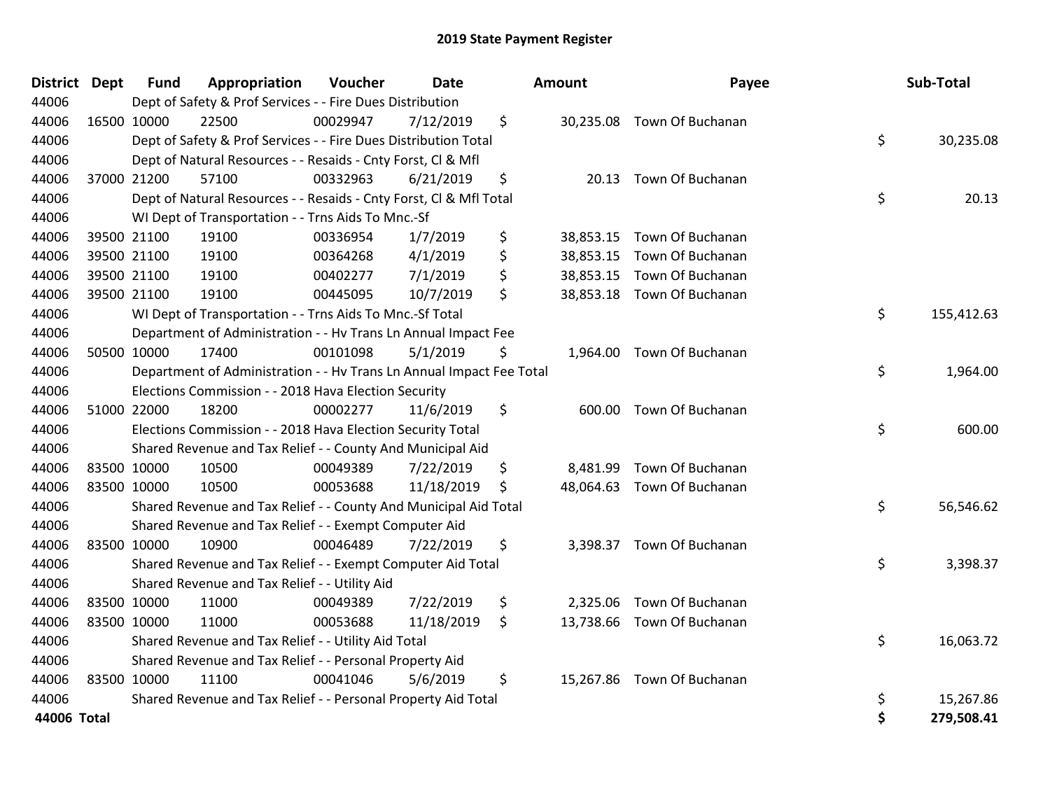# 2019 State Payment Register

| District | Dept | Fund | Appropriation | Voucher | Date | Amount | Payee | Sub-Total |
|---|---|---|---|---|---|---|---|---|
| 44006 | | Dept of Safety & Prof Services - - Fire Dues Distribution | | | | | | |
| 44006 | 16500 | 10000 | 22500 | 00029947 | 7/12/2019 | $ 30,235.08 | Town Of Buchanan | |
| 44006 | | Dept of Safety & Prof Services - - Fire Dues Distribution Total | | | | | | $ 30,235.08 |
| 44006 | | Dept of Natural Resources - - Resaids - Cnty Forst, Cl & Mfl | | | | | | |
| 44006 | 37000 | 21200 | 57100 | 00332963 | 6/21/2019 | $ 20.13 | Town Of Buchanan | |
| 44006 | | Dept of Natural Resources - - Resaids - Cnty Forst, Cl & Mfl Total | | | | | | $ 20.13 |
| 44006 | | WI Dept of Transportation - - Trns Aids To Mnc.-Sf | | | | | | |
| 44006 | 39500 | 21100 | 19100 | 00336954 | 1/7/2019 | $ 38,853.15 | Town Of Buchanan | |
| 44006 | 39500 | 21100 | 19100 | 00364268 | 4/1/2019 | $ 38,853.15 | Town Of Buchanan | |
| 44006 | 39500 | 21100 | 19100 | 00402277 | 7/1/2019 | $ 38,853.15 | Town Of Buchanan | |
| 44006 | 39500 | 21100 | 19100 | 00445095 | 10/7/2019 | $ 38,853.18 | Town Of Buchanan | |
| 44006 | | WI Dept of Transportation - - Trns Aids To Mnc.-Sf Total | | | | | | $ 155,412.63 |
| 44006 | | Department of Administration - - Hv Trans Ln Annual Impact Fee | | | | | | |
| 44006 | 50500 | 10000 | 17400 | 00101098 | 5/1/2019 | $ 1,964.00 | Town Of Buchanan | |
| 44006 | | Department of Administration - - Hv Trans Ln Annual Impact Fee Total | | | | | | $ 1,964.00 |
| 44006 | | Elections Commission - - 2018 Hava Election Security | | | | | | |
| 44006 | 51000 | 22000 | 18200 | 00002277 | 11/6/2019 | $ 600.00 | Town Of Buchanan | |
| 44006 | | Elections Commission - - 2018 Hava Election Security Total | | | | | | $ 600.00 |
| 44006 | | Shared Revenue and Tax Relief - - County And Municipal Aid | | | | | | |
| 44006 | 83500 | 10000 | 10500 | 00049389 | 7/22/2019 | $ 8,481.99 | Town Of Buchanan | |
| 44006 | 83500 | 10000 | 10500 | 00053688 | 11/18/2019 | $ 48,064.63 | Town Of Buchanan | |
| 44006 | | Shared Revenue and Tax Relief - - County And Municipal Aid Total | | | | | | $ 56,546.62 |
| 44006 | | Shared Revenue and Tax Relief - - Exempt Computer Aid | | | | | | |
| 44006 | 83500 | 10000 | 10900 | 00046489 | 7/22/2019 | $ 3,398.37 | Town Of Buchanan | |
| 44006 | | Shared Revenue and Tax Relief - - Exempt Computer Aid Total | | | | | | $ 3,398.37 |
| 44006 | | Shared Revenue and Tax Relief - - Utility Aid | | | | | | |
| 44006 | 83500 | 10000 | 11000 | 00049389 | 7/22/2019 | $ 2,325.06 | Town Of Buchanan | |
| 44006 | 83500 | 10000 | 11000 | 00053688 | 11/18/2019 | $ 13,738.66 | Town Of Buchanan | |
| 44006 | | Shared Revenue and Tax Relief - - Utility Aid Total | | | | | | $ 16,063.72 |
| 44006 | | Shared Revenue and Tax Relief - - Personal Property Aid | | | | | | |
| 44006 | 83500 | 10000 | 11100 | 00041046 | 5/6/2019 | $ 15,267.86 | Town Of Buchanan | |
| 44006 | | Shared Revenue and Tax Relief - - Personal Property Aid Total | | | | | | $ 15,267.86 |
| **44006 Total** | | | | | | | | **$ 279,508.41** |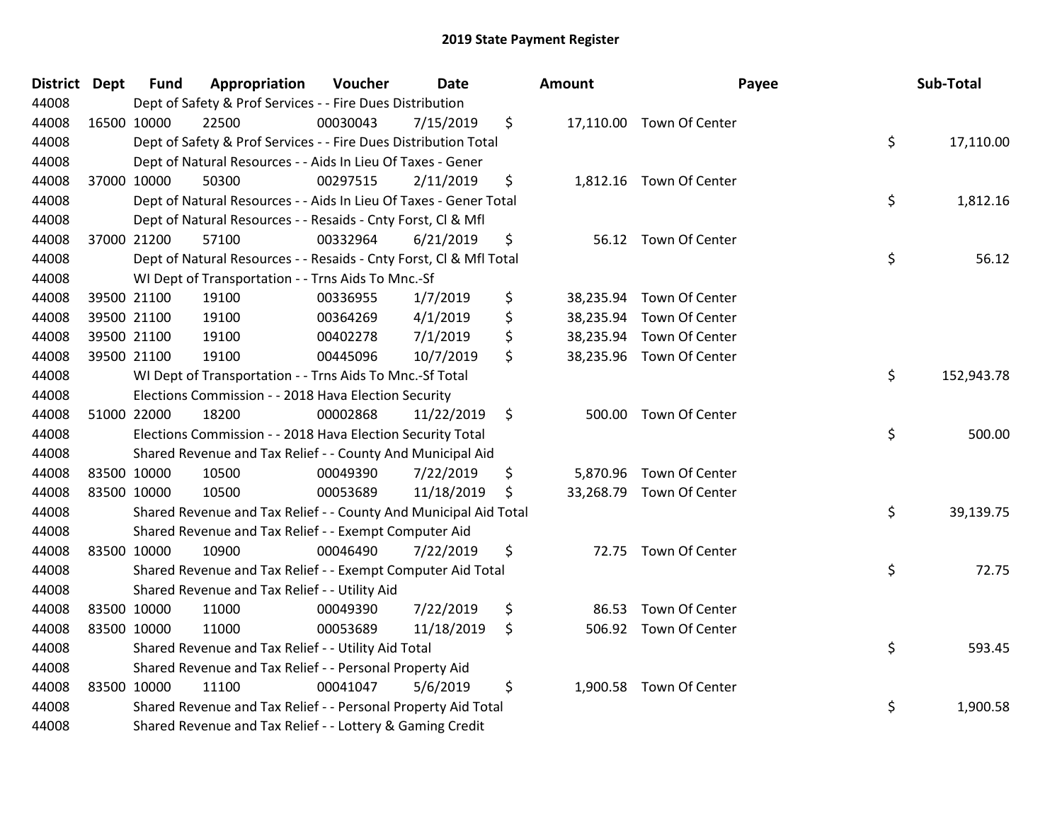# 2019 State Payment Register

| District | Dept | Fund | Appropriation | Voucher | Date | Amount | Payee | Sub-Total |
|---|---|---|---|---|---|---|---|---|
| 44008 | | Dept of Safety & Prof Services - - Fire Dues Distribution | | | | | | |
| 44008 | 16500 | 10000 | 22500 | 00030043 | 7/15/2019 | $ 17,110.00 | Town Of Center | |
| 44008 | | Dept of Safety & Prof Services - - Fire Dues Distribution Total | | | | | | $ 17,110.00 |
| 44008 | | Dept of Natural Resources - - Aids In Lieu Of Taxes - Gener | | | | | | |
| 44008 | 37000 | 10000 | 50300 | 00297515 | 2/11/2019 | $ 1,812.16 | Town Of Center | |
| 44008 | | Dept of Natural Resources - - Aids In Lieu Of Taxes - Gener Total | | | | | | $ 1,812.16 |
| 44008 | | Dept of Natural Resources - - Resaids - Cnty Forst, Cl & Mfl | | | | | | |
| 44008 | 37000 | 21200 | 57100 | 00332964 | 6/21/2019 | $ 56.12 | Town Of Center | |
| 44008 | | Dept of Natural Resources - - Resaids - Cnty Forst, Cl & Mfl Total | | | | | | $ 56.12 |
| 44008 | | WI Dept of Transportation - - Trns Aids To Mnc.-Sf | | | | | | |
| 44008 | 39500 | 21100 | 19100 | 00336955 | 1/7/2019 | $ 38,235.94 | Town Of Center | |
| 44008 | 39500 | 21100 | 19100 | 00364269 | 4/1/2019 | $ 38,235.94 | Town Of Center | |
| 44008 | 39500 | 21100 | 19100 | 00402278 | 7/1/2019 | $ 38,235.94 | Town Of Center | |
| 44008 | 39500 | 21100 | 19100 | 00445096 | 10/7/2019 | $ 38,235.96 | Town Of Center | |
| 44008 | | WI Dept of Transportation - - Trns Aids To Mnc.-Sf Total | | | | | | $ 152,943.78 |
| 44008 | | Elections Commission - - 2018 Hava Election Security | | | | | | |
| 44008 | 51000 | 22000 | 18200 | 00002868 | 11/22/2019 | $ 500.00 | Town Of Center | |
| 44008 | | Elections Commission - - 2018 Hava Election Security Total | | | | | | $ 500.00 |
| 44008 | | Shared Revenue and Tax Relief - - County And Municipal Aid | | | | | | |
| 44008 | 83500 | 10000 | 10500 | 00049390 | 7/22/2019 | $ 5,870.96 | Town Of Center | |
| 44008 | 83500 | 10000 | 10500 | 00053689 | 11/18/2019 | $ 33,268.79 | Town Of Center | |
| 44008 | | Shared Revenue and Tax Relief - - County And Municipal Aid Total | | | | | | $ 39,139.75 |
| 44008 | | Shared Revenue and Tax Relief - - Exempt Computer Aid | | | | | | |
| 44008 | 83500 | 10000 | 10900 | 00046490 | 7/22/2019 | $ 72.75 | Town Of Center | |
| 44008 | | Shared Revenue and Tax Relief - - Exempt Computer Aid Total | | | | | | $ 72.75 |
| 44008 | | Shared Revenue and Tax Relief - - Utility Aid | | | | | | |
| 44008 | 83500 | 10000 | 11000 | 00049390 | 7/22/2019 | $ 86.53 | Town Of Center | |
| 44008 | 83500 | 10000 | 11000 | 00053689 | 11/18/2019 | $ 506.92 | Town Of Center | |
| 44008 | | Shared Revenue and Tax Relief - - Utility Aid Total | | | | | | $ 593.45 |
| 44008 | | Shared Revenue and Tax Relief - - Personal Property Aid | | | | | | |
| 44008 | 83500 | 10000 | 11100 | 00041047 | 5/6/2019 | $ 1,900.58 | Town Of Center | |
| 44008 | | Shared Revenue and Tax Relief - - Personal Property Aid Total | | | | | | $ 1,900.58 |
| 44008 | | Shared Revenue and Tax Relief - - Lottery & Gaming Credit | | | | | | |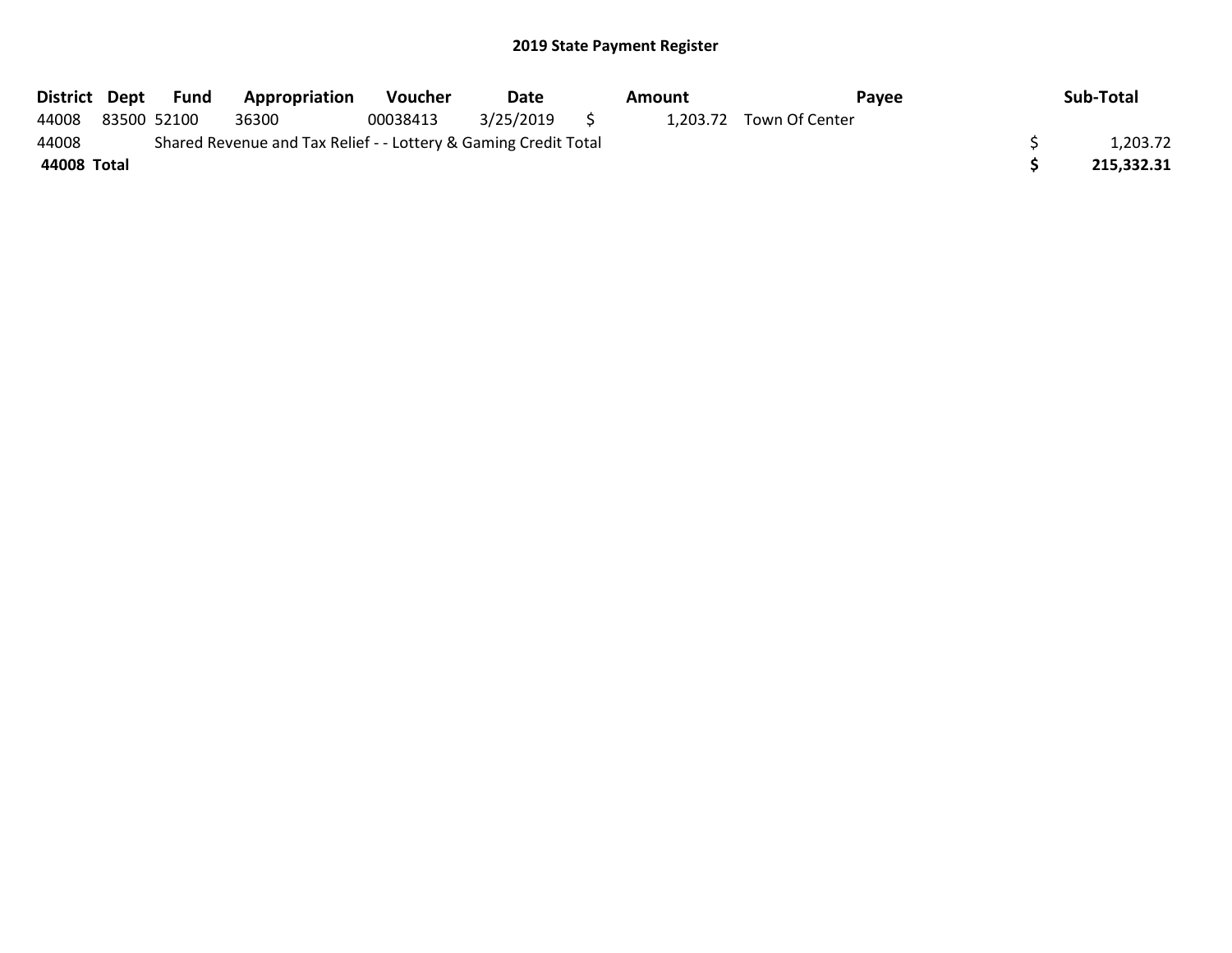# 2019 State Payment Register

| District | Dept | Fund | Appropriation | Voucher | Date | Amount | Payee | Sub-Total |
|---|---|---|---|---|---|---|---|---|
| 44008 | 83500 | 52100 | 36300 | 00038413 | 3/25/2019 | $ 1,203.72 | Town Of Center | |
| 44008 | | Shared Revenue and Tax Relief - - Lottery & Gaming Credit Total | | | | | | $ 1,203.72 |
| **44008 Total** | | | | | | | | **$ 215,332.31** |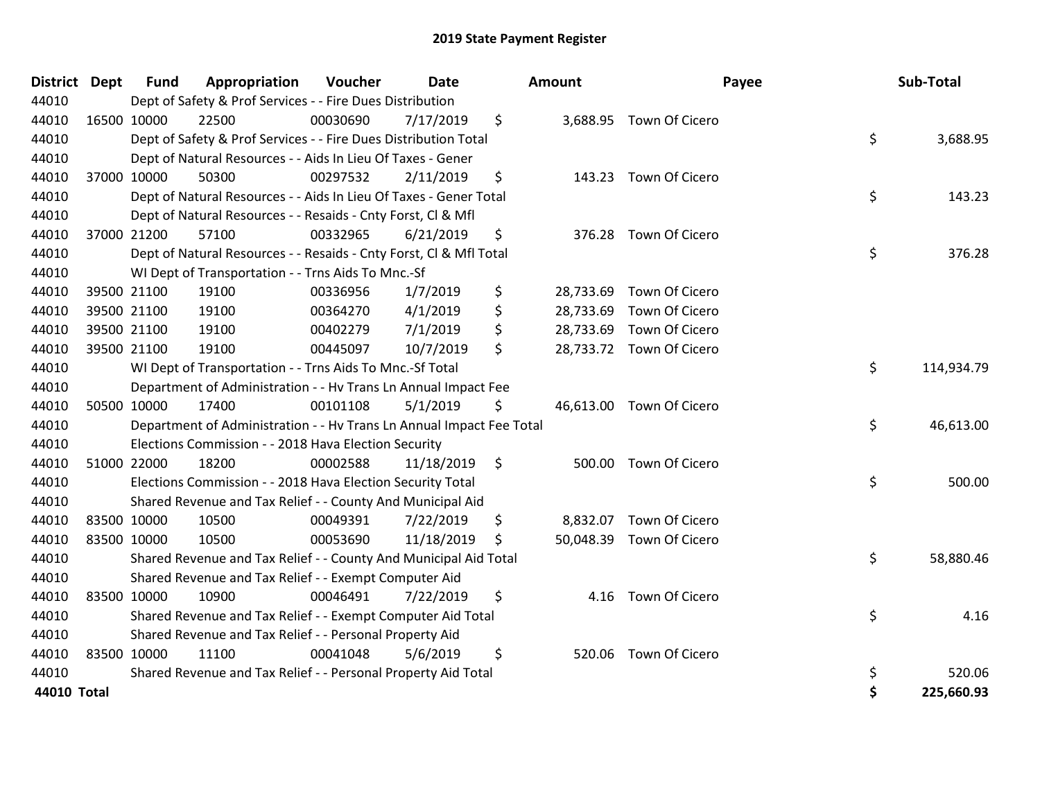# 2019 State Payment Register

| District | Dept | Fund | Appropriation | Voucher | Date | Amount | Payee | Sub-Total |
|---|---|---|---|---|---|---|---|---|
| 44010 | | Dept of Safety & Prof Services - - Fire Dues Distribution | | | | | | |
| 44010 | 16500 | 10000 | 22500 | 00030690 | 7/17/2019 | $ 3,688.95 | Town Of Cicero | |
| 44010 | | Dept of Safety & Prof Services - - Fire Dues Distribution Total | | | | | | $ 3,688.95 |
| 44010 | | Dept of Natural Resources - - Aids In Lieu Of Taxes - Gener | | | | | | |
| 44010 | 37000 | 10000 | 50300 | 00297532 | 2/11/2019 | $ 143.23 | Town Of Cicero | |
| 44010 | | Dept of Natural Resources - - Aids In Lieu Of Taxes - Gener Total | | | | | | $ 143.23 |
| 44010 | | Dept of Natural Resources - - Resaids - Cnty Forst, Cl & Mfl | | | | | | |
| 44010 | 37000 | 21200 | 57100 | 00332965 | 6/21/2019 | $ 376.28 | Town Of Cicero | |
| 44010 | | Dept of Natural Resources - - Resaids - Cnty Forst, Cl & Mfl Total | | | | | | $ 376.28 |
| 44010 | | WI Dept of Transportation - - Trns Aids To Mnc.-Sf | | | | | | |
| 44010 | 39500 | 21100 | 19100 | 00336956 | 1/7/2019 | $ 28,733.69 | Town Of Cicero | |
| 44010 | 39500 | 21100 | 19100 | 00364270 | 4/1/2019 | $ 28,733.69 | Town Of Cicero | |
| 44010 | 39500 | 21100 | 19100 | 00402279 | 7/1/2019 | $ 28,733.69 | Town Of Cicero | |
| 44010 | 39500 | 21100 | 19100 | 00445097 | 10/7/2019 | $ 28,733.72 | Town Of Cicero | |
| 44010 | | WI Dept of Transportation - - Trns Aids To Mnc.-Sf Total | | | | | | $ 114,934.79 |
| 44010 | | Department of Administration - - Hv Trans Ln Annual Impact Fee | | | | | | |
| 44010 | 50500 | 10000 | 17400 | 00101108 | 5/1/2019 | $ 46,613.00 | Town Of Cicero | |
| 44010 | | Department of Administration - - Hv Trans Ln Annual Impact Fee Total | | | | | | $ 46,613.00 |
| 44010 | | Elections Commission - - 2018 Hava Election Security | | | | | | |
| 44010 | 51000 | 22000 | 18200 | 00002588 | 11/18/2019 | $ 500.00 | Town Of Cicero | |
| 44010 | | Elections Commission - - 2018 Hava Election Security Total | | | | | | $ 500.00 |
| 44010 | | Shared Revenue and Tax Relief - - County And Municipal Aid | | | | | | |
| 44010 | 83500 | 10000 | 10500 | 00049391 | 7/22/2019 | $ 8,832.07 | Town Of Cicero | |
| 44010 | 83500 | 10000 | 10500 | 00053690 | 11/18/2019 | $ 50,048.39 | Town Of Cicero | |
| 44010 | | Shared Revenue and Tax Relief - - County And Municipal Aid Total | | | | | | $ 58,880.46 |
| 44010 | | Shared Revenue and Tax Relief - - Exempt Computer Aid | | | | | | |
| 44010 | 83500 | 10000 | 10900 | 00046491 | 7/22/2019 | $ 4.16 | Town Of Cicero | |
| 44010 | | Shared Revenue and Tax Relief - - Exempt Computer Aid Total | | | | | | $ 4.16 |
| 44010 | | Shared Revenue and Tax Relief - - Personal Property Aid | | | | | | |
| 44010 | 83500 | 10000 | 11100 | 00041048 | 5/6/2019 | $ 520.06 | Town Of Cicero | |
| 44010 | | Shared Revenue and Tax Relief - - Personal Property Aid Total | | | | | | $ 520.06 |
| **44010 Total** | | | | | | | | **$ 225,660.93** |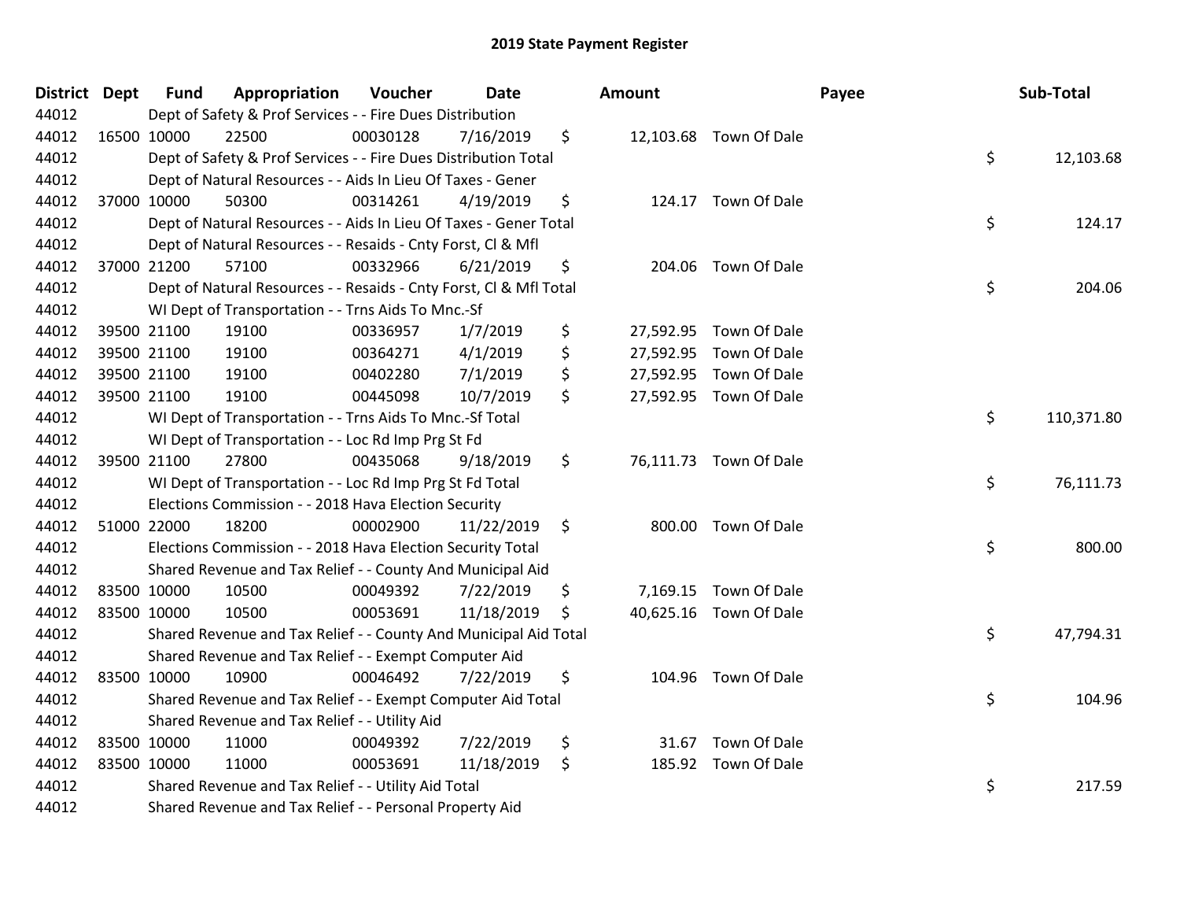# 2019 State Payment Register

| District | Dept | Fund | Appropriation | Voucher | Date | Amount | Payee | Sub-Total |
|---|---|---|---|---|---|---|---|---|
| 44012 | | Dept of Safety & Prof Services - - Fire Dues Distribution | | | | | | |
| 44012 | 16500 | 10000 | 22500 | 00030128 | 7/16/2019 | $ 12,103.68 | Town Of Dale | |
| 44012 | | Dept of Safety & Prof Services - - Fire Dues Distribution Total | | | | | | $ 12,103.68 |
| 44012 | | Dept of Natural Resources - - Aids In Lieu Of Taxes - Gener | | | | | | |
| 44012 | 37000 | 10000 | 50300 | 00314261 | 4/19/2019 | $ 124.17 | Town Of Dale | |
| 44012 | | Dept of Natural Resources - - Aids In Lieu Of Taxes - Gener Total | | | | | | $ 124.17 |
| 44012 | | Dept of Natural Resources - - Resaids - Cnty Forst, Cl & Mfl | | | | | | |
| 44012 | 37000 | 21200 | 57100 | 00332966 | 6/21/2019 | $ 204.06 | Town Of Dale | |
| 44012 | | Dept of Natural Resources - - Resaids - Cnty Forst, Cl & Mfl Total | | | | | | $ 204.06 |
| 44012 | | WI Dept of Transportation - - Trns Aids To Mnc.-Sf | | | | | | |
| 44012 | 39500 | 21100 | 19100 | 00336957 | 1/7/2019 | $ 27,592.95 | Town Of Dale | |
| 44012 | 39500 | 21100 | 19100 | 00364271 | 4/1/2019 | $ 27,592.95 | Town Of Dale | |
| 44012 | 39500 | 21100 | 19100 | 00402280 | 7/1/2019 | $ 27,592.95 | Town Of Dale | |
| 44012 | 39500 | 21100 | 19100 | 00445098 | 10/7/2019 | $ 27,592.95 | Town Of Dale | |
| 44012 | | WI Dept of Transportation - - Trns Aids To Mnc.-Sf Total | | | | | | $ 110,371.80 |
| 44012 | | WI Dept of Transportation - - Loc Rd Imp Prg St Fd | | | | | | |
| 44012 | 39500 | 21100 | 27800 | 00435068 | 9/18/2019 | $ 76,111.73 | Town Of Dale | |
| 44012 | | WI Dept of Transportation - - Loc Rd Imp Prg St Fd Total | | | | | | $ 76,111.73 |
| 44012 | | Elections Commission - - 2018 Hava Election Security | | | | | | |
| 44012 | 51000 | 22000 | 18200 | 00002900 | 11/22/2019 | $ 800.00 | Town Of Dale | |
| 44012 | | Elections Commission - - 2018 Hava Election Security Total | | | | | | $ 800.00 |
| 44012 | | Shared Revenue and Tax Relief - - County And Municipal Aid | | | | | | |
| 44012 | 83500 | 10000 | 10500 | 00049392 | 7/22/2019 | $ 7,169.15 | Town Of Dale | |
| 44012 | 83500 | 10000 | 10500 | 00053691 | 11/18/2019 | $ 40,625.16 | Town Of Dale | |
| 44012 | | Shared Revenue and Tax Relief - - County And Municipal Aid Total | | | | | | $ 47,794.31 |
| 44012 | | Shared Revenue and Tax Relief - - Exempt Computer Aid | | | | | | |
| 44012 | 83500 | 10000 | 10900 | 00046492 | 7/22/2019 | $ 104.96 | Town Of Dale | |
| 44012 | | Shared Revenue and Tax Relief - - Exempt Computer Aid Total | | | | | | $ 104.96 |
| 44012 | | Shared Revenue and Tax Relief - - Utility Aid | | | | | | |
| 44012 | 83500 | 10000 | 11000 | 00049392 | 7/22/2019 | $ 31.67 | Town Of Dale | |
| 44012 | 83500 | 10000 | 11000 | 00053691 | 11/18/2019 | $ 185.92 | Town Of Dale | |
| 44012 | | Shared Revenue and Tax Relief - - Utility Aid Total | | | | | | $ 217.59 |
| 44012 | | Shared Revenue and Tax Relief - - Personal Property Aid | | | | | | |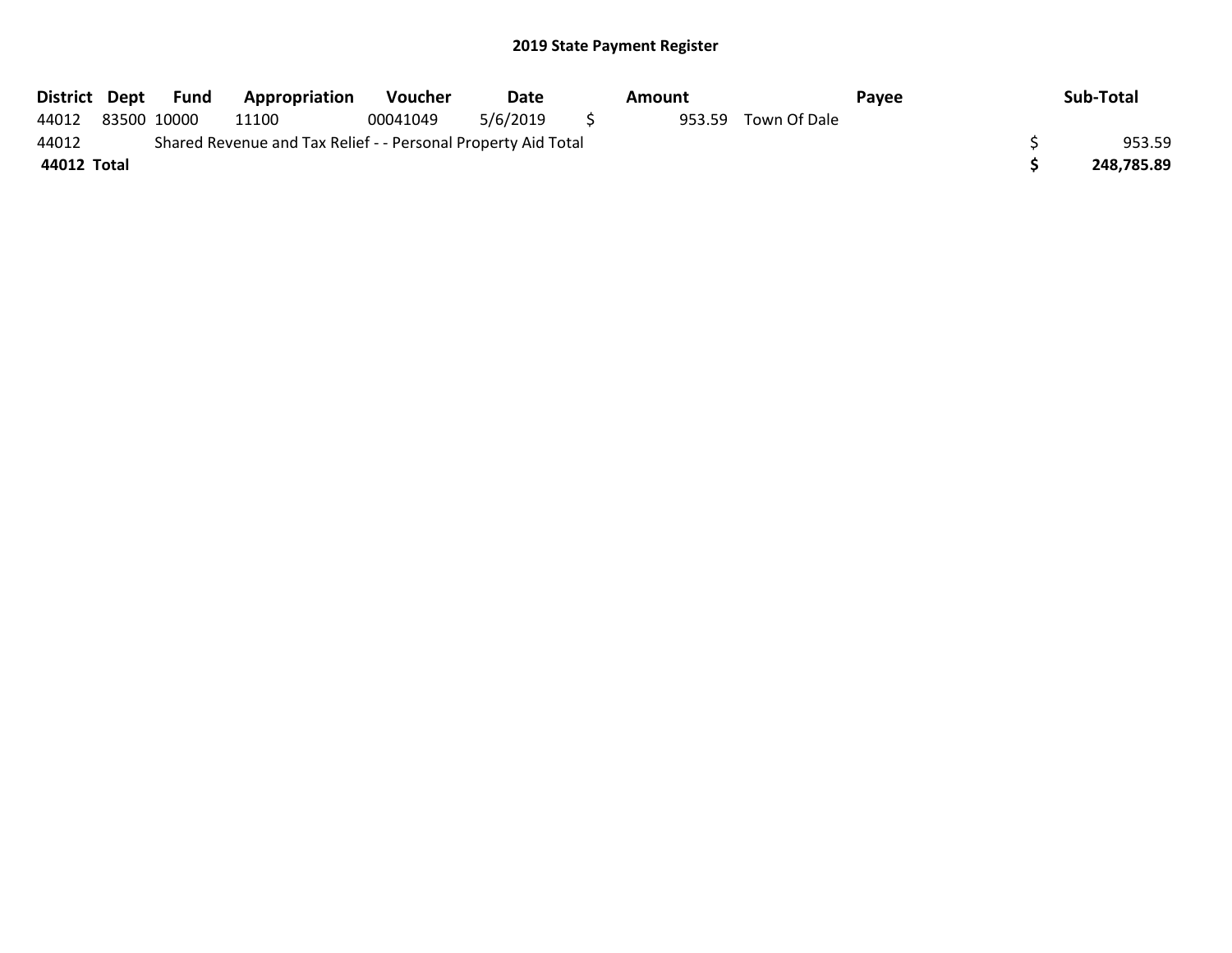## 2019 State Payment Register

| District | Dept | Fund | Appropriation | Voucher | Date | Amount | Payee | Sub-Total |
|---|---|---|---|---|---|---|---|---|
| 44012 | 83500 | 10000 | 11100 | 00041049 | 5/6/2019 | $ 953.59 | Town Of Dale | |
| 44012 | | Shared Revenue and Tax Relief - - Personal Property Aid Total | | | | | | $ 953.59 |
| **44012 Total** | | | | | | | | **$ 248,785.89** |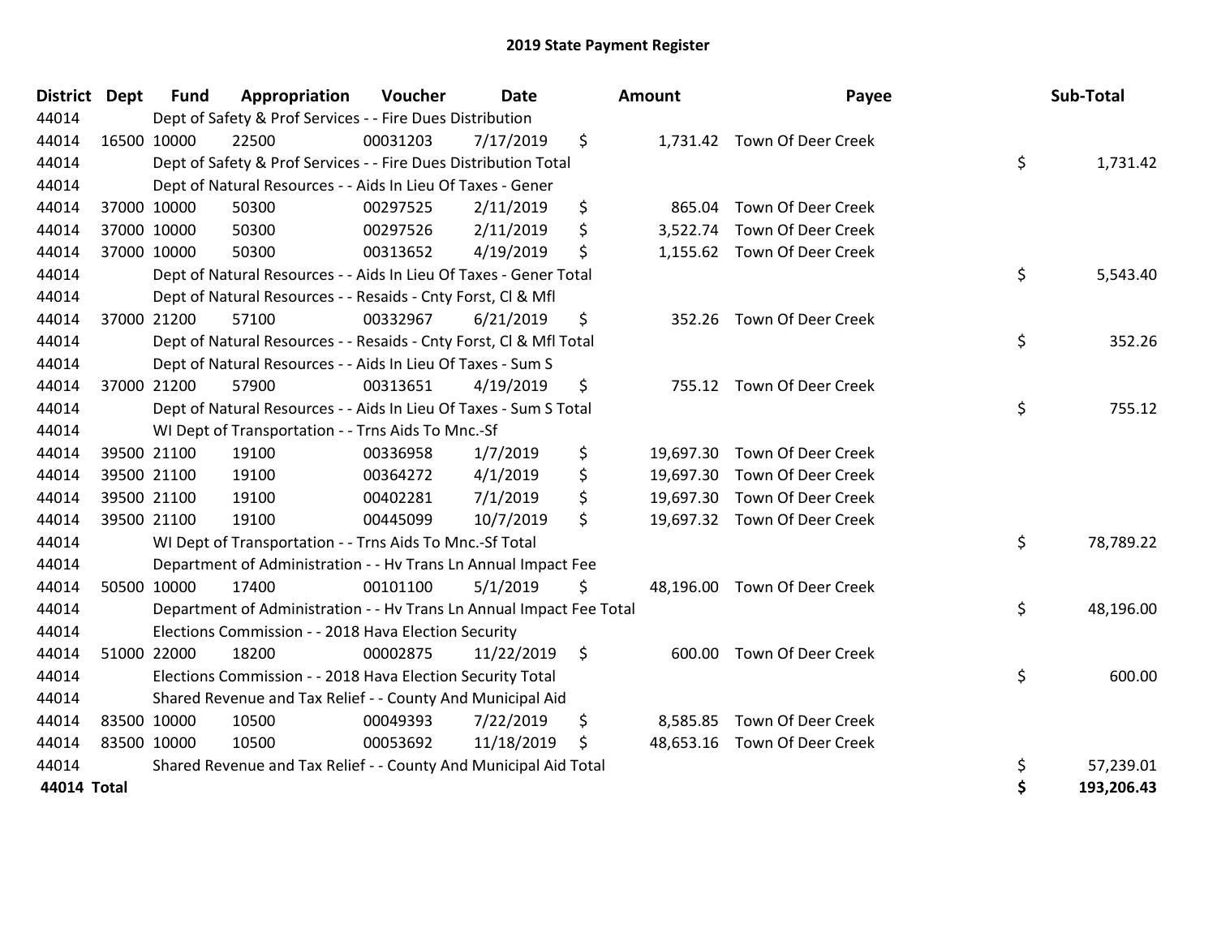# 2019 State Payment Register

| District | Dept | Fund | Appropriation | Voucher | Date | Amount | Payee | Sub-Total |
|---|---|---|---|---|---|---|---|---|
| 44014 | | Dept of Safety & Prof Services - - Fire Dues Distribution | | | | | | |
| 44014 | 16500 | 10000 | 22500 | 00031203 | 7/17/2019 | $ 1,731.42 | Town Of Deer Creek | |
| 44014 | | Dept of Safety & Prof Services - - Fire Dues Distribution Total | | | | | | $ 1,731.42 |
| 44014 | | Dept of Natural Resources - - Aids In Lieu Of Taxes - Gener | | | | | | |
| 44014 | 37000 | 10000 | 50300 | 00297525 | 2/11/2019 | $ 865.04 | Town Of Deer Creek | |
| 44014 | 37000 | 10000 | 50300 | 00297526 | 2/11/2019 | $ 3,522.74 | Town Of Deer Creek | |
| 44014 | 37000 | 10000 | 50300 | 00313652 | 4/19/2019 | $ 1,155.62 | Town Of Deer Creek | |
| 44014 | | Dept of Natural Resources - - Aids In Lieu Of Taxes - Gener Total | | | | | | $ 5,543.40 |
| 44014 | | Dept of Natural Resources - - Resaids - Cnty Forst, Cl & Mfl | | | | | | |
| 44014 | 37000 | 21200 | 57100 | 00332967 | 6/21/2019 | $ 352.26 | Town Of Deer Creek | |
| 44014 | | Dept of Natural Resources - - Resaids - Cnty Forst, Cl & Mfl Total | | | | | | $ 352.26 |
| 44014 | | Dept of Natural Resources - - Aids In Lieu Of Taxes - Sum S | | | | | | |
| 44014 | 37000 | 21200 | 57900 | 00313651 | 4/19/2019 | $ 755.12 | Town Of Deer Creek | |
| 44014 | | Dept of Natural Resources - - Aids In Lieu Of Taxes - Sum S Total | | | | | | $ 755.12 |
| 44014 | | WI Dept of Transportation - - Trns Aids To Mnc.-Sf | | | | | | |
| 44014 | 39500 | 21100 | 19100 | 00336958 | 1/7/2019 | $ 19,697.30 | Town Of Deer Creek | |
| 44014 | 39500 | 21100 | 19100 | 00364272 | 4/1/2019 | $ 19,697.30 | Town Of Deer Creek | |
| 44014 | 39500 | 21100 | 19100 | 00402281 | 7/1/2019 | $ 19,697.30 | Town Of Deer Creek | |
| 44014 | 39500 | 21100 | 19100 | 00445099 | 10/7/2019 | $ 19,697.32 | Town Of Deer Creek | |
| 44014 | | WI Dept of Transportation - - Trns Aids To Mnc.-Sf Total | | | | | | $ 78,789.22 |
| 44014 | | Department of Administration - - Hv Trans Ln Annual Impact Fee | | | | | | |
| 44014 | 50500 | 10000 | 17400 | 00101100 | 5/1/2019 | $ 48,196.00 | Town Of Deer Creek | |
| 44014 | | Department of Administration - - Hv Trans Ln Annual Impact Fee Total | | | | | | $ 48,196.00 |
| 44014 | | Elections Commission - - 2018 Hava Election Security | | | | | | |
| 44014 | 51000 | 22000 | 18200 | 00002875 | 11/22/2019 | $ 600.00 | Town Of Deer Creek | |
| 44014 | | Elections Commission - - 2018 Hava Election Security Total | | | | | | $ 600.00 |
| 44014 | | Shared Revenue and Tax Relief - - County And Municipal Aid | | | | | | |
| 44014 | 83500 | 10000 | 10500 | 00049393 | 7/22/2019 | $ 8,585.85 | Town Of Deer Creek | |
| 44014 | 83500 | 10000 | 10500 | 00053692 | 11/18/2019 | $ 48,653.16 | Town Of Deer Creek | |
| 44014 | | Shared Revenue and Tax Relief - - County And Municipal Aid Total | | | | | | $ 57,239.01 |
| **44014 Total** | | | | | | | | **$ 193,206.43** |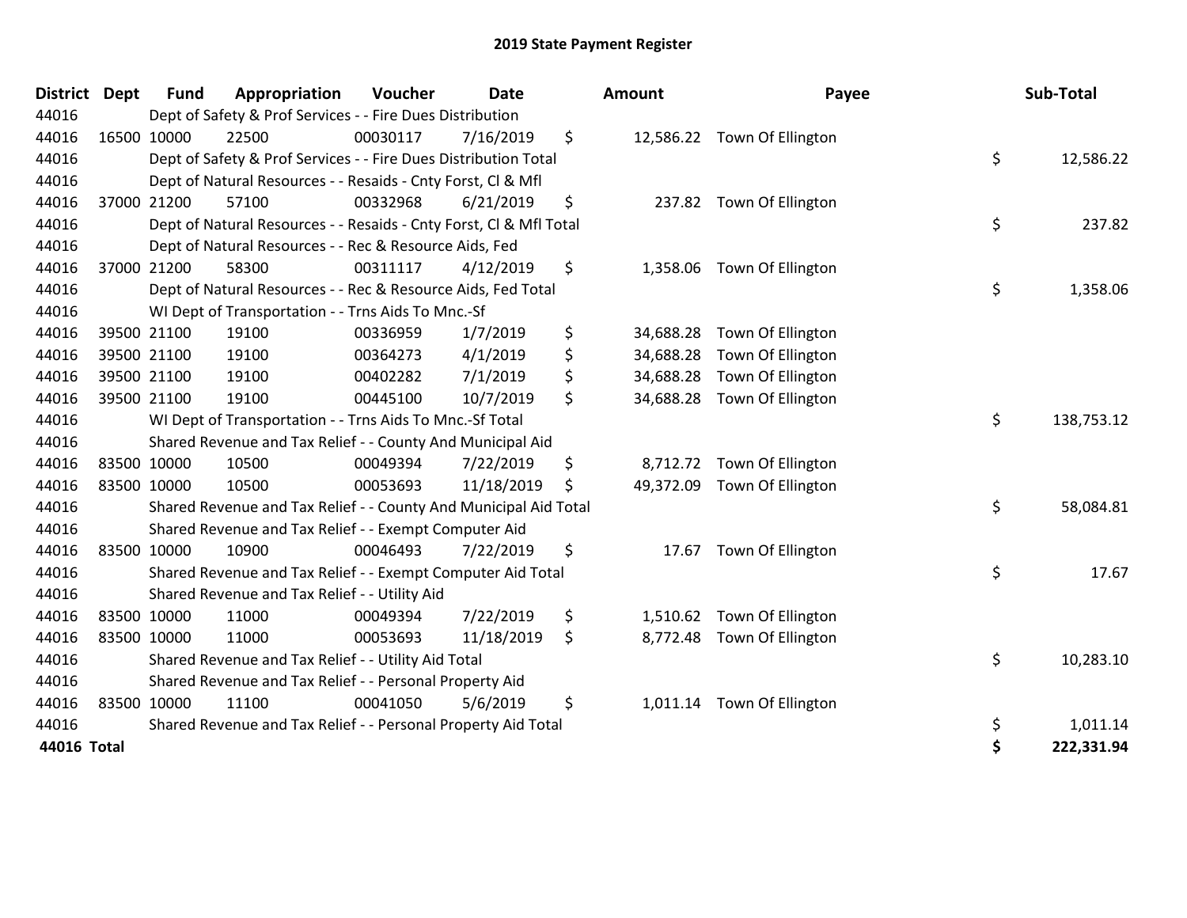# 2019 State Payment Register

| District | Dept | Fund | Appropriation | Voucher | Date | | Amount | Payee | | Sub-Total |
|---|---|---|---|---|---|---|---|---|---|---|
| 44016 | | Dept of Safety & Prof Services - - Fire Dues Distribution | | | | | | | | |
| 44016 | 16500 | 10000 | 22500 | 00030117 | 7/16/2019 | $ | 12,586.22 | Town Of Ellington | | |
| 44016 | | Dept of Safety & Prof Services - - Fire Dues Distribution Total | | | | | | | $ | 12,586.22 |
| 44016 | | Dept of Natural Resources - - Resaids - Cnty Forst, Cl & Mfl | | | | | | | | |
| 44016 | 37000 | 21200 | 57100 | 00332968 | 6/21/2019 | $ | 237.82 | Town Of Ellington | | |
| 44016 | | Dept of Natural Resources - - Resaids - Cnty Forst, Cl & Mfl Total | | | | | | | $ | 237.82 |
| 44016 | | Dept of Natural Resources - - Rec & Resource Aids, Fed | | | | | | | | |
| 44016 | 37000 | 21200 | 58300 | 00311117 | 4/12/2019 | $ | 1,358.06 | Town Of Ellington | | |
| 44016 | | Dept of Natural Resources - - Rec & Resource Aids, Fed Total | | | | | | | $ | 1,358.06 |
| 44016 | | WI Dept of Transportation - - Trns Aids To Mnc.-Sf | | | | | | | | |
| 44016 | 39500 | 21100 | 19100 | 00336959 | 1/7/2019 | $ | 34,688.28 | Town Of Ellington | | |
| 44016 | 39500 | 21100 | 19100 | 00364273 | 4/1/2019 | $ | 34,688.28 | Town Of Ellington | | |
| 44016 | 39500 | 21100 | 19100 | 00402282 | 7/1/2019 | $ | 34,688.28 | Town Of Ellington | | |
| 44016 | 39500 | 21100 | 19100 | 00445100 | 10/7/2019 | $ | 34,688.28 | Town Of Ellington | | |
| 44016 | | WI Dept of Transportation - - Trns Aids To Mnc.-Sf Total | | | | | | | $ | 138,753.12 |
| 44016 | | Shared Revenue and Tax Relief - - County And Municipal Aid | | | | | | | | |
| 44016 | 83500 | 10000 | 10500 | 00049394 | 7/22/2019 | $ | 8,712.72 | Town Of Ellington | | |
| 44016 | 83500 | 10000 | 10500 | 00053693 | 11/18/2019 | $ | 49,372.09 | Town Of Ellington | | |
| 44016 | | Shared Revenue and Tax Relief - - County And Municipal Aid Total | | | | | | | $ | 58,084.81 |
| 44016 | | Shared Revenue and Tax Relief - - Exempt Computer Aid | | | | | | | | |
| 44016 | 83500 | 10000 | 10900 | 00046493 | 7/22/2019 | $ | 17.67 | Town Of Ellington | | |
| 44016 | | Shared Revenue and Tax Relief - - Exempt Computer Aid Total | | | | | | | $ | 17.67 |
| 44016 | | Shared Revenue and Tax Relief - - Utility Aid | | | | | | | | |
| 44016 | 83500 | 10000 | 11000 | 00049394 | 7/22/2019 | $ | 1,510.62 | Town Of Ellington | | |
| 44016 | 83500 | 10000 | 11000 | 00053693 | 11/18/2019 | $ | 8,772.48 | Town Of Ellington | | |
| 44016 | | Shared Revenue and Tax Relief - - Utility Aid Total | | | | | | | $ | 10,283.10 |
| 44016 | | Shared Revenue and Tax Relief - - Personal Property Aid | | | | | | | | |
| 44016 | 83500 | 10000 | 11100 | 00041050 | 5/6/2019 | $ | 1,011.14 | Town Of Ellington | | |
| 44016 | | Shared Revenue and Tax Relief - - Personal Property Aid Total | | | | | | | $ | 1,011.14 |
| **44016 Total** | | | | | | | | | **$** | **222,331.94** |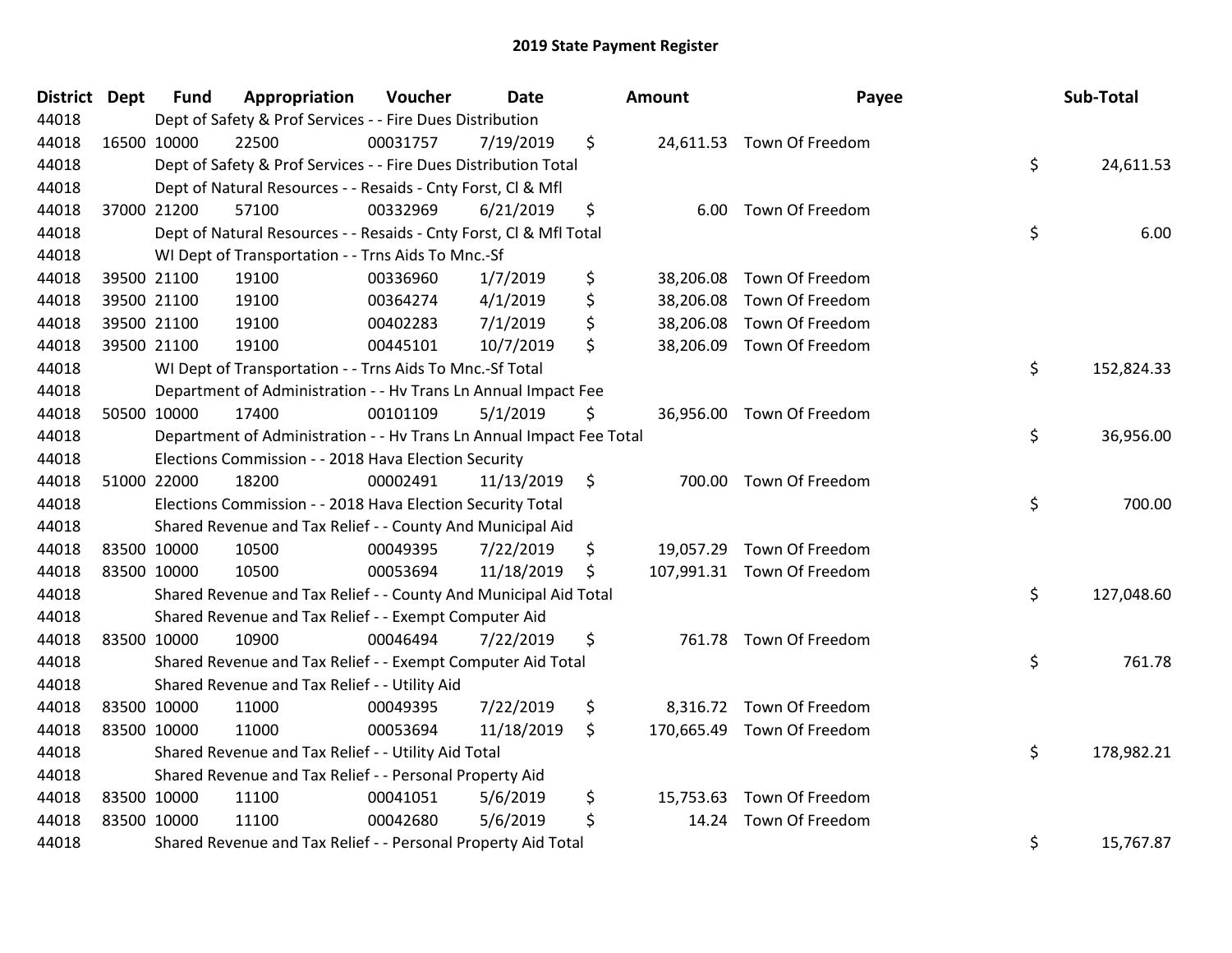# 2019 State Payment Register

| District | Dept | Fund | Appropriation | Voucher | Date | Amount | Payee | Sub-Total |
|---|---|---|---|---|---|---|---|---|
| 44018 | Dept of Safety & Prof Services - - Fire Dues Distribution | | | | | | | |
| 44018 | 16500 | 10000 | 22500 | 00031757 | 7/19/2019 | $ 24,611.53 | Town Of Freedom | |
| 44018 | Dept of Safety & Prof Services - - Fire Dues Distribution Total | | | | | | | $ 24,611.53 |
| 44018 | Dept of Natural Resources - - Resaids - Cnty Forst, Cl & Mfl | | | | | | | |
| 44018 | 37000 | 21200 | 57100 | 00332969 | 6/21/2019 | $ 6.00 | Town Of Freedom | |
| 44018 | Dept of Natural Resources - - Resaids - Cnty Forst, Cl & Mfl Total | | | | | | | $ 6.00 |
| 44018 | WI Dept of Transportation - - Trns Aids To Mnc.-Sf | | | | | | | |
| 44018 | 39500 | 21100 | 19100 | 00336960 | 1/7/2019 | $ 38,206.08 | Town Of Freedom | |
| 44018 | 39500 | 21100 | 19100 | 00364274 | 4/1/2019 | $ 38,206.08 | Town Of Freedom | |
| 44018 | 39500 | 21100 | 19100 | 00402283 | 7/1/2019 | $ 38,206.08 | Town Of Freedom | |
| 44018 | 39500 | 21100 | 19100 | 00445101 | 10/7/2019 | $ 38,206.09 | Town Of Freedom | |
| 44018 | WI Dept of Transportation - - Trns Aids To Mnc.-Sf Total | | | | | | | $ 152,824.33 |
| 44018 | Department of Administration - - Hv Trans Ln Annual Impact Fee | | | | | | | |
| 44018 | 50500 | 10000 | 17400 | 00101109 | 5/1/2019 | $ 36,956.00 | Town Of Freedom | |
| 44018 | Department of Administration - - Hv Trans Ln Annual Impact Fee Total | | | | | | | $ 36,956.00 |
| 44018 | Elections Commission - - 2018 Hava Election Security | | | | | | | |
| 44018 | 51000 | 22000 | 18200 | 00002491 | 11/13/2019 | $ 700.00 | Town Of Freedom | |
| 44018 | Elections Commission - - 2018 Hava Election Security Total | | | | | | | $ 700.00 |
| 44018 | Shared Revenue and Tax Relief - - County And Municipal Aid | | | | | | | |
| 44018 | 83500 | 10000 | 10500 | 00049395 | 7/22/2019 | $ 19,057.29 | Town Of Freedom | |
| 44018 | 83500 | 10000 | 10500 | 00053694 | 11/18/2019 | $ 107,991.31 | Town Of Freedom | |
| 44018 | Shared Revenue and Tax Relief - - County And Municipal Aid Total | | | | | | | $ 127,048.60 |
| 44018 | Shared Revenue and Tax Relief - - Exempt Computer Aid | | | | | | | |
| 44018 | 83500 | 10000 | 10900 | 00046494 | 7/22/2019 | $ 761.78 | Town Of Freedom | |
| 44018 | Shared Revenue and Tax Relief - - Exempt Computer Aid Total | | | | | | | $ 761.78 |
| 44018 | Shared Revenue and Tax Relief - - Utility Aid | | | | | | | |
| 44018 | 83500 | 10000 | 11000 | 00049395 | 7/22/2019 | $ 8,316.72 | Town Of Freedom | |
| 44018 | 83500 | 10000 | 11000 | 00053694 | 11/18/2019 | $ 170,665.49 | Town Of Freedom | |
| 44018 | Shared Revenue and Tax Relief - - Utility Aid Total | | | | | | | $ 178,982.21 |
| 44018 | Shared Revenue and Tax Relief - - Personal Property Aid | | | | | | | |
| 44018 | 83500 | 10000 | 11100 | 00041051 | 5/6/2019 | $ 15,753.63 | Town Of Freedom | |
| 44018 | 83500 | 10000 | 11100 | 00042680 | 5/6/2019 | $ 14.24 | Town Of Freedom | |
| 44018 | Shared Revenue and Tax Relief - - Personal Property Aid Total | | | | | | | $ 15,767.87 |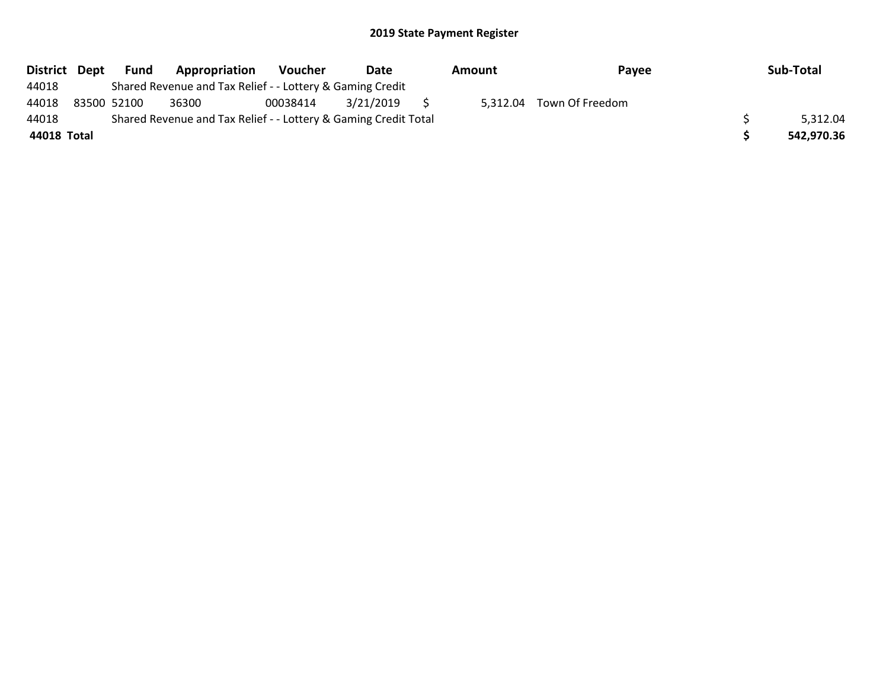# 2019 State Payment Register

| District | Dept | Fund | Appropriation | Voucher | Date | Amount | Payee | Sub-Total |
|---|---|---|---|---|---|---|---|---|
| 44018 | | Shared Revenue and Tax Relief - - Lottery & Gaming Credit | | | | | | |
| 44018 | 83500 | 52100 | 36300 | 00038414 | 3/21/2019 | $ 5,312.04 | Town Of Freedom | |
| 44018 | | Shared Revenue and Tax Relief - - Lottery & Gaming Credit Total | | | | | | $ 5,312.04 |
| **44018** | **Total** | | | | | | | **$ 542,970.36** |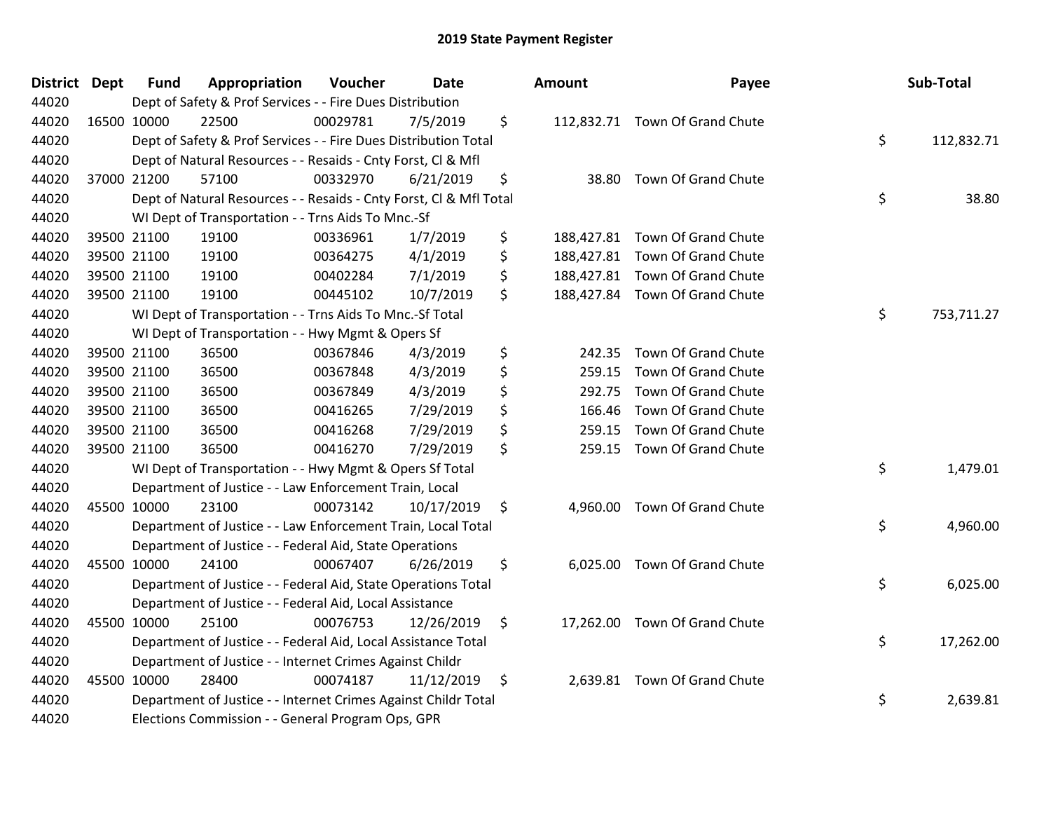# 2019 State Payment Register

| District | Dept | Fund | Appropriation | Voucher | Date | Amount | Payee | Sub-Total |
|---|---|---|---|---|---|---|---|---|
| 44020 | | Dept of Safety & Prof Services - - Fire Dues Distribution | | | | | | |
| 44020 | 16500 | 10000 | 22500 | 00029781 | 7/5/2019 | $ 112,832.71 | Town Of Grand Chute | |
| 44020 | | Dept of Safety & Prof Services - - Fire Dues Distribution Total | | | | | | $ 112,832.71 |
| 44020 | | Dept of Natural Resources - - Resaids - Cnty Forst, Cl & Mfl | | | | | | |
| 44020 | 37000 | 21200 | 57100 | 00332970 | 6/21/2019 | $ 38.80 | Town Of Grand Chute | |
| 44020 | | Dept of Natural Resources - - Resaids - Cnty Forst, Cl & Mfl Total | | | | | | $ 38.80 |
| 44020 | | WI Dept of Transportation - - Trns Aids To Mnc.-Sf | | | | | | |
| 44020 | 39500 | 21100 | 19100 | 00336961 | 1/7/2019 | $ 188,427.81 | Town Of Grand Chute | |
| 44020 | 39500 | 21100 | 19100 | 00364275 | 4/1/2019 | $ 188,427.81 | Town Of Grand Chute | |
| 44020 | 39500 | 21100 | 19100 | 00402284 | 7/1/2019 | $ 188,427.81 | Town Of Grand Chute | |
| 44020 | 39500 | 21100 | 19100 | 00445102 | 10/7/2019 | $ 188,427.84 | Town Of Grand Chute | |
| 44020 | | WI Dept of Transportation - - Trns Aids To Mnc.-Sf Total | | | | | | $ 753,711.27 |
| 44020 | | WI Dept of Transportation - - Hwy Mgmt & Opers Sf | | | | | | |
| 44020 | 39500 | 21100 | 36500 | 00367846 | 4/3/2019 | $ 242.35 | Town Of Grand Chute | |
| 44020 | 39500 | 21100 | 36500 | 00367848 | 4/3/2019 | $ 259.15 | Town Of Grand Chute | |
| 44020 | 39500 | 21100 | 36500 | 00367849 | 4/3/2019 | $ 292.75 | Town Of Grand Chute | |
| 44020 | 39500 | 21100 | 36500 | 00416265 | 7/29/2019 | $ 166.46 | Town Of Grand Chute | |
| 44020 | 39500 | 21100 | 36500 | 00416268 | 7/29/2019 | $ 259.15 | Town Of Grand Chute | |
| 44020 | 39500 | 21100 | 36500 | 00416270 | 7/29/2019 | $ 259.15 | Town Of Grand Chute | |
| 44020 | | WI Dept of Transportation - - Hwy Mgmt & Opers Sf Total | | | | | | $ 1,479.01 |
| 44020 | | Department of Justice - - Law Enforcement Train, Local | | | | | | |
| 44020 | 45500 | 10000 | 23100 | 00073142 | 10/17/2019 | $ 4,960.00 | Town Of Grand Chute | |
| 44020 | | Department of Justice - - Law Enforcement Train, Local Total | | | | | | $ 4,960.00 |
| 44020 | | Department of Justice - - Federal Aid, State Operations | | | | | | |
| 44020 | 45500 | 10000 | 24100 | 00067407 | 6/26/2019 | $ 6,025.00 | Town Of Grand Chute | |
| 44020 | | Department of Justice - - Federal Aid, State Operations Total | | | | | | $ 6,025.00 |
| 44020 | | Department of Justice - - Federal Aid, Local Assistance | | | | | | |
| 44020 | 45500 | 10000 | 25100 | 00076753 | 12/26/2019 | $ 17,262.00 | Town Of Grand Chute | |
| 44020 | | Department of Justice - - Federal Aid, Local Assistance Total | | | | | | $ 17,262.00 |
| 44020 | | Department of Justice - - Internet Crimes Against Childr | | | | | | |
| 44020 | 45500 | 10000 | 28400 | 00074187 | 11/12/2019 | $ 2,639.81 | Town Of Grand Chute | |
| 44020 | | Department of Justice - - Internet Crimes Against Childr Total | | | | | | $ 2,639.81 |
| 44020 | | Elections Commission - - General Program Ops, GPR | | | | | | |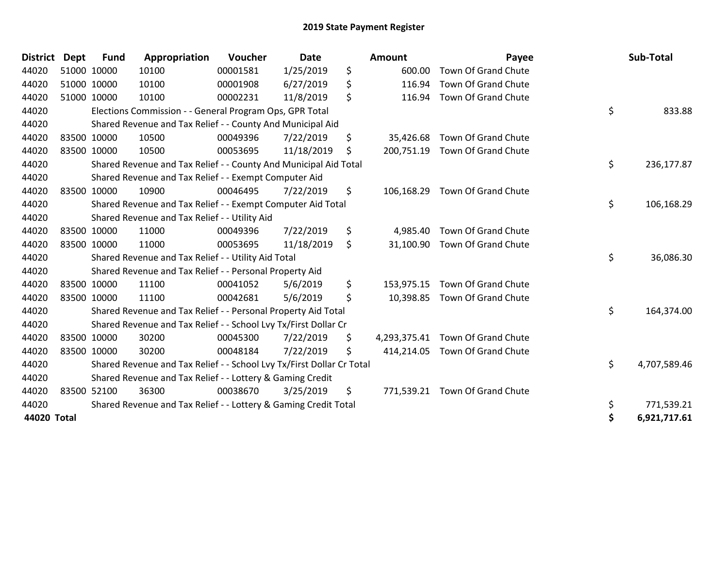# 2019 State Payment Register

| District | Dept | Fund | Appropriation | Voucher | Date | Amount | Payee | Sub-Total |
|---|---|---|---|---|---|---|---|---|
| 44020 | 51000 | 10000 | 10100 | 00001581 | 1/25/2019 | $ 600.00 | Town Of Grand Chute | |
| 44020 | 51000 | 10000 | 10100 | 00001908 | 6/27/2019 | $ 116.94 | Town Of Grand Chute | |
| 44020 | 51000 | 10000 | 10100 | 00002231 | 11/8/2019 | $ 116.94 | Town Of Grand Chute | |
| 44020 | | Elections Commission - - General Program Ops, GPR Total | | | | | | $ 833.88 |
| 44020 | | Shared Revenue and Tax Relief - - County And Municipal Aid | | | | | | |
| 44020 | 83500 | 10000 | 10500 | 00049396 | 7/22/2019 | $ 35,426.68 | Town Of Grand Chute | |
| 44020 | 83500 | 10000 | 10500 | 00053695 | 11/18/2019 | $ 200,751.19 | Town Of Grand Chute | |
| 44020 | | Shared Revenue and Tax Relief - - County And Municipal Aid Total | | | | | | $ 236,177.87 |
| 44020 | | Shared Revenue and Tax Relief - - Exempt Computer Aid | | | | | | |
| 44020 | 83500 | 10000 | 10900 | 00046495 | 7/22/2019 | $ 106,168.29 | Town Of Grand Chute | |
| 44020 | | Shared Revenue and Tax Relief - - Exempt Computer Aid Total | | | | | | $ 106,168.29 |
| 44020 | | Shared Revenue and Tax Relief - - Utility Aid | | | | | | |
| 44020 | 83500 | 10000 | 11000 | 00049396 | 7/22/2019 | $ 4,985.40 | Town Of Grand Chute | |
| 44020 | 83500 | 10000 | 11000 | 00053695 | 11/18/2019 | $ 31,100.90 | Town Of Grand Chute | |
| 44020 | | Shared Revenue and Tax Relief - - Utility Aid Total | | | | | | $ 36,086.30 |
| 44020 | | Shared Revenue and Tax Relief - - Personal Property Aid | | | | | | |
| 44020 | 83500 | 10000 | 11100 | 00041052 | 5/6/2019 | $ 153,975.15 | Town Of Grand Chute | |
| 44020 | 83500 | 10000 | 11100 | 00042681 | 5/6/2019 | $ 10,398.85 | Town Of Grand Chute | |
| 44020 | | Shared Revenue and Tax Relief - - Personal Property Aid Total | | | | | | $ 164,374.00 |
| 44020 | | Shared Revenue and Tax Relief - - School Lvy Tx/First Dollar Cr | | | | | | |
| 44020 | 83500 | 10000 | 30200 | 00045300 | 7/22/2019 | $ 4,293,375.41 | Town Of Grand Chute | |
| 44020 | 83500 | 10000 | 30200 | 00048184 | 7/22/2019 | $ 414,214.05 | Town Of Grand Chute | |
| 44020 | | Shared Revenue and Tax Relief - - School Lvy Tx/First Dollar Cr Total | | | | | | $ 4,707,589.46 |
| 44020 | | Shared Revenue and Tax Relief - - Lottery & Gaming Credit | | | | | | |
| 44020 | 83500 | 52100 | 36300 | 00038670 | 3/25/2019 | $ 771,539.21 | Town Of Grand Chute | |
| 44020 | | Shared Revenue and Tax Relief - - Lottery & Gaming Credit Total | | | | | | $ 771,539.21 |
| **44020 Total** | | | | | | | | **$ 6,921,717.61** |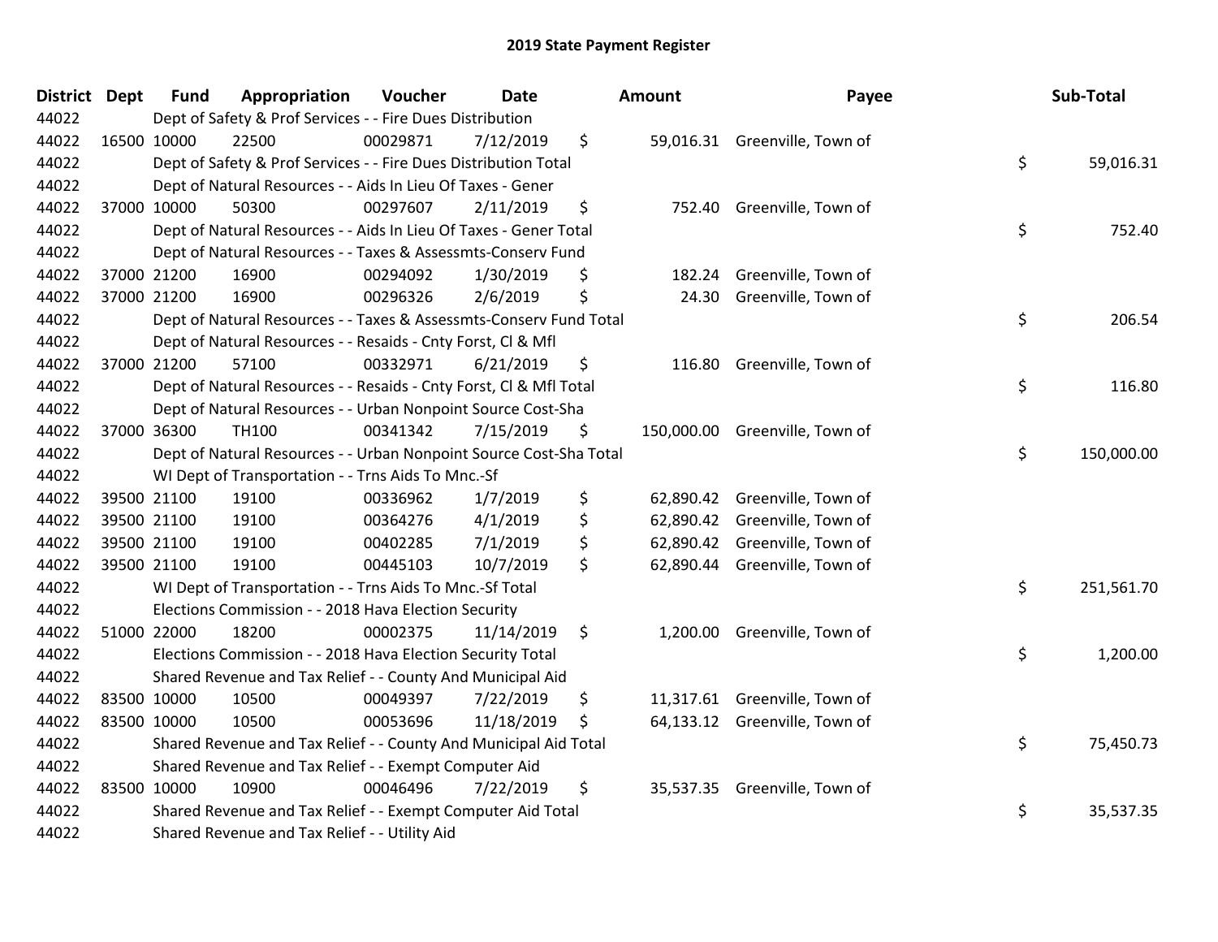# 2019 State Payment Register

| District | Dept | Fund | Appropriation | Voucher | Date | Amount | Payee | Sub-Total |
|---|---|---|---|---|---|---|---|---|
| 44022 | | Dept of Safety & Prof Services - - Fire Dues Distribution | | | | | | |
| 44022 | 16500 | 10000 | 22500 | 00029871 | 7/12/2019 | $ 59,016.31 | Greenville, Town of | |
| 44022 | | Dept of Safety & Prof Services - - Fire Dues Distribution Total | | | | | | $ 59,016.31 |
| 44022 | | Dept of Natural Resources - - Aids In Lieu Of Taxes - Gener | | | | | | |
| 44022 | 37000 | 10000 | 50300 | 00297607 | 2/11/2019 | $ 752.40 | Greenville, Town of | |
| 44022 | | Dept of Natural Resources - - Aids In Lieu Of Taxes - Gener Total | | | | | | $ 752.40 |
| 44022 | | Dept of Natural Resources - - Taxes & Assessmts-Conserv Fund | | | | | | |
| 44022 | 37000 | 21200 | 16900 | 00294092 | 1/30/2019 | $ 182.24 | Greenville, Town of | |
| 44022 | 37000 | 21200 | 16900 | 00296326 | 2/6/2019 | $ 24.30 | Greenville, Town of | |
| 44022 | | Dept of Natural Resources - - Taxes & Assessmts-Conserv Fund Total | | | | | | $ 206.54 |
| 44022 | | Dept of Natural Resources - - Resaids - Cnty Forst, Cl & Mfl | | | | | | |
| 44022 | 37000 | 21200 | 57100 | 00332971 | 6/21/2019 | $ 116.80 | Greenville, Town of | |
| 44022 | | Dept of Natural Resources - - Resaids - Cnty Forst, Cl & Mfl Total | | | | | | $ 116.80 |
| 44022 | | Dept of Natural Resources - - Urban Nonpoint Source Cost-Sha | | | | | | |
| 44022 | 37000 | 36300 | TH100 | 00341342 | 7/15/2019 | $ 150,000.00 | Greenville, Town of | |
| 44022 | | Dept of Natural Resources - - Urban Nonpoint Source Cost-Sha Total | | | | | | $ 150,000.00 |
| 44022 | | WI Dept of Transportation - - Trns Aids To Mnc.-Sf | | | | | | |
| 44022 | 39500 | 21100 | 19100 | 00336962 | 1/7/2019 | $ 62,890.42 | Greenville, Town of | |
| 44022 | 39500 | 21100 | 19100 | 00364276 | 4/1/2019 | $ 62,890.42 | Greenville, Town of | |
| 44022 | 39500 | 21100 | 19100 | 00402285 | 7/1/2019 | $ 62,890.42 | Greenville, Town of | |
| 44022 | 39500 | 21100 | 19100 | 00445103 | 10/7/2019 | $ 62,890.44 | Greenville, Town of | |
| 44022 | | WI Dept of Transportation - - Trns Aids To Mnc.-Sf Total | | | | | | $ 251,561.70 |
| 44022 | | Elections Commission - - 2018 Hava Election Security | | | | | | |
| 44022 | 51000 | 22000 | 18200 | 00002375 | 11/14/2019 | $ 1,200.00 | Greenville, Town of | |
| 44022 | | Elections Commission - - 2018 Hava Election Security Total | | | | | | $ 1,200.00 |
| 44022 | | Shared Revenue and Tax Relief - - County And Municipal Aid | | | | | | |
| 44022 | 83500 | 10000 | 10500 | 00049397 | 7/22/2019 | $ 11,317.61 | Greenville, Town of | |
| 44022 | 83500 | 10000 | 10500 | 00053696 | 11/18/2019 | $ 64,133.12 | Greenville, Town of | |
| 44022 | | Shared Revenue and Tax Relief - - County And Municipal Aid Total | | | | | | $ 75,450.73 |
| 44022 | | Shared Revenue and Tax Relief - - Exempt Computer Aid | | | | | | |
| 44022 | 83500 | 10000 | 10900 | 00046496 | 7/22/2019 | $ 35,537.35 | Greenville, Town of | |
| 44022 | | Shared Revenue and Tax Relief - - Exempt Computer Aid Total | | | | | | $ 35,537.35 |
| 44022 | | Shared Revenue and Tax Relief - - Utility Aid | | | | | | |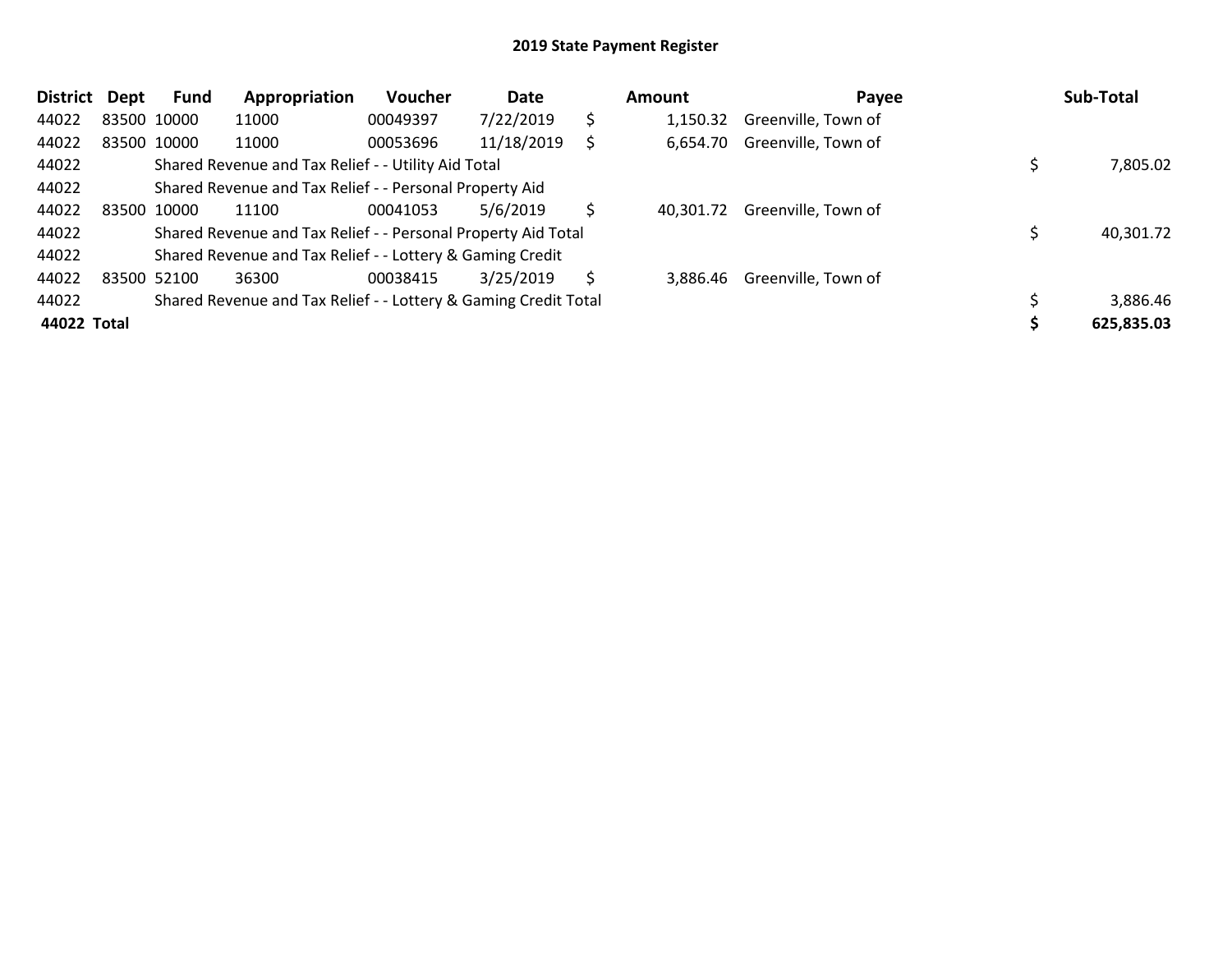# 2019 State Payment Register

| District | Dept | Fund | Appropriation | Voucher | Date | | Amount | Payee | | Sub-Total |
|---|---|---|---|---|---|---|---|---|---|---|
| 44022 | 83500 | 10000 | 11000 | 00049397 | 7/22/2019 | $ | 1,150.32 | Greenville, Town of | | |
| 44022 | 83500 | 10000 | 11000 | 00053696 | 11/18/2019 | $ | 6,654.70 | Greenville, Town of | | |
| 44022 | | Shared Revenue and Tax Relief - - Utility Aid Total | | | | | | | $ | 7,805.02 |
| 44022 | | Shared Revenue and Tax Relief - - Personal Property Aid | | | | | | | | |
| 44022 | 83500 | 10000 | 11100 | 00041053 | 5/6/2019 | $ | 40,301.72 | Greenville, Town of | | |
| 44022 | | Shared Revenue and Tax Relief - - Personal Property Aid Total | | | | | | | $ | 40,301.72 |
| 44022 | | Shared Revenue and Tax Relief - - Lottery & Gaming Credit | | | | | | | | |
| 44022 | 83500 | 52100 | 36300 | 00038415 | 3/25/2019 | $ | 3,886.46 | Greenville, Town of | | |
| 44022 | | Shared Revenue and Tax Relief - - Lottery & Gaming Credit Total | | | | | | | $ | 3,886.46 |
| **44022 Total** | | | | | | | | | **$** | **625,835.03** |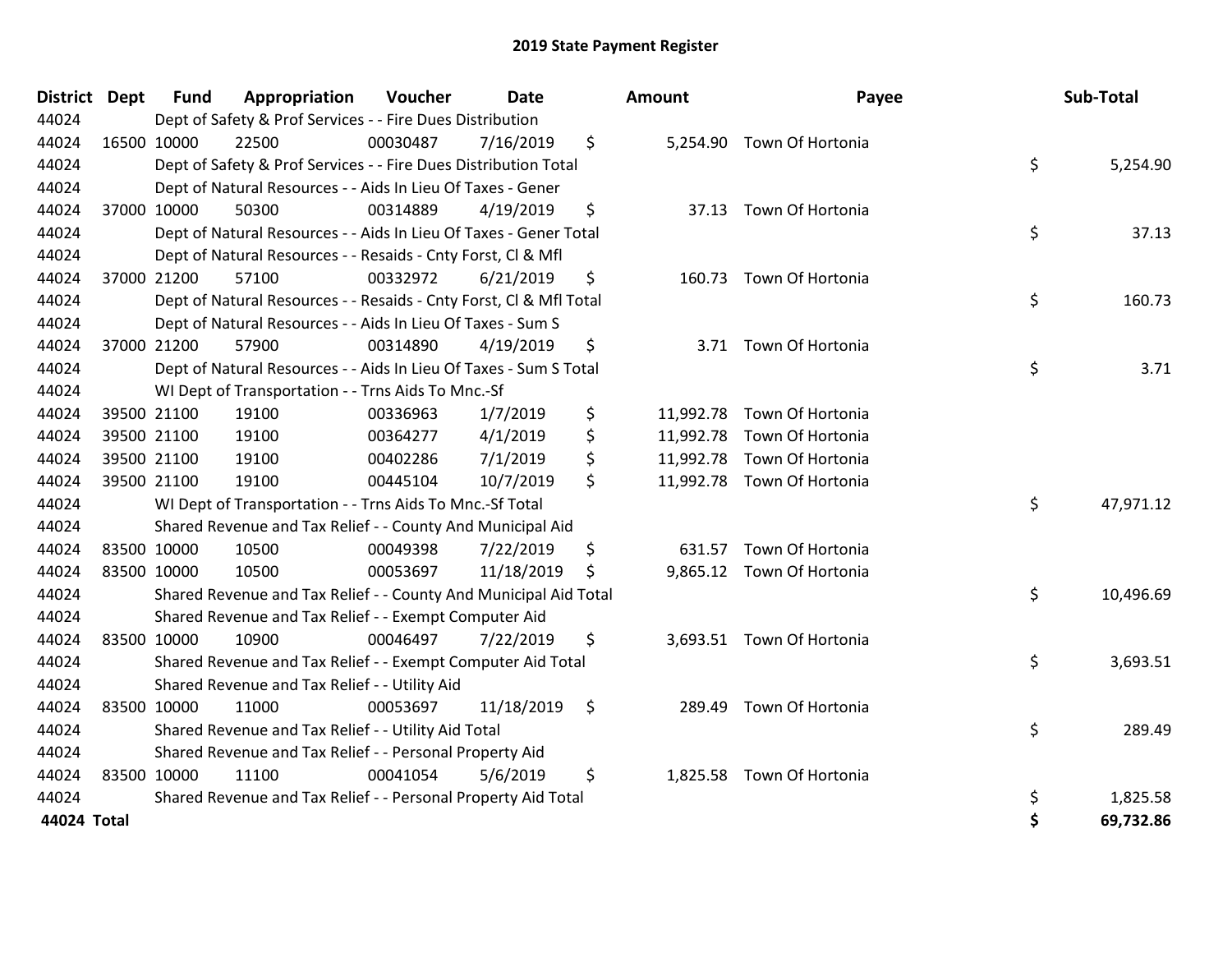# 2019 State Payment Register

| District | Dept | Fund | Appropriation | Voucher | Date | Amount | Payee | Sub-Total |
|---|---|---|---|---|---|---|---|---|
| 44024 | | Dept of Safety & Prof Services - - Fire Dues Distribution | | | | | | |
| 44024 | 16500 | 10000 | 22500 | 00030487 | 7/16/2019 | $ 5,254.90 | Town Of Hortonia | |
| 44024 | | Dept of Safety & Prof Services - - Fire Dues Distribution Total | | | | | | $ 5,254.90 |
| 44024 | | Dept of Natural Resources - - Aids In Lieu Of Taxes - Gener | | | | | | |
| 44024 | 37000 | 10000 | 50300 | 00314889 | 4/19/2019 | $ 37.13 | Town Of Hortonia | |
| 44024 | | Dept of Natural Resources - - Aids In Lieu Of Taxes - Gener Total | | | | | | $ 37.13 |
| 44024 | | Dept of Natural Resources - - Resaids - Cnty Forst, Cl & Mfl | | | | | | |
| 44024 | 37000 | 21200 | 57100 | 00332972 | 6/21/2019 | $ 160.73 | Town Of Hortonia | |
| 44024 | | Dept of Natural Resources - - Resaids - Cnty Forst, Cl & Mfl Total | | | | | | $ 160.73 |
| 44024 | | Dept of Natural Resources - - Aids In Lieu Of Taxes - Sum S | | | | | | |
| 44024 | 37000 | 21200 | 57900 | 00314890 | 4/19/2019 | $ 3.71 | Town Of Hortonia | |
| 44024 | | Dept of Natural Resources - - Aids In Lieu Of Taxes - Sum S Total | | | | | | $ 3.71 |
| 44024 | | WI Dept of Transportation - - Trns Aids To Mnc.-Sf | | | | | | |
| 44024 | 39500 | 21100 | 19100 | 00336963 | 1/7/2019 | $ 11,992.78 | Town Of Hortonia | |
| 44024 | 39500 | 21100 | 19100 | 00364277 | 4/1/2019 | $ 11,992.78 | Town Of Hortonia | |
| 44024 | 39500 | 21100 | 19100 | 00402286 | 7/1/2019 | $ 11,992.78 | Town Of Hortonia | |
| 44024 | 39500 | 21100 | 19100 | 00445104 | 10/7/2019 | $ 11,992.78 | Town Of Hortonia | |
| 44024 | | WI Dept of Transportation - - Trns Aids To Mnc.-Sf Total | | | | | | $ 47,971.12 |
| 44024 | | Shared Revenue and Tax Relief - - County And Municipal Aid | | | | | | |
| 44024 | 83500 | 10000 | 10500 | 00049398 | 7/22/2019 | $ 631.57 | Town Of Hortonia | |
| 44024 | 83500 | 10000 | 10500 | 00053697 | 11/18/2019 | $ 9,865.12 | Town Of Hortonia | |
| 44024 | | Shared Revenue and Tax Relief - - County And Municipal Aid Total | | | | | | $ 10,496.69 |
| 44024 | | Shared Revenue and Tax Relief - - Exempt Computer Aid | | | | | | |
| 44024 | 83500 | 10000 | 10900 | 00046497 | 7/22/2019 | $ 3,693.51 | Town Of Hortonia | |
| 44024 | | Shared Revenue and Tax Relief - - Exempt Computer Aid Total | | | | | | $ 3,693.51 |
| 44024 | | Shared Revenue and Tax Relief - - Utility Aid | | | | | | |
| 44024 | 83500 | 10000 | 11000 | 00053697 | 11/18/2019 | $ 289.49 | Town Of Hortonia | |
| 44024 | | Shared Revenue and Tax Relief - - Utility Aid Total | | | | | | $ 289.49 |
| 44024 | | Shared Revenue and Tax Relief - - Personal Property Aid | | | | | | |
| 44024 | 83500 | 10000 | 11100 | 00041054 | 5/6/2019 | $ 1,825.58 | Town Of Hortonia | |
| 44024 | | Shared Revenue and Tax Relief - - Personal Property Aid Total | | | | | | $ 1,825.58 |
| **44024 Total** | | | | | | | | **$ 69,732.86** |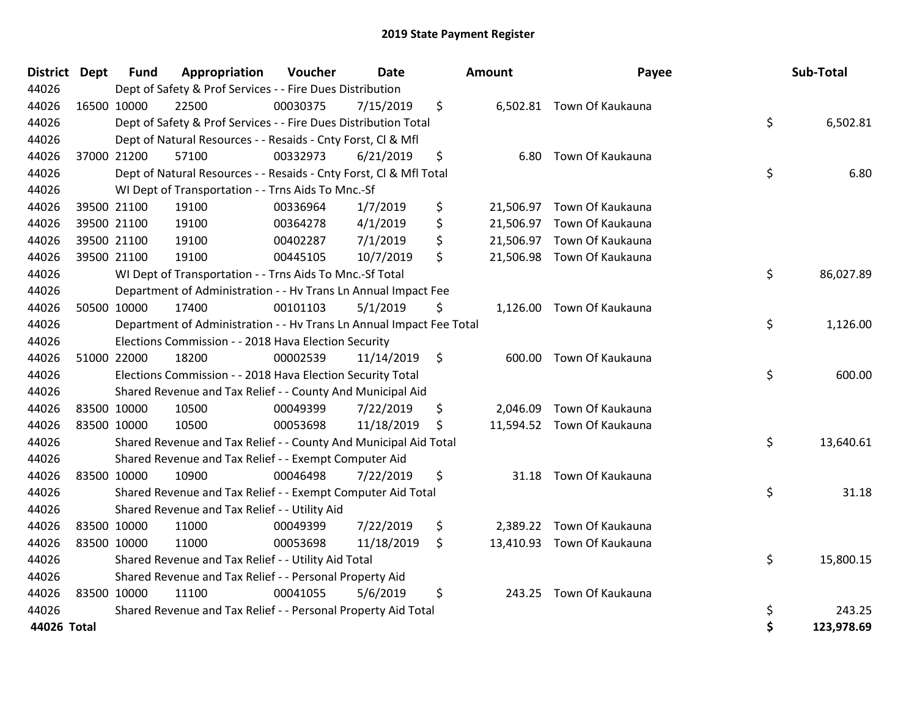# 2019 State Payment Register

| District | Dept | Fund | Appropriation | Voucher | Date | Amount | Payee | Sub-Total |
|---|---|---|---|---|---|---|---|---|
| 44026 | | Dept of Safety & Prof Services - - Fire Dues Distribution | | | | | | |
| 44026 | 16500 | 10000 | 22500 | 00030375 | 7/15/2019 | $ 6,502.81 | Town Of Kaukauna | |
| 44026 | | Dept of Safety & Prof Services - - Fire Dues Distribution Total | | | | | | $ 6,502.81 |
| 44026 | | Dept of Natural Resources - - Resaids - Cnty Forst, Cl & Mfl | | | | | | |
| 44026 | 37000 | 21200 | 57100 | 00332973 | 6/21/2019 | $ 6.80 | Town Of Kaukauna | |
| 44026 | | Dept of Natural Resources - - Resaids - Cnty Forst, Cl & Mfl Total | | | | | | $ 6.80 |
| 44026 | | WI Dept of Transportation - - Trns Aids To Mnc.-Sf | | | | | | |
| 44026 | 39500 | 21100 | 19100 | 00336964 | 1/7/2019 | $ 21,506.97 | Town Of Kaukauna | |
| 44026 | 39500 | 21100 | 19100 | 00364278 | 4/1/2019 | $ 21,506.97 | Town Of Kaukauna | |
| 44026 | 39500 | 21100 | 19100 | 00402287 | 7/1/2019 | $ 21,506.97 | Town Of Kaukauna | |
| 44026 | 39500 | 21100 | 19100 | 00445105 | 10/7/2019 | $ 21,506.98 | Town Of Kaukauna | |
| 44026 | | WI Dept of Transportation - - Trns Aids To Mnc.-Sf Total | | | | | | $ 86,027.89 |
| 44026 | | Department of Administration - - Hv Trans Ln Annual Impact Fee | | | | | | |
| 44026 | 50500 | 10000 | 17400 | 00101103 | 5/1/2019 | $ 1,126.00 | Town Of Kaukauna | |
| 44026 | | Department of Administration - - Hv Trans Ln Annual Impact Fee Total | | | | | | $ 1,126.00 |
| 44026 | | Elections Commission - - 2018 Hava Election Security | | | | | | |
| 44026 | 51000 | 22000 | 18200 | 00002539 | 11/14/2019 | $ 600.00 | Town Of Kaukauna | |
| 44026 | | Elections Commission - - 2018 Hava Election Security Total | | | | | | $ 600.00 |
| 44026 | | Shared Revenue and Tax Relief - - County And Municipal Aid | | | | | | |
| 44026 | 83500 | 10000 | 10500 | 00049399 | 7/22/2019 | $ 2,046.09 | Town Of Kaukauna | |
| 44026 | 83500 | 10000 | 10500 | 00053698 | 11/18/2019 | $ 11,594.52 | Town Of Kaukauna | |
| 44026 | | Shared Revenue and Tax Relief - - County And Municipal Aid Total | | | | | | $ 13,640.61 |
| 44026 | | Shared Revenue and Tax Relief - - Exempt Computer Aid | | | | | | |
| 44026 | 83500 | 10000 | 10900 | 00046498 | 7/22/2019 | $ 31.18 | Town Of Kaukauna | |
| 44026 | | Shared Revenue and Tax Relief - - Exempt Computer Aid Total | | | | | | $ 31.18 |
| 44026 | | Shared Revenue and Tax Relief - - Utility Aid | | | | | | |
| 44026 | 83500 | 10000 | 11000 | 00049399 | 7/22/2019 | $ 2,389.22 | Town Of Kaukauna | |
| 44026 | 83500 | 10000 | 11000 | 00053698 | 11/18/2019 | $ 13,410.93 | Town Of Kaukauna | |
| 44026 | | Shared Revenue and Tax Relief - - Utility Aid Total | | | | | | $ 15,800.15 |
| 44026 | | Shared Revenue and Tax Relief - - Personal Property Aid | | | | | | |
| 44026 | 83500 | 10000 | 11100 | 00041055 | 5/6/2019 | $ 243.25 | Town Of Kaukauna | |
| 44026 | | Shared Revenue and Tax Relief - - Personal Property Aid Total | | | | | | $ 243.25 |
| **44026 Total** | | | | | | | | **$ 123,978.69** |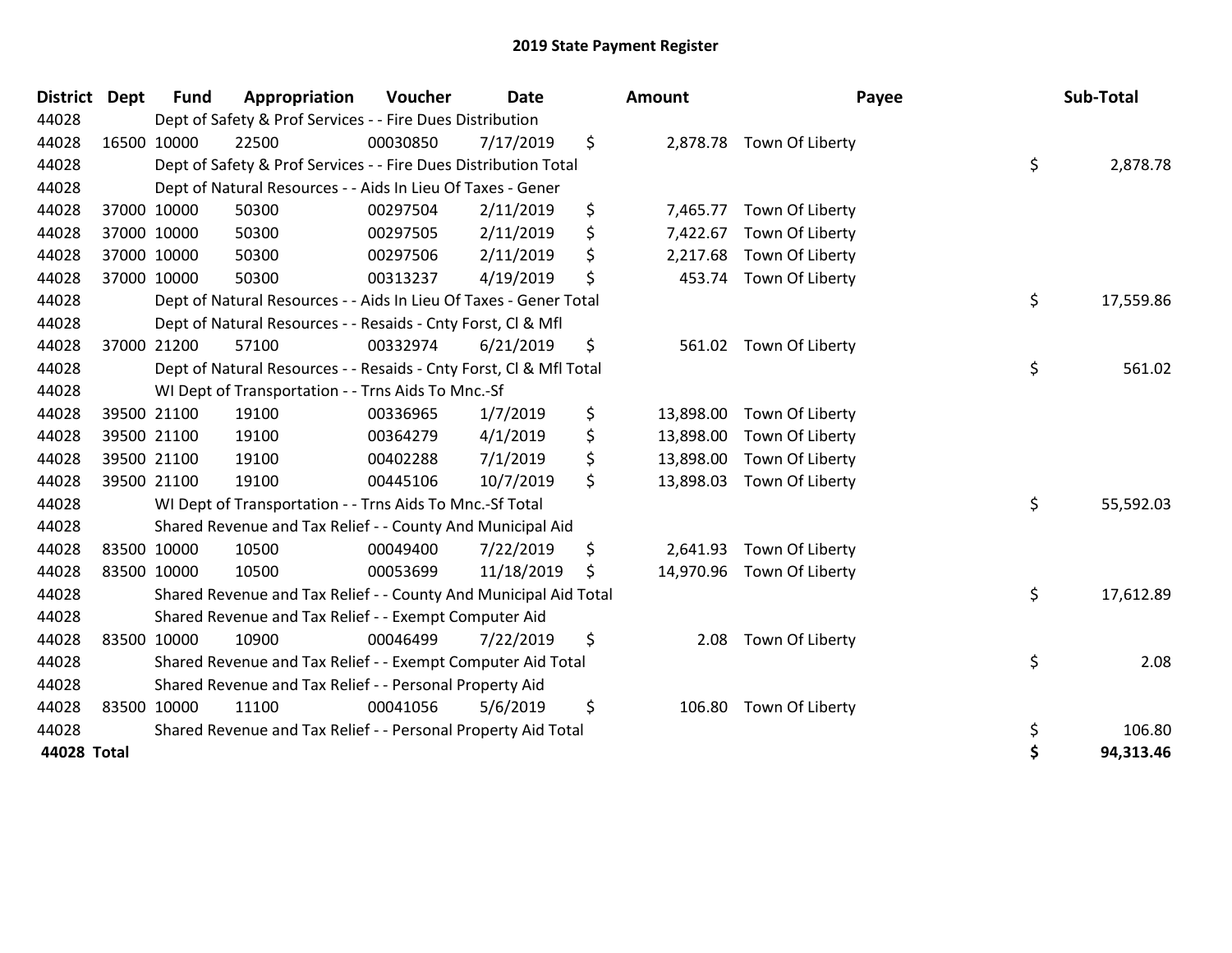# 2019 State Payment Register

| District | Dept | Fund | Appropriation | Voucher | Date | Amount | Payee | Sub-Total |
|---|---|---|---|---|---|---|---|---|
| 44028 | | Dept of Safety & Prof Services - - Fire Dues Distribution | | | | | | |
| 44028 | 16500 | 10000 | 22500 | 00030850 | 7/17/2019 | $ 2,878.78 | Town Of Liberty | |
| 44028 | | Dept of Safety & Prof Services - - Fire Dues Distribution Total | | | | | | $ 2,878.78 |
| 44028 | | Dept of Natural Resources - - Aids In Lieu Of Taxes - Gener | | | | | | |
| 44028 | 37000 | 10000 | 50300 | 00297504 | 2/11/2019 | $ 7,465.77 | Town Of Liberty | |
| 44028 | 37000 | 10000 | 50300 | 00297505 | 2/11/2019 | $ 7,422.67 | Town Of Liberty | |
| 44028 | 37000 | 10000 | 50300 | 00297506 | 2/11/2019 | $ 2,217.68 | Town Of Liberty | |
| 44028 | 37000 | 10000 | 50300 | 00313237 | 4/19/2019 | $ 453.74 | Town Of Liberty | |
| 44028 | | Dept of Natural Resources - - Aids In Lieu Of Taxes - Gener Total | | | | | | $ 17,559.86 |
| 44028 | | Dept of Natural Resources - - Resaids - Cnty Forst, Cl & Mfl | | | | | | |
| 44028 | 37000 | 21200 | 57100 | 00332974 | 6/21/2019 | $ 561.02 | Town Of Liberty | |
| 44028 | | Dept of Natural Resources - - Resaids - Cnty Forst, Cl & Mfl Total | | | | | | $ 561.02 |
| 44028 | | WI Dept of Transportation - - Trns Aids To Mnc.-Sf | | | | | | |
| 44028 | 39500 | 21100 | 19100 | 00336965 | 1/7/2019 | $ 13,898.00 | Town Of Liberty | |
| 44028 | 39500 | 21100 | 19100 | 00364279 | 4/1/2019 | $ 13,898.00 | Town Of Liberty | |
| 44028 | 39500 | 21100 | 19100 | 00402288 | 7/1/2019 | $ 13,898.00 | Town Of Liberty | |
| 44028 | 39500 | 21100 | 19100 | 00445106 | 10/7/2019 | $ 13,898.03 | Town Of Liberty | |
| 44028 | | WI Dept of Transportation - - Trns Aids To Mnc.-Sf Total | | | | | | $ 55,592.03 |
| 44028 | | Shared Revenue and Tax Relief - - County And Municipal Aid | | | | | | |
| 44028 | 83500 | 10000 | 10500 | 00049400 | 7/22/2019 | $ 2,641.93 | Town Of Liberty | |
| 44028 | 83500 | 10000 | 10500 | 00053699 | 11/18/2019 | $ 14,970.96 | Town Of Liberty | |
| 44028 | | Shared Revenue and Tax Relief - - County And Municipal Aid Total | | | | | | $ 17,612.89 |
| 44028 | | Shared Revenue and Tax Relief - - Exempt Computer Aid | | | | | | |
| 44028 | 83500 | 10000 | 10900 | 00046499 | 7/22/2019 | $ 2.08 | Town Of Liberty | |
| 44028 | | Shared Revenue and Tax Relief - - Exempt Computer Aid Total | | | | | | $ 2.08 |
| 44028 | | Shared Revenue and Tax Relief - - Personal Property Aid | | | | | | |
| 44028 | 83500 | 10000 | 11100 | 00041056 | 5/6/2019 | $ 106.80 | Town Of Liberty | |
| 44028 | | Shared Revenue and Tax Relief - - Personal Property Aid Total | | | | | | $ 106.80 |
| **44028 Total** | | | | | | | | **$ 94,313.46** |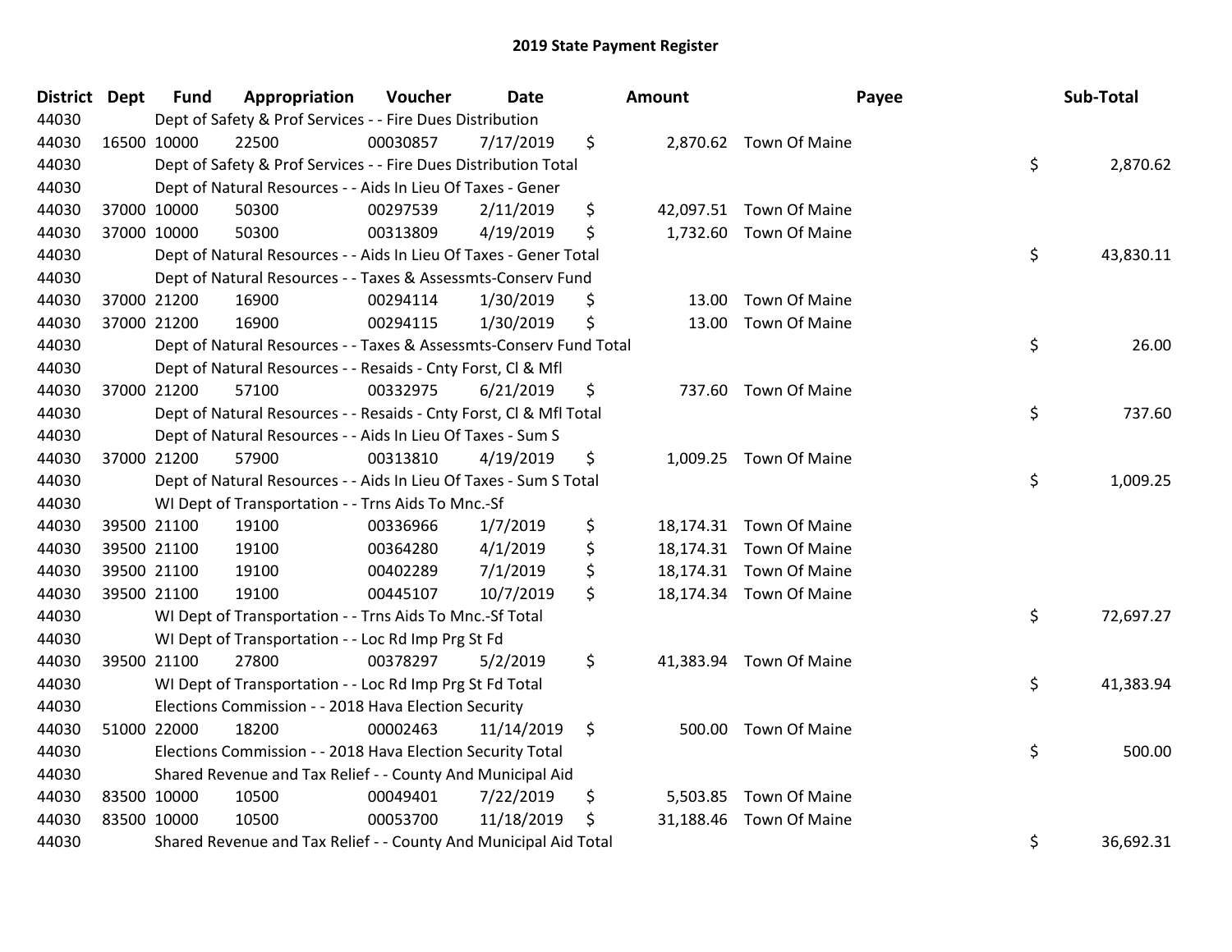# 2019 State Payment Register

| District | Dept | Fund | Appropriation | Voucher | Date | Amount | Payee | Sub-Total |
|---|---|---|---|---|---|---|---|---|
| 44030 | | Dept of Safety & Prof Services - - Fire Dues Distribution | | | | | | |
| 44030 | 16500 | 10000 | 22500 | 00030857 | 7/17/2019 | $ 2,870.62 | Town Of Maine | |
| 44030 | | Dept of Safety & Prof Services - - Fire Dues Distribution Total | | | | | | $ 2,870.62 |
| 44030 | | Dept of Natural Resources - - Aids In Lieu Of Taxes - Gener | | | | | | |
| 44030 | 37000 | 10000 | 50300 | 00297539 | 2/11/2019 | $ 42,097.51 | Town Of Maine | |
| 44030 | 37000 | 10000 | 50300 | 00313809 | 4/19/2019 | $ 1,732.60 | Town Of Maine | |
| 44030 | | Dept of Natural Resources - - Aids In Lieu Of Taxes - Gener Total | | | | | | $ 43,830.11 |
| 44030 | | Dept of Natural Resources - - Taxes & Assessmts-Conserv Fund | | | | | | |
| 44030 | 37000 | 21200 | 16900 | 00294114 | 1/30/2019 | $ 13.00 | Town Of Maine | |
| 44030 | 37000 | 21200 | 16900 | 00294115 | 1/30/2019 | $ 13.00 | Town Of Maine | |
| 44030 | | Dept of Natural Resources - - Taxes & Assessmts-Conserv Fund Total | | | | | | $ 26.00 |
| 44030 | | Dept of Natural Resources - - Resaids - Cnty Forst, Cl & Mfl | | | | | | |
| 44030 | 37000 | 21200 | 57100 | 00332975 | 6/21/2019 | $ 737.60 | Town Of Maine | |
| 44030 | | Dept of Natural Resources - - Resaids - Cnty Forst, Cl & Mfl Total | | | | | | $ 737.60 |
| 44030 | | Dept of Natural Resources - - Aids In Lieu Of Taxes - Sum S | | | | | | |
| 44030 | 37000 | 21200 | 57900 | 00313810 | 4/19/2019 | $ 1,009.25 | Town Of Maine | |
| 44030 | | Dept of Natural Resources - - Aids In Lieu Of Taxes - Sum S Total | | | | | | $ 1,009.25 |
| 44030 | | WI Dept of Transportation - - Trns Aids To Mnc.-Sf | | | | | | |
| 44030 | 39500 | 21100 | 19100 | 00336966 | 1/7/2019 | $ 18,174.31 | Town Of Maine | |
| 44030 | 39500 | 21100 | 19100 | 00364280 | 4/1/2019 | $ 18,174.31 | Town Of Maine | |
| 44030 | 39500 | 21100 | 19100 | 00402289 | 7/1/2019 | $ 18,174.31 | Town Of Maine | |
| 44030 | 39500 | 21100 | 19100 | 00445107 | 10/7/2019 | $ 18,174.34 | Town Of Maine | |
| 44030 | | WI Dept of Transportation - - Trns Aids To Mnc.-Sf Total | | | | | | $ 72,697.27 |
| 44030 | | WI Dept of Transportation - - Loc Rd Imp Prg St Fd | | | | | | |
| 44030 | 39500 | 21100 | 27800 | 00378297 | 5/2/2019 | $ 41,383.94 | Town Of Maine | |
| 44030 | | WI Dept of Transportation - - Loc Rd Imp Prg St Fd Total | | | | | | $ 41,383.94 |
| 44030 | | Elections Commission - - 2018 Hava Election Security | | | | | | |
| 44030 | 51000 | 22000 | 18200 | 00002463 | 11/14/2019 | $ 500.00 | Town Of Maine | |
| 44030 | | Elections Commission - - 2018 Hava Election Security Total | | | | | | $ 500.00 |
| 44030 | | Shared Revenue and Tax Relief - - County And Municipal Aid | | | | | | |
| 44030 | 83500 | 10000 | 10500 | 00049401 | 7/22/2019 | $ 5,503.85 | Town Of Maine | |
| 44030 | 83500 | 10000 | 10500 | 00053700 | 11/18/2019 | $ 31,188.46 | Town Of Maine | |
| 44030 | | Shared Revenue and Tax Relief - - County And Municipal Aid Total | | | | | | $ 36,692.31 |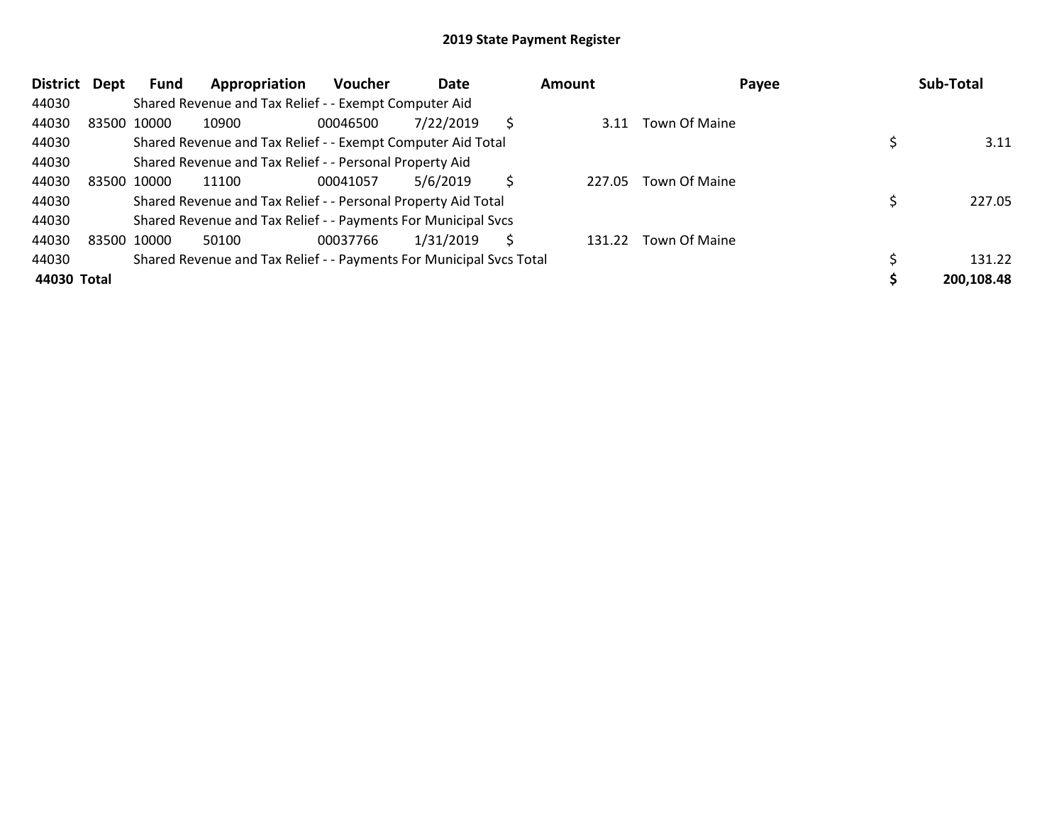## 2019 State Payment Register

| District | Dept | Fund | Appropriation | Voucher | Date | Amount | Payee | Sub-Total |
|---|---|---|---|---|---|---|---|---|
| 44030 | | Shared Revenue and Tax Relief - - Exempt Computer Aid | | | | | | |
| 44030 | 83500 | 10000 | 10900 | 00046500 | 7/22/2019 | $ 3.11 | Town Of Maine | |
| 44030 | | Shared Revenue and Tax Relief - - Exempt Computer Aid Total | | | | | | $ 3.11 |
| 44030 | | Shared Revenue and Tax Relief - - Personal Property Aid | | | | | | |
| 44030 | 83500 | 10000 | 11100 | 00041057 | 5/6/2019 | $ 227.05 | Town Of Maine | |
| 44030 | | Shared Revenue and Tax Relief - - Personal Property Aid Total | | | | | | $ 227.05 |
| 44030 | | Shared Revenue and Tax Relief - - Payments For Municipal Svcs | | | | | | |
| 44030 | 83500 | 10000 | 50100 | 00037766 | 1/31/2019 | $ 131.22 | Town Of Maine | |
| 44030 | | Shared Revenue and Tax Relief - - Payments For Municipal Svcs Total | | | | | | $ 131.22 |
| **44030 Total** | | | | | | | | **$ 200,108.48** |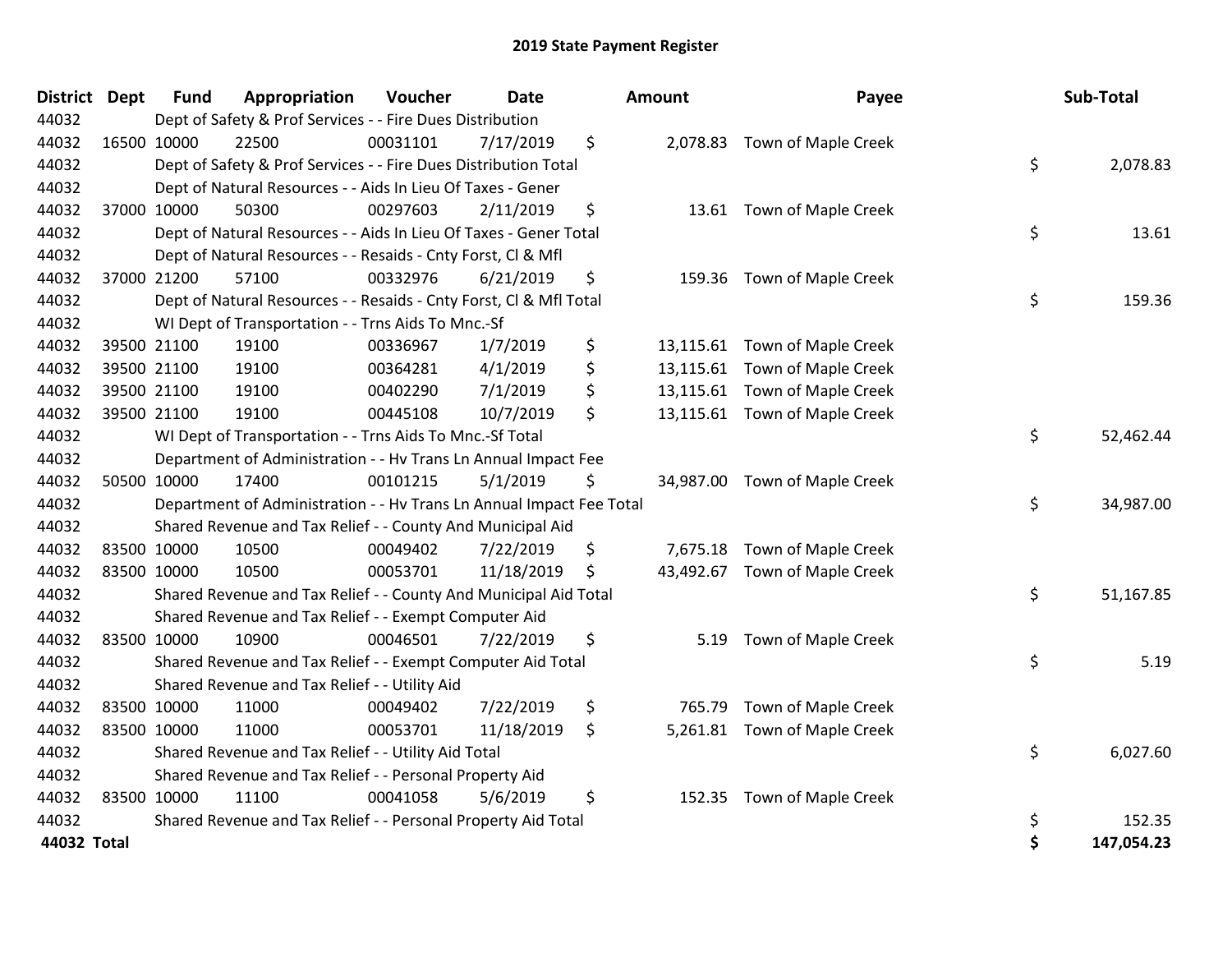# 2019 State Payment Register

| District | Dept | Fund | Appropriation | Voucher | Date | Amount | Payee | Sub-Total |
|---|---|---|---|---|---|---|---|---|
| 44032 | | Dept of Safety & Prof Services - - Fire Dues Distribution | | | | | | |
| 44032 | 16500 | 10000 | 22500 | 00031101 | 7/17/2019 | $ 2,078.83 | Town of Maple Creek | |
| 44032 | | Dept of Safety & Prof Services - - Fire Dues Distribution Total | | | | | | $ 2,078.83 |
| 44032 | | Dept of Natural Resources - - Aids In Lieu Of Taxes - Gener | | | | | | |
| 44032 | 37000 | 10000 | 50300 | 00297603 | 2/11/2019 | $ 13.61 | Town of Maple Creek | |
| 44032 | | Dept of Natural Resources - - Aids In Lieu Of Taxes - Gener Total | | | | | | $ 13.61 |
| 44032 | | Dept of Natural Resources - - Resaids - Cnty Forst, Cl & Mfl | | | | | | |
| 44032 | 37000 | 21200 | 57100 | 00332976 | 6/21/2019 | $ 159.36 | Town of Maple Creek | |
| 44032 | | Dept of Natural Resources - - Resaids - Cnty Forst, Cl & Mfl Total | | | | | | $ 159.36 |
| 44032 | | WI Dept of Transportation - - Trns Aids To Mnc.-Sf | | | | | | |
| 44032 | 39500 | 21100 | 19100 | 00336967 | 1/7/2019 | $ 13,115.61 | Town of Maple Creek | |
| 44032 | 39500 | 21100 | 19100 | 00364281 | 4/1/2019 | $ 13,115.61 | Town of Maple Creek | |
| 44032 | 39500 | 21100 | 19100 | 00402290 | 7/1/2019 | $ 13,115.61 | Town of Maple Creek | |
| 44032 | 39500 | 21100 | 19100 | 00445108 | 10/7/2019 | $ 13,115.61 | Town of Maple Creek | |
| 44032 | | WI Dept of Transportation - - Trns Aids To Mnc.-Sf Total | | | | | | $ 52,462.44 |
| 44032 | | Department of Administration - - Hv Trans Ln Annual Impact Fee | | | | | | |
| 44032 | 50500 | 10000 | 17400 | 00101215 | 5/1/2019 | $ 34,987.00 | Town of Maple Creek | |
| 44032 | | Department of Administration - - Hv Trans Ln Annual Impact Fee Total | | | | | | $ 34,987.00 |
| 44032 | | Shared Revenue and Tax Relief - - County And Municipal Aid | | | | | | |
| 44032 | 83500 | 10000 | 10500 | 00049402 | 7/22/2019 | $ 7,675.18 | Town of Maple Creek | |
| 44032 | 83500 | 10000 | 10500 | 00053701 | 11/18/2019 | $ 43,492.67 | Town of Maple Creek | |
| 44032 | | Shared Revenue and Tax Relief - - County And Municipal Aid Total | | | | | | $ 51,167.85 |
| 44032 | | Shared Revenue and Tax Relief - - Exempt Computer Aid | | | | | | |
| 44032 | 83500 | 10000 | 10900 | 00046501 | 7/22/2019 | $ 5.19 | Town of Maple Creek | |
| 44032 | | Shared Revenue and Tax Relief - - Exempt Computer Aid Total | | | | | | $ 5.19 |
| 44032 | | Shared Revenue and Tax Relief - - Utility Aid | | | | | | |
| 44032 | 83500 | 10000 | 11000 | 00049402 | 7/22/2019 | $ 765.79 | Town of Maple Creek | |
| 44032 | 83500 | 10000 | 11000 | 00053701 | 11/18/2019 | $ 5,261.81 | Town of Maple Creek | |
| 44032 | | Shared Revenue and Tax Relief - - Utility Aid Total | | | | | | $ 6,027.60 |
| 44032 | | Shared Revenue and Tax Relief - - Personal Property Aid | | | | | | |
| 44032 | 83500 | 10000 | 11100 | 00041058 | 5/6/2019 | $ 152.35 | Town of Maple Creek | |
| 44032 | | Shared Revenue and Tax Relief - - Personal Property Aid Total | | | | | | $ 152.35 |
| **44032 Total** | | | | | | | | **$ 147,054.23** |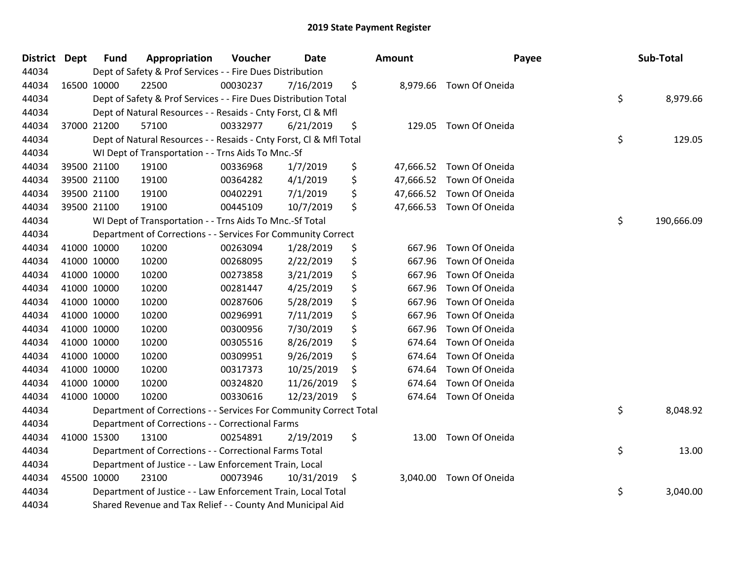# 2019 State Payment Register

| District | Dept | Fund | Appropriation | Voucher | Date | Amount | Payee | Sub-Total |
|---|---|---|---|---|---|---|---|---|
| 44034 | | Dept of Safety & Prof Services - - Fire Dues Distribution | | | | | | |
| 44034 | 16500 | 10000 | 22500 | 00030237 | 7/16/2019 | $ 8,979.66 | Town Of Oneida | |
| 44034 | | Dept of Safety & Prof Services - - Fire Dues Distribution Total | | | | | | $ 8,979.66 |
| 44034 | | Dept of Natural Resources - - Resaids - Cnty Forst, Cl & Mfl | | | | | | |
| 44034 | 37000 | 21200 | 57100 | 00332977 | 6/21/2019 | $ 129.05 | Town Of Oneida | |
| 44034 | | Dept of Natural Resources - - Resaids - Cnty Forst, Cl & Mfl Total | | | | | | $ 129.05 |
| 44034 | | WI Dept of Transportation - - Trns Aids To Mnc.-Sf | | | | | | |
| 44034 | 39500 | 21100 | 19100 | 00336968 | 1/7/2019 | $ 47,666.52 | Town Of Oneida | |
| 44034 | 39500 | 21100 | 19100 | 00364282 | 4/1/2019 | $ 47,666.52 | Town Of Oneida | |
| 44034 | 39500 | 21100 | 19100 | 00402291 | 7/1/2019 | $ 47,666.52 | Town Of Oneida | |
| 44034 | 39500 | 21100 | 19100 | 00445109 | 10/7/2019 | $ 47,666.53 | Town Of Oneida | |
| 44034 | | WI Dept of Transportation - - Trns Aids To Mnc.-Sf Total | | | | | | $ 190,666.09 |
| 44034 | | Department of Corrections - - Services For Community Correct | | | | | | |
| 44034 | 41000 | 10000 | 10200 | 00263094 | 1/28/2019 | $ 667.96 | Town Of Oneida | |
| 44034 | 41000 | 10000 | 10200 | 00268095 | 2/22/2019 | $ 667.96 | Town Of Oneida | |
| 44034 | 41000 | 10000 | 10200 | 00273858 | 3/21/2019 | $ 667.96 | Town Of Oneida | |
| 44034 | 41000 | 10000 | 10200 | 00281447 | 4/25/2019 | $ 667.96 | Town Of Oneida | |
| 44034 | 41000 | 10000 | 10200 | 00287606 | 5/28/2019 | $ 667.96 | Town Of Oneida | |
| 44034 | 41000 | 10000 | 10200 | 00296991 | 7/11/2019 | $ 667.96 | Town Of Oneida | |
| 44034 | 41000 | 10000 | 10200 | 00300956 | 7/30/2019 | $ 667.96 | Town Of Oneida | |
| 44034 | 41000 | 10000 | 10200 | 00305516 | 8/26/2019 | $ 674.64 | Town Of Oneida | |
| 44034 | 41000 | 10000 | 10200 | 00309951 | 9/26/2019 | $ 674.64 | Town Of Oneida | |
| 44034 | 41000 | 10000 | 10200 | 00317373 | 10/25/2019 | $ 674.64 | Town Of Oneida | |
| 44034 | 41000 | 10000 | 10200 | 00324820 | 11/26/2019 | $ 674.64 | Town Of Oneida | |
| 44034 | 41000 | 10000 | 10200 | 00330616 | 12/23/2019 | $ 674.64 | Town Of Oneida | |
| 44034 | | Department of Corrections - - Services For Community Correct Total | | | | | | $ 8,048.92 |
| 44034 | | Department of Corrections - - Correctional Farms | | | | | | |
| 44034 | 41000 | 15300 | 13100 | 00254891 | 2/19/2019 | $ 13.00 | Town Of Oneida | |
| 44034 | | Department of Corrections - - Correctional Farms Total | | | | | | $ 13.00 |
| 44034 | | Department of Justice - - Law Enforcement Train, Local | | | | | | |
| 44034 | 45500 | 10000 | 23100 | 00073946 | 10/31/2019 | $ 3,040.00 | Town Of Oneida | |
| 44034 | | Department of Justice - - Law Enforcement Train, Local Total | | | | | | $ 3,040.00 |
| 44034 | | Shared Revenue and Tax Relief - - County And Municipal Aid | | | | | | |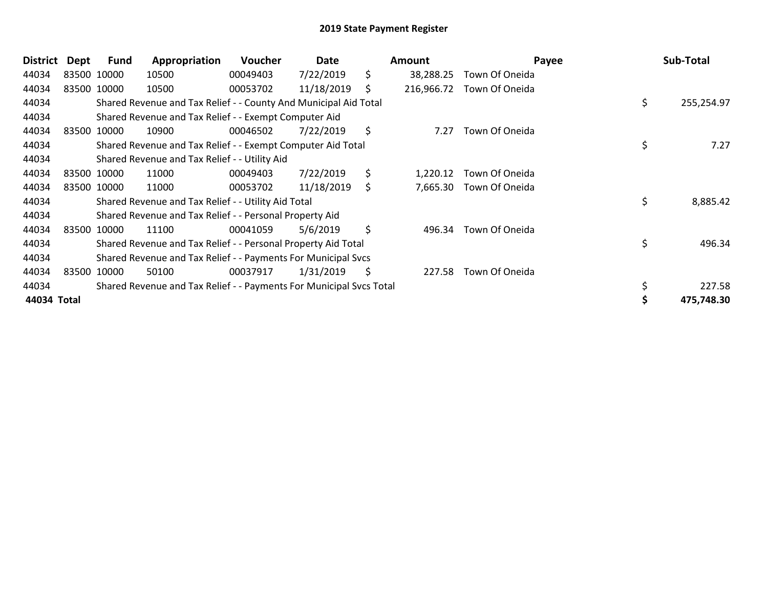# 2019 State Payment Register

| District | Dept | Fund | Appropriation | Voucher | Date | | Amount | Payee | | Sub-Total |
|---|---|---|---|---|---|---|---|---|---|---|
| 44034 | 83500 | 10000 | 10500 | 00049403 | 7/22/2019 | $ | 38,288.25 | Town Of Oneida | | |
| 44034 | 83500 | 10000 | 10500 | 00053702 | 11/18/2019 | $ | 216,966.72 | Town Of Oneida | | |
| 44034 | | Shared Revenue and Tax Relief - - County And Municipal Aid Total | | | | | | | $ | 255,254.97 |
| 44034 | | Shared Revenue and Tax Relief - - Exempt Computer Aid | | | | | | | | |
| 44034 | 83500 | 10000 | 10900 | 00046502 | 7/22/2019 | $ | 7.27 | Town Of Oneida | | |
| 44034 | | Shared Revenue and Tax Relief - - Exempt Computer Aid Total | | | | | | | $ | 7.27 |
| 44034 | | Shared Revenue and Tax Relief - - Utility Aid | | | | | | | | |
| 44034 | 83500 | 10000 | 11000 | 00049403 | 7/22/2019 | $ | 1,220.12 | Town Of Oneida | | |
| 44034 | 83500 | 10000 | 11000 | 00053702 | 11/18/2019 | $ | 7,665.30 | Town Of Oneida | | |
| 44034 | | Shared Revenue and Tax Relief - - Utility Aid Total | | | | | | | $ | 8,885.42 |
| 44034 | | Shared Revenue and Tax Relief - - Personal Property Aid | | | | | | | | |
| 44034 | 83500 | 10000 | 11100 | 00041059 | 5/6/2019 | $ | 496.34 | Town Of Oneida | | |
| 44034 | | Shared Revenue and Tax Relief - - Personal Property Aid Total | | | | | | | $ | 496.34 |
| 44034 | | Shared Revenue and Tax Relief - - Payments For Municipal Svcs | | | | | | | | |
| 44034 | 83500 | 10000 | 50100 | 00037917 | 1/31/2019 | $ | 227.58 | Town Of Oneida | | |
| 44034 | | Shared Revenue and Tax Relief - - Payments For Municipal Svcs Total | | | | | | | $ | 227.58 |
| **44034 Total** | | | | | | | | | **$** | **475,748.30** |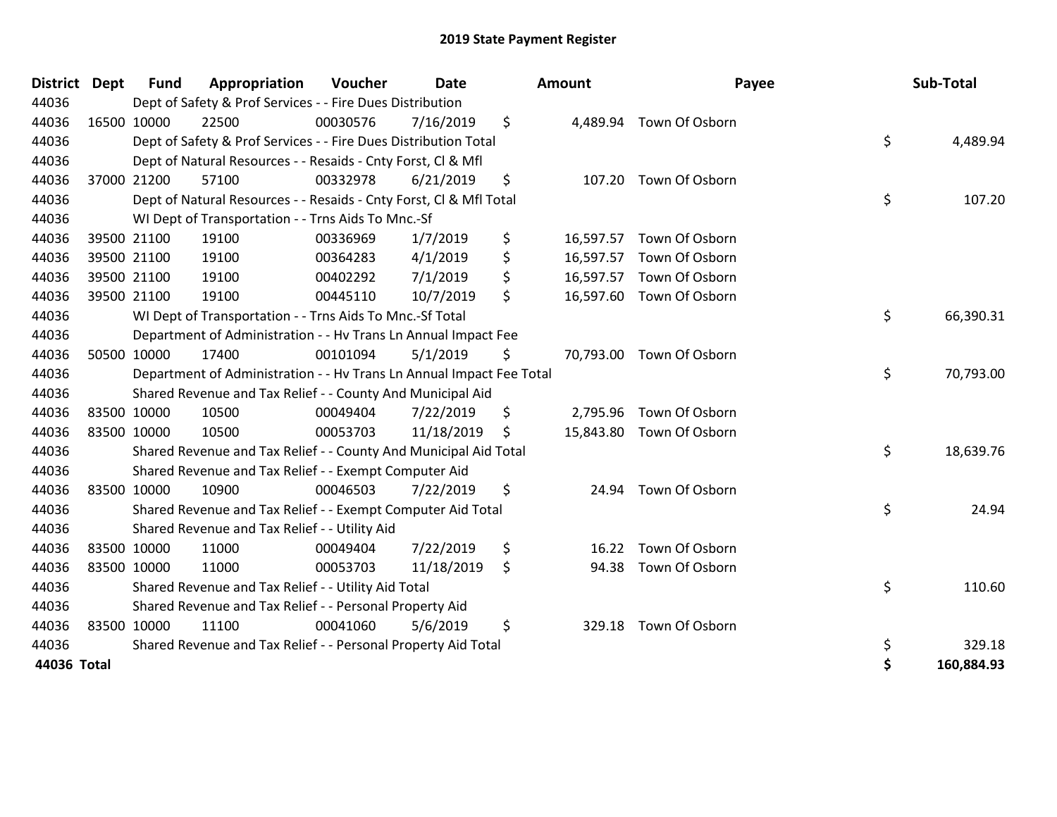# 2019 State Payment Register

| District | Dept | Fund | Appropriation | Voucher | Date | Amount | Payee | Sub-Total |
|---|---|---|---|---|---|---|---|---|
| 44036 | | Dept of Safety & Prof Services - - Fire Dues Distribution | | | | | | |
| 44036 | 16500 | 10000 | 22500 | 00030576 | 7/16/2019 | $ 4,489.94 | Town Of Osborn | |
| 44036 | | Dept of Safety & Prof Services - - Fire Dues Distribution Total | | | | | | $ 4,489.94 |
| 44036 | | Dept of Natural Resources - - Resaids - Cnty Forst, Cl & Mfl | | | | | | |
| 44036 | 37000 | 21200 | 57100 | 00332978 | 6/21/2019 | $ 107.20 | Town Of Osborn | |
| 44036 | | Dept of Natural Resources - - Resaids - Cnty Forst, Cl & Mfl Total | | | | | | $ 107.20 |
| 44036 | | WI Dept of Transportation - - Trns Aids To Mnc.-Sf | | | | | | |
| 44036 | 39500 | 21100 | 19100 | 00336969 | 1/7/2019 | $ 16,597.57 | Town Of Osborn | |
| 44036 | 39500 | 21100 | 19100 | 00364283 | 4/1/2019 | $ 16,597.57 | Town Of Osborn | |
| 44036 | 39500 | 21100 | 19100 | 00402292 | 7/1/2019 | $ 16,597.57 | Town Of Osborn | |
| 44036 | 39500 | 21100 | 19100 | 00445110 | 10/7/2019 | $ 16,597.60 | Town Of Osborn | |
| 44036 | | WI Dept of Transportation - - Trns Aids To Mnc.-Sf Total | | | | | | $ 66,390.31 |
| 44036 | | Department of Administration - - Hv Trans Ln Annual Impact Fee | | | | | | |
| 44036 | 50500 | 10000 | 17400 | 00101094 | 5/1/2019 | $ 70,793.00 | Town Of Osborn | |
| 44036 | | Department of Administration - - Hv Trans Ln Annual Impact Fee Total | | | | | | $ 70,793.00 |
| 44036 | | Shared Revenue and Tax Relief - - County And Municipal Aid | | | | | | |
| 44036 | 83500 | 10000 | 10500 | 00049404 | 7/22/2019 | $ 2,795.96 | Town Of Osborn | |
| 44036 | 83500 | 10000 | 10500 | 00053703 | 11/18/2019 | $ 15,843.80 | Town Of Osborn | |
| 44036 | | Shared Revenue and Tax Relief - - County And Municipal Aid Total | | | | | | $ 18,639.76 |
| 44036 | | Shared Revenue and Tax Relief - - Exempt Computer Aid | | | | | | |
| 44036 | 83500 | 10000 | 10900 | 00046503 | 7/22/2019 | $ 24.94 | Town Of Osborn | |
| 44036 | | Shared Revenue and Tax Relief - - Exempt Computer Aid Total | | | | | | $ 24.94 |
| 44036 | | Shared Revenue and Tax Relief - - Utility Aid | | | | | | |
| 44036 | 83500 | 10000 | 11000 | 00049404 | 7/22/2019 | $ 16.22 | Town Of Osborn | |
| 44036 | 83500 | 10000 | 11000 | 00053703 | 11/18/2019 | $ 94.38 | Town Of Osborn | |
| 44036 | | Shared Revenue and Tax Relief - - Utility Aid Total | | | | | | $ 110.60 |
| 44036 | | Shared Revenue and Tax Relief - - Personal Property Aid | | | | | | |
| 44036 | 83500 | 10000 | 11100 | 00041060 | 5/6/2019 | $ 329.18 | Town Of Osborn | |
| 44036 | | Shared Revenue and Tax Relief - - Personal Property Aid Total | | | | | | $ 329.18 |
| **44036 Total** | | | | | | | | **$ 160,884.93** |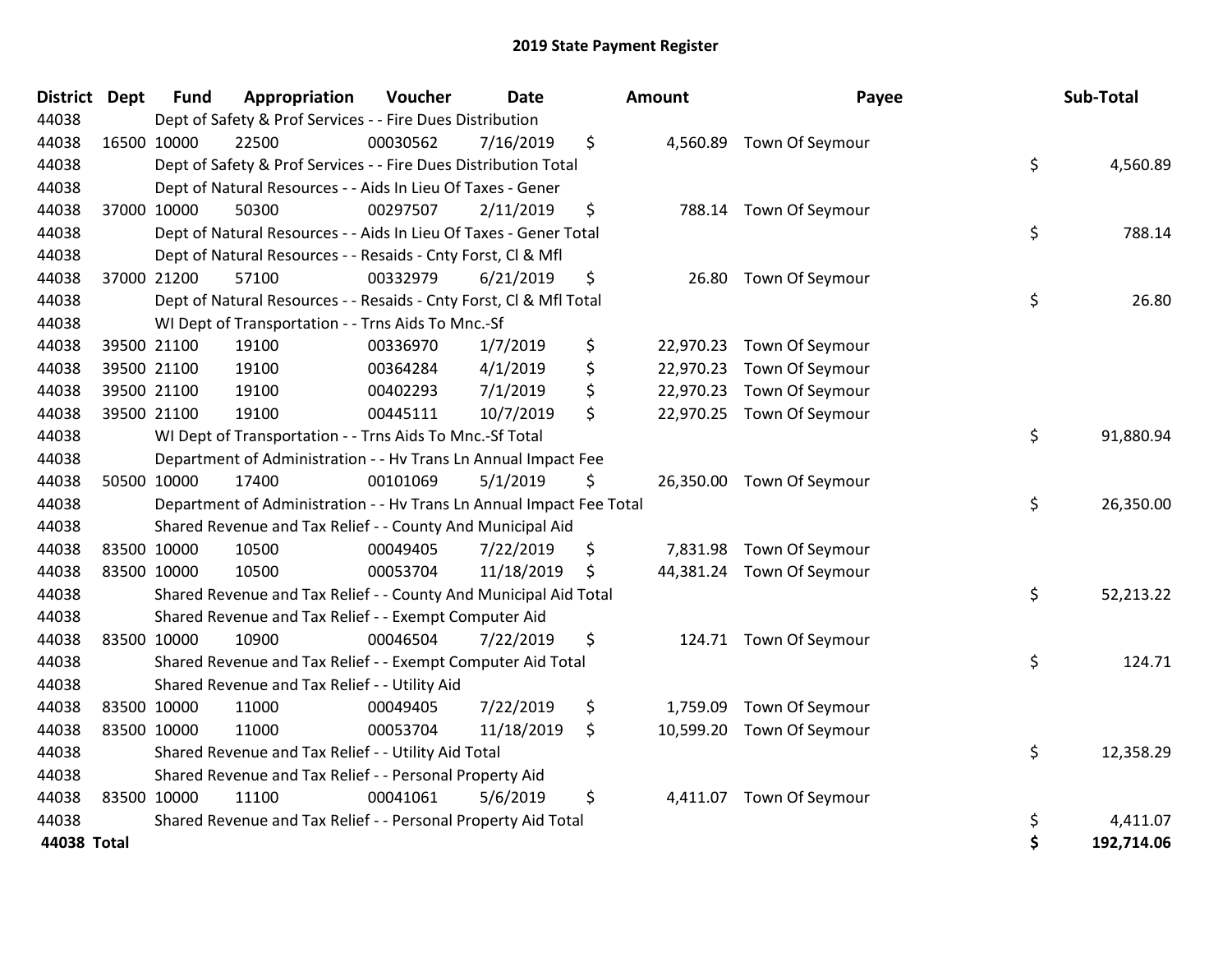# 2019 State Payment Register

| District | Dept | Fund | Appropriation | Voucher | Date | Amount | Payee | Sub-Total |
|---|---|---|---|---|---|---|---|---|
| 44038 | Dept of Safety & Prof Services - - Fire Dues Distribution | | | | | | | |
| 44038 | 16500 | 10000 | 22500 | 00030562 | 7/16/2019 | $ 4,560.89 | Town Of Seymour | |
| 44038 | Dept of Safety & Prof Services - - Fire Dues Distribution Total | | | | | | | $ 4,560.89 |
| 44038 | Dept of Natural Resources - - Aids In Lieu Of Taxes - Gener | | | | | | | |
| 44038 | 37000 | 10000 | 50300 | 00297507 | 2/11/2019 | $ 788.14 | Town Of Seymour | |
| 44038 | Dept of Natural Resources - - Aids In Lieu Of Taxes - Gener Total | | | | | | | $ 788.14 |
| 44038 | Dept of Natural Resources - - Resaids - Cnty Forst, Cl & Mfl | | | | | | | |
| 44038 | 37000 | 21200 | 57100 | 00332979 | 6/21/2019 | $ 26.80 | Town Of Seymour | |
| 44038 | Dept of Natural Resources - - Resaids - Cnty Forst, Cl & Mfl Total | | | | | | | $ 26.80 |
| 44038 | WI Dept of Transportation - - Trns Aids To Mnc.-Sf | | | | | | | |
| 44038 | 39500 | 21100 | 19100 | 00336970 | 1/7/2019 | $ 22,970.23 | Town Of Seymour | |
| 44038 | 39500 | 21100 | 19100 | 00364284 | 4/1/2019 | $ 22,970.23 | Town Of Seymour | |
| 44038 | 39500 | 21100 | 19100 | 00402293 | 7/1/2019 | $ 22,970.23 | Town Of Seymour | |
| 44038 | 39500 | 21100 | 19100 | 00445111 | 10/7/2019 | $ 22,970.25 | Town Of Seymour | |
| 44038 | WI Dept of Transportation - - Trns Aids To Mnc.-Sf Total | | | | | | | $ 91,880.94 |
| 44038 | Department of Administration - - Hv Trans Ln Annual Impact Fee | | | | | | | |
| 44038 | 50500 | 10000 | 17400 | 00101069 | 5/1/2019 | $ 26,350.00 | Town Of Seymour | |
| 44038 | Department of Administration - - Hv Trans Ln Annual Impact Fee Total | | | | | | | $ 26,350.00 |
| 44038 | Shared Revenue and Tax Relief - - County And Municipal Aid | | | | | | | |
| 44038 | 83500 | 10000 | 10500 | 00049405 | 7/22/2019 | $ 7,831.98 | Town Of Seymour | |
| 44038 | 83500 | 10000 | 10500 | 00053704 | 11/18/2019 | $ 44,381.24 | Town Of Seymour | |
| 44038 | Shared Revenue and Tax Relief - - County And Municipal Aid Total | | | | | | | $ 52,213.22 |
| 44038 | Shared Revenue and Tax Relief - - Exempt Computer Aid | | | | | | | |
| 44038 | 83500 | 10000 | 10900 | 00046504 | 7/22/2019 | $ 124.71 | Town Of Seymour | |
| 44038 | Shared Revenue and Tax Relief - - Exempt Computer Aid Total | | | | | | | $ 124.71 |
| 44038 | Shared Revenue and Tax Relief - - Utility Aid | | | | | | | |
| 44038 | 83500 | 10000 | 11000 | 00049405 | 7/22/2019 | $ 1,759.09 | Town Of Seymour | |
| 44038 | 83500 | 10000 | 11000 | 00053704 | 11/18/2019 | $ 10,599.20 | Town Of Seymour | |
| 44038 | Shared Revenue and Tax Relief - - Utility Aid Total | | | | | | | $ 12,358.29 |
| 44038 | Shared Revenue and Tax Relief - - Personal Property Aid | | | | | | | |
| 44038 | 83500 | 10000 | 11100 | 00041061 | 5/6/2019 | $ 4,411.07 | Town Of Seymour | |
| 44038 | Shared Revenue and Tax Relief - - Personal Property Aid Total | | | | | | | $ 4,411.07 |
| **44038 Total** | | | | | | | | **$ 192,714.06** |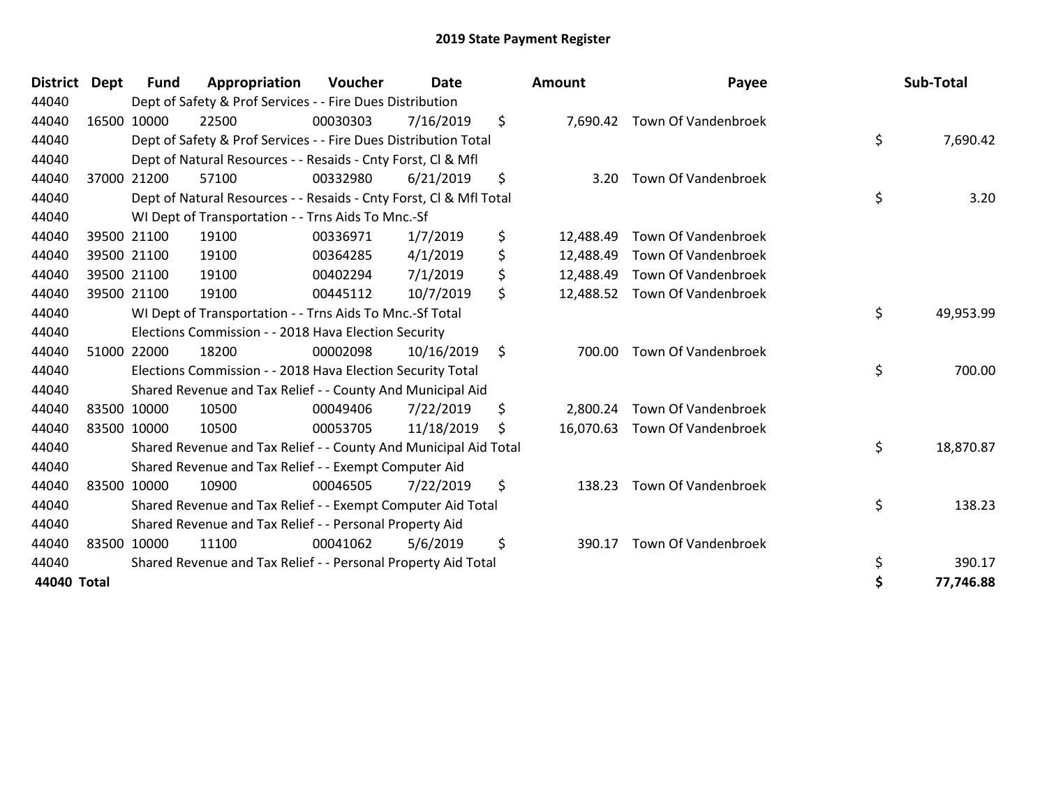# 2019 State Payment Register

| District | Dept | Fund | Appropriation | Voucher | Date | Amount | Payee | Sub-Total |
|---|---|---|---|---|---|---|---|---|
| 44040 | | Dept of Safety & Prof Services - - Fire Dues Distribution | | | | | | |
| 44040 | 16500 | 10000 | 22500 | 00030303 | 7/16/2019 | $ 7,690.42 | Town Of Vandenbroek | |
| 44040 | | Dept of Safety & Prof Services - - Fire Dues Distribution Total | | | | | | $ 7,690.42 |
| 44040 | | Dept of Natural Resources - - Resaids - Cnty Forst, Cl & Mfl | | | | | | |
| 44040 | 37000 | 21200 | 57100 | 00332980 | 6/21/2019 | $ 3.20 | Town Of Vandenbroek | |
| 44040 | | Dept of Natural Resources - - Resaids - Cnty Forst, Cl & Mfl Total | | | | | | $ 3.20 |
| 44040 | | WI Dept of Transportation - - Trns Aids To Mnc.-Sf | | | | | | |
| 44040 | 39500 | 21100 | 19100 | 00336971 | 1/7/2019 | $ 12,488.49 | Town Of Vandenbroek | |
| 44040 | 39500 | 21100 | 19100 | 00364285 | 4/1/2019 | $ 12,488.49 | Town Of Vandenbroek | |
| 44040 | 39500 | 21100 | 19100 | 00402294 | 7/1/2019 | $ 12,488.49 | Town Of Vandenbroek | |
| 44040 | 39500 | 21100 | 19100 | 00445112 | 10/7/2019 | $ 12,488.52 | Town Of Vandenbroek | |
| 44040 | | WI Dept of Transportation - - Trns Aids To Mnc.-Sf Total | | | | | | $ 49,953.99 |
| 44040 | | Elections Commission - - 2018 Hava Election Security | | | | | | |
| 44040 | 51000 | 22000 | 18200 | 00002098 | 10/16/2019 | $ 700.00 | Town Of Vandenbroek | |
| 44040 | | Elections Commission - - 2018 Hava Election Security Total | | | | | | $ 700.00 |
| 44040 | | Shared Revenue and Tax Relief - - County And Municipal Aid | | | | | | |
| 44040 | 83500 | 10000 | 10500 | 00049406 | 7/22/2019 | $ 2,800.24 | Town Of Vandenbroek | |
| 44040 | 83500 | 10000 | 10500 | 00053705 | 11/18/2019 | $ 16,070.63 | Town Of Vandenbroek | |
| 44040 | | Shared Revenue and Tax Relief - - County And Municipal Aid Total | | | | | | $ 18,870.87 |
| 44040 | | Shared Revenue and Tax Relief - - Exempt Computer Aid | | | | | | |
| 44040 | 83500 | 10000 | 10900 | 00046505 | 7/22/2019 | $ 138.23 | Town Of Vandenbroek | |
| 44040 | | Shared Revenue and Tax Relief - - Exempt Computer Aid Total | | | | | | $ 138.23 |
| 44040 | | Shared Revenue and Tax Relief - - Personal Property Aid | | | | | | |
| 44040 | 83500 | 10000 | 11100 | 00041062 | 5/6/2019 | $ 390.17 | Town Of Vandenbroek | |
| 44040 | | Shared Revenue and Tax Relief - - Personal Property Aid Total | | | | | | $ 390.17 |
| **44040 Total** | | | | | | | | **$ 77,746.88** |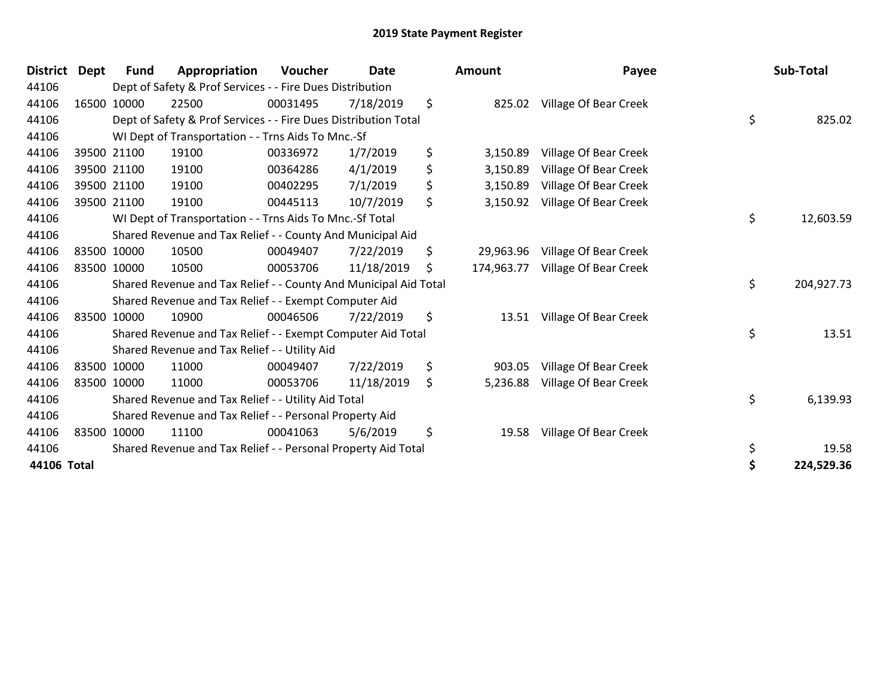# 2019 State Payment Register

| District | Dept | Fund | Appropriation | Voucher | Date | Amount | Payee | Sub-Total |
|---|---|---|---|---|---|---|---|---|
| 44106 | | Dept of Safety & Prof Services - - Fire Dues Distribution | | | | | | |
| 44106 | 16500 | 10000 | 22500 | 00031495 | 7/18/2019 | $ 825.02 | Village Of Bear Creek | |
| 44106 | | Dept of Safety & Prof Services - - Fire Dues Distribution Total | | | | | | $ 825.02 |
| 44106 | | WI Dept of Transportation - - Trns Aids To Mnc.-Sf | | | | | | |
| 44106 | 39500 | 21100 | 19100 | 00336972 | 1/7/2019 | $ 3,150.89 | Village Of Bear Creek | |
| 44106 | 39500 | 21100 | 19100 | 00364286 | 4/1/2019 | $ 3,150.89 | Village Of Bear Creek | |
| 44106 | 39500 | 21100 | 19100 | 00402295 | 7/1/2019 | $ 3,150.89 | Village Of Bear Creek | |
| 44106 | 39500 | 21100 | 19100 | 00445113 | 10/7/2019 | $ 3,150.92 | Village Of Bear Creek | |
| 44106 | | WI Dept of Transportation - - Trns Aids To Mnc.-Sf Total | | | | | | $ 12,603.59 |
| 44106 | | Shared Revenue and Tax Relief - - County And Municipal Aid | | | | | | |
| 44106 | 83500 | 10000 | 10500 | 00049407 | 7/22/2019 | $ 29,963.96 | Village Of Bear Creek | |
| 44106 | 83500 | 10000 | 10500 | 00053706 | 11/18/2019 | $ 174,963.77 | Village Of Bear Creek | |
| 44106 | | Shared Revenue and Tax Relief - - County And Municipal Aid Total | | | | | | $ 204,927.73 |
| 44106 | | Shared Revenue and Tax Relief - - Exempt Computer Aid | | | | | | |
| 44106 | 83500 | 10000 | 10900 | 00046506 | 7/22/2019 | $ 13.51 | Village Of Bear Creek | |
| 44106 | | Shared Revenue and Tax Relief - - Exempt Computer Aid Total | | | | | | $ 13.51 |
| 44106 | | Shared Revenue and Tax Relief - - Utility Aid | | | | | | |
| 44106 | 83500 | 10000 | 11000 | 00049407 | 7/22/2019 | $ 903.05 | Village Of Bear Creek | |
| 44106 | 83500 | 10000 | 11000 | 00053706 | 11/18/2019 | $ 5,236.88 | Village Of Bear Creek | |
| 44106 | | Shared Revenue and Tax Relief - - Utility Aid Total | | | | | | $ 6,139.93 |
| 44106 | | Shared Revenue and Tax Relief - - Personal Property Aid | | | | | | |
| 44106 | 83500 | 10000 | 11100 | 00041063 | 5/6/2019 | $ 19.58 | Village Of Bear Creek | |
| 44106 | | Shared Revenue and Tax Relief - - Personal Property Aid Total | | | | | | $ 19.58 |
| **44106 Total** | | | | | | | | **$ 224,529.36** |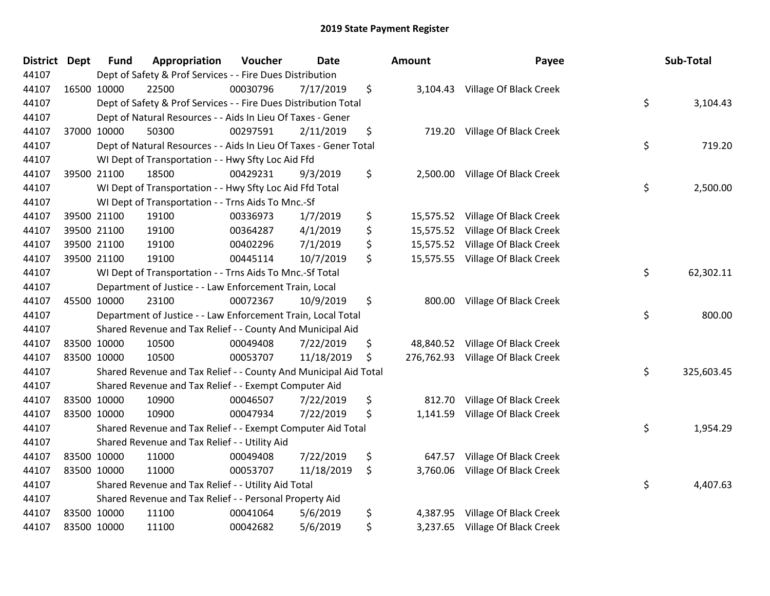# 2019 State Payment Register

| District | Dept | Fund | Appropriation | Voucher | Date | Amount | Payee | Sub-Total |
|---|---|---|---|---|---|---|---|---|
| 44107 | | Dept of Safety & Prof Services - - Fire Dues Distribution | | | | | | |
| 44107 | 16500 | 10000 | 22500 | 00030796 | 7/17/2019 | $ 3,104.43 | Village Of Black Creek | |
| 44107 | | Dept of Safety & Prof Services - - Fire Dues Distribution Total | | | | | | $ 3,104.43 |
| 44107 | | Dept of Natural Resources - - Aids In Lieu Of Taxes - Gener | | | | | | |
| 44107 | 37000 | 10000 | 50300 | 00297591 | 2/11/2019 | $ 719.20 | Village Of Black Creek | |
| 44107 | | Dept of Natural Resources - - Aids In Lieu Of Taxes - Gener Total | | | | | | $ 719.20 |
| 44107 | | WI Dept of Transportation - - Hwy Sfty Loc Aid Ffd | | | | | | |
| 44107 | 39500 | 21100 | 18500 | 00429231 | 9/3/2019 | $ 2,500.00 | Village Of Black Creek | |
| 44107 | | WI Dept of Transportation - - Hwy Sfty Loc Aid Ffd Total | | | | | | $ 2,500.00 |
| 44107 | | WI Dept of Transportation - - Trns Aids To Mnc.-Sf | | | | | | |
| 44107 | 39500 | 21100 | 19100 | 00336973 | 1/7/2019 | $ 15,575.52 | Village Of Black Creek | |
| 44107 | 39500 | 21100 | 19100 | 00364287 | 4/1/2019 | $ 15,575.52 | Village Of Black Creek | |
| 44107 | 39500 | 21100 | 19100 | 00402296 | 7/1/2019 | $ 15,575.52 | Village Of Black Creek | |
| 44107 | 39500 | 21100 | 19100 | 00445114 | 10/7/2019 | $ 15,575.55 | Village Of Black Creek | |
| 44107 | | WI Dept of Transportation - - Trns Aids To Mnc.-Sf Total | | | | | | $ 62,302.11 |
| 44107 | | Department of Justice - - Law Enforcement Train, Local | | | | | | |
| 44107 | 45500 | 10000 | 23100 | 00072367 | 10/9/2019 | $ 800.00 | Village Of Black Creek | |
| 44107 | | Department of Justice - - Law Enforcement Train, Local Total | | | | | | $ 800.00 |
| 44107 | | Shared Revenue and Tax Relief - - County And Municipal Aid | | | | | | |
| 44107 | 83500 | 10000 | 10500 | 00049408 | 7/22/2019 | $ 48,840.52 | Village Of Black Creek | |
| 44107 | 83500 | 10000 | 10500 | 00053707 | 11/18/2019 | $ 276,762.93 | Village Of Black Creek | |
| 44107 | | Shared Revenue and Tax Relief - - County And Municipal Aid Total | | | | | | $ 325,603.45 |
| 44107 | | Shared Revenue and Tax Relief - - Exempt Computer Aid | | | | | | |
| 44107 | 83500 | 10000 | 10900 | 00046507 | 7/22/2019 | $ 812.70 | Village Of Black Creek | |
| 44107 | 83500 | 10000 | 10900 | 00047934 | 7/22/2019 | $ 1,141.59 | Village Of Black Creek | |
| 44107 | | Shared Revenue and Tax Relief - - Exempt Computer Aid Total | | | | | | $ 1,954.29 |
| 44107 | | Shared Revenue and Tax Relief - - Utility Aid | | | | | | |
| 44107 | 83500 | 10000 | 11000 | 00049408 | 7/22/2019 | $ 647.57 | Village Of Black Creek | |
| 44107 | 83500 | 10000 | 11000 | 00053707 | 11/18/2019 | $ 3,760.06 | Village Of Black Creek | |
| 44107 | | Shared Revenue and Tax Relief - - Utility Aid Total | | | | | | $ 4,407.63 |
| 44107 | | Shared Revenue and Tax Relief - - Personal Property Aid | | | | | | |
| 44107 | 83500 | 10000 | 11100 | 00041064 | 5/6/2019 | $ 4,387.95 | Village Of Black Creek | |
| 44107 | 83500 | 10000 | 11100 | 00042682 | 5/6/2019 | $ 3,237.65 | Village Of Black Creek | |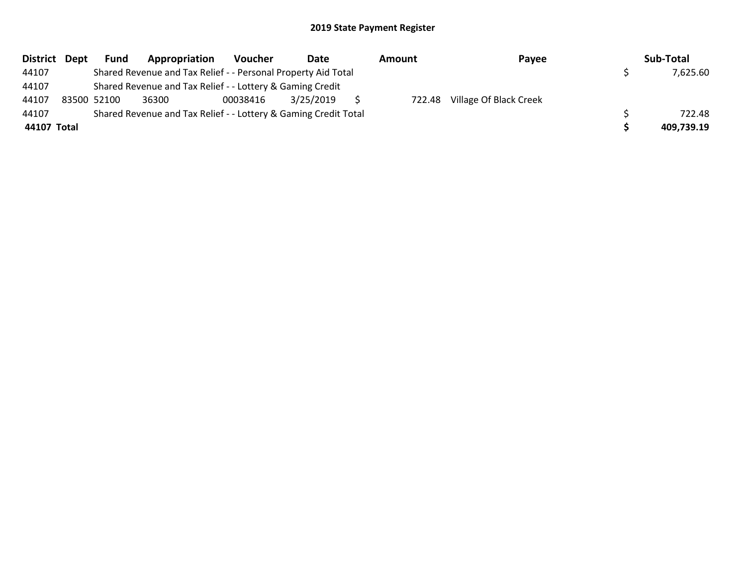## 2019 State Payment Register

| District | Dept | Fund | Appropriation | Voucher | Date | Amount | Payee | Sub-Total |
|---|---|---|---|---|---|---|---|---|
| 44107 | | Shared Revenue and Tax Relief - - Personal Property Aid Total | | | | | | $ 7,625.60 |
| 44107 | | Shared Revenue and Tax Relief - - Lottery & Gaming Credit | | | | | | |
| 44107 | 83500 | 52100 | 36300 | 00038416 | 3/25/2019 | $ 722.48 | Village Of Black Creek | |
| 44107 | | Shared Revenue and Tax Relief - - Lottery & Gaming Credit Total | | | | | | $ 722.48 |
| **44107** | **Total** | | | | | | | **$ 409,739.19** |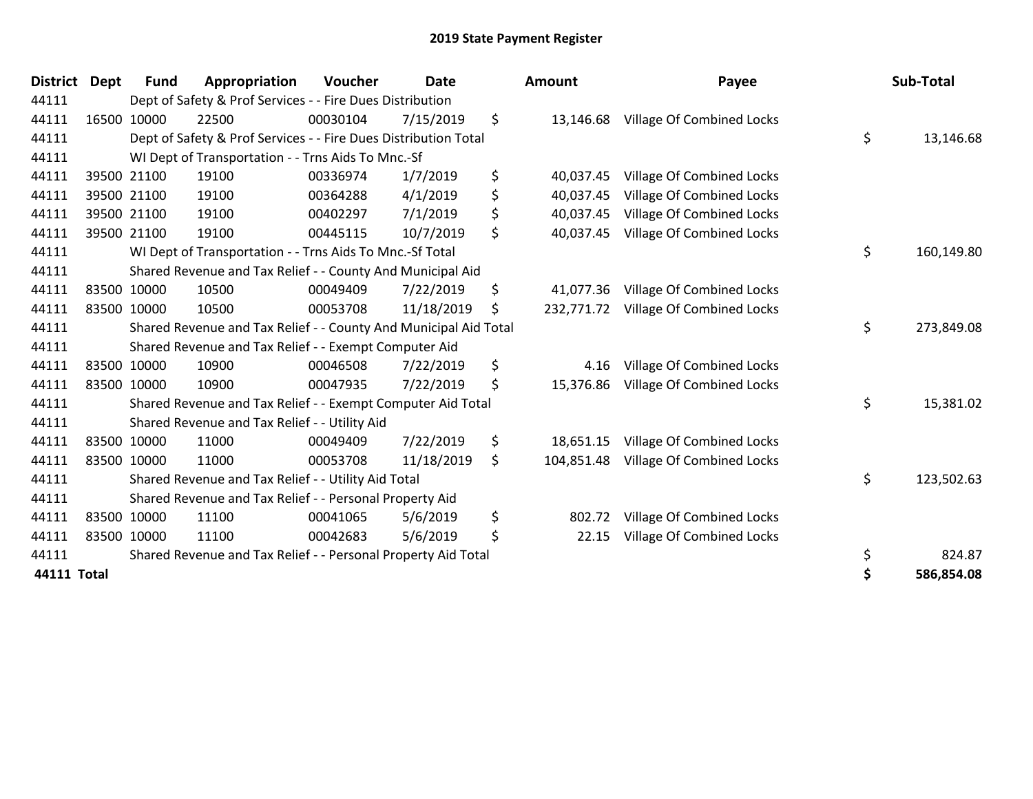# 2019 State Payment Register

| District | Dept | Fund | Appropriation | Voucher | Date | Amount | Payee | Sub-Total |
|---|---|---|---|---|---|---|---|---|
| 44111 | | Dept of Safety & Prof Services - - Fire Dues Distribution | | | | | | |
| 44111 | 16500 | 10000 | 22500 | 00030104 | 7/15/2019 | $ 13,146.68 | Village Of Combined Locks | |
| 44111 | | Dept of Safety & Prof Services - - Fire Dues Distribution Total | | | | | | $ 13,146.68 |
| 44111 | | WI Dept of Transportation - - Trns Aids To Mnc.-Sf | | | | | | |
| 44111 | 39500 | 21100 | 19100 | 00336974 | 1/7/2019 | $ 40,037.45 | Village Of Combined Locks | |
| 44111 | 39500 | 21100 | 19100 | 00364288 | 4/1/2019 | $ 40,037.45 | Village Of Combined Locks | |
| 44111 | 39500 | 21100 | 19100 | 00402297 | 7/1/2019 | $ 40,037.45 | Village Of Combined Locks | |
| 44111 | 39500 | 21100 | 19100 | 00445115 | 10/7/2019 | $ 40,037.45 | Village Of Combined Locks | |
| 44111 | | WI Dept of Transportation - - Trns Aids To Mnc.-Sf Total | | | | | | $ 160,149.80 |
| 44111 | | Shared Revenue and Tax Relief - - County And Municipal Aid | | | | | | |
| 44111 | 83500 | 10000 | 10500 | 00049409 | 7/22/2019 | $ 41,077.36 | Village Of Combined Locks | |
| 44111 | 83500 | 10000 | 10500 | 00053708 | 11/18/2019 | $ 232,771.72 | Village Of Combined Locks | |
| 44111 | | Shared Revenue and Tax Relief - - County And Municipal Aid Total | | | | | | $ 273,849.08 |
| 44111 | | Shared Revenue and Tax Relief - - Exempt Computer Aid | | | | | | |
| 44111 | 83500 | 10000 | 10900 | 00046508 | 7/22/2019 | $ 4.16 | Village Of Combined Locks | |
| 44111 | 83500 | 10000 | 10900 | 00047935 | 7/22/2019 | $ 15,376.86 | Village Of Combined Locks | |
| 44111 | | Shared Revenue and Tax Relief - - Exempt Computer Aid Total | | | | | | $ 15,381.02 |
| 44111 | | Shared Revenue and Tax Relief - - Utility Aid | | | | | | |
| 44111 | 83500 | 10000 | 11000 | 00049409 | 7/22/2019 | $ 18,651.15 | Village Of Combined Locks | |
| 44111 | 83500 | 10000 | 11000 | 00053708 | 11/18/2019 | $ 104,851.48 | Village Of Combined Locks | |
| 44111 | | Shared Revenue and Tax Relief - - Utility Aid Total | | | | | | $ 123,502.63 |
| 44111 | | Shared Revenue and Tax Relief - - Personal Property Aid | | | | | | |
| 44111 | 83500 | 10000 | 11100 | 00041065 | 5/6/2019 | $ 802.72 | Village Of Combined Locks | |
| 44111 | 83500 | 10000 | 11100 | 00042683 | 5/6/2019 | $ 22.15 | Village Of Combined Locks | |
| 44111 | | Shared Revenue and Tax Relief - - Personal Property Aid Total | | | | | | $ 824.87 |
| **44111 Total** | | | | | | | | **$ 586,854.08** |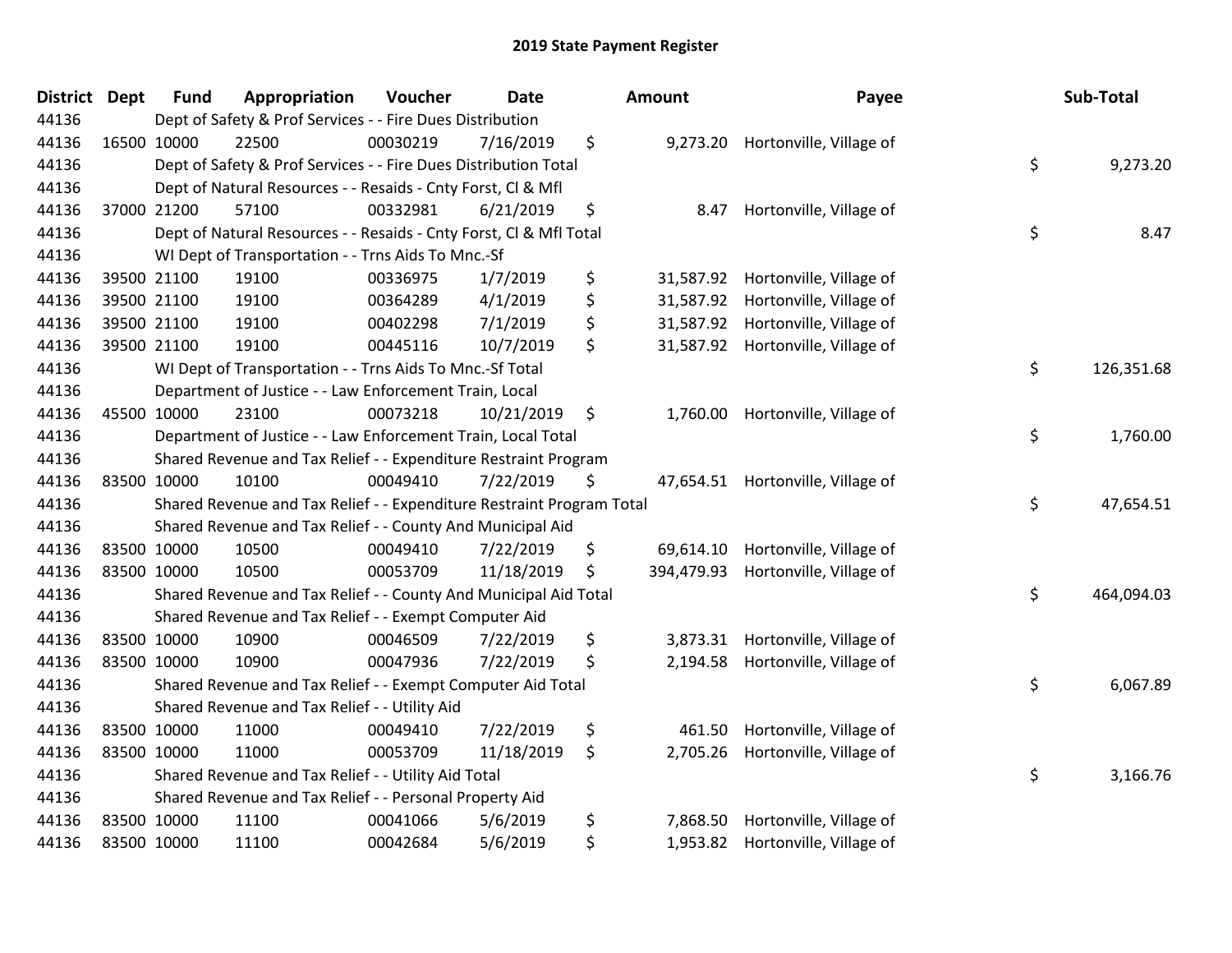# 2019 State Payment Register

| District | Dept | Fund | Appropriation | Voucher | Date | Amount | Payee | Sub-Total |
|---|---|---|---|---|---|---|---|---|
| 44136 | Dept of Safety & Prof Services - - Fire Dues Distribution | | | | | | | |
| 44136 | 16500 | 10000 | 22500 | 00030219 | 7/16/2019 | $ 9,273.20 | Hortonville, Village of | |
| 44136 | Dept of Safety & Prof Services - - Fire Dues Distribution Total | | | | | | | $ 9,273.20 |
| 44136 | Dept of Natural Resources - - Resaids - Cnty Forst, Cl & Mfl | | | | | | | |
| 44136 | 37000 | 21200 | 57100 | 00332981 | 6/21/2019 | $ 8.47 | Hortonville, Village of | |
| 44136 | Dept of Natural Resources - - Resaids - Cnty Forst, Cl & Mfl Total | | | | | | | $ 8.47 |
| 44136 | WI Dept of Transportation - - Trns Aids To Mnc.-Sf | | | | | | | |
| 44136 | 39500 | 21100 | 19100 | 00336975 | 1/7/2019 | $ 31,587.92 | Hortonville, Village of | |
| 44136 | 39500 | 21100 | 19100 | 00364289 | 4/1/2019 | $ 31,587.92 | Hortonville, Village of | |
| 44136 | 39500 | 21100 | 19100 | 00402298 | 7/1/2019 | $ 31,587.92 | Hortonville, Village of | |
| 44136 | 39500 | 21100 | 19100 | 00445116 | 10/7/2019 | $ 31,587.92 | Hortonville, Village of | |
| 44136 | WI Dept of Transportation - - Trns Aids To Mnc.-Sf Total | | | | | | | $ 126,351.68 |
| 44136 | Department of Justice - - Law Enforcement Train, Local | | | | | | | |
| 44136 | 45500 | 10000 | 23100 | 00073218 | 10/21/2019 | $ 1,760.00 | Hortonville, Village of | |
| 44136 | Department of Justice - - Law Enforcement Train, Local Total | | | | | | | $ 1,760.00 |
| 44136 | Shared Revenue and Tax Relief - - Expenditure Restraint Program | | | | | | | |
| 44136 | 83500 | 10000 | 10100 | 00049410 | 7/22/2019 | $ 47,654.51 | Hortonville, Village of | |
| 44136 | Shared Revenue and Tax Relief - - Expenditure Restraint Program Total | | | | | | | $ 47,654.51 |
| 44136 | Shared Revenue and Tax Relief - - County And Municipal Aid | | | | | | | |
| 44136 | 83500 | 10000 | 10500 | 00049410 | 7/22/2019 | $ 69,614.10 | Hortonville, Village of | |
| 44136 | 83500 | 10000 | 10500 | 00053709 | 11/18/2019 | $ 394,479.93 | Hortonville, Village of | |
| 44136 | Shared Revenue and Tax Relief - - County And Municipal Aid Total | | | | | | | $ 464,094.03 |
| 44136 | Shared Revenue and Tax Relief - - Exempt Computer Aid | | | | | | | |
| 44136 | 83500 | 10000 | 10900 | 00046509 | 7/22/2019 | $ 3,873.31 | Hortonville, Village of | |
| 44136 | 83500 | 10000 | 10900 | 00047936 | 7/22/2019 | $ 2,194.58 | Hortonville, Village of | |
| 44136 | Shared Revenue and Tax Relief - - Exempt Computer Aid Total | | | | | | | $ 6,067.89 |
| 44136 | Shared Revenue and Tax Relief - - Utility Aid | | | | | | | |
| 44136 | 83500 | 10000 | 11000 | 00049410 | 7/22/2019 | $ 461.50 | Hortonville, Village of | |
| 44136 | 83500 | 10000 | 11000 | 00053709 | 11/18/2019 | $ 2,705.26 | Hortonville, Village of | |
| 44136 | Shared Revenue and Tax Relief - - Utility Aid Total | | | | | | | $ 3,166.76 |
| 44136 | Shared Revenue and Tax Relief - - Personal Property Aid | | | | | | | |
| 44136 | 83500 | 10000 | 11100 | 00041066 | 5/6/2019 | $ 7,868.50 | Hortonville, Village of | |
| 44136 | 83500 | 10000 | 11100 | 00042684 | 5/6/2019 | $ 1,953.82 | Hortonville, Village of | |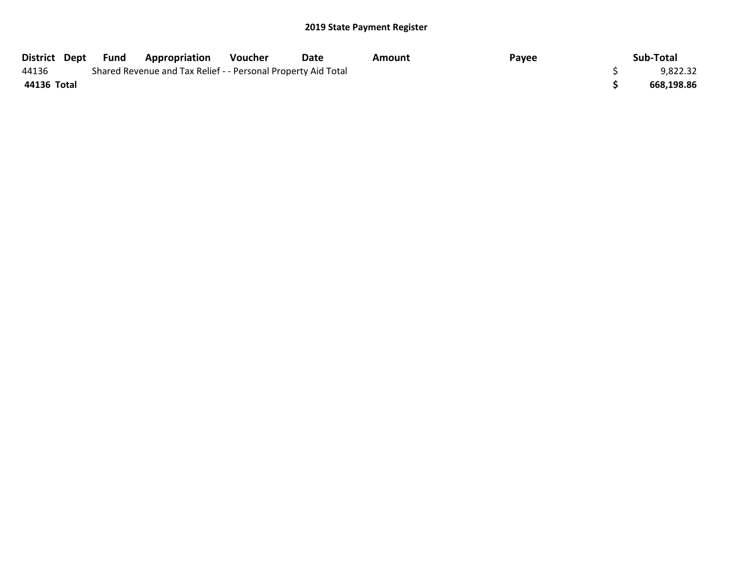## 2019 State Payment Register

| District | Dept | Fund | Appropriation | Voucher | Date | Amount | Payee | | Sub-Total |
|---|---|---|---|---|---|---|---|---|---|
| 44136 | | Shared Revenue and Tax Relief - - Personal Property Aid Total | | | | | | $ | 9,822.32 |
| **44136 Total** | | | | | | | | **$** | **668,198.86** |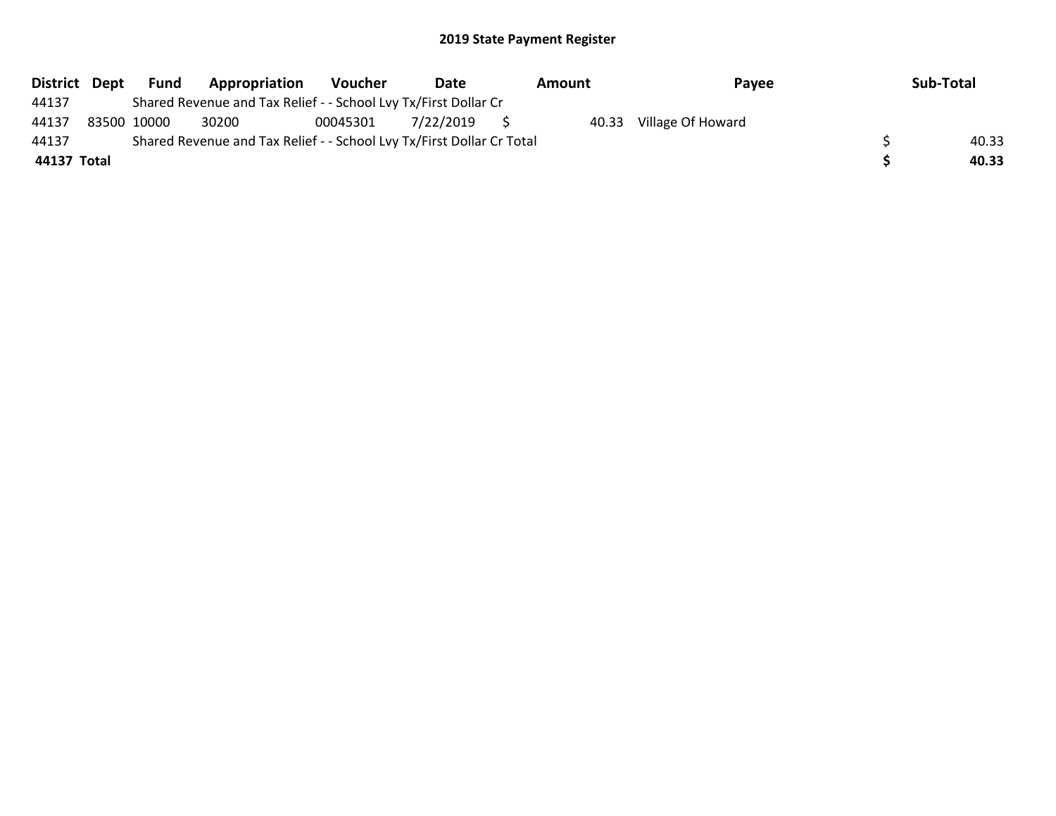## 2019 State Payment Register

| District | Dept | Fund | Appropriation | Voucher | Date | Amount | Payee | Sub-Total |
|---|---|---|---|---|---|---|---|---|
| 44137 | | Shared Revenue and Tax Relief - - School Lvy Tx/First Dollar Cr | | | | | | |
| 44137 | 83500 | 10000 | 30200 | 00045301 | 7/22/2019 | $ 40.33 | Village Of Howard | |
| 44137 | | Shared Revenue and Tax Relief - - School Lvy Tx/First Dollar Cr Total | | | | | | $ 40.33 |
| **44137 Total** | | | | | | | | **$ 40.33** |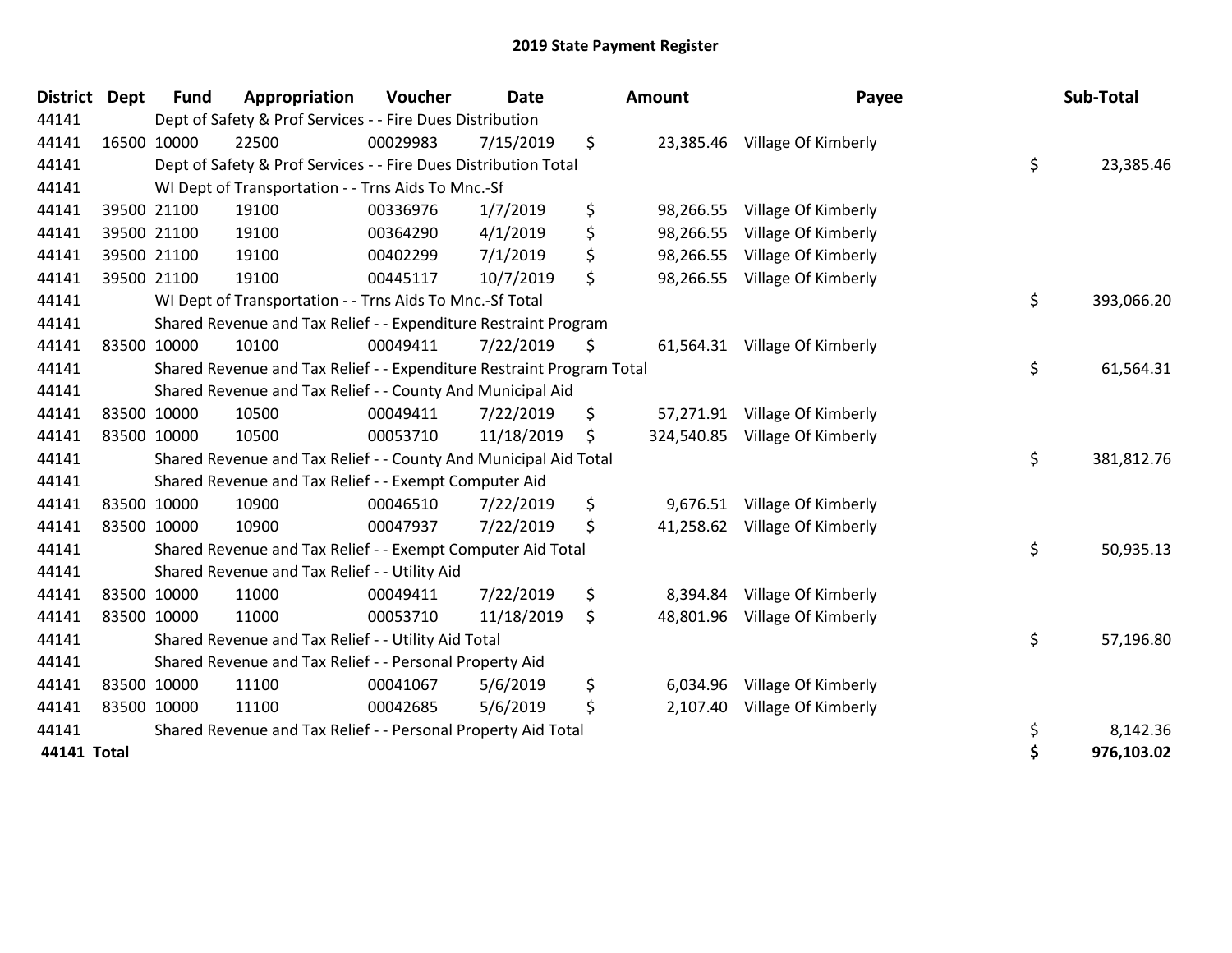# 2019 State Payment Register

| District | Dept | Fund | Appropriation | Voucher | Date | Amount | Payee | Sub-Total |
|---|---|---|---|---|---|---|---|---|
| 44141 | | Dept of Safety & Prof Services - - Fire Dues Distribution | | | | | | |
| 44141 | 16500 | 10000 | 22500 | 00029983 | 7/15/2019 | $ 23,385.46 | Village Of Kimberly | |
| 44141 | | Dept of Safety & Prof Services - - Fire Dues Distribution Total | | | | | | $ 23,385.46 |
| 44141 | | WI Dept of Transportation - - Trns Aids To Mnc.-Sf | | | | | | |
| 44141 | 39500 | 21100 | 19100 | 00336976 | 1/7/2019 | $ 98,266.55 | Village Of Kimberly | |
| 44141 | 39500 | 21100 | 19100 | 00364290 | 4/1/2019 | $ 98,266.55 | Village Of Kimberly | |
| 44141 | 39500 | 21100 | 19100 | 00402299 | 7/1/2019 | $ 98,266.55 | Village Of Kimberly | |
| 44141 | 39500 | 21100 | 19100 | 00445117 | 10/7/2019 | $ 98,266.55 | Village Of Kimberly | |
| 44141 | | WI Dept of Transportation - - Trns Aids To Mnc.-Sf Total | | | | | | $ 393,066.20 |
| 44141 | | Shared Revenue and Tax Relief - - Expenditure Restraint Program | | | | | | |
| 44141 | 83500 | 10000 | 10100 | 00049411 | 7/22/2019 | $ 61,564.31 | Village Of Kimberly | |
| 44141 | | Shared Revenue and Tax Relief - - Expenditure Restraint Program Total | | | | | | $ 61,564.31 |
| 44141 | | Shared Revenue and Tax Relief - - County And Municipal Aid | | | | | | |
| 44141 | 83500 | 10000 | 10500 | 00049411 | 7/22/2019 | $ 57,271.91 | Village Of Kimberly | |
| 44141 | 83500 | 10000 | 10500 | 00053710 | 11/18/2019 | $ 324,540.85 | Village Of Kimberly | |
| 44141 | | Shared Revenue and Tax Relief - - County And Municipal Aid Total | | | | | | $ 381,812.76 |
| 44141 | | Shared Revenue and Tax Relief - - Exempt Computer Aid | | | | | | |
| 44141 | 83500 | 10000 | 10900 | 00046510 | 7/22/2019 | $ 9,676.51 | Village Of Kimberly | |
| 44141 | 83500 | 10000 | 10900 | 00047937 | 7/22/2019 | $ 41,258.62 | Village Of Kimberly | |
| 44141 | | Shared Revenue and Tax Relief - - Exempt Computer Aid Total | | | | | | $ 50,935.13 |
| 44141 | | Shared Revenue and Tax Relief - - Utility Aid | | | | | | |
| 44141 | 83500 | 10000 | 11000 | 00049411 | 7/22/2019 | $ 8,394.84 | Village Of Kimberly | |
| 44141 | 83500 | 10000 | 11000 | 00053710 | 11/18/2019 | $ 48,801.96 | Village Of Kimberly | |
| 44141 | | Shared Revenue and Tax Relief - - Utility Aid Total | | | | | | $ 57,196.80 |
| 44141 | | Shared Revenue and Tax Relief - - Personal Property Aid | | | | | | |
| 44141 | 83500 | 10000 | 11100 | 00041067 | 5/6/2019 | $ 6,034.96 | Village Of Kimberly | |
| 44141 | 83500 | 10000 | 11100 | 00042685 | 5/6/2019 | $ 2,107.40 | Village Of Kimberly | |
| 44141 | | Shared Revenue and Tax Relief - - Personal Property Aid Total | | | | | | $ 8,142.36 |
| **44141 Total** | | | | | | | | **$ 976,103.02** |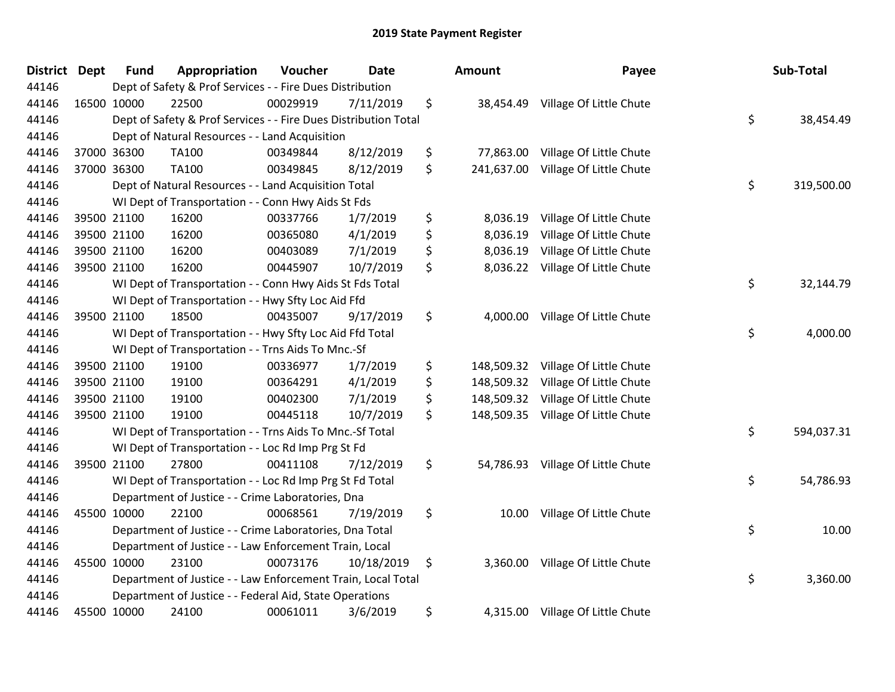# 2019 State Payment Register

| District | Dept | Fund | Appropriation | Voucher | Date | Amount | Payee | Sub-Total |
|---|---|---|---|---|---|---|---|---|
| 44146 | | Dept of Safety & Prof Services - - Fire Dues Distribution | | | | | | |
| 44146 | 16500 | 10000 | 22500 | 00029919 | 7/11/2019 | $ 38,454.49 | Village Of Little Chute | |
| 44146 | | Dept of Safety & Prof Services - - Fire Dues Distribution Total | | | | | | $ 38,454.49 |
| 44146 | | Dept of Natural Resources - - Land Acquisition | | | | | | |
| 44146 | 37000 | 36300 | TA100 | 00349844 | 8/12/2019 | $ 77,863.00 | Village Of Little Chute | |
| 44146 | 37000 | 36300 | TA100 | 00349845 | 8/12/2019 | $ 241,637.00 | Village Of Little Chute | |
| 44146 | | Dept of Natural Resources - - Land Acquisition Total | | | | | | $ 319,500.00 |
| 44146 | | WI Dept of Transportation - - Conn Hwy Aids St Fds | | | | | | |
| 44146 | 39500 | 21100 | 16200 | 00337766 | 1/7/2019 | $ 8,036.19 | Village Of Little Chute | |
| 44146 | 39500 | 21100 | 16200 | 00365080 | 4/1/2019 | $ 8,036.19 | Village Of Little Chute | |
| 44146 | 39500 | 21100 | 16200 | 00403089 | 7/1/2019 | $ 8,036.19 | Village Of Little Chute | |
| 44146 | 39500 | 21100 | 16200 | 00445907 | 10/7/2019 | $ 8,036.22 | Village Of Little Chute | |
| 44146 | | WI Dept of Transportation - - Conn Hwy Aids St Fds Total | | | | | | $ 32,144.79 |
| 44146 | | WI Dept of Transportation - - Hwy Sfty Loc Aid Ffd | | | | | | |
| 44146 | 39500 | 21100 | 18500 | 00435007 | 9/17/2019 | $ 4,000.00 | Village Of Little Chute | |
| 44146 | | WI Dept of Transportation - - Hwy Sfty Loc Aid Ffd Total | | | | | | $ 4,000.00 |
| 44146 | | WI Dept of Transportation - - Trns Aids To Mnc.-Sf | | | | | | |
| 44146 | 39500 | 21100 | 19100 | 00336977 | 1/7/2019 | $ 148,509.32 | Village Of Little Chute | |
| 44146 | 39500 | 21100 | 19100 | 00364291 | 4/1/2019 | $ 148,509.32 | Village Of Little Chute | |
| 44146 | 39500 | 21100 | 19100 | 00402300 | 7/1/2019 | $ 148,509.32 | Village Of Little Chute | |
| 44146 | 39500 | 21100 | 19100 | 00445118 | 10/7/2019 | $ 148,509.35 | Village Of Little Chute | |
| 44146 | | WI Dept of Transportation - - Trns Aids To Mnc.-Sf Total | | | | | | $ 594,037.31 |
| 44146 | | WI Dept of Transportation - - Loc Rd Imp Prg St Fd | | | | | | |
| 44146 | 39500 | 21100 | 27800 | 00411108 | 7/12/2019 | $ 54,786.93 | Village Of Little Chute | |
| 44146 | | WI Dept of Transportation - - Loc Rd Imp Prg St Fd Total | | | | | | $ 54,786.93 |
| 44146 | | Department of Justice - - Crime Laboratories, Dna | | | | | | |
| 44146 | 45500 | 10000 | 22100 | 00068561 | 7/19/2019 | $ 10.00 | Village Of Little Chute | |
| 44146 | | Department of Justice - - Crime Laboratories, Dna Total | | | | | | $ 10.00 |
| 44146 | | Department of Justice - - Law Enforcement Train, Local | | | | | | |
| 44146 | 45500 | 10000 | 23100 | 00073176 | 10/18/2019 | $ 3,360.00 | Village Of Little Chute | |
| 44146 | | Department of Justice - - Law Enforcement Train, Local Total | | | | | | $ 3,360.00 |
| 44146 | | Department of Justice - - Federal Aid, State Operations | | | | | | |
| 44146 | 45500 | 10000 | 24100 | 00061011 | 3/6/2019 | $ 4,315.00 | Village Of Little Chute | |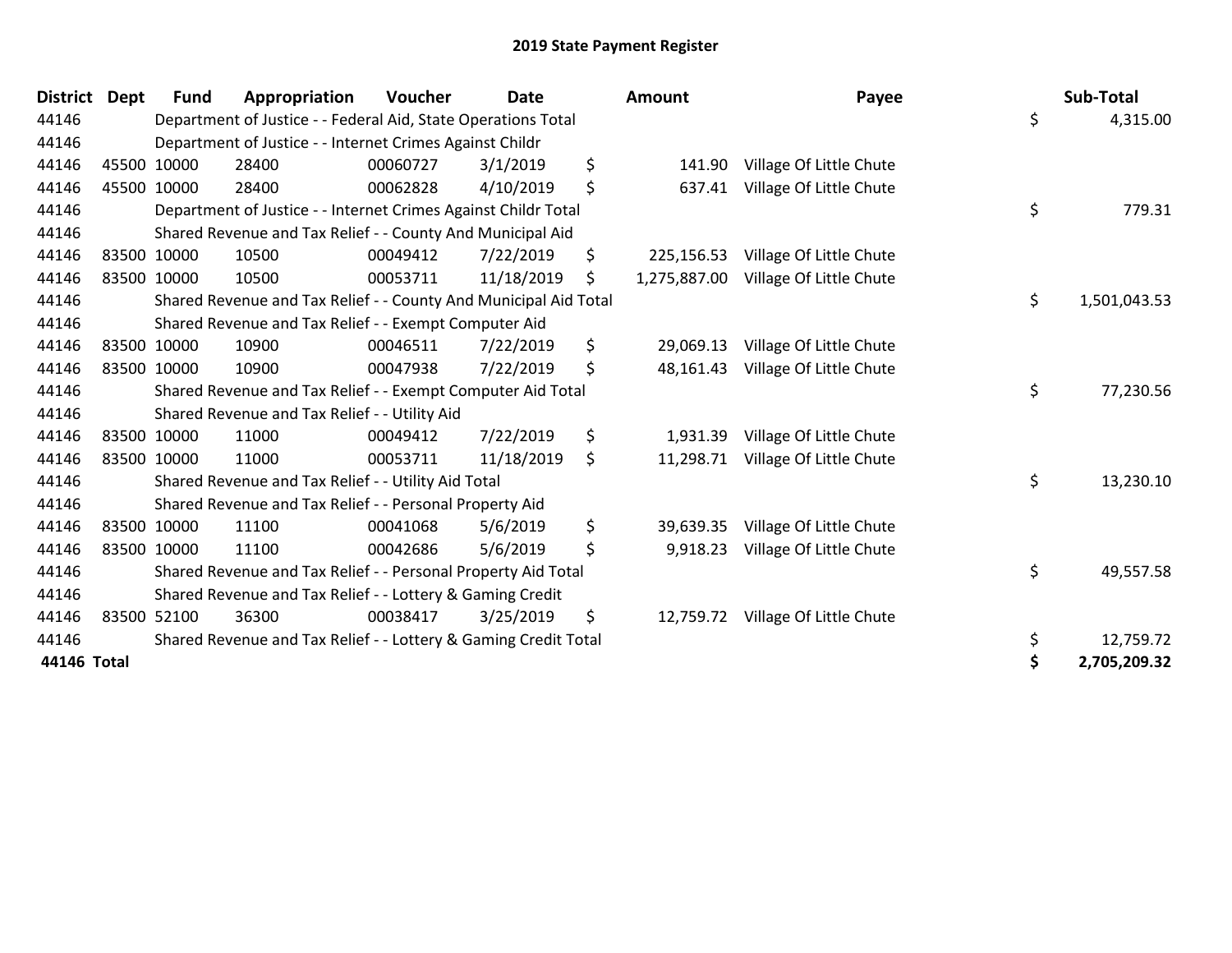# 2019 State Payment Register

| District | Dept | Fund | Appropriation | Voucher | Date | Amount | Payee | Sub-Total |
|---|---|---|---|---|---|---|---|---|
| 44146 | | Department of Justice - - Federal Aid, State Operations Total | | | | | | $ 4,315.00 |
| 44146 | | Department of Justice - - Internet Crimes Against Childr | | | | | | |
| 44146 | 45500 | 10000 | 28400 | 00060727 | 3/1/2019 | $ 141.90 | Village Of Little Chute | |
| 44146 | 45500 | 10000 | 28400 | 00062828 | 4/10/2019 | $ 637.41 | Village Of Little Chute | |
| 44146 | | Department of Justice - - Internet Crimes Against Childr Total | | | | | | $ 779.31 |
| 44146 | | Shared Revenue and Tax Relief - - County And Municipal Aid | | | | | | |
| 44146 | 83500 | 10000 | 10500 | 00049412 | 7/22/2019 | $ 225,156.53 | Village Of Little Chute | |
| 44146 | 83500 | 10000 | 10500 | 00053711 | 11/18/2019 | $ 1,275,887.00 | Village Of Little Chute | |
| 44146 | | Shared Revenue and Tax Relief - - County And Municipal Aid Total | | | | | | $ 1,501,043.53 |
| 44146 | | Shared Revenue and Tax Relief - - Exempt Computer Aid | | | | | | |
| 44146 | 83500 | 10000 | 10900 | 00046511 | 7/22/2019 | $ 29,069.13 | Village Of Little Chute | |
| 44146 | 83500 | 10000 | 10900 | 00047938 | 7/22/2019 | $ 48,161.43 | Village Of Little Chute | |
| 44146 | | Shared Revenue and Tax Relief - - Exempt Computer Aid Total | | | | | | $ 77,230.56 |
| 44146 | | Shared Revenue and Tax Relief - - Utility Aid | | | | | | |
| 44146 | 83500 | 10000 | 11000 | 00049412 | 7/22/2019 | $ 1,931.39 | Village Of Little Chute | |
| 44146 | 83500 | 10000 | 11000 | 00053711 | 11/18/2019 | $ 11,298.71 | Village Of Little Chute | |
| 44146 | | Shared Revenue and Tax Relief - - Utility Aid Total | | | | | | $ 13,230.10 |
| 44146 | | Shared Revenue and Tax Relief - - Personal Property Aid | | | | | | |
| 44146 | 83500 | 10000 | 11100 | 00041068 | 5/6/2019 | $ 39,639.35 | Village Of Little Chute | |
| 44146 | 83500 | 10000 | 11100 | 00042686 | 5/6/2019 | $ 9,918.23 | Village Of Little Chute | |
| 44146 | | Shared Revenue and Tax Relief - - Personal Property Aid Total | | | | | | $ 49,557.58 |
| 44146 | | Shared Revenue and Tax Relief - - Lottery & Gaming Credit | | | | | | |
| 44146 | 83500 | 52100 | 36300 | 00038417 | 3/25/2019 | $ 12,759.72 | Village Of Little Chute | |
| 44146 | | Shared Revenue and Tax Relief - - Lottery & Gaming Credit Total | | | | | | $ 12,759.72 |
| **44146 Total** | | | | | | | | **$ 2,705,209.32** |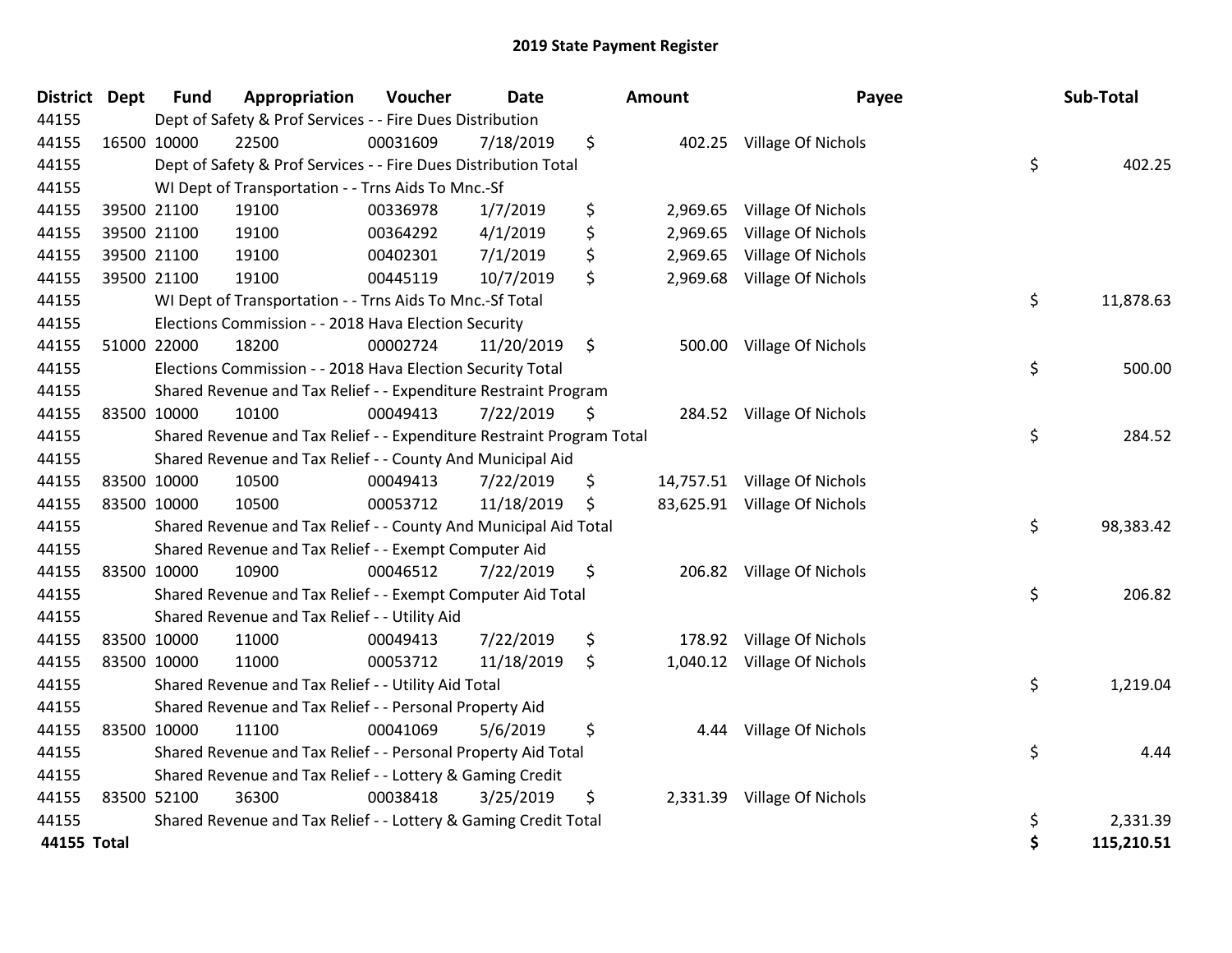# 2019 State Payment Register

| District | Dept | Fund | Appropriation | Voucher | Date | Amount | Payee | Sub-Total |
|---|---|---|---|---|---|---|---|---|
| 44155 | | Dept of Safety & Prof Services - - Fire Dues Distribution | | | | | | |
| 44155 | 16500 | 10000 | 22500 | 00031609 | 7/18/2019 | $ 402.25 | Village Of Nichols | |
| 44155 | | Dept of Safety & Prof Services - - Fire Dues Distribution Total | | | | | | $ 402.25 |
| 44155 | | WI Dept of Transportation - - Trns Aids To Mnc.-Sf | | | | | | |
| 44155 | 39500 | 21100 | 19100 | 00336978 | 1/7/2019 | $ 2,969.65 | Village Of Nichols | |
| 44155 | 39500 | 21100 | 19100 | 00364292 | 4/1/2019 | $ 2,969.65 | Village Of Nichols | |
| 44155 | 39500 | 21100 | 19100 | 00402301 | 7/1/2019 | $ 2,969.65 | Village Of Nichols | |
| 44155 | 39500 | 21100 | 19100 | 00445119 | 10/7/2019 | $ 2,969.68 | Village Of Nichols | |
| 44155 | | WI Dept of Transportation - - Trns Aids To Mnc.-Sf Total | | | | | | $ 11,878.63 |
| 44155 | | Elections Commission - - 2018 Hava Election Security | | | | | | |
| 44155 | 51000 | 22000 | 18200 | 00002724 | 11/20/2019 | $ 500.00 | Village Of Nichols | |
| 44155 | | Elections Commission - - 2018 Hava Election Security Total | | | | | | $ 500.00 |
| 44155 | | Shared Revenue and Tax Relief - - Expenditure Restraint Program | | | | | | |
| 44155 | 83500 | 10000 | 10100 | 00049413 | 7/22/2019 | $ 284.52 | Village Of Nichols | |
| 44155 | | Shared Revenue and Tax Relief - - Expenditure Restraint Program Total | | | | | | $ 284.52 |
| 44155 | | Shared Revenue and Tax Relief - - County And Municipal Aid | | | | | | |
| 44155 | 83500 | 10000 | 10500 | 00049413 | 7/22/2019 | $ 14,757.51 | Village Of Nichols | |
| 44155 | 83500 | 10000 | 10500 | 00053712 | 11/18/2019 | $ 83,625.91 | Village Of Nichols | |
| 44155 | | Shared Revenue and Tax Relief - - County And Municipal Aid Total | | | | | | $ 98,383.42 |
| 44155 | | Shared Revenue and Tax Relief - - Exempt Computer Aid | | | | | | |
| 44155 | 83500 | 10000 | 10900 | 00046512 | 7/22/2019 | $ 206.82 | Village Of Nichols | |
| 44155 | | Shared Revenue and Tax Relief - - Exempt Computer Aid Total | | | | | | $ 206.82 |
| 44155 | | Shared Revenue and Tax Relief - - Utility Aid | | | | | | |
| 44155 | 83500 | 10000 | 11000 | 00049413 | 7/22/2019 | $ 178.92 | Village Of Nichols | |
| 44155 | 83500 | 10000 | 11000 | 00053712 | 11/18/2019 | $ 1,040.12 | Village Of Nichols | |
| 44155 | | Shared Revenue and Tax Relief - - Utility Aid Total | | | | | | $ 1,219.04 |
| 44155 | | Shared Revenue and Tax Relief - - Personal Property Aid | | | | | | |
| 44155 | 83500 | 10000 | 11100 | 00041069 | 5/6/2019 | $ 4.44 | Village Of Nichols | |
| 44155 | | Shared Revenue and Tax Relief - - Personal Property Aid Total | | | | | | $ 4.44 |
| 44155 | | Shared Revenue and Tax Relief - - Lottery & Gaming Credit | | | | | | |
| 44155 | 83500 | 52100 | 36300 | 00038418 | 3/25/2019 | $ 2,331.39 | Village Of Nichols | |
| 44155 | | Shared Revenue and Tax Relief - - Lottery & Gaming Credit Total | | | | | | $ 2,331.39 |
| **44155 Total** | | | | | | | | **$ 115,210.51** |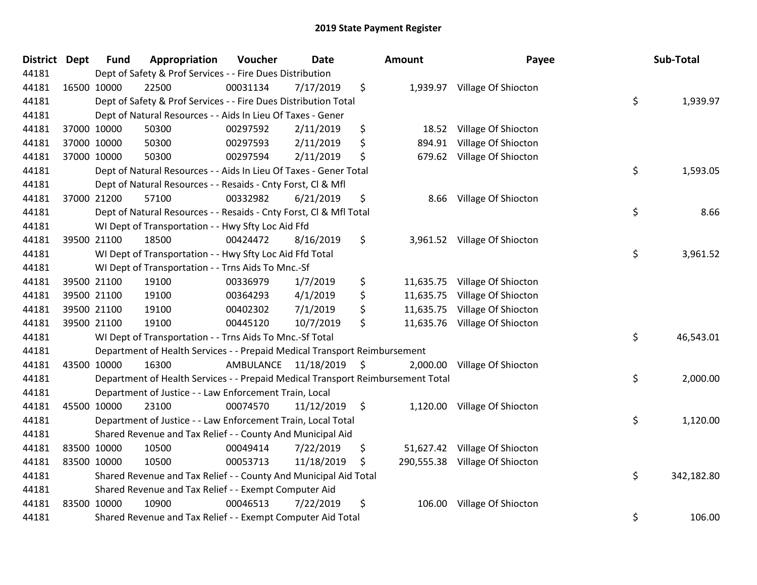# 2019 State Payment Register

| District | Dept | Fund | Appropriation | Voucher | Date | | Amount | Payee | | Sub-Total |
|---|---|---|---|---|---|---|---|---|---|---|
| 44181 | | Dept of Safety & Prof Services - - Fire Dues Distribution | | | | | | | | |
| 44181 | 16500 | 10000 | 22500 | 00031134 | 7/17/2019 | $ | 1,939.97 | Village Of Shiocton | | |
| 44181 | | Dept of Safety & Prof Services - - Fire Dues Distribution Total | | | | | | | $ | 1,939.97 |
| 44181 | | Dept of Natural Resources - - Aids In Lieu Of Taxes - Gener | | | | | | | | |
| 44181 | 37000 | 10000 | 50300 | 00297592 | 2/11/2019 | $ | 18.52 | Village Of Shiocton | | |
| 44181 | 37000 | 10000 | 50300 | 00297593 | 2/11/2019 | $ | 894.91 | Village Of Shiocton | | |
| 44181 | 37000 | 10000 | 50300 | 00297594 | 2/11/2019 | $ | 679.62 | Village Of Shiocton | | |
| 44181 | | Dept of Natural Resources - - Aids In Lieu Of Taxes - Gener Total | | | | | | | $ | 1,593.05 |
| 44181 | | Dept of Natural Resources - - Resaids - Cnty Forst, Cl & Mfl | | | | | | | | |
| 44181 | 37000 | 21200 | 57100 | 00332982 | 6/21/2019 | $ | 8.66 | Village Of Shiocton | | |
| 44181 | | Dept of Natural Resources - - Resaids - Cnty Forst, Cl & Mfl Total | | | | | | | $ | 8.66 |
| 44181 | | WI Dept of Transportation - - Hwy Sfty Loc Aid Ffd | | | | | | | | |
| 44181 | 39500 | 21100 | 18500 | 00424472 | 8/16/2019 | $ | 3,961.52 | Village Of Shiocton | | |
| 44181 | | WI Dept of Transportation - - Hwy Sfty Loc Aid Ffd Total | | | | | | | $ | 3,961.52 |
| 44181 | | WI Dept of Transportation - - Trns Aids To Mnc.-Sf | | | | | | | | |
| 44181 | 39500 | 21100 | 19100 | 00336979 | 1/7/2019 | $ | 11,635.75 | Village Of Shiocton | | |
| 44181 | 39500 | 21100 | 19100 | 00364293 | 4/1/2019 | $ | 11,635.75 | Village Of Shiocton | | |
| 44181 | 39500 | 21100 | 19100 | 00402302 | 7/1/2019 | $ | 11,635.75 | Village Of Shiocton | | |
| 44181 | 39500 | 21100 | 19100 | 00445120 | 10/7/2019 | $ | 11,635.76 | Village Of Shiocton | | |
| 44181 | | WI Dept of Transportation - - Trns Aids To Mnc.-Sf Total | | | | | | | $ | 46,543.01 |
| 44181 | | Department of Health Services - - Prepaid Medical Transport Reimbursement | | | | | | | | |
| 44181 | 43500 | 10000 | 16300 | AMBULANCE | 11/18/2019 | $ | 2,000.00 | Village Of Shiocton | | |
| 44181 | | Department of Health Services - - Prepaid Medical Transport Reimbursement Total | | | | | | | $ | 2,000.00 |
| 44181 | | Department of Justice - - Law Enforcement Train, Local | | | | | | | | |
| 44181 | 45500 | 10000 | 23100 | 00074570 | 11/12/2019 | $ | 1,120.00 | Village Of Shiocton | | |
| 44181 | | Department of Justice - - Law Enforcement Train, Local Total | | | | | | | $ | 1,120.00 |
| 44181 | | Shared Revenue and Tax Relief - - County And Municipal Aid | | | | | | | | |
| 44181 | 83500 | 10000 | 10500 | 00049414 | 7/22/2019 | $ | 51,627.42 | Village Of Shiocton | | |
| 44181 | 83500 | 10000 | 10500 | 00053713 | 11/18/2019 | $ | 290,555.38 | Village Of Shiocton | | |
| 44181 | | Shared Revenue and Tax Relief - - County And Municipal Aid Total | | | | | | | $ | 342,182.80 |
| 44181 | | Shared Revenue and Tax Relief - - Exempt Computer Aid | | | | | | | | |
| 44181 | 83500 | 10000 | 10900 | 00046513 | 7/22/2019 | $ | 106.00 | Village Of Shiocton | | |
| 44181 | | Shared Revenue and Tax Relief - - Exempt Computer Aid Total | | | | | | | $ | 106.00 |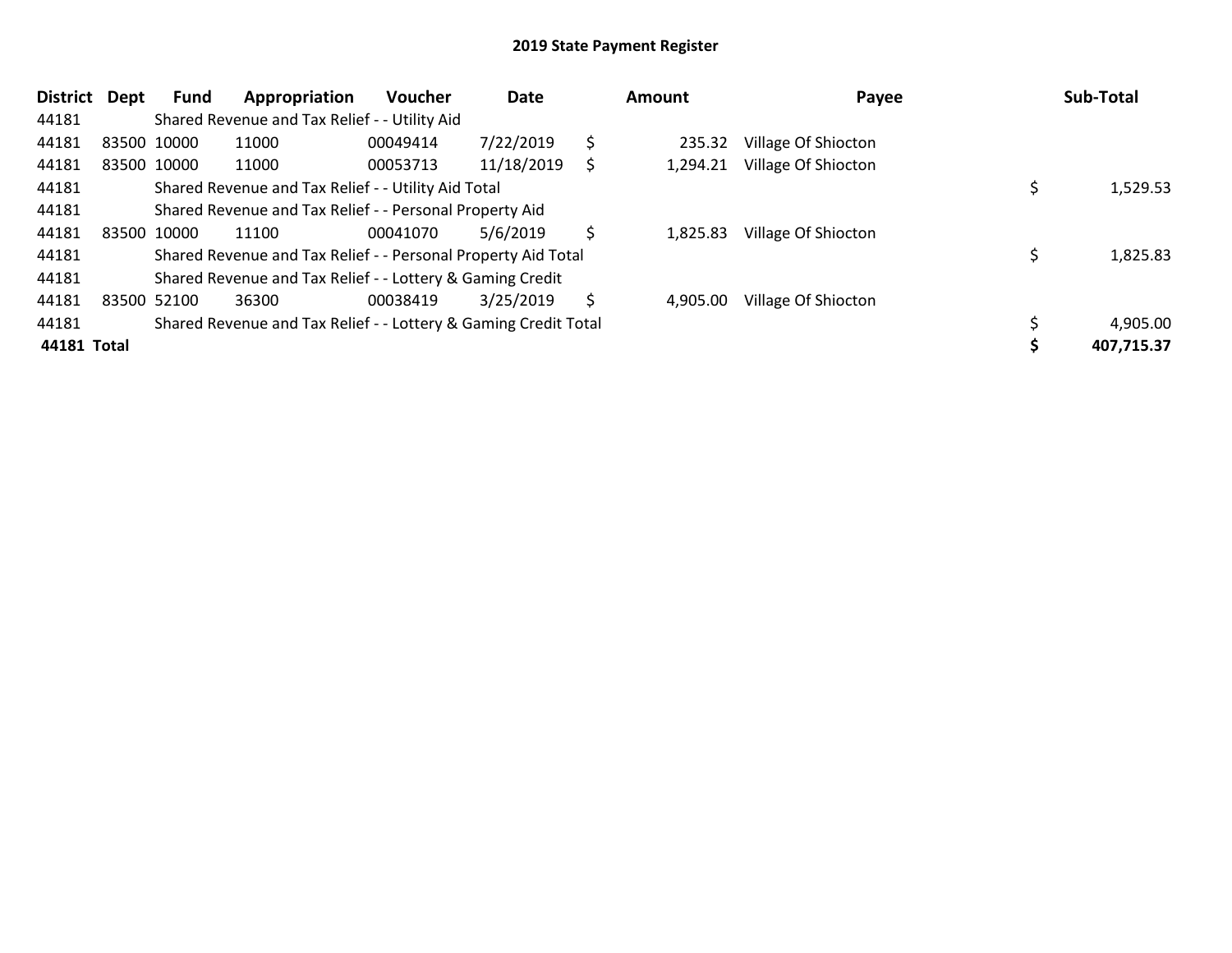# 2019 State Payment Register

| District | Dept | Fund | Appropriation | Voucher | Date | Amount | Payee | Sub-Total |
|---|---|---|---|---|---|---|---|---|
| 44181 | | Shared Revenue and Tax Relief - - Utility Aid | | | | | | |
| 44181 | 83500 | 10000 | 11000 | 00049414 | 7/22/2019 | $ 235.32 | Village Of Shiocton | |
| 44181 | 83500 | 10000 | 11000 | 00053713 | 11/18/2019 | $ 1,294.21 | Village Of Shiocton | |
| 44181 | | Shared Revenue and Tax Relief - - Utility Aid Total | | | | | | $ 1,529.53 |
| 44181 | | Shared Revenue and Tax Relief - - Personal Property Aid | | | | | | |
| 44181 | 83500 | 10000 | 11100 | 00041070 | 5/6/2019 | $ 1,825.83 | Village Of Shiocton | |
| 44181 | | Shared Revenue and Tax Relief - - Personal Property Aid Total | | | | | | $ 1,825.83 |
| 44181 | | Shared Revenue and Tax Relief - - Lottery & Gaming Credit | | | | | | |
| 44181 | 83500 | 52100 | 36300 | 00038419 | 3/25/2019 | $ 4,905.00 | Village Of Shiocton | |
| 44181 | | Shared Revenue and Tax Relief - - Lottery & Gaming Credit Total | | | | | | $ 4,905.00 |
| **44181** | **Total** | | | | | | | **$ 407,715.37** |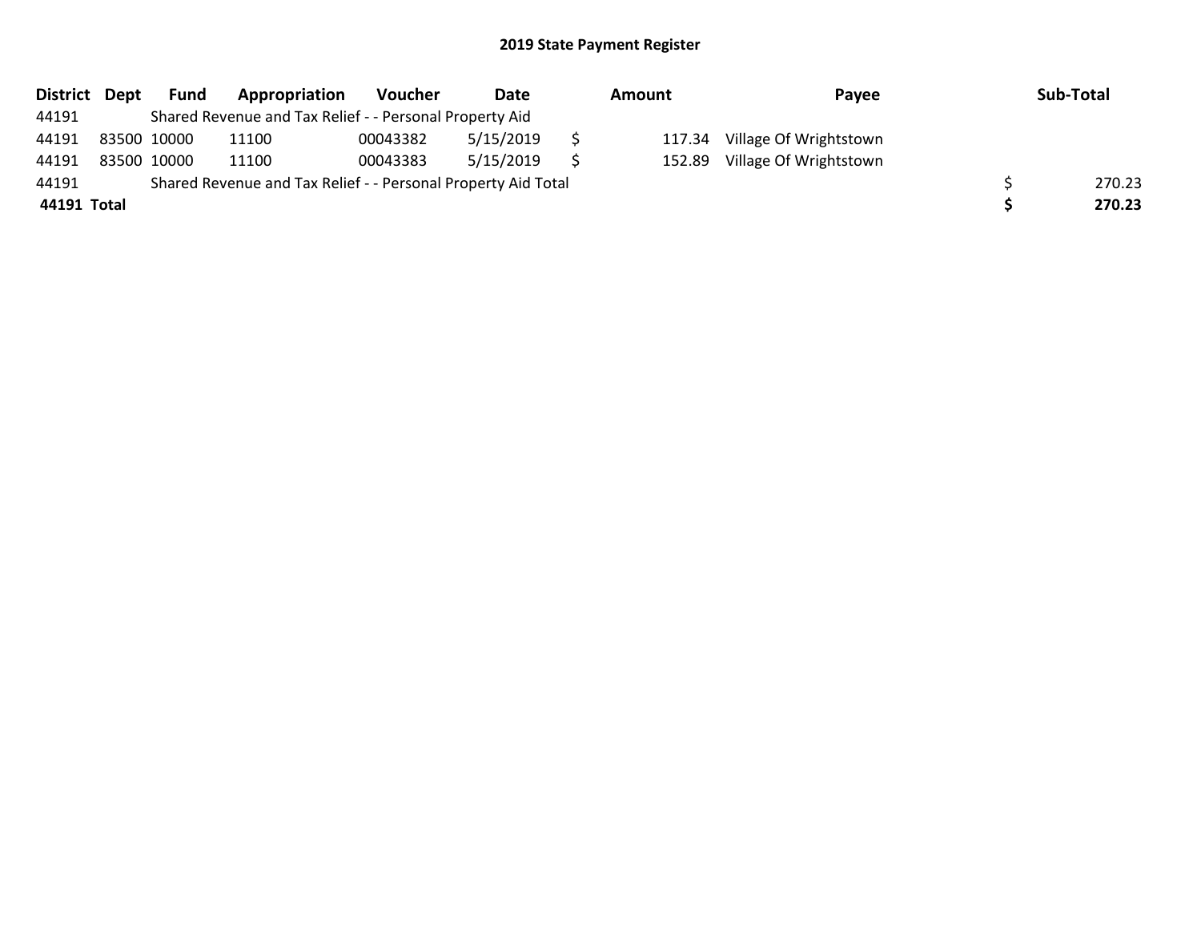## 2019 State Payment Register

| District | Dept | Fund | Appropriation | Voucher | Date | Amount | Payee | Sub-Total |
|---|---|---|---|---|---|---|---|---|
| 44191 | | Shared Revenue and Tax Relief - - Personal Property Aid | | | | | | |
| 44191 | 83500 | 10000 | 11100 | 00043382 | 5/15/2019 | $ 117.34 | Village Of Wrightstown | |
| 44191 | 83500 | 10000 | 11100 | 00043383 | 5/15/2019 | $ 152.89 | Village Of Wrightstown | |
| 44191 | | Shared Revenue and Tax Relief - - Personal Property Aid Total | | | | | | $ 270.23 |
| **44191 Total** | | | | | | | | **$ 270.23** |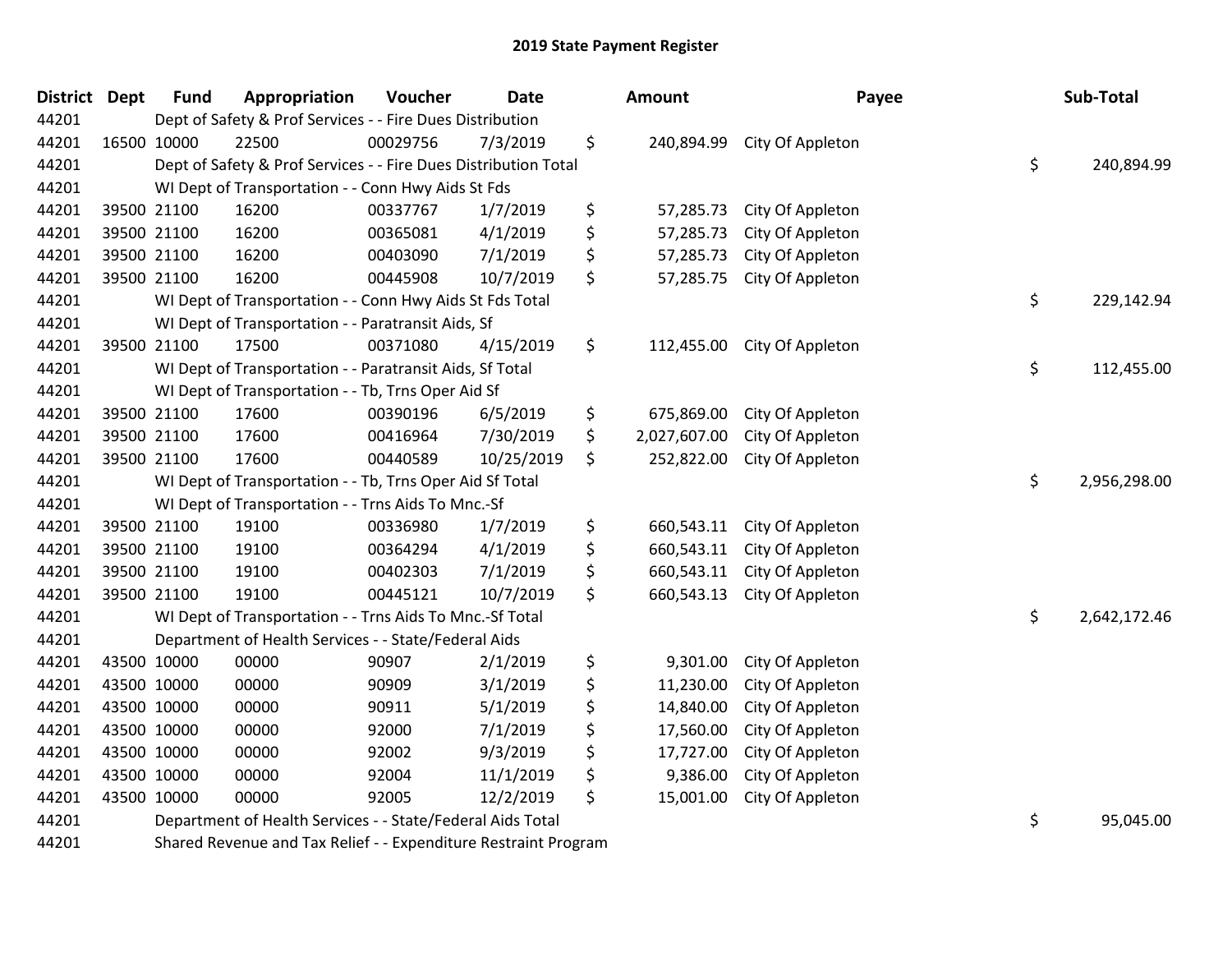## 2019 State Payment Register

| District | Dept | Fund | Appropriation | Voucher | Date | Amount | Payee | Sub-Total |
|---|---|---|---|---|---|---|---|---|
| 44201 | Dept of Safety & Prof Services - - Fire Dues Distribution | | | | | | | |
| 44201 | 16500 | 10000 | 22500 | 00029756 | 7/3/2019 | $ 240,894.99 | City Of Appleton | |
| 44201 | Dept of Safety & Prof Services - - Fire Dues Distribution Total | | | | | | | $ 240,894.99 |
| 44201 | WI Dept of Transportation - - Conn Hwy Aids St Fds | | | | | | | |
| 44201 | 39500 | 21100 | 16200 | 00337767 | 1/7/2019 | $ 57,285.73 | City Of Appleton | |
| 44201 | 39500 | 21100 | 16200 | 00365081 | 4/1/2019 | $ 57,285.73 | City Of Appleton | |
| 44201 | 39500 | 21100 | 16200 | 00403090 | 7/1/2019 | $ 57,285.73 | City Of Appleton | |
| 44201 | 39500 | 21100 | 16200 | 00445908 | 10/7/2019 | $ 57,285.75 | City Of Appleton | |
| 44201 | WI Dept of Transportation - - Conn Hwy Aids St Fds Total | | | | | | | $ 229,142.94 |
| 44201 | WI Dept of Transportation - - Paratransit Aids, Sf | | | | | | | |
| 44201 | 39500 | 21100 | 17500 | 00371080 | 4/15/2019 | $ 112,455.00 | City Of Appleton | |
| 44201 | WI Dept of Transportation - - Paratransit Aids, Sf Total | | | | | | | $ 112,455.00 |
| 44201 | WI Dept of Transportation - - Tb, Trns Oper Aid Sf | | | | | | | |
| 44201 | 39500 | 21100 | 17600 | 00390196 | 6/5/2019 | $ 675,869.00 | City Of Appleton | |
| 44201 | 39500 | 21100 | 17600 | 00416964 | 7/30/2019 | $ 2,027,607.00 | City Of Appleton | |
| 44201 | 39500 | 21100 | 17600 | 00440589 | 10/25/2019 | $ 252,822.00 | City Of Appleton | |
| 44201 | WI Dept of Transportation - - Tb, Trns Oper Aid Sf Total | | | | | | | $ 2,956,298.00 |
| 44201 | WI Dept of Transportation - - Trns Aids To Mnc.-Sf | | | | | | | |
| 44201 | 39500 | 21100 | 19100 | 00336980 | 1/7/2019 | $ 660,543.11 | City Of Appleton | |
| 44201 | 39500 | 21100 | 19100 | 00364294 | 4/1/2019 | $ 660,543.11 | City Of Appleton | |
| 44201 | 39500 | 21100 | 19100 | 00402303 | 7/1/2019 | $ 660,543.11 | City Of Appleton | |
| 44201 | 39500 | 21100 | 19100 | 00445121 | 10/7/2019 | $ 660,543.13 | City Of Appleton | |
| 44201 | WI Dept of Transportation - - Trns Aids To Mnc.-Sf Total | | | | | | | $ 2,642,172.46 |
| 44201 | Department of Health Services - - State/Federal Aids | | | | | | | |
| 44201 | 43500 | 10000 | 00000 | 90907 | 2/1/2019 | $ 9,301.00 | City Of Appleton | |
| 44201 | 43500 | 10000 | 00000 | 90909 | 3/1/2019 | $ 11,230.00 | City Of Appleton | |
| 44201 | 43500 | 10000 | 00000 | 90911 | 5/1/2019 | $ 14,840.00 | City Of Appleton | |
| 44201 | 43500 | 10000 | 00000 | 92000 | 7/1/2019 | $ 17,560.00 | City Of Appleton | |
| 44201 | 43500 | 10000 | 00000 | 92002 | 9/3/2019 | $ 17,727.00 | City Of Appleton | |
| 44201 | 43500 | 10000 | 00000 | 92004 | 11/1/2019 | $ 9,386.00 | City Of Appleton | |
| 44201 | 43500 | 10000 | 00000 | 92005 | 12/2/2019 | $ 15,001.00 | City Of Appleton | |
| 44201 | Department of Health Services - - State/Federal Aids Total | | | | | | | $ 95,045.00 |
| 44201 | Shared Revenue and Tax Relief - - Expenditure Restraint Program | | | | | | | |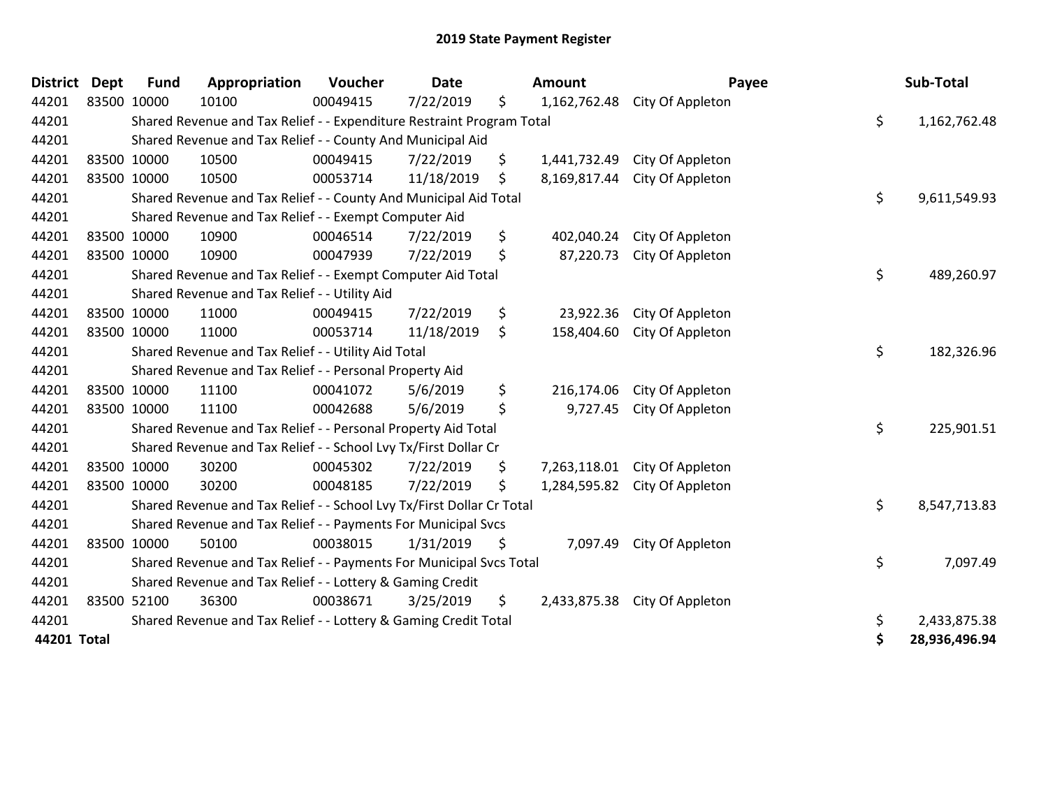# 2019 State Payment Register

| District | Dept | Fund | Appropriation | Voucher | Date | Amount | Payee | Sub-Total |
|---|---|---|---|---|---|---|---|---|
| 44201 | 83500 | 10000 | 10100 | 00049415 | 7/22/2019 | $ 1,162,762.48 | City Of Appleton | |
| 44201 | | Shared Revenue and Tax Relief - - Expenditure Restraint Program Total | | | | | | $ 1,162,762.48 |
| 44201 | | Shared Revenue and Tax Relief - - County And Municipal Aid | | | | | | |
| 44201 | 83500 | 10000 | 10500 | 00049415 | 7/22/2019 | $ 1,441,732.49 | City Of Appleton | |
| 44201 | 83500 | 10000 | 10500 | 00053714 | 11/18/2019 | $ 8,169,817.44 | City Of Appleton | |
| 44201 | | Shared Revenue and Tax Relief - - County And Municipal Aid Total | | | | | | $ 9,611,549.93 |
| 44201 | | Shared Revenue and Tax Relief - - Exempt Computer Aid | | | | | | |
| 44201 | 83500 | 10000 | 10900 | 00046514 | 7/22/2019 | $ 402,040.24 | City Of Appleton | |
| 44201 | 83500 | 10000 | 10900 | 00047939 | 7/22/2019 | $ 87,220.73 | City Of Appleton | |
| 44201 | | Shared Revenue and Tax Relief - - Exempt Computer Aid Total | | | | | | $ 489,260.97 |
| 44201 | | Shared Revenue and Tax Relief - - Utility Aid | | | | | | |
| 44201 | 83500 | 10000 | 11000 | 00049415 | 7/22/2019 | $ 23,922.36 | City Of Appleton | |
| 44201 | 83500 | 10000 | 11000 | 00053714 | 11/18/2019 | $ 158,404.60 | City Of Appleton | |
| 44201 | | Shared Revenue and Tax Relief - - Utility Aid Total | | | | | | $ 182,326.96 |
| 44201 | | Shared Revenue and Tax Relief - - Personal Property Aid | | | | | | |
| 44201 | 83500 | 10000 | 11100 | 00041072 | 5/6/2019 | $ 216,174.06 | City Of Appleton | |
| 44201 | 83500 | 10000 | 11100 | 00042688 | 5/6/2019 | $ 9,727.45 | City Of Appleton | |
| 44201 | | Shared Revenue and Tax Relief - - Personal Property Aid Total | | | | | | $ 225,901.51 |
| 44201 | | Shared Revenue and Tax Relief - - School Lvy Tx/First Dollar Cr | | | | | | |
| 44201 | 83500 | 10000 | 30200 | 00045302 | 7/22/2019 | $ 7,263,118.01 | City Of Appleton | |
| 44201 | 83500 | 10000 | 30200 | 00048185 | 7/22/2019 | $ 1,284,595.82 | City Of Appleton | |
| 44201 | | Shared Revenue and Tax Relief - - School Lvy Tx/First Dollar Cr Total | | | | | | $ 8,547,713.83 |
| 44201 | | Shared Revenue and Tax Relief - - Payments For Municipal Svcs | | | | | | |
| 44201 | 83500 | 10000 | 50100 | 00038015 | 1/31/2019 | $ 7,097.49 | City Of Appleton | |
| 44201 | | Shared Revenue and Tax Relief - - Payments For Municipal Svcs Total | | | | | | $ 7,097.49 |
| 44201 | | Shared Revenue and Tax Relief - - Lottery & Gaming Credit | | | | | | |
| 44201 | 83500 | 52100 | 36300 | 00038671 | 3/25/2019 | $ 2,433,875.38 | City Of Appleton | |
| 44201 | | Shared Revenue and Tax Relief - - Lottery & Gaming Credit Total | | | | | | $ 2,433,875.38 |
| **44201 Total** | | | | | | | | **$ 28,936,496.94** |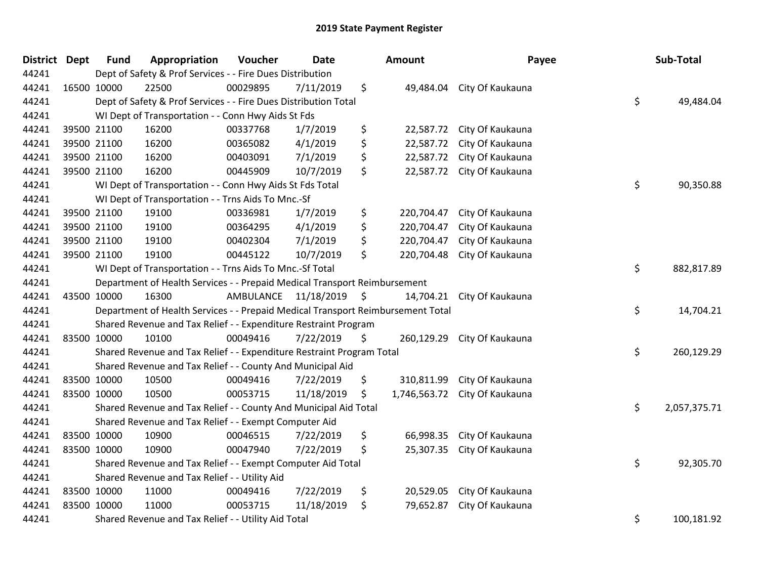# 2019 State Payment Register

| District | Dept | Fund | Appropriation | Voucher | Date | Amount | Payee | Sub-Total |
|---|---|---|---|---|---|---|---|---|
| 44241 | | Dept of Safety & Prof Services - - Fire Dues Distribution | | | | | | |
| 44241 | 16500 | 10000 | 22500 | 00029895 | 7/11/2019 | $ 49,484.04 | City Of Kaukauna | |
| 44241 | | Dept of Safety & Prof Services - - Fire Dues Distribution Total | | | | | | $ 49,484.04 |
| 44241 | | WI Dept of Transportation - - Conn Hwy Aids St Fds | | | | | | |
| 44241 | 39500 | 21100 | 16200 | 00337768 | 1/7/2019 | $ 22,587.72 | City Of Kaukauna | |
| 44241 | 39500 | 21100 | 16200 | 00365082 | 4/1/2019 | $ 22,587.72 | City Of Kaukauna | |
| 44241 | 39500 | 21100 | 16200 | 00403091 | 7/1/2019 | $ 22,587.72 | City Of Kaukauna | |
| 44241 | 39500 | 21100 | 16200 | 00445909 | 10/7/2019 | $ 22,587.72 | City Of Kaukauna | |
| 44241 | | WI Dept of Transportation - - Conn Hwy Aids St Fds Total | | | | | | $ 90,350.88 |
| 44241 | | WI Dept of Transportation - - Trns Aids To Mnc.-Sf | | | | | | |
| 44241 | 39500 | 21100 | 19100 | 00336981 | 1/7/2019 | $ 220,704.47 | City Of Kaukauna | |
| 44241 | 39500 | 21100 | 19100 | 00364295 | 4/1/2019 | $ 220,704.47 | City Of Kaukauna | |
| 44241 | 39500 | 21100 | 19100 | 00402304 | 7/1/2019 | $ 220,704.47 | City Of Kaukauna | |
| 44241 | 39500 | 21100 | 19100 | 00445122 | 10/7/2019 | $ 220,704.48 | City Of Kaukauna | |
| 44241 | | WI Dept of Transportation - - Trns Aids To Mnc.-Sf Total | | | | | | $ 882,817.89 |
| 44241 | | Department of Health Services - - Prepaid Medical Transport Reimbursement | | | | | | |
| 44241 | 43500 | 10000 | 16300 | AMBULANCE | 11/18/2019 | $ 14,704.21 | City Of Kaukauna | |
| 44241 | | Department of Health Services - - Prepaid Medical Transport Reimbursement Total | | | | | | $ 14,704.21 |
| 44241 | | Shared Revenue and Tax Relief - - Expenditure Restraint Program | | | | | | |
| 44241 | 83500 | 10000 | 10100 | 00049416 | 7/22/2019 | $ 260,129.29 | City Of Kaukauna | |
| 44241 | | Shared Revenue and Tax Relief - - Expenditure Restraint Program Total | | | | | | $ 260,129.29 |
| 44241 | | Shared Revenue and Tax Relief - - County And Municipal Aid | | | | | | |
| 44241 | 83500 | 10000 | 10500 | 00049416 | 7/22/2019 | $ 310,811.99 | City Of Kaukauna | |
| 44241 | 83500 | 10000 | 10500 | 00053715 | 11/18/2019 | $ 1,746,563.72 | City Of Kaukauna | |
| 44241 | | Shared Revenue and Tax Relief - - County And Municipal Aid Total | | | | | | $ 2,057,375.71 |
| 44241 | | Shared Revenue and Tax Relief - - Exempt Computer Aid | | | | | | |
| 44241 | 83500 | 10000 | 10900 | 00046515 | 7/22/2019 | $ 66,998.35 | City Of Kaukauna | |
| 44241 | 83500 | 10000 | 10900 | 00047940 | 7/22/2019 | $ 25,307.35 | City Of Kaukauna | |
| 44241 | | Shared Revenue and Tax Relief - - Exempt Computer Aid Total | | | | | | $ 92,305.70 |
| 44241 | | Shared Revenue and Tax Relief - - Utility Aid | | | | | | |
| 44241 | 83500 | 10000 | 11000 | 00049416 | 7/22/2019 | $ 20,529.05 | City Of Kaukauna | |
| 44241 | 83500 | 10000 | 11000 | 00053715 | 11/18/2019 | $ 79,652.87 | City Of Kaukauna | |
| 44241 | | Shared Revenue and Tax Relief - - Utility Aid Total | | | | | | $ 100,181.92 |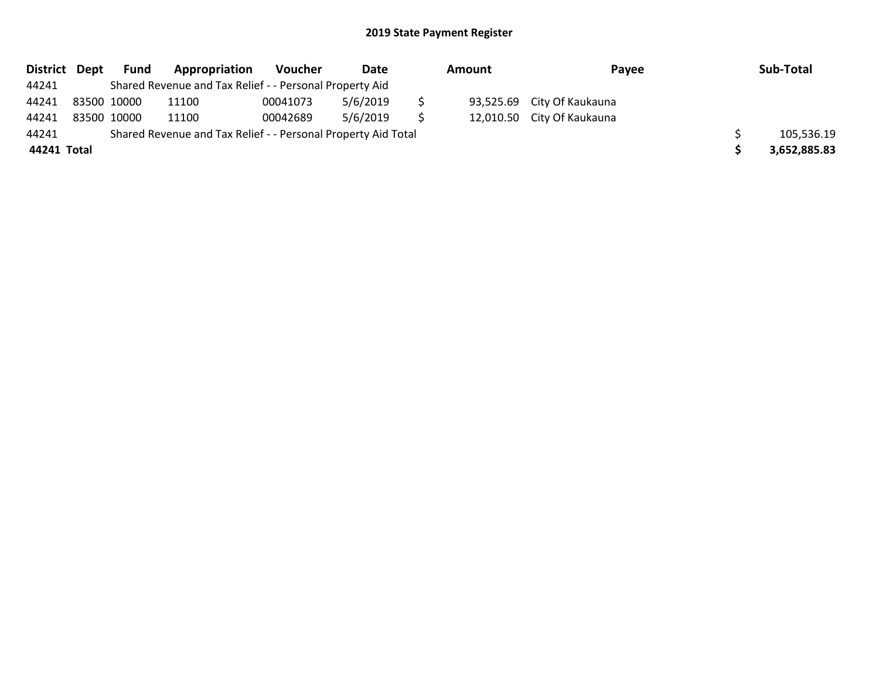# 2019 State Payment Register

| District | Dept | Fund | Appropriation | Voucher | Date | Amount | Payee | Sub-Total |
|---|---|---|---|---|---|---|---|---|
| 44241 | | Shared Revenue and Tax Relief - - Personal Property Aid | | | | | | |
| 44241 | 83500 | 10000 | 11100 | 00041073 | 5/6/2019 | $ 93,525.69 | City Of Kaukauna | |
| 44241 | 83500 | 10000 | 11100 | 00042689 | 5/6/2019 | $ 12,010.50 | City Of Kaukauna | |
| 44241 | | Shared Revenue and Tax Relief - - Personal Property Aid Total | | | | | | $ 105,536.19 |
| **44241 Total** | | | | | | | | **$ 3,652,885.83** |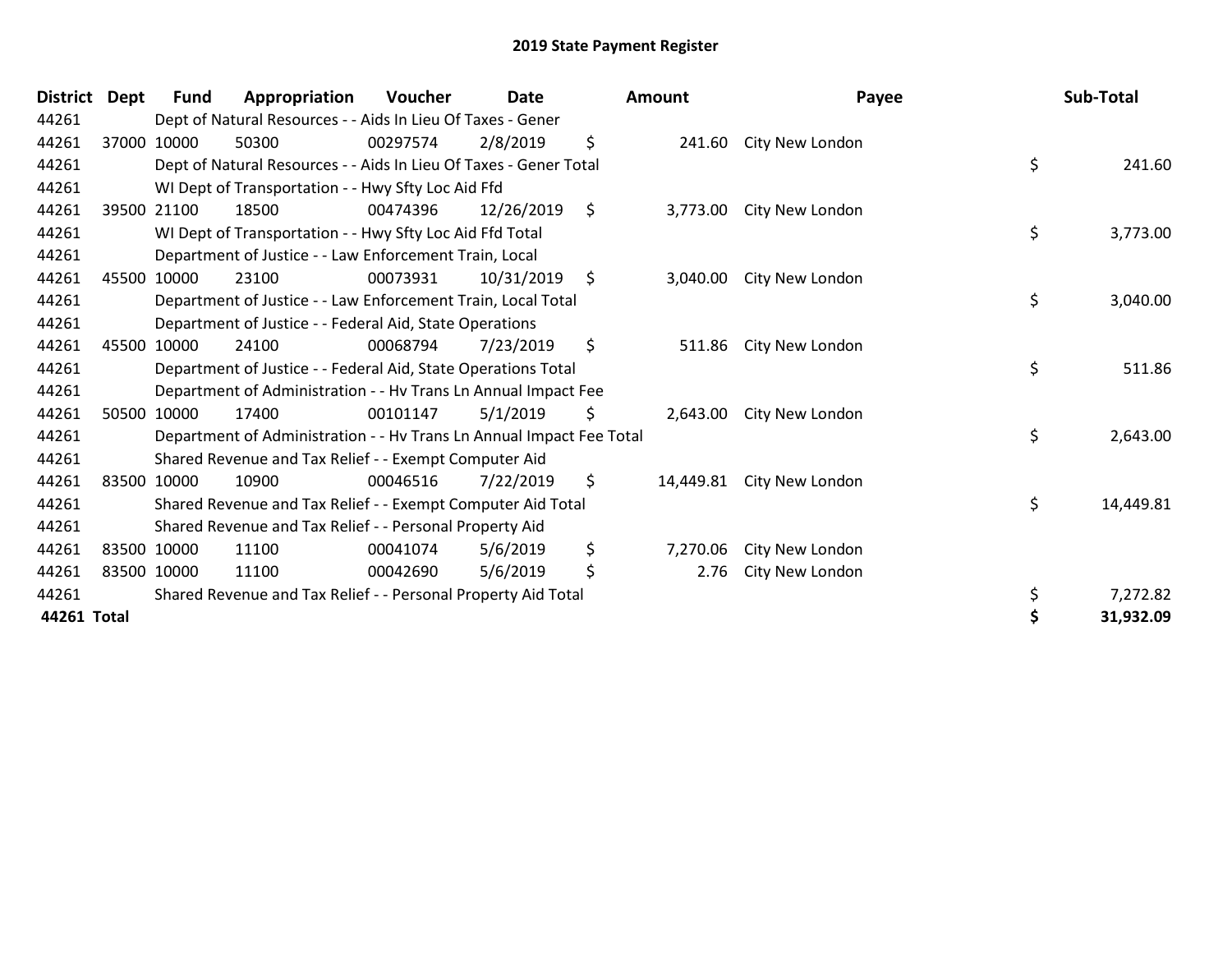# 2019 State Payment Register

| District | Dept | Fund | Appropriation | Voucher | Date | Amount | Payee | Sub-Total |
|---|---|---|---|---|---|---|---|---|
| 44261 | | Dept of Natural Resources - - Aids In Lieu Of Taxes - Gener | | | | | | |
| 44261 | 37000 | 10000 | 50300 | 00297574 | 2/8/2019 | $ 241.60 | City New London | |
| 44261 | | Dept of Natural Resources - - Aids In Lieu Of Taxes - Gener Total | | | | | | $ 241.60 |
| 44261 | | WI Dept of Transportation - - Hwy Sfty Loc Aid Ffd | | | | | | |
| 44261 | 39500 | 21100 | 18500 | 00474396 | 12/26/2019 | $ 3,773.00 | City New London | |
| 44261 | | WI Dept of Transportation - - Hwy Sfty Loc Aid Ffd Total | | | | | | $ 3,773.00 |
| 44261 | | Department of Justice - - Law Enforcement Train, Local | | | | | | |
| 44261 | 45500 | 10000 | 23100 | 00073931 | 10/31/2019 | $ 3,040.00 | City New London | |
| 44261 | | Department of Justice - - Law Enforcement Train, Local Total | | | | | | $ 3,040.00 |
| 44261 | | Department of Justice - - Federal Aid, State Operations | | | | | | |
| 44261 | 45500 | 10000 | 24100 | 00068794 | 7/23/2019 | $ 511.86 | City New London | |
| 44261 | | Department of Justice - - Federal Aid, State Operations Total | | | | | | $ 511.86 |
| 44261 | | Department of Administration - - Hv Trans Ln Annual Impact Fee | | | | | | |
| 44261 | 50500 | 10000 | 17400 | 00101147 | 5/1/2019 | $ 2,643.00 | City New London | |
| 44261 | | Department of Administration - - Hv Trans Ln Annual Impact Fee Total | | | | | | $ 2,643.00 |
| 44261 | | Shared Revenue and Tax Relief - - Exempt Computer Aid | | | | | | |
| 44261 | 83500 | 10000 | 10900 | 00046516 | 7/22/2019 | $ 14,449.81 | City New London | |
| 44261 | | Shared Revenue and Tax Relief - - Exempt Computer Aid Total | | | | | | $ 14,449.81 |
| 44261 | | Shared Revenue and Tax Relief - - Personal Property Aid | | | | | | |
| 44261 | 83500 | 10000 | 11100 | 00041074 | 5/6/2019 | $ 7,270.06 | City New London | |
| 44261 | 83500 | 10000 | 11100 | 00042690 | 5/6/2019 | $ 2.76 | City New London | |
| 44261 | | Shared Revenue and Tax Relief - - Personal Property Aid Total | | | | | | $ 7,272.82 |
| **44261 Total** | | | | | | | | **$ 31,932.09** |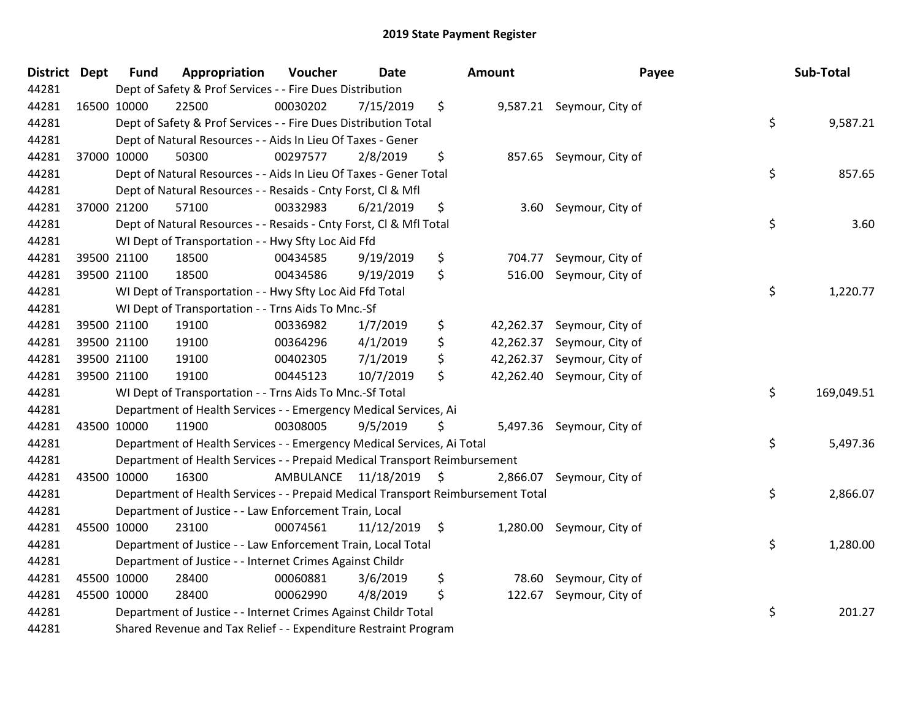# 2019 State Payment Register

| District | Dept | Fund | Appropriation | Voucher | Date | Amount | Payee | Sub-Total |
|---|---|---|---|---|---|---|---|---|
| 44281 | Dept of Safety & Prof Services - - Fire Dues Distribution | | | | | | | |
| 44281 | 16500 | 10000 | 22500 | 00030202 | 7/15/2019 | $ 9,587.21 | Seymour, City of | |
| 44281 | Dept of Safety & Prof Services - - Fire Dues Distribution Total | | | | | | | $ 9,587.21 |
| 44281 | Dept of Natural Resources - - Aids In Lieu Of Taxes - Gener | | | | | | | |
| 44281 | 37000 | 10000 | 50300 | 00297577 | 2/8/2019 | $ 857.65 | Seymour, City of | |
| 44281 | Dept of Natural Resources - - Aids In Lieu Of Taxes - Gener Total | | | | | | | $ 857.65 |
| 44281 | Dept of Natural Resources - - Resaids - Cnty Forst, Cl & Mfl | | | | | | | |
| 44281 | 37000 | 21200 | 57100 | 00332983 | 6/21/2019 | $ 3.60 | Seymour, City of | |
| 44281 | Dept of Natural Resources - - Resaids - Cnty Forst, Cl & Mfl Total | | | | | | | $ 3.60 |
| 44281 | WI Dept of Transportation - - Hwy Sfty Loc Aid Ffd | | | | | | | |
| 44281 | 39500 | 21100 | 18500 | 00434585 | 9/19/2019 | $ 704.77 | Seymour, City of | |
| 44281 | 39500 | 21100 | 18500 | 00434586 | 9/19/2019 | $ 516.00 | Seymour, City of | |
| 44281 | WI Dept of Transportation - - Hwy Sfty Loc Aid Ffd Total | | | | | | | $ 1,220.77 |
| 44281 | WI Dept of Transportation - - Trns Aids To Mnc.-Sf | | | | | | | |
| 44281 | 39500 | 21100 | 19100 | 00336982 | 1/7/2019 | $ 42,262.37 | Seymour, City of | |
| 44281 | 39500 | 21100 | 19100 | 00364296 | 4/1/2019 | $ 42,262.37 | Seymour, City of | |
| 44281 | 39500 | 21100 | 19100 | 00402305 | 7/1/2019 | $ 42,262.37 | Seymour, City of | |
| 44281 | 39500 | 21100 | 19100 | 00445123 | 10/7/2019 | $ 42,262.40 | Seymour, City of | |
| 44281 | WI Dept of Transportation - - Trns Aids To Mnc.-Sf Total | | | | | | | $ 169,049.51 |
| 44281 | Department of Health Services - - Emergency Medical Services, Ai | | | | | | | |
| 44281 | 43500 | 10000 | 11900 | 00308005 | 9/5/2019 | $ 5,497.36 | Seymour, City of | |
| 44281 | Department of Health Services - - Emergency Medical Services, Ai Total | | | | | | | $ 5,497.36 |
| 44281 | Department of Health Services - - Prepaid Medical Transport Reimbursement | | | | | | | |
| 44281 | 43500 | 10000 | 16300 | AMBULANCE | 11/18/2019 | $ 2,866.07 | Seymour, City of | |
| 44281 | Department of Health Services - - Prepaid Medical Transport Reimbursement Total | | | | | | | $ 2,866.07 |
| 44281 | Department of Justice - - Law Enforcement Train, Local | | | | | | | |
| 44281 | 45500 | 10000 | 23100 | 00074561 | 11/12/2019 | $ 1,280.00 | Seymour, City of | |
| 44281 | Department of Justice - - Law Enforcement Train, Local Total | | | | | | | $ 1,280.00 |
| 44281 | Department of Justice - - Internet Crimes Against Childr | | | | | | | |
| 44281 | 45500 | 10000 | 28400 | 00060881 | 3/6/2019 | $ 78.60 | Seymour, City of | |
| 44281 | 45500 | 10000 | 28400 | 00062990 | 4/8/2019 | $ 122.67 | Seymour, City of | |
| 44281 | Department of Justice - - Internet Crimes Against Childr Total | | | | | | | $ 201.27 |
| 44281 | Shared Revenue and Tax Relief - - Expenditure Restraint Program | | | | | | | |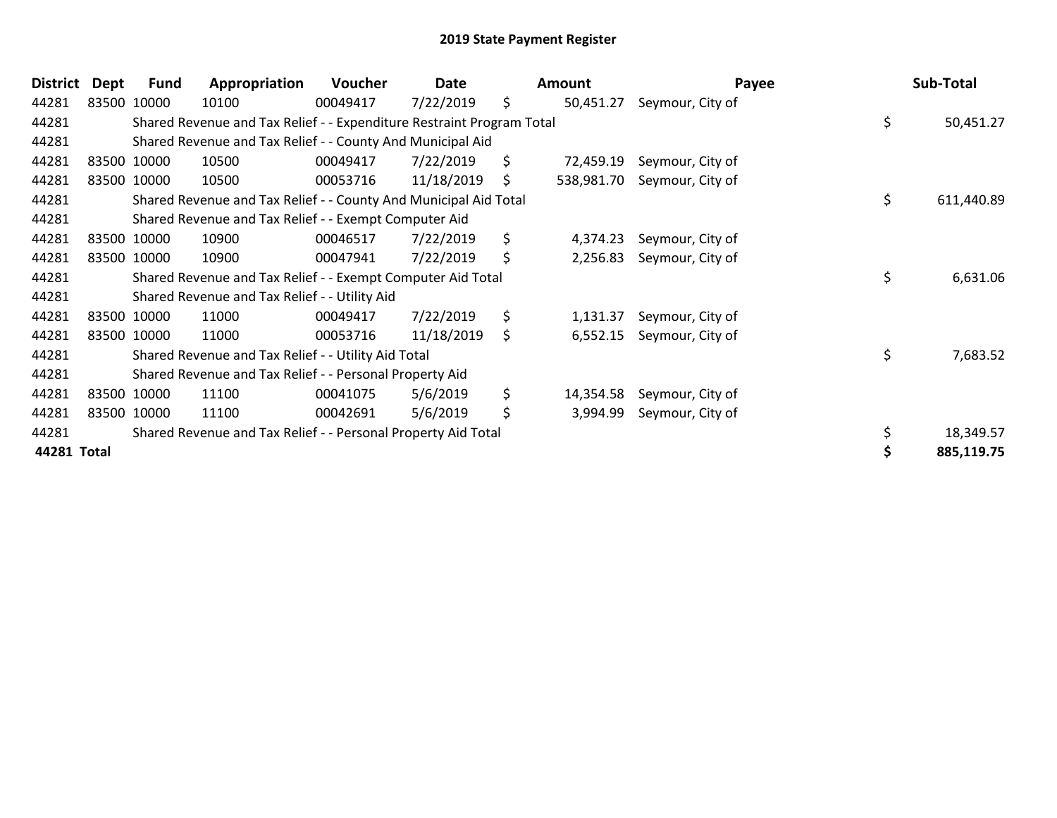## 2019 State Payment Register

| District | Dept | Fund | Appropriation | Voucher | Date | Amount | Payee | Sub-Total |
|---|---|---|---|---|---|---|---|---|
| 44281 | 83500 | 10000 | 10100 | 00049417 | 7/22/2019 | $ 50,451.27 | Seymour, City of | |
| 44281 | | Shared Revenue and Tax Relief - - Expenditure Restraint Program Total | | | | | | $ 50,451.27 |
| 44281 | | Shared Revenue and Tax Relief - - County And Municipal Aid | | | | | | |
| 44281 | 83500 | 10000 | 10500 | 00049417 | 7/22/2019 | $ 72,459.19 | Seymour, City of | |
| 44281 | 83500 | 10000 | 10500 | 00053716 | 11/18/2019 | $ 538,981.70 | Seymour, City of | |
| 44281 | | Shared Revenue and Tax Relief - - County And Municipal Aid Total | | | | | | $ 611,440.89 |
| 44281 | | Shared Revenue and Tax Relief - - Exempt Computer Aid | | | | | | |
| 44281 | 83500 | 10000 | 10900 | 00046517 | 7/22/2019 | $ 4,374.23 | Seymour, City of | |
| 44281 | 83500 | 10000 | 10900 | 00047941 | 7/22/2019 | $ 2,256.83 | Seymour, City of | |
| 44281 | | Shared Revenue and Tax Relief - - Exempt Computer Aid Total | | | | | | $ 6,631.06 |
| 44281 | | Shared Revenue and Tax Relief - - Utility Aid | | | | | | |
| 44281 | 83500 | 10000 | 11000 | 00049417 | 7/22/2019 | $ 1,131.37 | Seymour, City of | |
| 44281 | 83500 | 10000 | 11000 | 00053716 | 11/18/2019 | $ 6,552.15 | Seymour, City of | |
| 44281 | | Shared Revenue and Tax Relief - - Utility Aid Total | | | | | | $ 7,683.52 |
| 44281 | | Shared Revenue and Tax Relief - - Personal Property Aid | | | | | | |
| 44281 | 83500 | 10000 | 11100 | 00041075 | 5/6/2019 | $ 14,354.58 | Seymour, City of | |
| 44281 | 83500 | 10000 | 11100 | 00042691 | 5/6/2019 | $ 3,994.99 | Seymour, City of | |
| 44281 | | Shared Revenue and Tax Relief - - Personal Property Aid Total | | | | | | $ 18,349.57 |
| **44281 Total** | | | | | | | | **$ 885,119.75** |